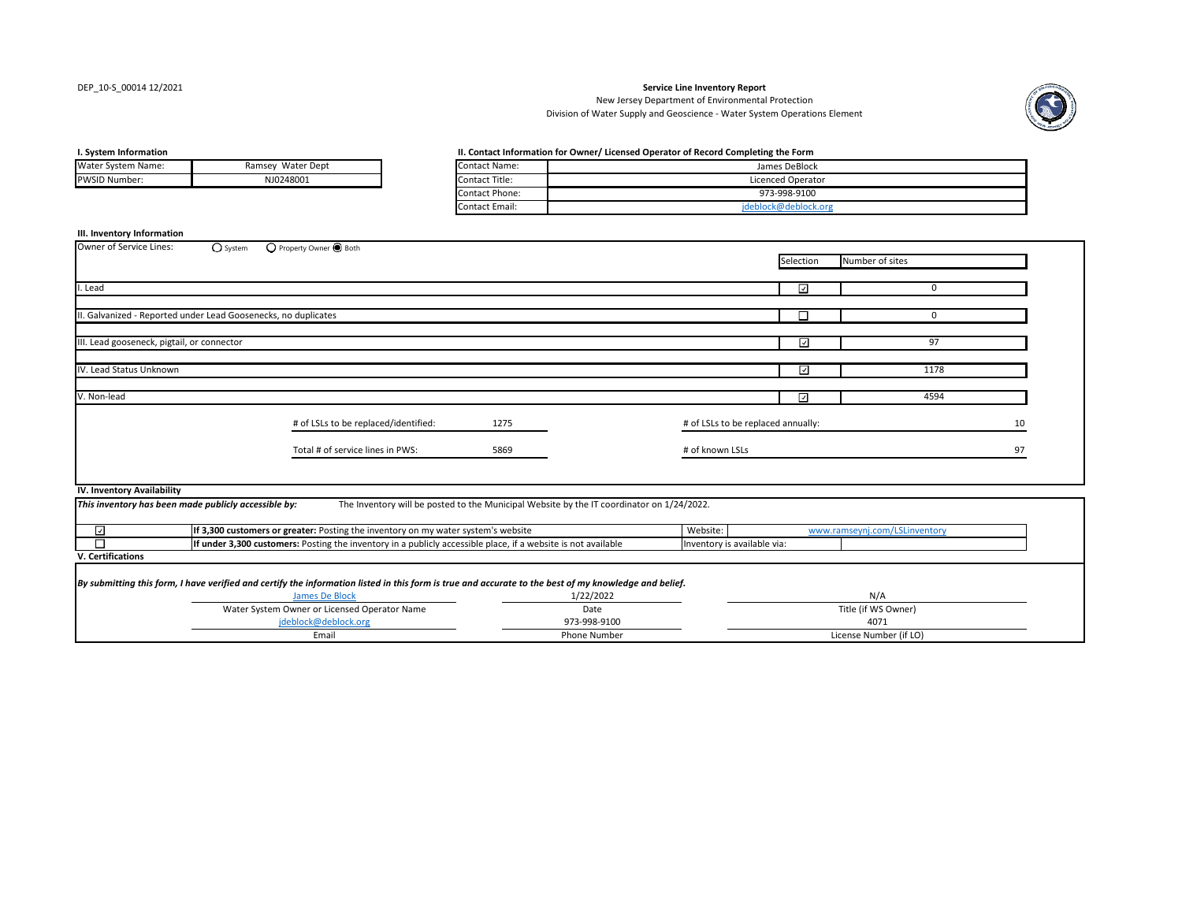DEP_10-S_00014 12/2021

**Service Line Inventory Report**
New Jersey Department of Environmental Protection
Division of Water Supply and Geoscience - Water System Operations Element

**I. System Information**

| | |
|---|---|
| Water System Name: | Ramsey Water Dept |
| PWSID Number: | NJ0248001 |

**II. Contact Information for Owner/ Licensed Operator of Record Completing the Form**

| | |
|---|---|
| Contact Name: | James DeBlock |
| Contact Title: | Licenced Operator |
| Contact Phone: | 973-998-9100 |
| Contact Email: | jdeblock@deblock.org |

**III. Inventory Information**

Owner of Service Lines: ○ System ○ Property Owner ● Both

| | Selection | Number of sites |
|---|---|---|
| I. Lead | ☑ | 0 |
| II. Galvanized - Reported under Lead Goosenecks, no duplicates | ☐ | 0 |
| III. Lead gooseneck, pigtail, or connector | ☑ | 97 |
| IV. Lead Status Unknown | ☑ | 1178 |
| V. Non-lead | ☑ | 4594 |

| | | | |
|---|---|---|---|
| # of LSLs to be replaced/identified: | 1275 | # of LSLs to be replaced annually: | 10 |
| Total # of service lines in PWS: | 5869 | # of known LSLs | 97 |

**IV. Inventory Availability**

***This inventory has been made publicly accessible by:*** The Inventory will be posted to the Municipal Website by the IT coordinator on 1/24/2022.

| | | | |
|---|---|---|---|
| ☑ | **If 3,300 customers or greater:** Posting the inventory on my water system's website | Website: | www.ramseynj.com/LSLinventory |
| ☐ | **If under 3,300 customers:** Posting the inventory in a publicly accessible place, if a website is not available | Inventory is available via: | |

**V. Certifications**

***By submitting this form, I have verified and certify the information listed in this form is true and accurate to the best of my knowledge and belief.***

| | | |
|---|---|---|
| James De Block | 1/22/2022 | N/A |
| Water System Owner or Licensed Operator Name | Date | Title (if WS Owner) |
| jdeblock@deblock.org | 973-998-9100 | 4071 |
| Email | Phone Number | License Number (if LO) |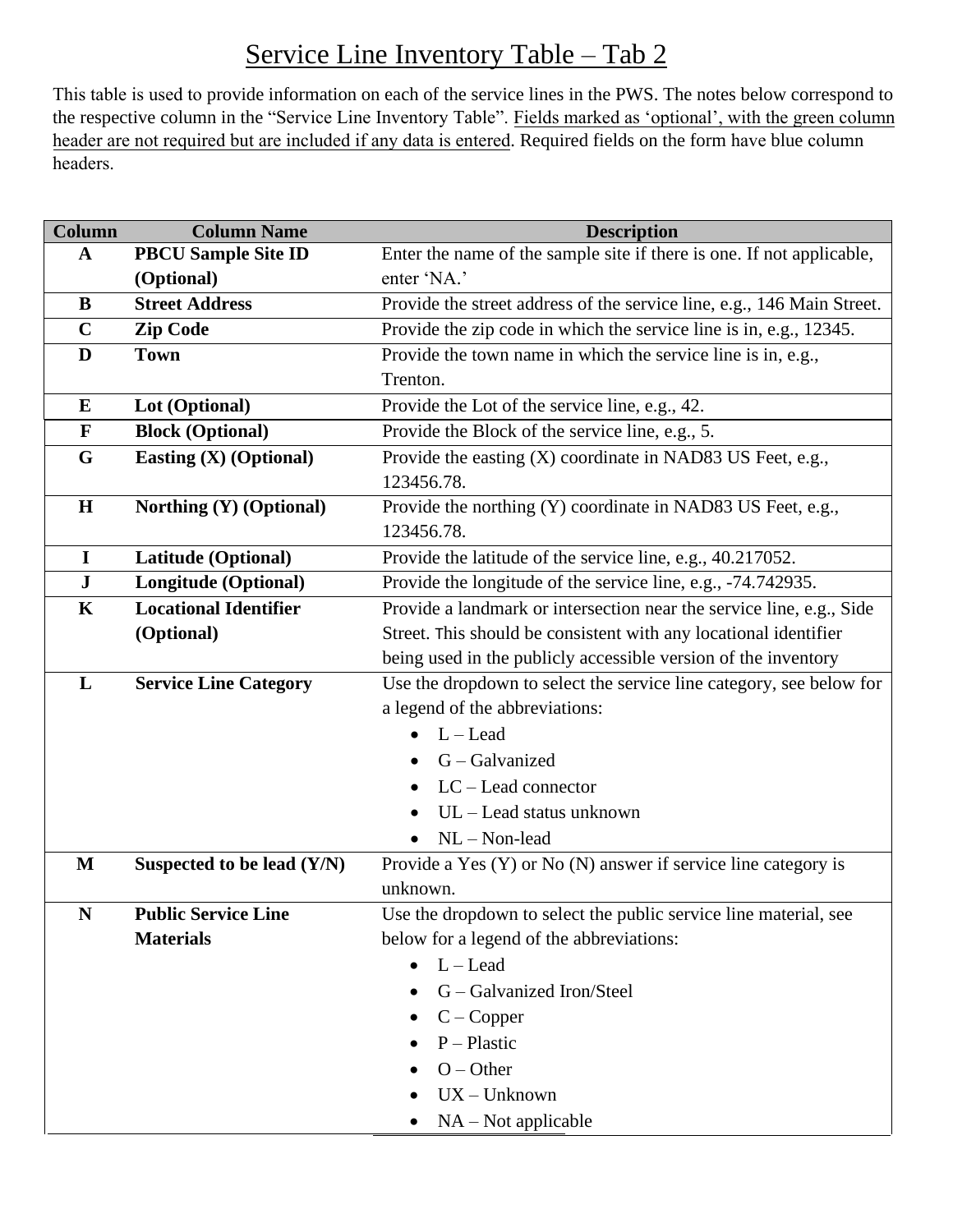# Service Line Inventory Table – Tab 2

This table is used to provide information on each of the service lines in the PWS. The notes below correspond to the respective column in the "Service Line Inventory Table". Fields marked as 'optional', with the green column header are not required but are included if any data is entered. Required fields on the form have blue column headers.

| Column | Column Name | Description |
|---|---|---|
| A | **PBCU Sample Site ID (Optional)** | Enter the name of the sample site if there is one. If not applicable, enter 'NA.' |
| B | **Street Address** | Provide the street address of the service line, e.g., 146 Main Street. |
| C | **Zip Code** | Provide the zip code in which the service line is in, e.g., 12345. |
| D | **Town** | Provide the town name in which the service line is in, e.g., Trenton. |
| E | **Lot (Optional)** | Provide the Lot of the service line, e.g., 42. |
| F | **Block (Optional)** | Provide the Block of the service line, e.g., 5. |
| G | **Easting (X) (Optional)** | Provide the easting (X) coordinate in NAD83 US Feet, e.g., 123456.78. |
| H | **Northing (Y) (Optional)** | Provide the northing (Y) coordinate in NAD83 US Feet, e.g., 123456.78. |
| I | **Latitude (Optional)** | Provide the latitude of the service line, e.g., 40.217052. |
| J | **Longitude (Optional)** | Provide the longitude of the service line, e.g., -74.742935. |
| K | **Locational Identifier (Optional)** | Provide a landmark or intersection near the service line, e.g., Side Street. This should be consistent with any locational identifier being used in the publicly accessible version of the inventory |
| L | **Service Line Category** | Use the dropdown to select the service line category, see below for a legend of the abbreviations:<br>• L – Lead<br>• G – Galvanized<br>• LC – Lead connector<br>• UL – Lead status unknown<br>• NL – Non-lead |
| M | **Suspected to be lead (Y/N)** | Provide a Yes (Y) or No (N) answer if service line category is unknown. |
| N | **Public Service Line Materials** | Use the dropdown to select the public service line material, see below for a legend of the abbreviations:<br>• L – Lead<br>• G – Galvanized Iron/Steel<br>• C – Copper<br>• P – Plastic<br>• O – Other<br>• UX – Unknown<br>• NA – Not applicable |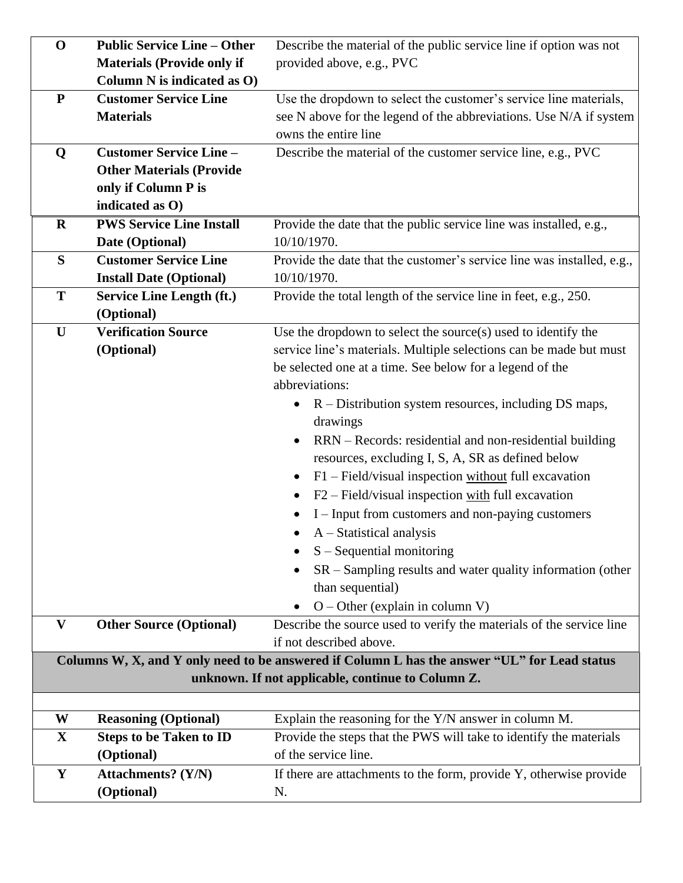| | | |
|---|---|---|
| **O** | **Public Service Line – Other Materials (Provide only if Column N is indicated as O)** | Describe the material of the public service line if option was not provided above, e.g., PVC |
| **P** | **Customer Service Line Materials** | Use the dropdown to select the customer's service line materials, see N above for the legend of the abbreviations. Use N/A if system owns the entire line |
| **Q** | **Customer Service Line – Other Materials (Provide only if Column P is indicated as O)** | Describe the material of the customer service line, e.g., PVC |
| **R** | **PWS Service Line Install Date (Optional)** | Provide the date that the public service line was installed, e.g., 10/10/1970. |
| **S** | **Customer Service Line Install Date (Optional)** | Provide the date that the customer's service line was installed, e.g., 10/10/1970. |
| **T** | **Service Line Length (ft.) (Optional)** | Provide the total length of the service line in feet, e.g., 250. |
| **U** | **Verification Source (Optional)** | Use the dropdown to select the source(s) used to identify the service line's materials. Multiple selections can be made but must be selected one at a time. See below for a legend of the abbreviations:<br>• R – Distribution system resources, including DS maps, drawings<br>• RRN – Records: residential and non-residential building resources, excluding I, S, A, SR as defined below<br>• F1 – Field/visual inspection <u>without</u> full excavation<br>• F2 – Field/visual inspection <u>with</u> full excavation<br>• I – Input from customers and non-paying customers<br>• A – Statistical analysis<br>• S – Sequential monitoring<br>• SR – Sampling results and water quality information (other than sequential)<br>• O – Other (explain in column V) |
| **V** | **Other Source (Optional)** | Describe the source used to verify the materials of the service line if not described above. |
| **Columns W, X, and Y only need to be answered if Column L has the answer "UL" for Lead status unknown. If not applicable, continue to Column Z.** | | |
| | | |
| **W** | **Reasoning (Optional)** | Explain the reasoning for the Y/N answer in column M. |
| **X** | **Steps to be Taken to ID (Optional)** | Provide the steps that the PWS will take to identify the materials of the service line. |
| **Y** | **Attachments? (Y/N) (Optional)** | If there are attachments to the form, provide Y, otherwise provide N. |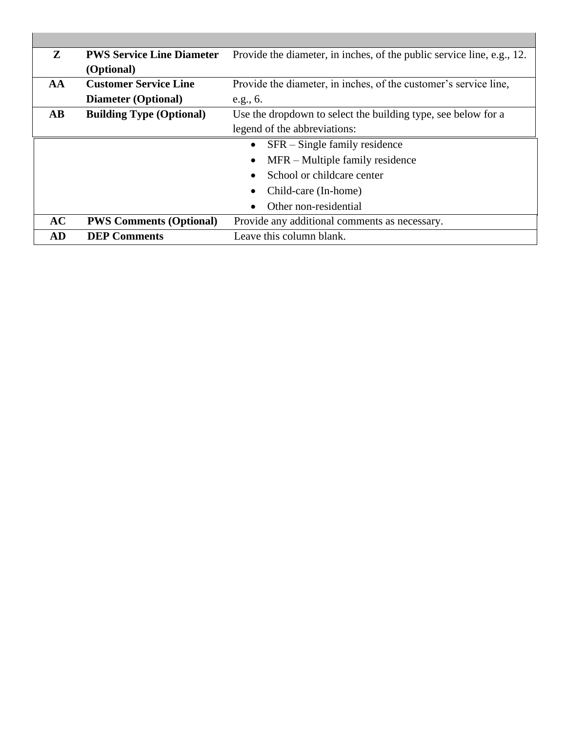| | | |
|---|---|---|
| **Z** | **PWS Service Line Diameter (Optional)** | Provide the diameter, in inches, of the public service line, e.g., 12. |
| **AA** | **Customer Service Line Diameter (Optional)** | Provide the diameter, in inches, of the customer's service line, e.g., 6. |
| **AB** | **Building Type (Optional)** | Use the dropdown to select the building type, see below for a legend of the abbreviations:<br>• SFR – Single family residence<br>• MFR – Multiple family residence<br>• School or childcare center<br>• Child-care (In-home)<br>• Other non-residential |
| **AC** | **PWS Comments (Optional)** | Provide any additional comments as necessary. |
| **AD** | **DEP Comments** | Leave this column blank. |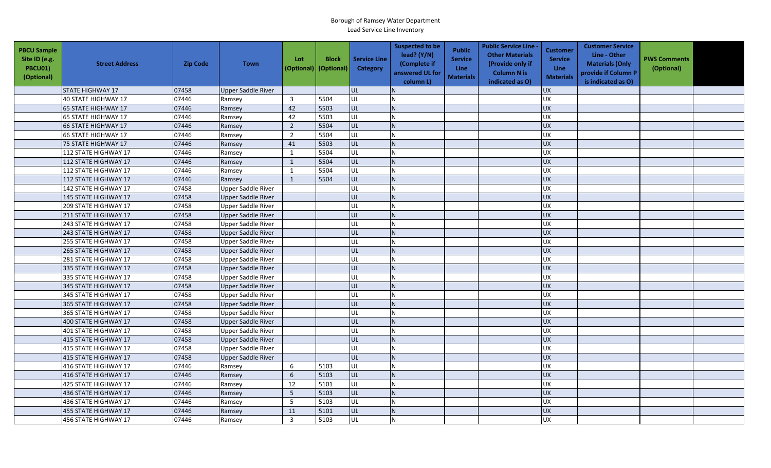Borough of Ramsey Water Department

Lead Service Line Inventory

| PBCU Sample Site ID (e.g. PBCU01) (Optional) | Street Address | Zip Code | Town | Lot (Optional) | Block (Optional) | Service Line Category | Suspected to be lead? (Y/N) (Complete if answered UL for column L) | Public Service Line Materials | Public Service Line - Other Materials (Provide only if Column N is indicated as O) | Customer Service Line Materials | Customer Service Line - Other Materials (Only provide if Column P is indicated as O) | PWS Comments (Optional) | |
|---|---|---|---|---|---|---|---|---|---|---|---|---|---|
| | STATE HIGHWAY 17 | 07458 | Upper Saddle River | | | UL | N | | | UX | | | |
| | 40 STATE HIGHWAY 17 | 07446 | Ramsey | 3 | 5504 | UL | N | | | UX | | | |
| | 65 STATE HIGHWAY 17 | 07446 | Ramsey | 42 | 5503 | UL | N | | | UX | | | |
| | 65 STATE HIGHWAY 17 | 07446 | Ramsey | 42 | 5503 | UL | N | | | UX | | | |
| | 66 STATE HIGHWAY 17 | 07446 | Ramsey | 2 | 5504 | UL | N | | | UX | | | |
| | 66 STATE HIGHWAY 17 | 07446 | Ramsey | 2 | 5504 | UL | N | | | UX | | | |
| | 75 STATE HIGHWAY 17 | 07446 | Ramsey | 41 | 5503 | UL | N | | | UX | | | |
| | 112 STATE HIGHWAY 17 | 07446 | Ramsey | 1 | 5504 | UL | N | | | UX | | | |
| | 112 STATE HIGHWAY 17 | 07446 | Ramsey | 1 | 5504 | UL | N | | | UX | | | |
| | 112 STATE HIGHWAY 17 | 07446 | Ramsey | 1 | 5504 | UL | N | | | UX | | | |
| | 112 STATE HIGHWAY 17 | 07446 | Ramsey | 1 | 5504 | UL | N | | | UX | | | |
| | 142 STATE HIGHWAY 17 | 07458 | Upper Saddle River | | | UL | N | | | UX | | | |
| | 145 STATE HIGHWAY 17 | 07458 | Upper Saddle River | | | UL | N | | | UX | | | |
| | 209 STATE HIGHWAY 17 | 07458 | Upper Saddle River | | | UL | N | | | UX | | | |
| | 211 STATE HIGHWAY 17 | 07458 | Upper Saddle River | | | UL | N | | | UX | | | |
| | 243 STATE HIGHWAY 17 | 07458 | Upper Saddle River | | | UL | N | | | UX | | | |
| | 243 STATE HIGHWAY 17 | 07458 | Upper Saddle River | | | UL | N | | | UX | | | |
| | 255 STATE HIGHWAY 17 | 07458 | Upper Saddle River | | | UL | N | | | UX | | | |
| | 265 STATE HIGHWAY 17 | 07458 | Upper Saddle River | | | UL | N | | | UX | | | |
| | 281 STATE HIGHWAY 17 | 07458 | Upper Saddle River | | | UL | N | | | UX | | | |
| | 335 STATE HIGHWAY 17 | 07458 | Upper Saddle River | | | UL | N | | | UX | | | |
| | 335 STATE HIGHWAY 17 | 07458 | Upper Saddle River | | | UL | N | | | UX | | | |
| | 345 STATE HIGHWAY 17 | 07458 | Upper Saddle River | | | UL | N | | | UX | | | |
| | 345 STATE HIGHWAY 17 | 07458 | Upper Saddle River | | | UL | N | | | UX | | | |
| | 365 STATE HIGHWAY 17 | 07458 | Upper Saddle River | | | UL | N | | | UX | | | |
| | 365 STATE HIGHWAY 17 | 07458 | Upper Saddle River | | | UL | N | | | UX | | | |
| | 400 STATE HIGHWAY 17 | 07458 | Upper Saddle River | | | UL | N | | | UX | | | |
| | 401 STATE HIGHWAY 17 | 07458 | Upper Saddle River | | | UL | N | | | UX | | | |
| | 415 STATE HIGHWAY 17 | 07458 | Upper Saddle River | | | UL | N | | | UX | | | |
| | 415 STATE HIGHWAY 17 | 07458 | Upper Saddle River | | | UL | N | | | UX | | | |
| | 415 STATE HIGHWAY 17 | 07458 | Upper Saddle River | | | UL | N | | | UX | | | |
| | 416 STATE HIGHWAY 17 | 07446 | Ramsey | 6 | 5103 | UL | N | | | UX | | | |
| | 416 STATE HIGHWAY 17 | 07446 | Ramsey | 6 | 5103 | UL | N | | | UX | | | |
| | 425 STATE HIGHWAY 17 | 07446 | Ramsey | 12 | 5101 | UL | N | | | UX | | | |
| | 436 STATE HIGHWAY 17 | 07446 | Ramsey | 5 | 5103 | UL | N | | | UX | | | |
| | 436 STATE HIGHWAY 17 | 07446 | Ramsey | 5 | 5103 | UL | N | | | UX | | | |
| | 455 STATE HIGHWAY 17 | 07446 | Ramsey | 11 | 5101 | UL | N | | | UX | | | |
| | 456 STATE HIGHWAY 17 | 07446 | Ramsey | 3 | 5103 | UL | N | | | UX | | | |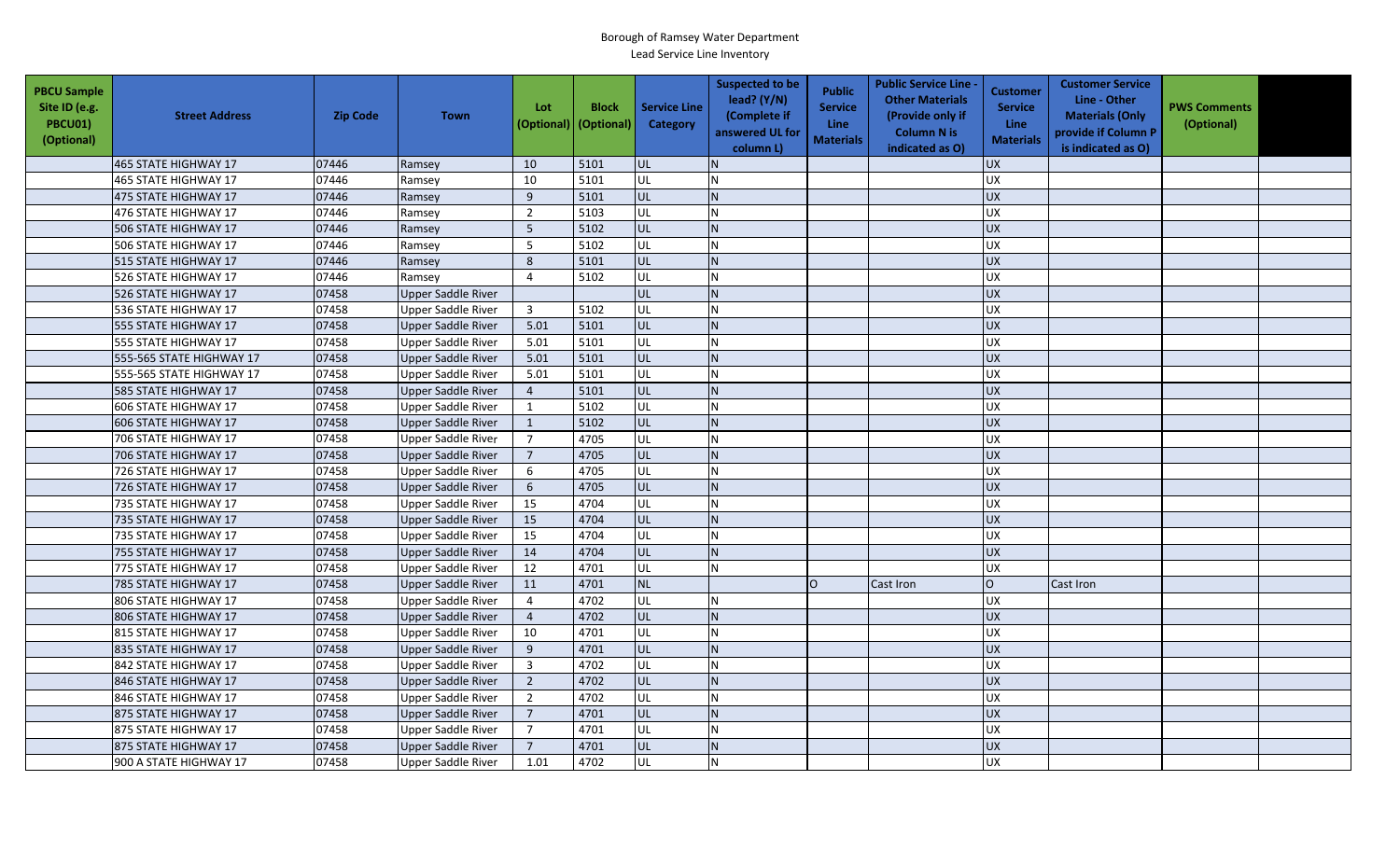Borough of Ramsey Water Department

Lead Service Line Inventory

| PBCU Sample Site ID (e.g. PBCU01) (Optional) | Street Address | Zip Code | Town | Lot (Optional) | Block (Optional) | Service Line Category | Suspected to be lead? (Y/N) (Complete if answered UL for column L) | Public Service Line Materials | Public Service Line - Other Materials (Provide only if Column N is indicated as O) | Customer Service Line Materials | Customer Service Line - Other Materials (Only provide if Column P is indicated as O) | PWS Comments (Optional) | |
|---|---|---|---|---|---|---|---|---|---|---|---|---|---|
| | 465 STATE HIGHWAY 17 | 07446 | Ramsey | 10 | 5101 | UL | N | | | UX | | | |
| | 465 STATE HIGHWAY 17 | 07446 | Ramsey | 10 | 5101 | UL | N | | | UX | | | |
| | 475 STATE HIGHWAY 17 | 07446 | Ramsey | 9 | 5101 | UL | N | | | UX | | | |
| | 476 STATE HIGHWAY 17 | 07446 | Ramsey | 2 | 5103 | UL | N | | | UX | | | |
| | 506 STATE HIGHWAY 17 | 07446 | Ramsey | 5 | 5102 | UL | N | | | UX | | | |
| | 506 STATE HIGHWAY 17 | 07446 | Ramsey | 5 | 5102 | UL | N | | | UX | | | |
| | 515 STATE HIGHWAY 17 | 07446 | Ramsey | 8 | 5101 | UL | N | | | UX | | | |
| | 526 STATE HIGHWAY 17 | 07446 | Ramsey | 4 | 5102 | UL | N | | | UX | | | |
| | 526 STATE HIGHWAY 17 | 07458 | Upper Saddle River | | | UL | N | | | UX | | | |
| | 536 STATE HIGHWAY 17 | 07458 | Upper Saddle River | 3 | 5102 | UL | N | | | UX | | | |
| | 555 STATE HIGHWAY 17 | 07458 | Upper Saddle River | 5.01 | 5101 | UL | N | | | UX | | | |
| | 555 STATE HIGHWAY 17 | 07458 | Upper Saddle River | 5.01 | 5101 | UL | N | | | UX | | | |
| | 555-565 STATE HIGHWAY 17 | 07458 | Upper Saddle River | 5.01 | 5101 | UL | N | | | UX | | | |
| | 555-565 STATE HIGHWAY 17 | 07458 | Upper Saddle River | 5.01 | 5101 | UL | N | | | UX | | | |
| | 585 STATE HIGHWAY 17 | 07458 | Upper Saddle River | 4 | 5101 | UL | N | | | UX | | | |
| | 606 STATE HIGHWAY 17 | 07458 | Upper Saddle River | 1 | 5102 | UL | N | | | UX | | | |
| | 606 STATE HIGHWAY 17 | 07458 | Upper Saddle River | 1 | 5102 | UL | N | | | UX | | | |
| | 706 STATE HIGHWAY 17 | 07458 | Upper Saddle River | 7 | 4705 | UL | N | | | UX | | | |
| | 706 STATE HIGHWAY 17 | 07458 | Upper Saddle River | 7 | 4705 | UL | N | | | UX | | | |
| | 726 STATE HIGHWAY 17 | 07458 | Upper Saddle River | 6 | 4705 | UL | N | | | UX | | | |
| | 726 STATE HIGHWAY 17 | 07458 | Upper Saddle River | 6 | 4705 | UL | N | | | UX | | | |
| | 735 STATE HIGHWAY 17 | 07458 | Upper Saddle River | 15 | 4704 | UL | N | | | UX | | | |
| | 735 STATE HIGHWAY 17 | 07458 | Upper Saddle River | 15 | 4704 | UL | N | | | UX | | | |
| | 735 STATE HIGHWAY 17 | 07458 | Upper Saddle River | 15 | 4704 | UL | N | | | UX | | | |
| | 755 STATE HIGHWAY 17 | 07458 | Upper Saddle River | 14 | 4704 | UL | N | | | UX | | | |
| | 775 STATE HIGHWAY 17 | 07458 | Upper Saddle River | 12 | 4701 | UL | N | | | UX | | | |
| | 785 STATE HIGHWAY 17 | 07458 | Upper Saddle River | 11 | 4701 | NL | | O | Cast Iron | O | Cast Iron | | |
| | 806 STATE HIGHWAY 17 | 07458 | Upper Saddle River | 4 | 4702 | UL | N | | | UX | | | |
| | 806 STATE HIGHWAY 17 | 07458 | Upper Saddle River | 4 | 4702 | UL | N | | | UX | | | |
| | 815 STATE HIGHWAY 17 | 07458 | Upper Saddle River | 10 | 4701 | UL | N | | | UX | | | |
| | 835 STATE HIGHWAY 17 | 07458 | Upper Saddle River | 9 | 4701 | UL | N | | | UX | | | |
| | 842 STATE HIGHWAY 17 | 07458 | Upper Saddle River | 3 | 4702 | UL | N | | | UX | | | |
| | 846 STATE HIGHWAY 17 | 07458 | Upper Saddle River | 2 | 4702 | UL | N | | | UX | | | |
| | 846 STATE HIGHWAY 17 | 07458 | Upper Saddle River | 2 | 4702 | UL | N | | | UX | | | |
| | 875 STATE HIGHWAY 17 | 07458 | Upper Saddle River | 7 | 4701 | UL | N | | | UX | | | |
| | 875 STATE HIGHWAY 17 | 07458 | Upper Saddle River | 7 | 4701 | UL | N | | | UX | | | |
| | 875 STATE HIGHWAY 17 | 07458 | Upper Saddle River | 7 | 4701 | UL | N | | | UX | | | |
| | 900 A STATE HIGHWAY 17 | 07458 | Upper Saddle River | 1.01 | 4702 | UL | N | | | UX | | | |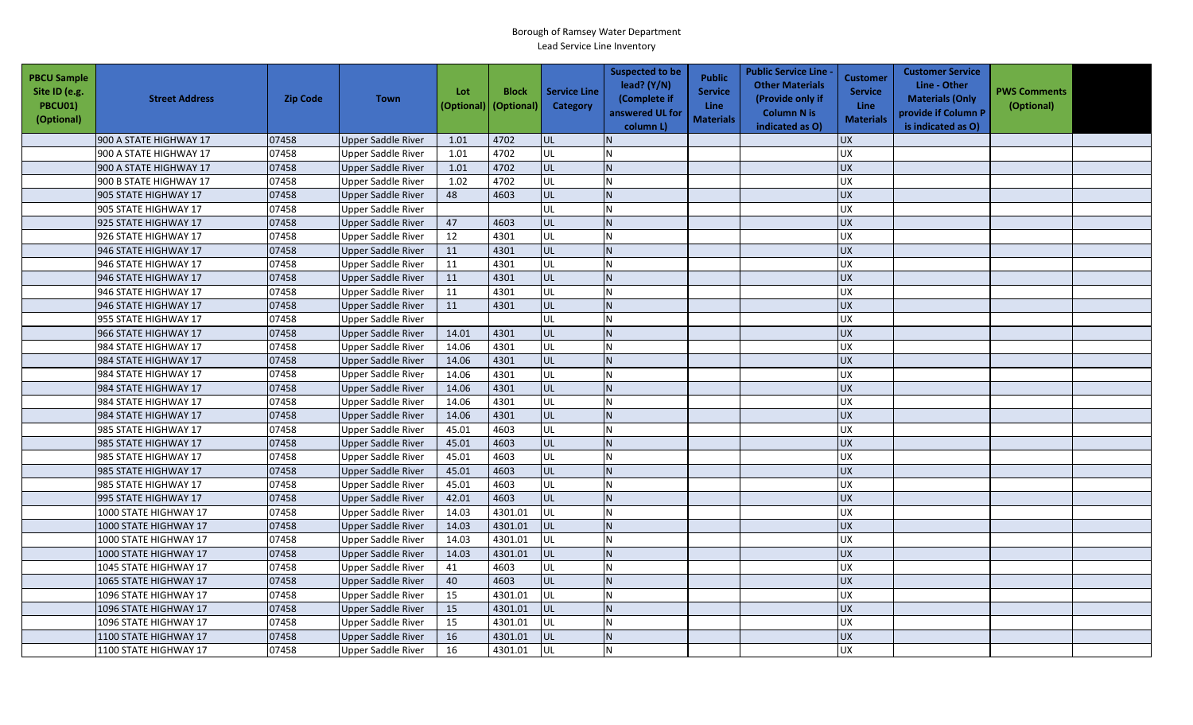Borough of Ramsey Water Department
Lead Service Line Inventory

| PBCU Sample Site ID (e.g. PBCU01) (Optional) | Street Address | Zip Code | Town | Lot (Optional) | Block (Optional) | Service Line Category | Suspected to be lead? (Y/N) (Complete if answered UL for column L) | Public Service Line Materials | Public Service Line - Other Materials (Provide only if Column N is indicated as O) | Customer Service Line Materials | Customer Service Line - Other Materials (Only provide if Column P is indicated as O) | PWS Comments (Optional) | |
|---|---|---|---|---|---|---|---|---|---|---|---|---|---|
| | 900 A STATE HIGHWAY 17 | 07458 | Upper Saddle River | 1.01 | 4702 | UL | N | | | UX | | | |
| | 900 A STATE HIGHWAY 17 | 07458 | Upper Saddle River | 1.01 | 4702 | UL | N | | | UX | | | |
| | 900 A STATE HIGHWAY 17 | 07458 | Upper Saddle River | 1.01 | 4702 | UL | N | | | UX | | | |
| | 900 B STATE HIGHWAY 17 | 07458 | Upper Saddle River | 1.02 | 4702 | UL | N | | | UX | | | |
| | 905 STATE HIGHWAY 17 | 07458 | Upper Saddle River | 48 | 4603 | UL | N | | | UX | | | |
| | 905 STATE HIGHWAY 17 | 07458 | Upper Saddle River | | | UL | N | | | UX | | | |
| | 925 STATE HIGHWAY 17 | 07458 | Upper Saddle River | 47 | 4603 | UL | N | | | UX | | | |
| | 926 STATE HIGHWAY 17 | 07458 | Upper Saddle River | 12 | 4301 | UL | N | | | UX | | | |
| | 946 STATE HIGHWAY 17 | 07458 | Upper Saddle River | 11 | 4301 | UL | N | | | UX | | | |
| | 946 STATE HIGHWAY 17 | 07458 | Upper Saddle River | 11 | 4301 | UL | N | | | UX | | | |
| | 946 STATE HIGHWAY 17 | 07458 | Upper Saddle River | 11 | 4301 | UL | N | | | UX | | | |
| | 946 STATE HIGHWAY 17 | 07458 | Upper Saddle River | 11 | 4301 | UL | N | | | UX | | | |
| | 946 STATE HIGHWAY 17 | 07458 | Upper Saddle River | 11 | 4301 | UL | N | | | UX | | | |
| | 955 STATE HIGHWAY 17 | 07458 | Upper Saddle River | | | UL | N | | | UX | | | |
| | 966 STATE HIGHWAY 17 | 07458 | Upper Saddle River | 14.01 | 4301 | UL | N | | | UX | | | |
| | 984 STATE HIGHWAY 17 | 07458 | Upper Saddle River | 14.06 | 4301 | UL | N | | | UX | | | |
| | 984 STATE HIGHWAY 17 | 07458 | Upper Saddle River | 14.06 | 4301 | UL | N | | | UX | | | |
| | 984 STATE HIGHWAY 17 | 07458 | Upper Saddle River | 14.06 | 4301 | UL | N | | | UX | | | |
| | 984 STATE HIGHWAY 17 | 07458 | Upper Saddle River | 14.06 | 4301 | UL | N | | | UX | | | |
| | 984 STATE HIGHWAY 17 | 07458 | Upper Saddle River | 14.06 | 4301 | UL | N | | | UX | | | |
| | 984 STATE HIGHWAY 17 | 07458 | Upper Saddle River | 14.06 | 4301 | UL | N | | | UX | | | |
| | 985 STATE HIGHWAY 17 | 07458 | Upper Saddle River | 45.01 | 4603 | UL | N | | | UX | | | |
| | 985 STATE HIGHWAY 17 | 07458 | Upper Saddle River | 45.01 | 4603 | UL | N | | | UX | | | |
| | 985 STATE HIGHWAY 17 | 07458 | Upper Saddle River | 45.01 | 4603 | UL | N | | | UX | | | |
| | 985 STATE HIGHWAY 17 | 07458 | Upper Saddle River | 45.01 | 4603 | UL | N | | | UX | | | |
| | 985 STATE HIGHWAY 17 | 07458 | Upper Saddle River | 45.01 | 4603 | UL | N | | | UX | | | |
| | 995 STATE HIGHWAY 17 | 07458 | Upper Saddle River | 42.01 | 4603 | UL | N | | | UX | | | |
| | 1000 STATE HIGHWAY 17 | 07458 | Upper Saddle River | 14.03 | 4301.01 | UL | N | | | UX | | | |
| | 1000 STATE HIGHWAY 17 | 07458 | Upper Saddle River | 14.03 | 4301.01 | UL | N | | | UX | | | |
| | 1000 STATE HIGHWAY 17 | 07458 | Upper Saddle River | 14.03 | 4301.01 | UL | N | | | UX | | | |
| | 1000 STATE HIGHWAY 17 | 07458 | Upper Saddle River | 14.03 | 4301.01 | UL | N | | | UX | | | |
| | 1045 STATE HIGHWAY 17 | 07458 | Upper Saddle River | 41 | 4603 | UL | N | | | UX | | | |
| | 1065 STATE HIGHWAY 17 | 07458 | Upper Saddle River | 40 | 4603 | UL | N | | | UX | | | |
| | 1096 STATE HIGHWAY 17 | 07458 | Upper Saddle River | 15 | 4301.01 | UL | N | | | UX | | | |
| | 1096 STATE HIGHWAY 17 | 07458 | Upper Saddle River | 15 | 4301.01 | UL | N | | | UX | | | |
| | 1096 STATE HIGHWAY 17 | 07458 | Upper Saddle River | 15 | 4301.01 | UL | N | | | UX | | | |
| | 1100 STATE HIGHWAY 17 | 07458 | Upper Saddle River | 16 | 4301.01 | UL | N | | | UX | | | |
| | 1100 STATE HIGHWAY 17 | 07458 | Upper Saddle River | 16 | 4301.01 | UL | N | | | UX | | | |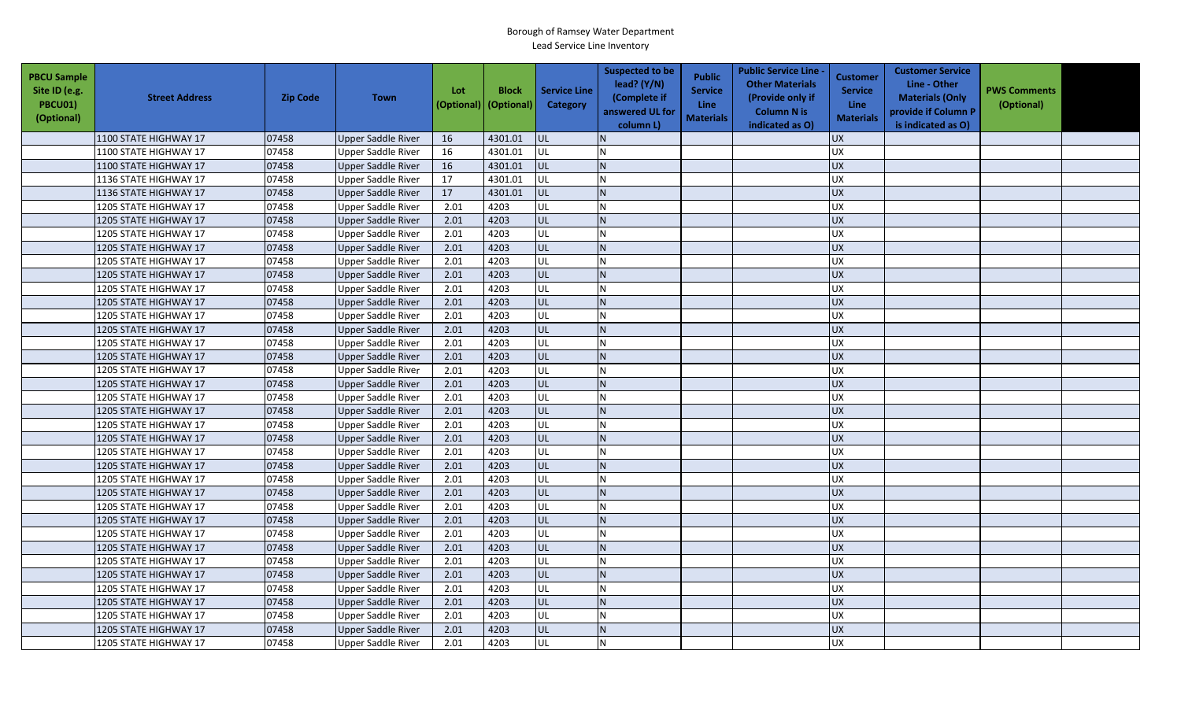# Borough of Ramsey Water Department

Lead Service Line Inventory

| PBCU Sample Site ID (e.g. PBCU01) (Optional) | Street Address | Zip Code | Town | Lot (Optional) | Block (Optional) | Service Line Category | Suspected to be lead? (Y/N) (Complete if answered UL for column L) | Public Service Line Materials | Public Service Line - Other Materials (Provide only if Column N is indicated as O) | Customer Service Line Materials | Customer Service Line - Other Materials (Only provide if Column P is indicated as O) | PWS Comments (Optional) | |
|---|---|---|---|---|---|---|---|---|---|---|---|---|---|
| | 1100 STATE HIGHWAY 17 | 07458 | Upper Saddle River | 16 | 4301.01 | UL | N | | | UX | | | |
| | 1100 STATE HIGHWAY 17 | 07458 | Upper Saddle River | 16 | 4301.01 | UL | N | | | UX | | | |
| | 1100 STATE HIGHWAY 17 | 07458 | Upper Saddle River | 16 | 4301.01 | UL | N | | | UX | | | |
| | 1136 STATE HIGHWAY 17 | 07458 | Upper Saddle River | 17 | 4301.01 | UL | N | | | UX | | | |
| | 1136 STATE HIGHWAY 17 | 07458 | Upper Saddle River | 17 | 4301.01 | UL | N | | | UX | | | |
| | 1205 STATE HIGHWAY 17 | 07458 | Upper Saddle River | 2.01 | 4203 | UL | N | | | UX | | | |
| | 1205 STATE HIGHWAY 17 | 07458 | Upper Saddle River | 2.01 | 4203 | UL | N | | | UX | | | |
| | 1205 STATE HIGHWAY 17 | 07458 | Upper Saddle River | 2.01 | 4203 | UL | N | | | UX | | | |
| | 1205 STATE HIGHWAY 17 | 07458 | Upper Saddle River | 2.01 | 4203 | UL | N | | | UX | | | |
| | 1205 STATE HIGHWAY 17 | 07458 | Upper Saddle River | 2.01 | 4203 | UL | N | | | UX | | | |
| | 1205 STATE HIGHWAY 17 | 07458 | Upper Saddle River | 2.01 | 4203 | UL | N | | | UX | | | |
| | 1205 STATE HIGHWAY 17 | 07458 | Upper Saddle River | 2.01 | 4203 | UL | N | | | UX | | | |
| | 1205 STATE HIGHWAY 17 | 07458 | Upper Saddle River | 2.01 | 4203 | UL | N | | | UX | | | |
| | 1205 STATE HIGHWAY 17 | 07458 | Upper Saddle River | 2.01 | 4203 | UL | N | | | UX | | | |
| | 1205 STATE HIGHWAY 17 | 07458 | Upper Saddle River | 2.01 | 4203 | UL | N | | | UX | | | |
| | 1205 STATE HIGHWAY 17 | 07458 | Upper Saddle River | 2.01 | 4203 | UL | N | | | UX | | | |
| | 1205 STATE HIGHWAY 17 | 07458 | Upper Saddle River | 2.01 | 4203 | UL | N | | | UX | | | |
| | 1205 STATE HIGHWAY 17 | 07458 | Upper Saddle River | 2.01 | 4203 | UL | N | | | UX | | | |
| | 1205 STATE HIGHWAY 17 | 07458 | Upper Saddle River | 2.01 | 4203 | UL | N | | | UX | | | |
| | 1205 STATE HIGHWAY 17 | 07458 | Upper Saddle River | 2.01 | 4203 | UL | N | | | UX | | | |
| | 1205 STATE HIGHWAY 17 | 07458 | Upper Saddle River | 2.01 | 4203 | UL | N | | | UX | | | |
| | 1205 STATE HIGHWAY 17 | 07458 | Upper Saddle River | 2.01 | 4203 | UL | N | | | UX | | | |
| | 1205 STATE HIGHWAY 17 | 07458 | Upper Saddle River | 2.01 | 4203 | UL | N | | | UX | | | |
| | 1205 STATE HIGHWAY 17 | 07458 | Upper Saddle River | 2.01 | 4203 | UL | N | | | UX | | | |
| | 1205 STATE HIGHWAY 17 | 07458 | Upper Saddle River | 2.01 | 4203 | UL | N | | | UX | | | |
| | 1205 STATE HIGHWAY 17 | 07458 | Upper Saddle River | 2.01 | 4203 | UL | N | | | UX | | | |
| | 1205 STATE HIGHWAY 17 | 07458 | Upper Saddle River | 2.01 | 4203 | UL | N | | | UX | | | |
| | 1205 STATE HIGHWAY 17 | 07458 | Upper Saddle River | 2.01 | 4203 | UL | N | | | UX | | | |
| | 1205 STATE HIGHWAY 17 | 07458 | Upper Saddle River | 2.01 | 4203 | UL | N | | | UX | | | |
| | 1205 STATE HIGHWAY 17 | 07458 | Upper Saddle River | 2.01 | 4203 | UL | N | | | UX | | | |
| | 1205 STATE HIGHWAY 17 | 07458 | Upper Saddle River | 2.01 | 4203 | UL | N | | | UX | | | |
| | 1205 STATE HIGHWAY 17 | 07458 | Upper Saddle River | 2.01 | 4203 | UL | N | | | UX | | | |
| | 1205 STATE HIGHWAY 17 | 07458 | Upper Saddle River | 2.01 | 4203 | UL | N | | | UX | | | |
| | 1205 STATE HIGHWAY 17 | 07458 | Upper Saddle River | 2.01 | 4203 | UL | N | | | UX | | | |
| | 1205 STATE HIGHWAY 17 | 07458 | Upper Saddle River | 2.01 | 4203 | UL | N | | | UX | | | |
| | 1205 STATE HIGHWAY 17 | 07458 | Upper Saddle River | 2.01 | 4203 | UL | N | | | UX | | | |
| | 1205 STATE HIGHWAY 17 | 07458 | Upper Saddle River | 2.01 | 4203 | UL | N | | | UX | | | |
| | 1205 STATE HIGHWAY 17 | 07458 | Upper Saddle River | 2.01 | 4203 | UL | N | | | UX | | | |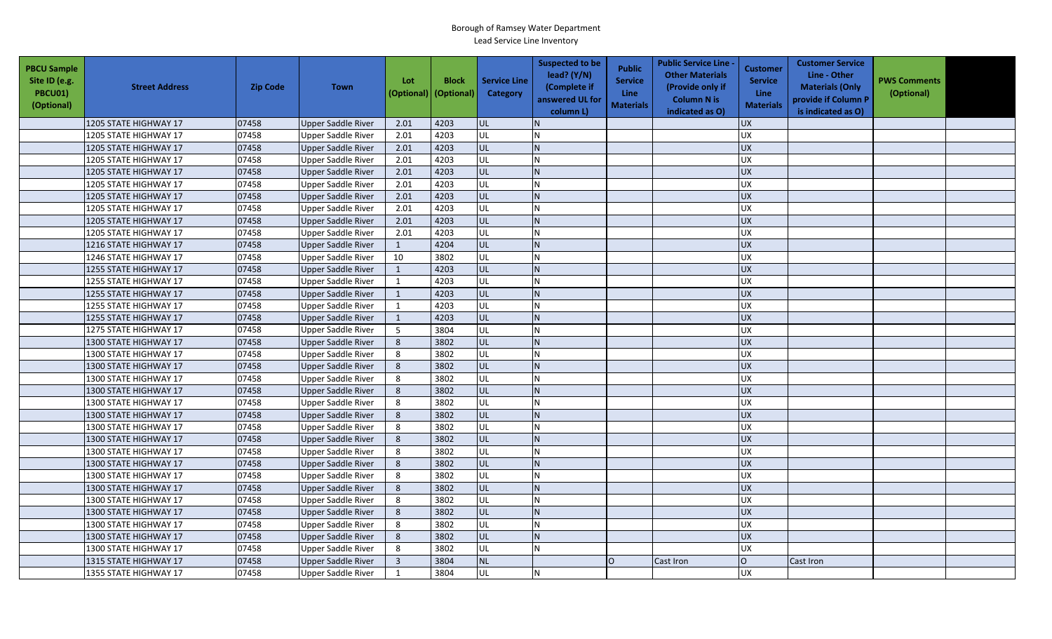Borough of Ramsey Water Department
Lead Service Line Inventory

| PBCU Sample Site ID (e.g. PBCU01) (Optional) | Street Address | Zip Code | Town | Lot (Optional) | Block (Optional) | Service Line Category | Suspected to be lead? (Y/N) (Complete if answered UL for column L) | Public Service Line Materials | Public Service Line - Other Materials (Provide only if Column N is indicated as O) | Customer Service Line Materials | Customer Service Line - Other Materials (Only provide if Column P is indicated as O) | PWS Comments (Optional) | |
|---|---|---|---|---|---|---|---|---|---|---|---|---|---|
| | 1205 STATE HIGHWAY 17 | 07458 | Upper Saddle River | 2.01 | 4203 | UL | N | | | UX | | | |
| | 1205 STATE HIGHWAY 17 | 07458 | Upper Saddle River | 2.01 | 4203 | UL | N | | | UX | | | |
| | 1205 STATE HIGHWAY 17 | 07458 | Upper Saddle River | 2.01 | 4203 | UL | N | | | UX | | | |
| | 1205 STATE HIGHWAY 17 | 07458 | Upper Saddle River | 2.01 | 4203 | UL | N | | | UX | | | |
| | 1205 STATE HIGHWAY 17 | 07458 | Upper Saddle River | 2.01 | 4203 | UL | N | | | UX | | | |
| | 1205 STATE HIGHWAY 17 | 07458 | Upper Saddle River | 2.01 | 4203 | UL | N | | | UX | | | |
| | 1205 STATE HIGHWAY 17 | 07458 | Upper Saddle River | 2.01 | 4203 | UL | N | | | UX | | | |
| | 1205 STATE HIGHWAY 17 | 07458 | Upper Saddle River | 2.01 | 4203 | UL | N | | | UX | | | |
| | 1205 STATE HIGHWAY 17 | 07458 | Upper Saddle River | 2.01 | 4203 | UL | N | | | UX | | | |
| | 1205 STATE HIGHWAY 17 | 07458 | Upper Saddle River | 2.01 | 4203 | UL | N | | | UX | | | |
| | 1216 STATE HIGHWAY 17 | 07458 | Upper Saddle River | 1 | 4204 | UL | N | | | UX | | | |
| | 1246 STATE HIGHWAY 17 | 07458 | Upper Saddle River | 10 | 3802 | UL | N | | | UX | | | |
| | 1255 STATE HIGHWAY 17 | 07458 | Upper Saddle River | 1 | 4203 | UL | N | | | UX | | | |
| | 1255 STATE HIGHWAY 17 | 07458 | Upper Saddle River | 1 | 4203 | UL | N | | | UX | | | |
| | 1255 STATE HIGHWAY 17 | 07458 | Upper Saddle River | 1 | 4203 | UL | N | | | UX | | | |
| | 1255 STATE HIGHWAY 17 | 07458 | Upper Saddle River | 1 | 4203 | UL | N | | | UX | | | |
| | 1255 STATE HIGHWAY 17 | 07458 | Upper Saddle River | 1 | 4203 | UL | N | | | UX | | | |
| | 1275 STATE HIGHWAY 17 | 07458 | Upper Saddle River | 5 | 3804 | UL | N | | | UX | | | |
| | 1300 STATE HIGHWAY 17 | 07458 | Upper Saddle River | 8 | 3802 | UL | N | | | UX | | | |
| | 1300 STATE HIGHWAY 17 | 07458 | Upper Saddle River | 8 | 3802 | UL | N | | | UX | | | |
| | 1300 STATE HIGHWAY 17 | 07458 | Upper Saddle River | 8 | 3802 | UL | N | | | UX | | | |
| | 1300 STATE HIGHWAY 17 | 07458 | Upper Saddle River | 8 | 3802 | UL | N | | | UX | | | |
| | 1300 STATE HIGHWAY 17 | 07458 | Upper Saddle River | 8 | 3802 | UL | N | | | UX | | | |
| | 1300 STATE HIGHWAY 17 | 07458 | Upper Saddle River | 8 | 3802 | UL | N | | | UX | | | |
| | 1300 STATE HIGHWAY 17 | 07458 | Upper Saddle River | 8 | 3802 | UL | N | | | UX | | | |
| | 1300 STATE HIGHWAY 17 | 07458 | Upper Saddle River | 8 | 3802 | UL | N | | | UX | | | |
| | 1300 STATE HIGHWAY 17 | 07458 | Upper Saddle River | 8 | 3802 | UL | N | | | UX | | | |
| | 1300 STATE HIGHWAY 17 | 07458 | Upper Saddle River | 8 | 3802 | UL | N | | | UX | | | |
| | 1300 STATE HIGHWAY 17 | 07458 | Upper Saddle River | 8 | 3802 | UL | N | | | UX | | | |
| | 1300 STATE HIGHWAY 17 | 07458 | Upper Saddle River | 8 | 3802 | UL | N | | | UX | | | |
| | 1300 STATE HIGHWAY 17 | 07458 | Upper Saddle River | 8 | 3802 | UL | N | | | UX | | | |
| | 1300 STATE HIGHWAY 17 | 07458 | Upper Saddle River | 8 | 3802 | UL | N | | | UX | | | |
| | 1300 STATE HIGHWAY 17 | 07458 | Upper Saddle River | 8 | 3802 | UL | N | | | UX | | | |
| | 1300 STATE HIGHWAY 17 | 07458 | Upper Saddle River | 8 | 3802 | UL | N | | | UX | | | |
| | 1300 STATE HIGHWAY 17 | 07458 | Upper Saddle River | 8 | 3802 | UL | N | | | UX | | | |
| | 1300 STATE HIGHWAY 17 | 07458 | Upper Saddle River | 8 | 3802 | UL | N | | | UX | | | |
| | 1315 STATE HIGHWAY 17 | 07458 | Upper Saddle River | 3 | 3804 | NL | | O | Cast Iron | O | Cast Iron | | |
| | 1355 STATE HIGHWAY 17 | 07458 | Upper Saddle River | 1 | 3804 | UL | N | | | UX | | | |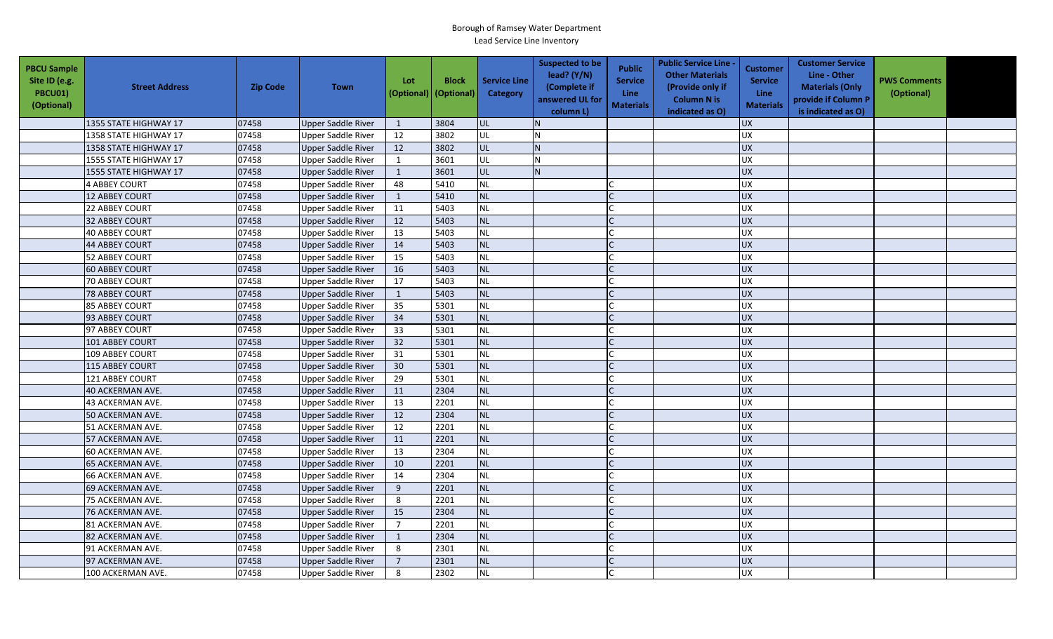Borough of Ramsey Water Department

Lead Service Line Inventory

| PBCU Sample Site ID (e.g. PBCU01) (Optional) | Street Address | Zip Code | Town | Lot (Optional) | Block (Optional) | Service Line Category | Suspected to be lead? (Y/N) (Complete if answered UL for column L) | Public Service Line Materials | Public Service Line - Other Materials (Provide only if Column N is indicated as O) | Customer Service Line Materials | Customer Service Line - Other Materials (Only provide if Column P is indicated as O) | PWS Comments (Optional) | |
|---|---|---|---|---|---|---|---|---|---|---|---|---|---|
| | 1355 STATE HIGHWAY 17 | 07458 | Upper Saddle River | 1 | 3804 | UL | N | | | UX | | | |
| | 1358 STATE HIGHWAY 17 | 07458 | Upper Saddle River | 12 | 3802 | UL | N | | | UX | | | |
| | 1358 STATE HIGHWAY 17 | 07458 | Upper Saddle River | 12 | 3802 | UL | N | | | UX | | | |
| | 1555 STATE HIGHWAY 17 | 07458 | Upper Saddle River | 1 | 3601 | UL | N | | | UX | | | |
| | 1555 STATE HIGHWAY 17 | 07458 | Upper Saddle River | 1 | 3601 | UL | N | | | UX | | | |
| | 4 ABBEY COURT | 07458 | Upper Saddle River | 48 | 5410 | NL | | C | | UX | | | |
| | 12 ABBEY COURT | 07458 | Upper Saddle River | 1 | 5410 | NL | | C | | UX | | | |
| | 22 ABBEY COURT | 07458 | Upper Saddle River | 11 | 5403 | NL | | C | | UX | | | |
| | 32 ABBEY COURT | 07458 | Upper Saddle River | 12 | 5403 | NL | | C | | UX | | | |
| | 40 ABBEY COURT | 07458 | Upper Saddle River | 13 | 5403 | NL | | C | | UX | | | |
| | 44 ABBEY COURT | 07458 | Upper Saddle River | 14 | 5403 | NL | | C | | UX | | | |
| | 52 ABBEY COURT | 07458 | Upper Saddle River | 15 | 5403 | NL | | C | | UX | | | |
| | 60 ABBEY COURT | 07458 | Upper Saddle River | 16 | 5403 | NL | | C | | UX | | | |
| | 70 ABBEY COURT | 07458 | Upper Saddle River | 17 | 5403 | NL | | C | | UX | | | |
| | 78 ABBEY COURT | 07458 | Upper Saddle River | 1 | 5403 | NL | | C | | UX | | | |
| | 85 ABBEY COURT | 07458 | Upper Saddle River | 35 | 5301 | NL | | C | | UX | | | |
| | 93 ABBEY COURT | 07458 | Upper Saddle River | 34 | 5301 | NL | | C | | UX | | | |
| | 97 ABBEY COURT | 07458 | Upper Saddle River | 33 | 5301 | NL | | C | | UX | | | |
| | 101 ABBEY COURT | 07458 | Upper Saddle River | 32 | 5301 | NL | | C | | UX | | | |
| | 109 ABBEY COURT | 07458 | Upper Saddle River | 31 | 5301 | NL | | C | | UX | | | |
| | 115 ABBEY COURT | 07458 | Upper Saddle River | 30 | 5301 | NL | | C | | UX | | | |
| | 121 ABBEY COURT | 07458 | Upper Saddle River | 29 | 5301 | NL | | C | | UX | | | |
| | 40 ACKERMAN AVE. | 07458 | Upper Saddle River | 11 | 2304 | NL | | C | | UX | | | |
| | 43 ACKERMAN AVE. | 07458 | Upper Saddle River | 13 | 2201 | NL | | C | | UX | | | |
| | 50 ACKERMAN AVE. | 07458 | Upper Saddle River | 12 | 2304 | NL | | C | | UX | | | |
| | 51 ACKERMAN AVE. | 07458 | Upper Saddle River | 12 | 2201 | NL | | C | | UX | | | |
| | 57 ACKERMAN AVE. | 07458 | Upper Saddle River | 11 | 2201 | NL | | C | | UX | | | |
| | 60 ACKERMAN AVE. | 07458 | Upper Saddle River | 13 | 2304 | NL | | C | | UX | | | |
| | 65 ACKERMAN AVE. | 07458 | Upper Saddle River | 10 | 2201 | NL | | C | | UX | | | |
| | 66 ACKERMAN AVE. | 07458 | Upper Saddle River | 14 | 2304 | NL | | C | | UX | | | |
| | 69 ACKERMAN AVE. | 07458 | Upper Saddle River | 9 | 2201 | NL | | C | | UX | | | |
| | 75 ACKERMAN AVE. | 07458 | Upper Saddle River | 8 | 2201 | NL | | C | | UX | | | |
| | 76 ACKERMAN AVE. | 07458 | Upper Saddle River | 15 | 2304 | NL | | C | | UX | | | |
| | 81 ACKERMAN AVE. | 07458 | Upper Saddle River | 7 | 2201 | NL | | C | | UX | | | |
| | 82 ACKERMAN AVE. | 07458 | Upper Saddle River | 1 | 2304 | NL | | C | | UX | | | |
| | 91 ACKERMAN AVE. | 07458 | Upper Saddle River | 8 | 2301 | NL | | C | | UX | | | |
| | 97 ACKERMAN AVE. | 07458 | Upper Saddle River | 7 | 2301 | NL | | C | | UX | | | |
| | 100 ACKERMAN AVE. | 07458 | Upper Saddle River | 8 | 2302 | NL | | C | | UX | | | |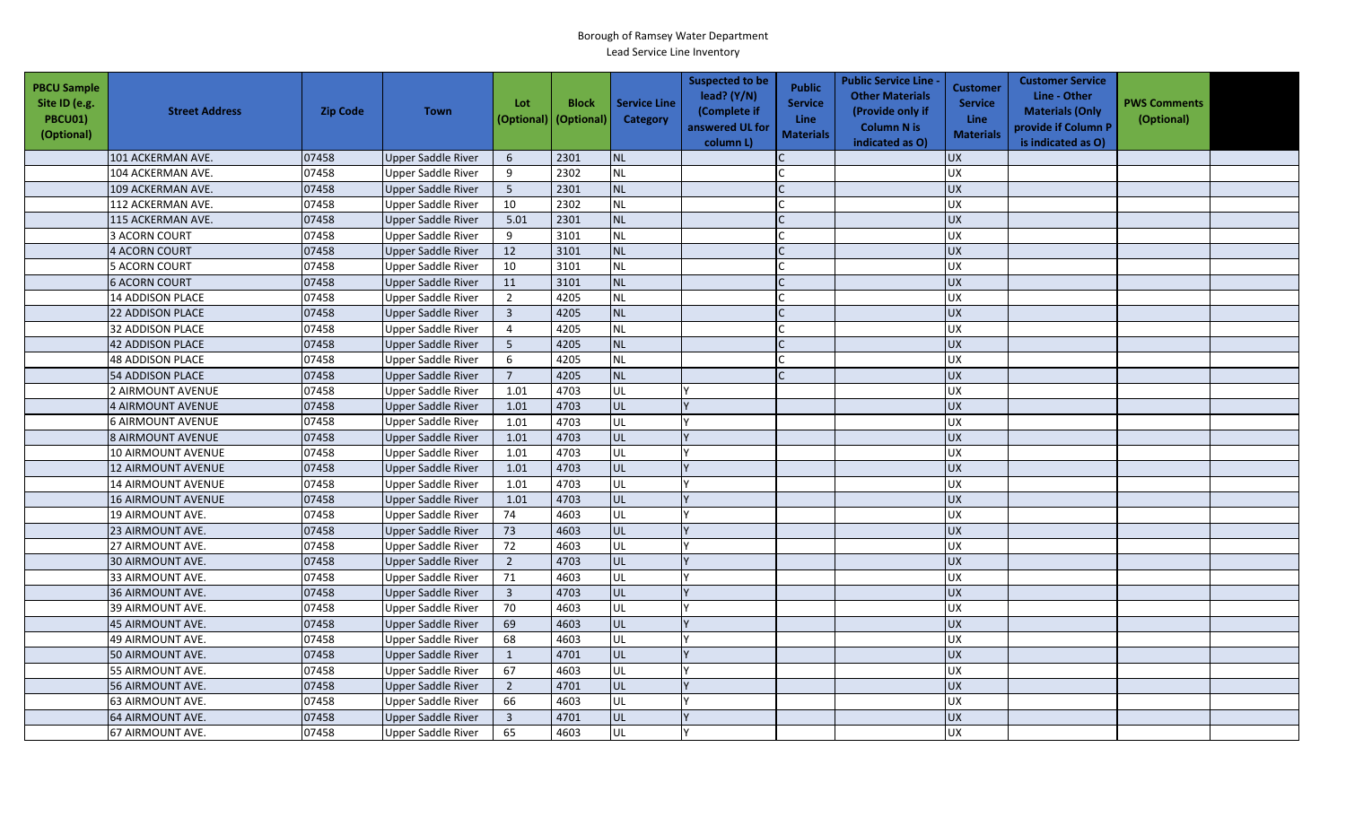Borough of Ramsey Water Department
Lead Service Line Inventory

| PBCU Sample Site ID (e.g. PBCU01) (Optional) | Street Address | Zip Code | Town | Lot (Optional) | Block (Optional) | Service Line Category | Suspected to be lead? (Y/N) (Complete if answered UL for column L) | Public Service Line Materials | Public Service Line - Other Materials (Provide only if Column N is indicated as O) | Customer Service Line Materials | Customer Service Line - Other Materials (Only provide if Column P is indicated as O) | PWS Comments (Optional) | |
|---|---|---|---|---|---|---|---|---|---|---|---|---|---|
| | 101 ACKERMAN AVE. | 07458 | Upper Saddle River | 6 | 2301 | NL | | C | | UX | | | |
| | 104 ACKERMAN AVE. | 07458 | Upper Saddle River | 9 | 2302 | NL | | C | | UX | | | |
| | 109 ACKERMAN AVE. | 07458 | Upper Saddle River | 5 | 2301 | NL | | C | | UX | | | |
| | 112 ACKERMAN AVE. | 07458 | Upper Saddle River | 10 | 2302 | NL | | C | | UX | | | |
| | 115 ACKERMAN AVE. | 07458 | Upper Saddle River | 5.01 | 2301 | NL | | C | | UX | | | |
| | 3 ACORN COURT | 07458 | Upper Saddle River | 9 | 3101 | NL | | C | | UX | | | |
| | 4 ACORN COURT | 07458 | Upper Saddle River | 12 | 3101 | NL | | C | | UX | | | |
| | 5 ACORN COURT | 07458 | Upper Saddle River | 10 | 3101 | NL | | C | | UX | | | |
| | 6 ACORN COURT | 07458 | Upper Saddle River | 11 | 3101 | NL | | C | | UX | | | |
| | 14 ADDISON PLACE | 07458 | Upper Saddle River | 2 | 4205 | NL | | C | | UX | | | |
| | 22 ADDISON PLACE | 07458 | Upper Saddle River | 3 | 4205 | NL | | C | | UX | | | |
| | 32 ADDISON PLACE | 07458 | Upper Saddle River | 4 | 4205 | NL | | C | | UX | | | |
| | 42 ADDISON PLACE | 07458 | Upper Saddle River | 5 | 4205 | NL | | C | | UX | | | |
| | 48 ADDISON PLACE | 07458 | Upper Saddle River | 6 | 4205 | NL | | C | | UX | | | |
| | 54 ADDISON PLACE | 07458 | Upper Saddle River | 7 | 4205 | NL | | C | | UX | | | |
| | 2 AIRMOUNT AVENUE | 07458 | Upper Saddle River | 1.01 | 4703 | UL | Y | | | UX | | | |
| | 4 AIRMOUNT AVENUE | 07458 | Upper Saddle River | 1.01 | 4703 | UL | Y | | | UX | | | |
| | 6 AIRMOUNT AVENUE | 07458 | Upper Saddle River | 1.01 | 4703 | UL | Y | | | UX | | | |
| | 8 AIRMOUNT AVENUE | 07458 | Upper Saddle River | 1.01 | 4703 | UL | Y | | | UX | | | |
| | 10 AIRMOUNT AVENUE | 07458 | Upper Saddle River | 1.01 | 4703 | UL | Y | | | UX | | | |
| | 12 AIRMOUNT AVENUE | 07458 | Upper Saddle River | 1.01 | 4703 | UL | Y | | | UX | | | |
| | 14 AIRMOUNT AVENUE | 07458 | Upper Saddle River | 1.01 | 4703 | UL | Y | | | UX | | | |
| | 16 AIRMOUNT AVENUE | 07458 | Upper Saddle River | 1.01 | 4703 | UL | Y | | | UX | | | |
| | 19 AIRMOUNT AVE. | 07458 | Upper Saddle River | 74 | 4603 | UL | Y | | | UX | | | |
| | 23 AIRMOUNT AVE. | 07458 | Upper Saddle River | 73 | 4603 | UL | Y | | | UX | | | |
| | 27 AIRMOUNT AVE. | 07458 | Upper Saddle River | 72 | 4603 | UL | Y | | | UX | | | |
| | 30 AIRMOUNT AVE. | 07458 | Upper Saddle River | 2 | 4703 | UL | Y | | | UX | | | |
| | 33 AIRMOUNT AVE. | 07458 | Upper Saddle River | 71 | 4603 | UL | Y | | | UX | | | |
| | 36 AIRMOUNT AVE. | 07458 | Upper Saddle River | 3 | 4703 | UL | Y | | | UX | | | |
| | 39 AIRMOUNT AVE. | 07458 | Upper Saddle River | 70 | 4603 | UL | Y | | | UX | | | |
| | 45 AIRMOUNT AVE. | 07458 | Upper Saddle River | 69 | 4603 | UL | Y | | | UX | | | |
| | 49 AIRMOUNT AVE. | 07458 | Upper Saddle River | 68 | 4603 | UL | Y | | | UX | | | |
| | 50 AIRMOUNT AVE. | 07458 | Upper Saddle River | 1 | 4701 | UL | Y | | | UX | | | |
| | 55 AIRMOUNT AVE. | 07458 | Upper Saddle River | 67 | 4603 | UL | Y | | | UX | | | |
| | 56 AIRMOUNT AVE. | 07458 | Upper Saddle River | 2 | 4701 | UL | Y | | | UX | | | |
| | 63 AIRMOUNT AVE. | 07458 | Upper Saddle River | 66 | 4603 | UL | Y | | | UX | | | |
| | 64 AIRMOUNT AVE. | 07458 | Upper Saddle River | 3 | 4701 | UL | Y | | | UX | | | |
| | 67 AIRMOUNT AVE. | 07458 | Upper Saddle River | 65 | 4603 | UL | Y | | | UX | | | |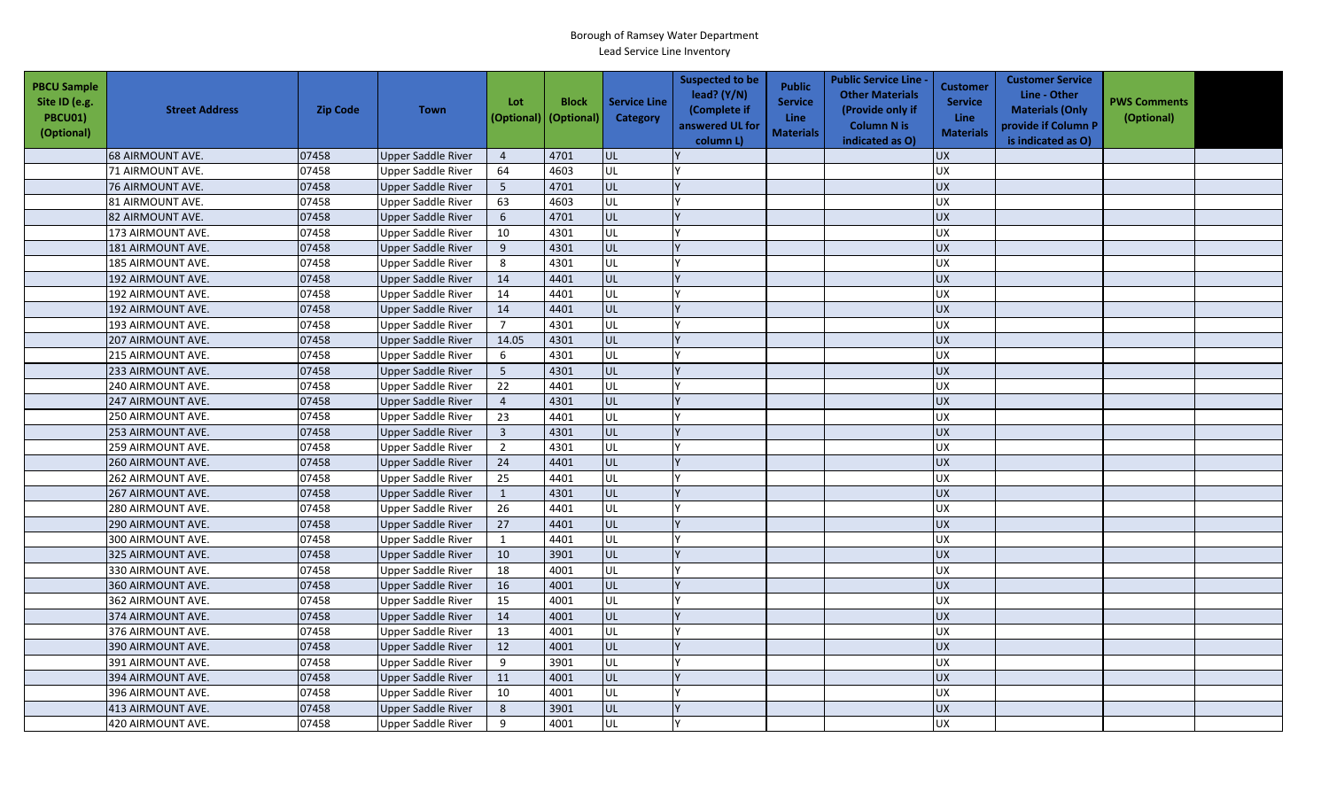Borough of Ramsey Water Department

Lead Service Line Inventory

| PBCU Sample Site ID (e.g. PBCU01) (Optional) | Street Address | Zip Code | Town | Lot (Optional) | Block (Optional) | Service Line Category | Suspected to be lead? (Y/N) (Complete if answered UL for column L) | Public Service Line Materials | Public Service Line - Other Materials (Provide only if Column N is indicated as O) | Customer Service Line Materials | Customer Service Line - Other Materials (Only provide if Column P is indicated as O) | PWS Comments (Optional) | |
|---|---|---|---|---|---|---|---|---|---|---|---|---|---|
| | 68 AIRMOUNT AVE. | 07458 | Upper Saddle River | 4 | 4701 | UL | Y | | | UX | | | |
| | 71 AIRMOUNT AVE. | 07458 | Upper Saddle River | 64 | 4603 | UL | Y | | | UX | | | |
| | 76 AIRMOUNT AVE. | 07458 | Upper Saddle River | 5 | 4701 | UL | Y | | | UX | | | |
| | 81 AIRMOUNT AVE. | 07458 | Upper Saddle River | 63 | 4603 | UL | Y | | | UX | | | |
| | 82 AIRMOUNT AVE. | 07458 | Upper Saddle River | 6 | 4701 | UL | Y | | | UX | | | |
| | 173 AIRMOUNT AVE. | 07458 | Upper Saddle River | 10 | 4301 | UL | Y | | | UX | | | |
| | 181 AIRMOUNT AVE. | 07458 | Upper Saddle River | 9 | 4301 | UL | Y | | | UX | | | |
| | 185 AIRMOUNT AVE. | 07458 | Upper Saddle River | 8 | 4301 | UL | Y | | | UX | | | |
| | 192 AIRMOUNT AVE. | 07458 | Upper Saddle River | 14 | 4401 | UL | Y | | | UX | | | |
| | 192 AIRMOUNT AVE. | 07458 | Upper Saddle River | 14 | 4401 | UL | Y | | | UX | | | |
| | 192 AIRMOUNT AVE. | 07458 | Upper Saddle River | 14 | 4401 | UL | Y | | | UX | | | |
| | 193 AIRMOUNT AVE. | 07458 | Upper Saddle River | 7 | 4301 | UL | Y | | | UX | | | |
| | 207 AIRMOUNT AVE. | 07458 | Upper Saddle River | 14.05 | 4301 | UL | Y | | | UX | | | |
| | 215 AIRMOUNT AVE. | 07458 | Upper Saddle River | 6 | 4301 | UL | Y | | | UX | | | |
| | 233 AIRMOUNT AVE. | 07458 | Upper Saddle River | 5 | 4301 | UL | Y | | | UX | | | |
| | 240 AIRMOUNT AVE. | 07458 | Upper Saddle River | 22 | 4401 | UL | Y | | | UX | | | |
| | 247 AIRMOUNT AVE. | 07458 | Upper Saddle River | 4 | 4301 | UL | Y | | | UX | | | |
| | 250 AIRMOUNT AVE. | 07458 | Upper Saddle River | 23 | 4401 | UL | Y | | | UX | | | |
| | 253 AIRMOUNT AVE. | 07458 | Upper Saddle River | 3 | 4301 | UL | Y | | | UX | | | |
| | 259 AIRMOUNT AVE. | 07458 | Upper Saddle River | 2 | 4301 | UL | Y | | | UX | | | |
| | 260 AIRMOUNT AVE. | 07458 | Upper Saddle River | 24 | 4401 | UL | Y | | | UX | | | |
| | 262 AIRMOUNT AVE. | 07458 | Upper Saddle River | 25 | 4401 | UL | Y | | | UX | | | |
| | 267 AIRMOUNT AVE. | 07458 | Upper Saddle River | 1 | 4301 | UL | Y | | | UX | | | |
| | 280 AIRMOUNT AVE. | 07458 | Upper Saddle River | 26 | 4401 | UL | Y | | | UX | | | |
| | 290 AIRMOUNT AVE. | 07458 | Upper Saddle River | 27 | 4401 | UL | Y | | | UX | | | |
| | 300 AIRMOUNT AVE. | 07458 | Upper Saddle River | 1 | 4401 | UL | Y | | | UX | | | |
| | 325 AIRMOUNT AVE. | 07458 | Upper Saddle River | 10 | 3901 | UL | Y | | | UX | | | |
| | 330 AIRMOUNT AVE. | 07458 | Upper Saddle River | 18 | 4001 | UL | Y | | | UX | | | |
| | 360 AIRMOUNT AVE. | 07458 | Upper Saddle River | 16 | 4001 | UL | Y | | | UX | | | |
| | 362 AIRMOUNT AVE. | 07458 | Upper Saddle River | 15 | 4001 | UL | Y | | | UX | | | |
| | 374 AIRMOUNT AVE. | 07458 | Upper Saddle River | 14 | 4001 | UL | Y | | | UX | | | |
| | 376 AIRMOUNT AVE. | 07458 | Upper Saddle River | 13 | 4001 | UL | Y | | | UX | | | |
| | 390 AIRMOUNT AVE. | 07458 | Upper Saddle River | 12 | 4001 | UL | Y | | | UX | | | |
| | 391 AIRMOUNT AVE. | 07458 | Upper Saddle River | 9 | 3901 | UL | Y | | | UX | | | |
| | 394 AIRMOUNT AVE. | 07458 | Upper Saddle River | 11 | 4001 | UL | Y | | | UX | | | |
| | 396 AIRMOUNT AVE. | 07458 | Upper Saddle River | 10 | 4001 | UL | Y | | | UX | | | |
| | 413 AIRMOUNT AVE. | 07458 | Upper Saddle River | 8 | 3901 | UL | Y | | | UX | | | |
| | 420 AIRMOUNT AVE. | 07458 | Upper Saddle River | 9 | 4001 | UL | Y | | | UX | | | |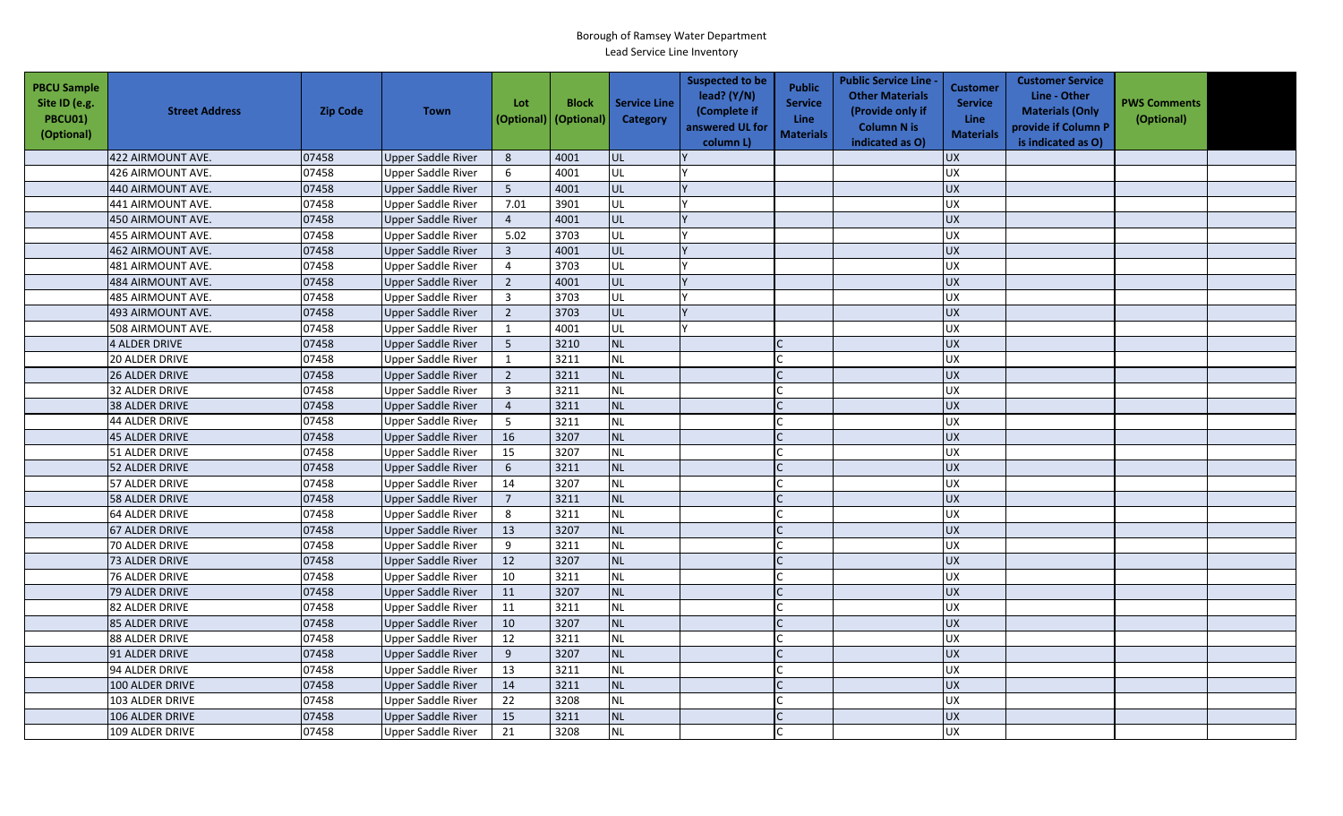Borough of Ramsey Water Department

Lead Service Line Inventory

| PBCU Sample Site ID (e.g. PBCU01) (Optional) | Street Address | Zip Code | Town | Lot (Optional) | Block (Optional) | Service Line Category | Suspected to be lead? (Y/N) (Complete if answered UL for column L) | Public Service Line Materials | Public Service Line - Other Materials (Provide only if Column N is indicated as O) | Customer Service Line Materials | Customer Service Line - Other Materials (Only provide if Column P is indicated as O) | PWS Comments (Optional) | |
|---|---|---|---|---|---|---|---|---|---|---|---|---|---|
| | 422 AIRMOUNT AVE. | 07458 | Upper Saddle River | 8 | 4001 | UL | Y | | | UX | | | |
| | 426 AIRMOUNT AVE. | 07458 | Upper Saddle River | 6 | 4001 | UL | Y | | | UX | | | |
| | 440 AIRMOUNT AVE. | 07458 | Upper Saddle River | 5 | 4001 | UL | Y | | | UX | | | |
| | 441 AIRMOUNT AVE. | 07458 | Upper Saddle River | 7.01 | 3901 | UL | Y | | | UX | | | |
| | 450 AIRMOUNT AVE. | 07458 | Upper Saddle River | 4 | 4001 | UL | Y | | | UX | | | |
| | 455 AIRMOUNT AVE. | 07458 | Upper Saddle River | 5.02 | 3703 | UL | Y | | | UX | | | |
| | 462 AIRMOUNT AVE. | 07458 | Upper Saddle River | 3 | 4001 | UL | Y | | | UX | | | |
| | 481 AIRMOUNT AVE. | 07458 | Upper Saddle River | 4 | 3703 | UL | Y | | | UX | | | |
| | 484 AIRMOUNT AVE. | 07458 | Upper Saddle River | 2 | 4001 | UL | Y | | | UX | | | |
| | 485 AIRMOUNT AVE. | 07458 | Upper Saddle River | 3 | 3703 | UL | Y | | | UX | | | |
| | 493 AIRMOUNT AVE. | 07458 | Upper Saddle River | 2 | 3703 | UL | Y | | | UX | | | |
| | 508 AIRMOUNT AVE. | 07458 | Upper Saddle River | 1 | 4001 | UL | Y | | | UX | | | |
| | 4 ALDER DRIVE | 07458 | Upper Saddle River | 5 | 3210 | NL | | C | | UX | | | |
| | 20 ALDER DRIVE | 07458 | Upper Saddle River | 1 | 3211 | NL | | C | | UX | | | |
| | 26 ALDER DRIVE | 07458 | Upper Saddle River | 2 | 3211 | NL | | C | | UX | | | |
| | 32 ALDER DRIVE | 07458 | Upper Saddle River | 3 | 3211 | NL | | C | | UX | | | |
| | 38 ALDER DRIVE | 07458 | Upper Saddle River | 4 | 3211 | NL | | C | | UX | | | |
| | 44 ALDER DRIVE | 07458 | Upper Saddle River | 5 | 3211 | NL | | C | | UX | | | |
| | 45 ALDER DRIVE | 07458 | Upper Saddle River | 16 | 3207 | NL | | C | | UX | | | |
| | 51 ALDER DRIVE | 07458 | Upper Saddle River | 15 | 3207 | NL | | C | | UX | | | |
| | 52 ALDER DRIVE | 07458 | Upper Saddle River | 6 | 3211 | NL | | C | | UX | | | |
| | 57 ALDER DRIVE | 07458 | Upper Saddle River | 14 | 3207 | NL | | C | | UX | | | |
| | 58 ALDER DRIVE | 07458 | Upper Saddle River | 7 | 3211 | NL | | C | | UX | | | |
| | 64 ALDER DRIVE | 07458 | Upper Saddle River | 8 | 3211 | NL | | C | | UX | | | |
| | 67 ALDER DRIVE | 07458 | Upper Saddle River | 13 | 3207 | NL | | C | | UX | | | |
| | 70 ALDER DRIVE | 07458 | Upper Saddle River | 9 | 3211 | NL | | C | | UX | | | |
| | 73 ALDER DRIVE | 07458 | Upper Saddle River | 12 | 3207 | NL | | C | | UX | | | |
| | 76 ALDER DRIVE | 07458 | Upper Saddle River | 10 | 3211 | NL | | C | | UX | | | |
| | 79 ALDER DRIVE | 07458 | Upper Saddle River | 11 | 3207 | NL | | C | | UX | | | |
| | 82 ALDER DRIVE | 07458 | Upper Saddle River | 11 | 3211 | NL | | C | | UX | | | |
| | 85 ALDER DRIVE | 07458 | Upper Saddle River | 10 | 3207 | NL | | C | | UX | | | |
| | 88 ALDER DRIVE | 07458 | Upper Saddle River | 12 | 3211 | NL | | C | | UX | | | |
| | 91 ALDER DRIVE | 07458 | Upper Saddle River | 9 | 3207 | NL | | C | | UX | | | |
| | 94 ALDER DRIVE | 07458 | Upper Saddle River | 13 | 3211 | NL | | C | | UX | | | |
| | 100 ALDER DRIVE | 07458 | Upper Saddle River | 14 | 3211 | NL | | C | | UX | | | |
| | 103 ALDER DRIVE | 07458 | Upper Saddle River | 22 | 3208 | NL | | C | | UX | | | |
| | 106 ALDER DRIVE | 07458 | Upper Saddle River | 15 | 3211 | NL | | C | | UX | | | |
| | 109 ALDER DRIVE | 07458 | Upper Saddle River | 21 | 3208 | NL | | C | | UX | | | |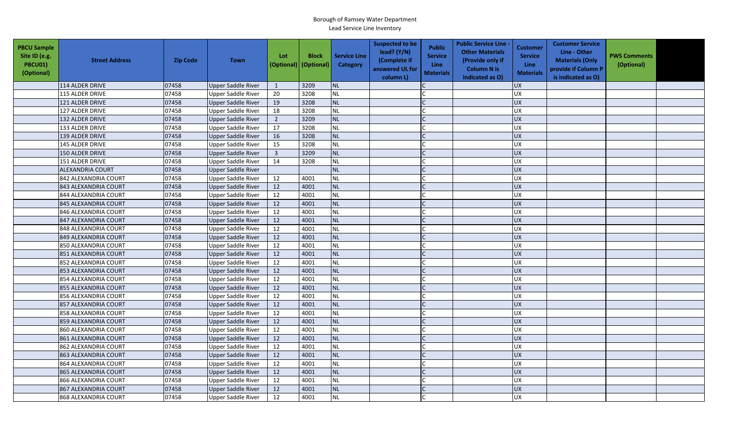Borough of Ramsey Water Department

Lead Service Line Inventory

| PBCU Sample Site ID (e.g. PBCU01) (Optional) | Street Address | Zip Code | Town | Lot (Optional) | Block (Optional) | Service Line Category | Suspected to be lead? (Y/N) (Complete if answered UL for column L) | Public Service Line Materials | Public Service Line - Other Materials (Provide only if Column N is indicated as O) | Customer Service Line Materials | Customer Service Line - Other Materials (Only provide if Column P is indicated as O) | PWS Comments (Optional) | |
|---|---|---|---|---|---|---|---|---|---|---|---|---|---|
| | 114 ALDER DRIVE | 07458 | Upper Saddle River | 1 | 3209 | NL | | C | | UX | | | |
| | 115 ALDER DRIVE | 07458 | Upper Saddle River | 20 | 3208 | NL | | C | | UX | | | |
| | 121 ALDER DRIVE | 07458 | Upper Saddle River | 19 | 3208 | NL | | C | | UX | | | |
| | 127 ALDER DRIVE | 07458 | Upper Saddle River | 18 | 3208 | NL | | C | | UX | | | |
| | 132 ALDER DRIVE | 07458 | Upper Saddle River | 2 | 3209 | NL | | C | | UX | | | |
| | 133 ALDER DRIVE | 07458 | Upper Saddle River | 17 | 3208 | NL | | C | | UX | | | |
| | 139 ALDER DRIVE | 07458 | Upper Saddle River | 16 | 3208 | NL | | C | | UX | | | |
| | 145 ALDER DRIVE | 07458 | Upper Saddle River | 15 | 3208 | NL | | C | | UX | | | |
| | 150 ALDER DRIVE | 07458 | Upper Saddle River | 3 | 3209 | NL | | C | | UX | | | |
| | 151 ALDER DRIVE | 07458 | Upper Saddle River | 14 | 3208 | NL | | C | | UX | | | |
| | ALEXANDRIA COURT | 07458 | Upper Saddle River | | | NL | | C | | UX | | | |
| | 842 ALEXANDRIA COURT | 07458 | Upper Saddle River | 12 | 4001 | NL | | C | | UX | | | |
| | 843 ALEXANDRIA COURT | 07458 | Upper Saddle River | 12 | 4001 | NL | | C | | UX | | | |
| | 844 ALEXANDRIA COURT | 07458 | Upper Saddle River | 12 | 4001 | NL | | C | | UX | | | |
| | 845 ALEXANDRIA COURT | 07458 | Upper Saddle River | 12 | 4001 | NL | | C | | UX | | | |
| | 846 ALEXANDRIA COURT | 07458 | Upper Saddle River | 12 | 4001 | NL | | C | | UX | | | |
| | 847 ALEXANDRIA COURT | 07458 | Upper Saddle River | 12 | 4001 | NL | | C | | UX | | | |
| | 848 ALEXANDRIA COURT | 07458 | Upper Saddle River | 12 | 4001 | NL | | C | | UX | | | |
| | 849 ALEXANDRIA COURT | 07458 | Upper Saddle River | 12 | 4001 | NL | | C | | UX | | | |
| | 850 ALEXANDRIA COURT | 07458 | Upper Saddle River | 12 | 4001 | NL | | C | | UX | | | |
| | 851 ALEXANDRIA COURT | 07458 | Upper Saddle River | 12 | 4001 | NL | | C | | UX | | | |
| | 852 ALEXANDRIA COURT | 07458 | Upper Saddle River | 12 | 4001 | NL | | C | | UX | | | |
| | 853 ALEXANDRIA COURT | 07458 | Upper Saddle River | 12 | 4001 | NL | | C | | UX | | | |
| | 854 ALEXANDRIA COURT | 07458 | Upper Saddle River | 12 | 4001 | NL | | C | | UX | | | |
| | 855 ALEXANDRIA COURT | 07458 | Upper Saddle River | 12 | 4001 | NL | | C | | UX | | | |
| | 856 ALEXANDRIA COURT | 07458 | Upper Saddle River | 12 | 4001 | NL | | C | | UX | | | |
| | 857 ALEXANDRIA COURT | 07458 | Upper Saddle River | 12 | 4001 | NL | | C | | UX | | | |
| | 858 ALEXANDRIA COURT | 07458 | Upper Saddle River | 12 | 4001 | NL | | C | | UX | | | |
| | 859 ALEXANDRIA COURT | 07458 | Upper Saddle River | 12 | 4001 | NL | | C | | UX | | | |
| | 860 ALEXANDRIA COURT | 07458 | Upper Saddle River | 12 | 4001 | NL | | C | | UX | | | |
| | 861 ALEXANDRIA COURT | 07458 | Upper Saddle River | 12 | 4001 | NL | | C | | UX | | | |
| | 862 ALEXANDRIA COURT | 07458 | Upper Saddle River | 12 | 4001 | NL | | C | | UX | | | |
| | 863 ALEXANDRIA COURT | 07458 | Upper Saddle River | 12 | 4001 | NL | | C | | UX | | | |
| | 864 ALEXANDRIA COURT | 07458 | Upper Saddle River | 12 | 4001 | NL | | C | | UX | | | |
| | 865 ALEXANDRIA COURT | 07458 | Upper Saddle River | 12 | 4001 | NL | | C | | UX | | | |
| | 866 ALEXANDRIA COURT | 07458 | Upper Saddle River | 12 | 4001 | NL | | C | | UX | | | |
| | 867 ALEXANDRIA COURT | 07458 | Upper Saddle River | 12 | 4001 | NL | | C | | UX | | | |
| | 868 ALEXANDRIA COURT | 07458 | Upper Saddle River | 12 | 4001 | NL | | C | | UX | | | |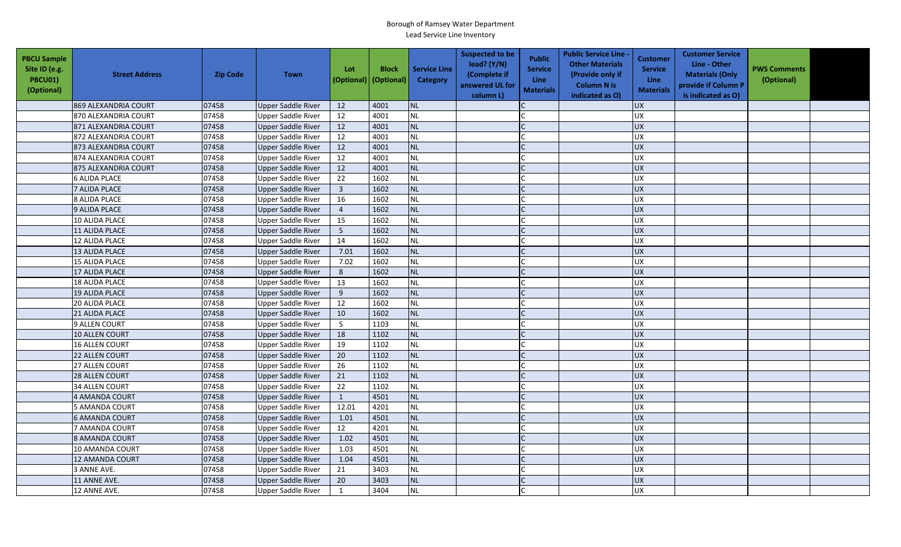Borough of Ramsey Water Department
Lead Service Line Inventory

| PBCU Sample Site ID (e.g. PBCU01) (Optional) | Street Address | Zip Code | Town | Lot (Optional) | Block (Optional) | Service Line Category | Suspected to be lead? (Y/N) (Complete if answered UL for column L) | Public Service Line Materials | Public Service Line - Other Materials (Provide only if Column N is indicated as O) | Customer Service Line Materials | Customer Service Line - Other Materials (Only provide if Column P is indicated as O) | PWS Comments (Optional) | |
|---|---|---|---|---|---|---|---|---|---|---|---|---|---|
| | 869 ALEXANDRIA COURT | 07458 | Upper Saddle River | 12 | 4001 | NL | | C | | UX | | | |
| | 870 ALEXANDRIA COURT | 07458 | Upper Saddle River | 12 | 4001 | NL | | C | | UX | | | |
| | 871 ALEXANDRIA COURT | 07458 | Upper Saddle River | 12 | 4001 | NL | | C | | UX | | | |
| | 872 ALEXANDRIA COURT | 07458 | Upper Saddle River | 12 | 4001 | NL | | C | | UX | | | |
| | 873 ALEXANDRIA COURT | 07458 | Upper Saddle River | 12 | 4001 | NL | | C | | UX | | | |
| | 874 ALEXANDRIA COURT | 07458 | Upper Saddle River | 12 | 4001 | NL | | C | | UX | | | |
| | 875 ALEXANDRIA COURT | 07458 | Upper Saddle River | 12 | 4001 | NL | | C | | UX | | | |
| | 6 ALIDA PLACE | 07458 | Upper Saddle River | 22 | 1602 | NL | | C | | UX | | | |
| | 7 ALIDA PLACE | 07458 | Upper Saddle River | 3 | 1602 | NL | | C | | UX | | | |
| | 8 ALIDA PLACE | 07458 | Upper Saddle River | 16 | 1602 | NL | | C | | UX | | | |
| | 9 ALIDA PLACE | 07458 | Upper Saddle River | 4 | 1602 | NL | | C | | UX | | | |
| | 10 ALIDA PLACE | 07458 | Upper Saddle River | 15 | 1602 | NL | | C | | UX | | | |
| | 11 ALIDA PLACE | 07458 | Upper Saddle River | 5 | 1602 | NL | | C | | UX | | | |
| | 12 ALIDA PLACE | 07458 | Upper Saddle River | 14 | 1602 | NL | | C | | UX | | | |
| | 13 ALIDA PLACE | 07458 | Upper Saddle River | 7.01 | 1602 | NL | | C | | UX | | | |
| | 15 ALIDA PLACE | 07458 | Upper Saddle River | 7.02 | 1602 | NL | | C | | UX | | | |
| | 17 ALIDA PLACE | 07458 | Upper Saddle River | 8 | 1602 | NL | | C | | UX | | | |
| | 18 ALIDA PLACE | 07458 | Upper Saddle River | 13 | 1602 | NL | | C | | UX | | | |
| | 19 ALIDA PLACE | 07458 | Upper Saddle River | 9 | 1602 | NL | | C | | UX | | | |
| | 20 ALIDA PLACE | 07458 | Upper Saddle River | 12 | 1602 | NL | | C | | UX | | | |
| | 21 ALIDA PLACE | 07458 | Upper Saddle River | 10 | 1602 | NL | | C | | UX | | | |
| | 9 ALLEN COURT | 07458 | Upper Saddle River | 5 | 1103 | NL | | C | | UX | | | |
| | 10 ALLEN COURT | 07458 | Upper Saddle River | 18 | 1102 | NL | | C | | UX | | | |
| | 16 ALLEN COURT | 07458 | Upper Saddle River | 19 | 1102 | NL | | C | | UX | | | |
| | 22 ALLEN COURT | 07458 | Upper Saddle River | 20 | 1102 | NL | | C | | UX | | | |
| | 27 ALLEN COURT | 07458 | Upper Saddle River | 26 | 1102 | NL | | C | | UX | | | |
| | 28 ALLEN COURT | 07458 | Upper Saddle River | 21 | 1102 | NL | | C | | UX | | | |
| | 34 ALLEN COURT | 07458 | Upper Saddle River | 22 | 1102 | NL | | C | | UX | | | |
| | 4 AMANDA COURT | 07458 | Upper Saddle River | 1 | 4501 | NL | | C | | UX | | | |
| | 5 AMANDA COURT | 07458 | Upper Saddle River | 12.01 | 4201 | NL | | C | | UX | | | |
| | 6 AMANDA COURT | 07458 | Upper Saddle River | 1.01 | 4501 | NL | | C | | UX | | | |
| | 7 AMANDA COURT | 07458 | Upper Saddle River | 12 | 4201 | NL | | C | | UX | | | |
| | 8 AMANDA COURT | 07458 | Upper Saddle River | 1.02 | 4501 | NL | | C | | UX | | | |
| | 10 AMANDA COURT | 07458 | Upper Saddle River | 1.03 | 4501 | NL | | C | | UX | | | |
| | 12 AMANDA COURT | 07458 | Upper Saddle River | 1.04 | 4501 | NL | | C | | UX | | | |
| | 3 ANNE AVE. | 07458 | Upper Saddle River | 21 | 3403 | NL | | C | | UX | | | |
| | 11 ANNE AVE. | 07458 | Upper Saddle River | 20 | 3403 | NL | | C | | UX | | | |
| | 12 ANNE AVE. | 07458 | Upper Saddle River | 1 | 3404 | NL | | C | | UX | | | |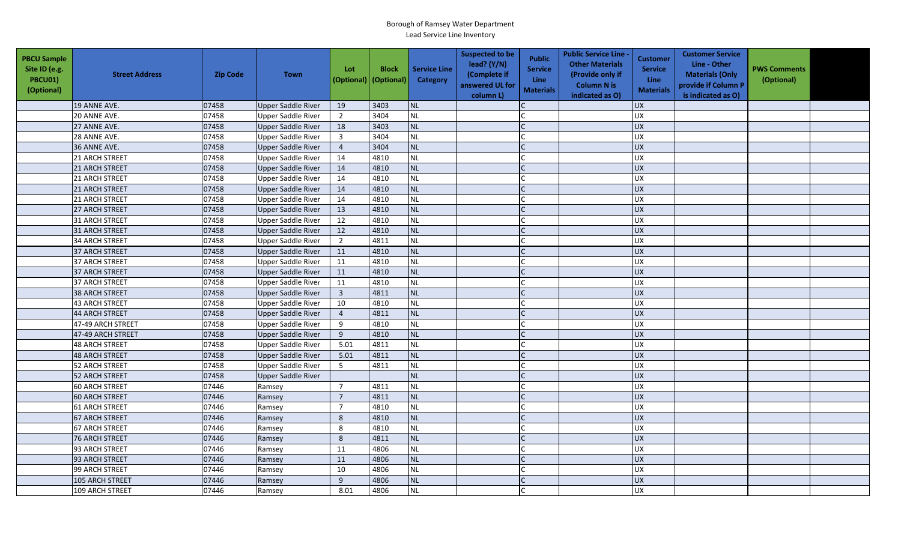Borough of Ramsey Water Department
Lead Service Line Inventory

| PBCU Sample Site ID (e.g. PBCU01) (Optional) | Street Address | Zip Code | Town | Lot (Optional) | Block (Optional) | Service Line Category | Suspected to be lead? (Y/N) (Complete if answered UL for column L) | Public Service Line Materials | Public Service Line - Other Materials (Provide only if Column N is indicated as O) | Customer Service Line Materials | Customer Service Line - Other Materials (Only provide if Column P is indicated as O) | PWS Comments (Optional) | |
|---|---|---|---|---|---|---|---|---|---|---|---|---|---|
| | 19 ANNE AVE. | 07458 | Upper Saddle River | 19 | 3403 | NL | | C | | UX | | | |
| | 20 ANNE AVE. | 07458 | Upper Saddle River | 2 | 3404 | NL | | C | | UX | | | |
| | 27 ANNE AVE. | 07458 | Upper Saddle River | 18 | 3403 | NL | | C | | UX | | | |
| | 28 ANNE AVE. | 07458 | Upper Saddle River | 3 | 3404 | NL | | C | | UX | | | |
| | 36 ANNE AVE. | 07458 | Upper Saddle River | 4 | 3404 | NL | | C | | UX | | | |
| | 21 ARCH STREET | 07458 | Upper Saddle River | 14 | 4810 | NL | | C | | UX | | | |
| | 21 ARCH STREET | 07458 | Upper Saddle River | 14 | 4810 | NL | | C | | UX | | | |
| | 21 ARCH STREET | 07458 | Upper Saddle River | 14 | 4810 | NL | | C | | UX | | | |
| | 21 ARCH STREET | 07458 | Upper Saddle River | 14 | 4810 | NL | | C | | UX | | | |
| | 21 ARCH STREET | 07458 | Upper Saddle River | 14 | 4810 | NL | | C | | UX | | | |
| | 27 ARCH STREET | 07458 | Upper Saddle River | 13 | 4810 | NL | | C | | UX | | | |
| | 31 ARCH STREET | 07458 | Upper Saddle River | 12 | 4810 | NL | | C | | UX | | | |
| | 31 ARCH STREET | 07458 | Upper Saddle River | 12 | 4810 | NL | | C | | UX | | | |
| | 34 ARCH STREET | 07458 | Upper Saddle River | 2 | 4811 | NL | | C | | UX | | | |
| | 37 ARCH STREET | 07458 | Upper Saddle River | 11 | 4810 | NL | | C | | UX | | | |
| | 37 ARCH STREET | 07458 | Upper Saddle River | 11 | 4810 | NL | | C | | UX | | | |
| | 37 ARCH STREET | 07458 | Upper Saddle River | 11 | 4810 | NL | | C | | UX | | | |
| | 37 ARCH STREET | 07458 | Upper Saddle River | 11 | 4810 | NL | | C | | UX | | | |
| | 38 ARCH STREET | 07458 | Upper Saddle River | 3 | 4811 | NL | | C | | UX | | | |
| | 43 ARCH STREET | 07458 | Upper Saddle River | 10 | 4810 | NL | | C | | UX | | | |
| | 44 ARCH STREET | 07458 | Upper Saddle River | 4 | 4811 | NL | | C | | UX | | | |
| | 47-49 ARCH STREET | 07458 | Upper Saddle River | 9 | 4810 | NL | | C | | UX | | | |
| | 47-49 ARCH STREET | 07458 | Upper Saddle River | 9 | 4810 | NL | | C | | UX | | | |
| | 48 ARCH STREET | 07458 | Upper Saddle River | 5.01 | 4811 | NL | | C | | UX | | | |
| | 48 ARCH STREET | 07458 | Upper Saddle River | 5.01 | 4811 | NL | | C | | UX | | | |
| | 52 ARCH STREET | 07458 | Upper Saddle River | 5 | 4811 | NL | | C | | UX | | | |
| | 52 ARCH STREET | 07458 | Upper Saddle River | | | NL | | C | | UX | | | |
| | 60 ARCH STREET | 07446 | Ramsey | 7 | 4811 | NL | | C | | UX | | | |
| | 60 ARCH STREET | 07446 | Ramsey | 7 | 4811 | NL | | C | | UX | | | |
| | 61 ARCH STREET | 07446 | Ramsey | 7 | 4810 | NL | | C | | UX | | | |
| | 67 ARCH STREET | 07446 | Ramsey | 8 | 4810 | NL | | C | | UX | | | |
| | 67 ARCH STREET | 07446 | Ramsey | 8 | 4810 | NL | | C | | UX | | | |
| | 76 ARCH STREET | 07446 | Ramsey | 8 | 4811 | NL | | C | | UX | | | |
| | 93 ARCH STREET | 07446 | Ramsey | 11 | 4806 | NL | | C | | UX | | | |
| | 93 ARCH STREET | 07446 | Ramsey | 11 | 4806 | NL | | C | | UX | | | |
| | 99 ARCH STREET | 07446 | Ramsey | 10 | 4806 | NL | | C | | UX | | | |
| | 105 ARCH STREET | 07446 | Ramsey | 9 | 4806 | NL | | C | | UX | | | |
| | 109 ARCH STREET | 07446 | Ramsey | 8.01 | 4806 | NL | | C | | UX | | | |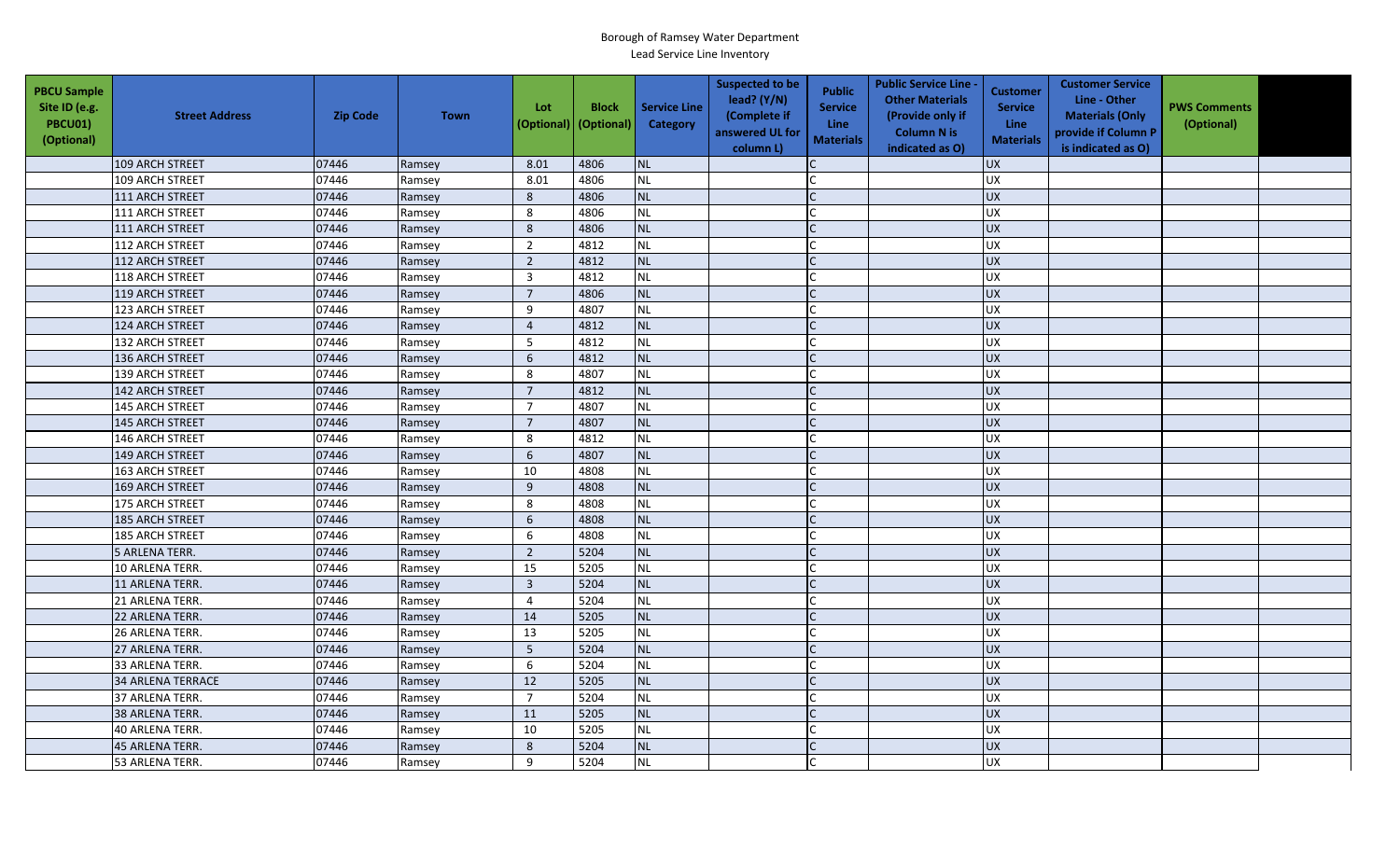Borough of Ramsey Water Department
Lead Service Line Inventory

| PBCU Sample Site ID (e.g. PBCU01) (Optional) | Street Address | Zip Code | Town | Lot (Optional) | Block (Optional) | Service Line Category | Suspected to be lead? (Y/N) (Complete if answered UL for column L) | Public Service Line Materials | Public Service Line - Other Materials (Provide only if Column N is indicated as O) | Customer Service Line Materials | Customer Service Line - Other Materials (Only provide if Column P is indicated as O) | PWS Comments (Optional) | |
|---|---|---|---|---|---|---|---|---|---|---|---|---|---|
| | 109 ARCH STREET | 07446 | Ramsey | 8.01 | 4806 | NL | | C | | UX | | | |
| | 109 ARCH STREET | 07446 | Ramsey | 8.01 | 4806 | NL | | C | | UX | | | |
| | 111 ARCH STREET | 07446 | Ramsey | 8 | 4806 | NL | | C | | UX | | | |
| | 111 ARCH STREET | 07446 | Ramsey | 8 | 4806 | NL | | C | | UX | | | |
| | 111 ARCH STREET | 07446 | Ramsey | 8 | 4806 | NL | | C | | UX | | | |
| | 112 ARCH STREET | 07446 | Ramsey | 2 | 4812 | NL | | C | | UX | | | |
| | 112 ARCH STREET | 07446 | Ramsey | 2 | 4812 | NL | | C | | UX | | | |
| | 118 ARCH STREET | 07446 | Ramsey | 3 | 4812 | NL | | C | | UX | | | |
| | 119 ARCH STREET | 07446 | Ramsey | 7 | 4806 | NL | | C | | UX | | | |
| | 123 ARCH STREET | 07446 | Ramsey | 9 | 4807 | NL | | C | | UX | | | |
| | 124 ARCH STREET | 07446 | Ramsey | 4 | 4812 | NL | | C | | UX | | | |
| | 132 ARCH STREET | 07446 | Ramsey | 5 | 4812 | NL | | C | | UX | | | |
| | 136 ARCH STREET | 07446 | Ramsey | 6 | 4812 | NL | | C | | UX | | | |
| | 139 ARCH STREET | 07446 | Ramsey | 8 | 4807 | NL | | C | | UX | | | |
| | 142 ARCH STREET | 07446 | Ramsey | 7 | 4812 | NL | | C | | UX | | | |
| | 145 ARCH STREET | 07446 | Ramsey | 7 | 4807 | NL | | C | | UX | | | |
| | 145 ARCH STREET | 07446 | Ramsey | 7 | 4807 | NL | | C | | UX | | | |
| | 146 ARCH STREET | 07446 | Ramsey | 8 | 4812 | NL | | C | | UX | | | |
| | 149 ARCH STREET | 07446 | Ramsey | 6 | 4807 | NL | | C | | UX | | | |
| | 163 ARCH STREET | 07446 | Ramsey | 10 | 4808 | NL | | C | | UX | | | |
| | 169 ARCH STREET | 07446 | Ramsey | 9 | 4808 | NL | | C | | UX | | | |
| | 175 ARCH STREET | 07446 | Ramsey | 8 | 4808 | NL | | C | | UX | | | |
| | 185 ARCH STREET | 07446 | Ramsey | 6 | 4808 | NL | | C | | UX | | | |
| | 185 ARCH STREET | 07446 | Ramsey | 6 | 4808 | NL | | C | | UX | | | |
| | 5 ARLENA TERR. | 07446 | Ramsey | 2 | 5204 | NL | | C | | UX | | | |
| | 10 ARLENA TERR. | 07446 | Ramsey | 15 | 5205 | NL | | C | | UX | | | |
| | 11 ARLENA TERR. | 07446 | Ramsey | 3 | 5204 | NL | | C | | UX | | | |
| | 21 ARLENA TERR. | 07446 | Ramsey | 4 | 5204 | NL | | C | | UX | | | |
| | 22 ARLENA TERR. | 07446 | Ramsey | 14 | 5205 | NL | | C | | UX | | | |
| | 26 ARLENA TERR. | 07446 | Ramsey | 13 | 5205 | NL | | C | | UX | | | |
| | 27 ARLENA TERR. | 07446 | Ramsey | 5 | 5204 | NL | | C | | UX | | | |
| | 33 ARLENA TERR. | 07446 | Ramsey | 6 | 5204 | NL | | C | | UX | | | |
| | 34 ARLENA TERRACE | 07446 | Ramsey | 12 | 5205 | NL | | C | | UX | | | |
| | 37 ARLENA TERR. | 07446 | Ramsey | 7 | 5204 | NL | | C | | UX | | | |
| | 38 ARLENA TERR. | 07446 | Ramsey | 11 | 5205 | NL | | C | | UX | | | |
| | 40 ARLENA TERR. | 07446 | Ramsey | 10 | 5205 | NL | | C | | UX | | | |
| | 45 ARLENA TERR. | 07446 | Ramsey | 8 | 5204 | NL | | C | | UX | | | |
| | 53 ARLENA TERR. | 07446 | Ramsey | 9 | 5204 | NL | | C | | UX | | | |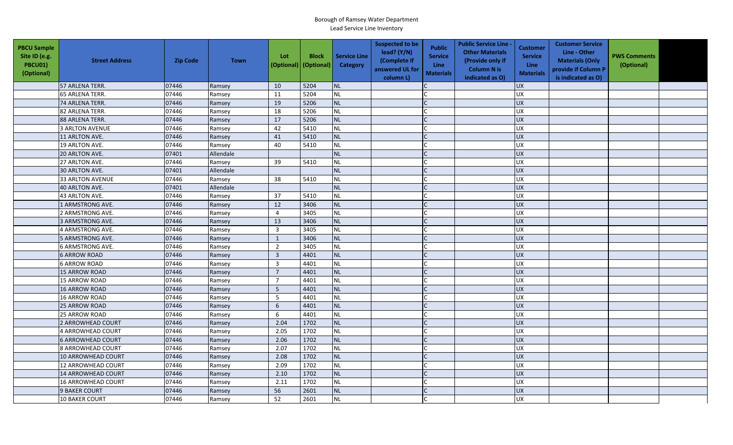Borough of Ramsey Water Department
Lead Service Line Inventory

| PBCU Sample Site ID (e.g. PBCU01) (Optional) | Street Address | Zip Code | Town | Lot (Optional) | Block (Optional) | Service Line Category | Suspected to be lead? (Y/N) (Complete if answered UL for column L) | Public Service Line Materials | Public Service Line - Other Materials (Provide only if Column N is indicated as O) | Customer Service Line Materials | Customer Service Line - Other Materials (Only provide if Column P is indicated as O) | PWS Comments (Optional) | |
|---|---|---|---|---|---|---|---|---|---|---|---|---|---|
| | 57 ARLENA TERR. | 07446 | Ramsey | 10 | 5204 | NL | | C | | UX | | | |
| | 65 ARLENA TERR. | 07446 | Ramsey | 11 | 5204 | NL | | C | | UX | | | |
| | 74 ARLENA TERR. | 07446 | Ramsey | 19 | 5206 | NL | | C | | UX | | | |
| | 82 ARLENA TERR. | 07446 | Ramsey | 18 | 5206 | NL | | C | | UX | | | |
| | 88 ARLENA TERR. | 07446 | Ramsey | 17 | 5206 | NL | | C | | UX | | | |
| | 3 ARLTON AVENUE | 07446 | Ramsey | 42 | 5410 | NL | | C | | UX | | | |
| | 11 ARLTON AVE. | 07446 | Ramsey | 41 | 5410 | NL | | C | | UX | | | |
| | 19 ARLTON AVE. | 07446 | Ramsey | 40 | 5410 | NL | | C | | UX | | | |
| | 20 ARLTON AVE. | 07401 | Allendale | | | NL | | C | | UX | | | |
| | 27 ARLTON AVE. | 07446 | Ramsey | 39 | 5410 | NL | | C | | UX | | | |
| | 30 ARLTON AVE. | 07401 | Allendale | | | NL | | C | | UX | | | |
| | 33 ARLTON AVENUE | 07446 | Ramsey | 38 | 5410 | NL | | C | | UX | | | |
| | 40 ARLTON AVE. | 07401 | Allendale | | | NL | | C | | UX | | | |
| | 43 ARLTON AVE. | 07446 | Ramsey | 37 | 5410 | NL | | C | | UX | | | |
| | 1 ARMSTRONG AVE. | 07446 | Ramsey | 12 | 3406 | NL | | C | | UX | | | |
| | 2 ARMSTRONG AVE. | 07446 | Ramsey | 4 | 3405 | NL | | C | | UX | | | |
| | 3 ARMSTRONG AVE. | 07446 | Ramsey | 13 | 3406 | NL | | C | | UX | | | |
| | 4 ARMSTRONG AVE. | 07446 | Ramsey | 3 | 3405 | NL | | C | | UX | | | |
| | 5 ARMSTRONG AVE. | 07446 | Ramsey | 1 | 3406 | NL | | C | | UX | | | |
| | 6 ARMSTRONG AVE. | 07446 | Ramsey | 2 | 3405 | NL | | C | | UX | | | |
| | 6 ARROW ROAD | 07446 | Ramsey | 3 | 4401 | NL | | C | | UX | | | |
| | 6 ARROW ROAD | 07446 | Ramsey | 3 | 4401 | NL | | C | | UX | | | |
| | 15 ARROW ROAD | 07446 | Ramsey | 7 | 4401 | NL | | C | | UX | | | |
| | 15 ARROW ROAD | 07446 | Ramsey | 7 | 4401 | NL | | C | | UX | | | |
| | 16 ARROW ROAD | 07446 | Ramsey | 5 | 4401 | NL | | C | | UX | | | |
| | 16 ARROW ROAD | 07446 | Ramsey | 5 | 4401 | NL | | C | | UX | | | |
| | 25 ARROW ROAD | 07446 | Ramsey | 6 | 4401 | NL | | C | | UX | | | |
| | 25 ARROW ROAD | 07446 | Ramsey | 6 | 4401 | NL | | C | | UX | | | |
| | 2 ARROWHEAD COURT | 07446 | Ramsey | 2.04 | 1702 | NL | | C | | UX | | | |
| | 4 ARROWHEAD COURT | 07446 | Ramsey | 2.05 | 1702 | NL | | C | | UX | | | |
| | 6 ARROWHEAD COURT | 07446 | Ramsey | 2.06 | 1702 | NL | | C | | UX | | | |
| | 8 ARROWHEAD COURT | 07446 | Ramsey | 2.07 | 1702 | NL | | C | | UX | | | |
| | 10 ARROWHEAD COURT | 07446 | Ramsey | 2.08 | 1702 | NL | | C | | UX | | | |
| | 12 ARROWHEAD COURT | 07446 | Ramsey | 2.09 | 1702 | NL | | C | | UX | | | |
| | 14 ARROWHEAD COURT | 07446 | Ramsey | 2.10 | 1702 | NL | | C | | UX | | | |
| | 16 ARROWHEAD COURT | 07446 | Ramsey | 2.11 | 1702 | NL | | C | | UX | | | |
| | 9 BAKER COURT | 07446 | Ramsey | 56 | 2601 | NL | | C | | UX | | | |
| | 10 BAKER COURT | 07446 | Ramsey | 52 | 2601 | NL | | C | | UX | | | |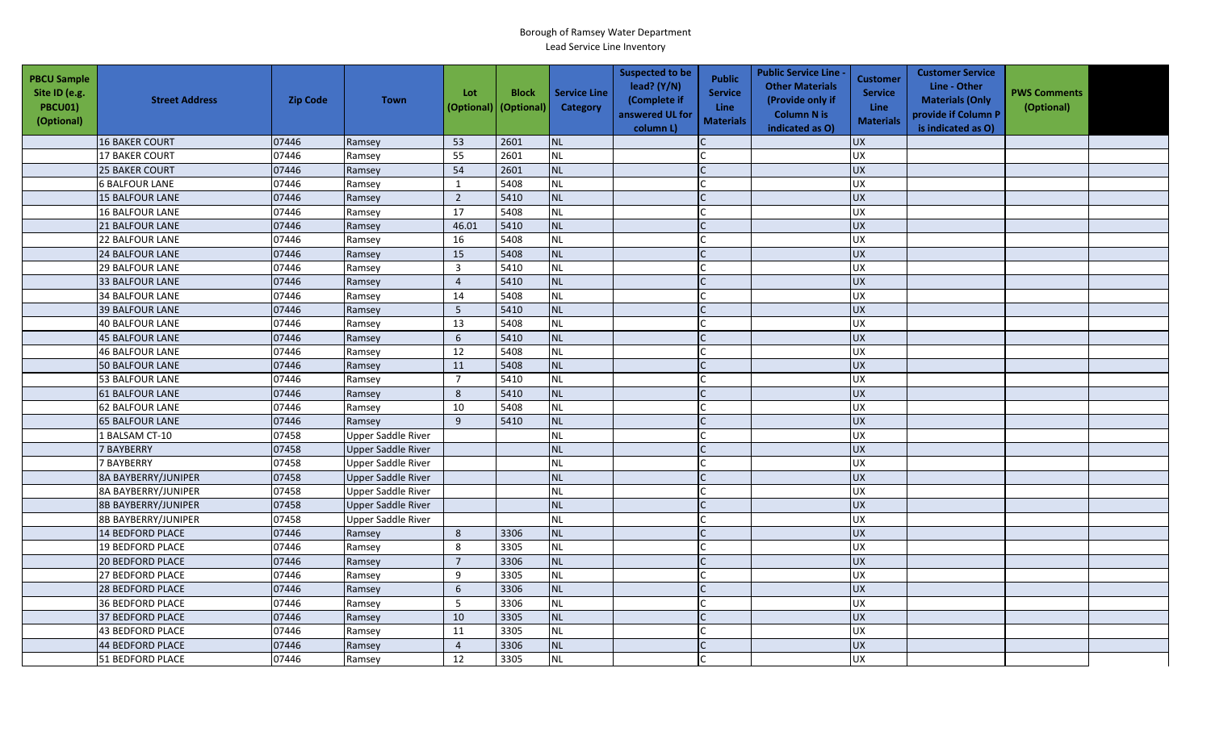Borough of Ramsey Water Department

Lead Service Line Inventory

| PBCU Sample Site ID (e.g. PBCU01) (Optional) | Street Address | Zip Code | Town | Lot (Optional) | Block (Optional) | Service Line Category | Suspected to be lead? (Y/N) (Complete if answered UL for column L) | Public Service Line Materials | Public Service Line - Other Materials (Provide only if Column N is indicated as O) | Customer Service Line Materials | Customer Service Line - Other Materials (Only provide if Column P is indicated as O) | PWS Comments (Optional) | |
|---|---|---|---|---|---|---|---|---|---|---|---|---|---|
| | 16 BAKER COURT | 07446 | Ramsey | 53 | 2601 | NL | | C | | UX | | | |
| | 17 BAKER COURT | 07446 | Ramsey | 55 | 2601 | NL | | C | | UX | | | |
| | 25 BAKER COURT | 07446 | Ramsey | 54 | 2601 | NL | | C | | UX | | | |
| | 6 BALFOUR LANE | 07446 | Ramsey | 1 | 5408 | NL | | C | | UX | | | |
| | 15 BALFOUR LANE | 07446 | Ramsey | 2 | 5410 | NL | | C | | UX | | | |
| | 16 BALFOUR LANE | 07446 | Ramsey | 17 | 5408 | NL | | C | | UX | | | |
| | 21 BALFOUR LANE | 07446 | Ramsey | 46.01 | 5410 | NL | | C | | UX | | | |
| | 22 BALFOUR LANE | 07446 | Ramsey | 16 | 5408 | NL | | C | | UX | | | |
| | 24 BALFOUR LANE | 07446 | Ramsey | 15 | 5408 | NL | | C | | UX | | | |
| | 29 BALFOUR LANE | 07446 | Ramsey | 3 | 5410 | NL | | C | | UX | | | |
| | 33 BALFOUR LANE | 07446 | Ramsey | 4 | 5410 | NL | | C | | UX | | | |
| | 34 BALFOUR LANE | 07446 | Ramsey | 14 | 5408 | NL | | C | | UX | | | |
| | 39 BALFOUR LANE | 07446 | Ramsey | 5 | 5410 | NL | | C | | UX | | | |
| | 40 BALFOUR LANE | 07446 | Ramsey | 13 | 5408 | NL | | C | | UX | | | |
| | 45 BALFOUR LANE | 07446 | Ramsey | 6 | 5410 | NL | | C | | UX | | | |
| | 46 BALFOUR LANE | 07446 | Ramsey | 12 | 5408 | NL | | C | | UX | | | |
| | 50 BALFOUR LANE | 07446 | Ramsey | 11 | 5408 | NL | | C | | UX | | | |
| | 53 BALFOUR LANE | 07446 | Ramsey | 7 | 5410 | NL | | C | | UX | | | |
| | 61 BALFOUR LANE | 07446 | Ramsey | 8 | 5410 | NL | | C | | UX | | | |
| | 62 BALFOUR LANE | 07446 | Ramsey | 10 | 5408 | NL | | C | | UX | | | |
| | 65 BALFOUR LANE | 07446 | Ramsey | 9 | 5410 | NL | | C | | UX | | | |
| | 1 BALSAM CT-10 | 07458 | Upper Saddle River | | | NL | | C | | UX | | | |
| | 7 BAYBERRY | 07458 | Upper Saddle River | | | NL | | C | | UX | | | |
| | 7 BAYBERRY | 07458 | Upper Saddle River | | | NL | | C | | UX | | | |
| | 8A BAYBERRY/JUNIPER | 07458 | Upper Saddle River | | | NL | | C | | UX | | | |
| | 8A BAYBERRY/JUNIPER | 07458 | Upper Saddle River | | | NL | | C | | UX | | | |
| | 8B BAYBERRY/JUNIPER | 07458 | Upper Saddle River | | | NL | | C | | UX | | | |
| | 8B BAYBERRY/JUNIPER | 07458 | Upper Saddle River | | | NL | | C | | UX | | | |
| | 14 BEDFORD PLACE | 07446 | Ramsey | 8 | 3306 | NL | | C | | UX | | | |
| | 19 BEDFORD PLACE | 07446 | Ramsey | 8 | 3305 | NL | | C | | UX | | | |
| | 20 BEDFORD PLACE | 07446 | Ramsey | 7 | 3306 | NL | | C | | UX | | | |
| | 27 BEDFORD PLACE | 07446 | Ramsey | 9 | 3305 | NL | | C | | UX | | | |
| | 28 BEDFORD PLACE | 07446 | Ramsey | 6 | 3306 | NL | | C | | UX | | | |
| | 36 BEDFORD PLACE | 07446 | Ramsey | 5 | 3306 | NL | | C | | UX | | | |
| | 37 BEDFORD PLACE | 07446 | Ramsey | 10 | 3305 | NL | | C | | UX | | | |
| | 43 BEDFORD PLACE | 07446 | Ramsey | 11 | 3305 | NL | | C | | UX | | | |
| | 44 BEDFORD PLACE | 07446 | Ramsey | 4 | 3306 | NL | | C | | UX | | | |
| | 51 BEDFORD PLACE | 07446 | Ramsey | 12 | 3305 | NL | | C | | UX | | | |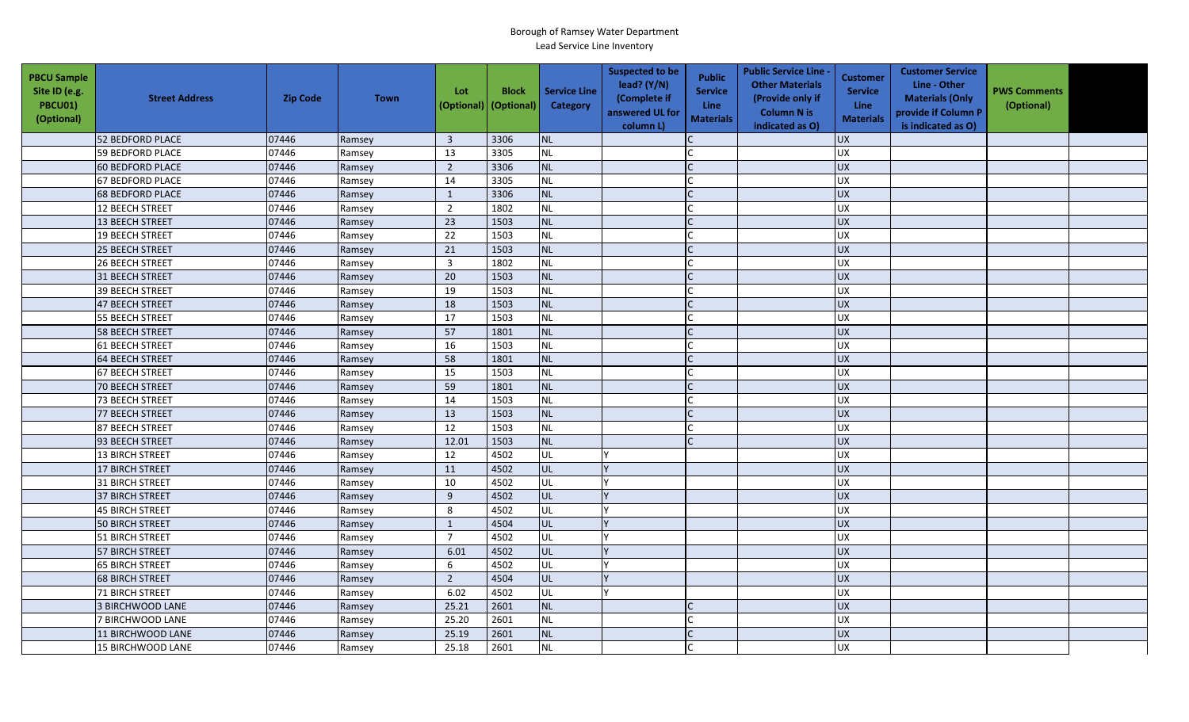Borough of Ramsey Water Department
Lead Service Line Inventory

| PBCU Sample Site ID (e.g. PBCU01) (Optional) | Street Address | Zip Code | Town | Lot (Optional) | Block (Optional) | Service Line Category | Suspected to be lead? (Y/N) (Complete if answered UL for column L) | Public Service Line Materials | Public Service Line - Other Materials (Provide only if Column N is indicated as O) | Customer Service Line Materials | Customer Service Line - Other Materials (Only provide if Column P is indicated as O) | PWS Comments (Optional) | |
|---|---|---|---|---|---|---|---|---|---|---|---|---|---|
| | 52 BEDFORD PLACE | 07446 | Ramsey | 3 | 3306 | NL | | C | | UX | | | |
| | 59 BEDFORD PLACE | 07446 | Ramsey | 13 | 3305 | NL | | C | | UX | | | |
| | 60 BEDFORD PLACE | 07446 | Ramsey | 2 | 3306 | NL | | C | | UX | | | |
| | 67 BEDFORD PLACE | 07446 | Ramsey | 14 | 3305 | NL | | C | | UX | | | |
| | 68 BEDFORD PLACE | 07446 | Ramsey | 1 | 3306 | NL | | C | | UX | | | |
| | 12 BEECH STREET | 07446 | Ramsey | 2 | 1802 | NL | | C | | UX | | | |
| | 13 BEECH STREET | 07446 | Ramsey | 23 | 1503 | NL | | C | | UX | | | |
| | 19 BEECH STREET | 07446 | Ramsey | 22 | 1503 | NL | | C | | UX | | | |
| | 25 BEECH STREET | 07446 | Ramsey | 21 | 1503 | NL | | C | | UX | | | |
| | 26 BEECH STREET | 07446 | Ramsey | 3 | 1802 | NL | | C | | UX | | | |
| | 31 BEECH STREET | 07446 | Ramsey | 20 | 1503 | NL | | C | | UX | | | |
| | 39 BEECH STREET | 07446 | Ramsey | 19 | 1503 | NL | | C | | UX | | | |
| | 47 BEECH STREET | 07446 | Ramsey | 18 | 1503 | NL | | C | | UX | | | |
| | 55 BEECH STREET | 07446 | Ramsey | 17 | 1503 | NL | | C | | UX | | | |
| | 58 BEECH STREET | 07446 | Ramsey | 57 | 1801 | NL | | C | | UX | | | |
| | 61 BEECH STREET | 07446 | Ramsey | 16 | 1503 | NL | | C | | UX | | | |
| | 64 BEECH STREET | 07446 | Ramsey | 58 | 1801 | NL | | C | | UX | | | |
| | 67 BEECH STREET | 07446 | Ramsey | 15 | 1503 | NL | | C | | UX | | | |
| | 70 BEECH STREET | 07446 | Ramsey | 59 | 1801 | NL | | C | | UX | | | |
| | 73 BEECH STREET | 07446 | Ramsey | 14 | 1503 | NL | | C | | UX | | | |
| | 77 BEECH STREET | 07446 | Ramsey | 13 | 1503 | NL | | C | | UX | | | |
| | 87 BEECH STREET | 07446 | Ramsey | 12 | 1503 | NL | | C | | UX | | | |
| | 93 BEECH STREET | 07446 | Ramsey | 12.01 | 1503 | NL | | C | | UX | | | |
| | 13 BIRCH STREET | 07446 | Ramsey | 12 | 4502 | UL | Y | | | UX | | | |
| | 17 BIRCH STREET | 07446 | Ramsey | 11 | 4502 | UL | Y | | | UX | | | |
| | 31 BIRCH STREET | 07446 | Ramsey | 10 | 4502 | UL | Y | | | UX | | | |
| | 37 BIRCH STREET | 07446 | Ramsey | 9 | 4502 | UL | Y | | | UX | | | |
| | 45 BIRCH STREET | 07446 | Ramsey | 8 | 4502 | UL | Y | | | UX | | | |
| | 50 BIRCH STREET | 07446 | Ramsey | 1 | 4504 | UL | Y | | | UX | | | |
| | 51 BIRCH STREET | 07446 | Ramsey | 7 | 4502 | UL | Y | | | UX | | | |
| | 57 BIRCH STREET | 07446 | Ramsey | 6.01 | 4502 | UL | Y | | | UX | | | |
| | 65 BIRCH STREET | 07446 | Ramsey | 6 | 4502 | UL | Y | | | UX | | | |
| | 68 BIRCH STREET | 07446 | Ramsey | 2 | 4504 | UL | Y | | | UX | | | |
| | 71 BIRCH STREET | 07446 | Ramsey | 6.02 | 4502 | UL | Y | | | UX | | | |
| | 3 BIRCHWOOD LANE | 07446 | Ramsey | 25.21 | 2601 | NL | | C | | UX | | | |
| | 7 BIRCHWOOD LANE | 07446 | Ramsey | 25.20 | 2601 | NL | | C | | UX | | | |
| | 11 BIRCHWOOD LANE | 07446 | Ramsey | 25.19 | 2601 | NL | | C | | UX | | | |
| | 15 BIRCHWOOD LANE | 07446 | Ramsey | 25.18 | 2601 | NL | | C | | UX | | | |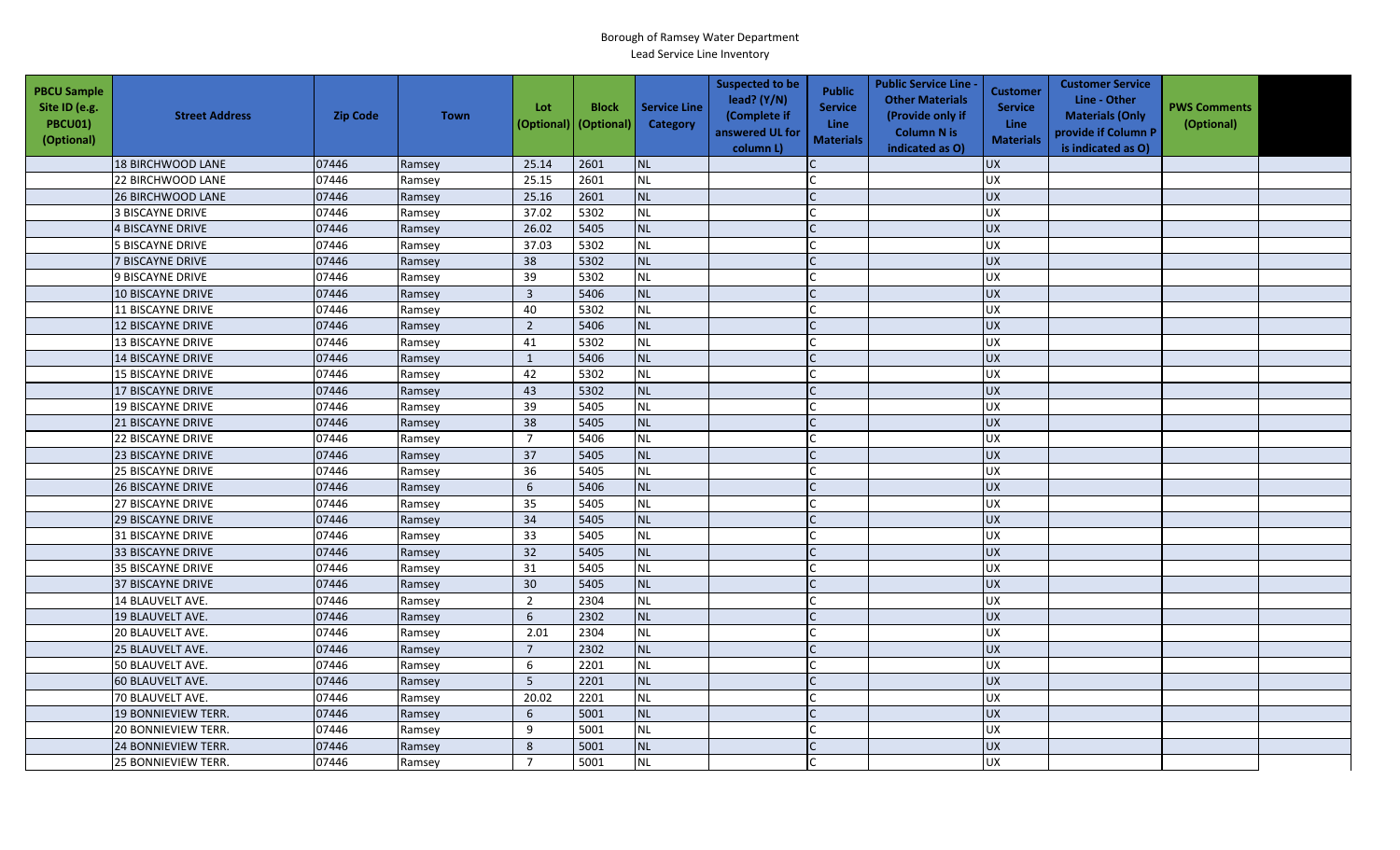Borough of Ramsey Water Department

Lead Service Line Inventory

| PBCU Sample Site ID (e.g. PBCU01) (Optional) | Street Address | Zip Code | Town | Lot (Optional) | Block (Optional) | Service Line Category | Suspected to be lead? (Y/N) (Complete if answered UL for column L) | Public Service Line Materials | Public Service Line - Other Materials (Provide only if Column N is indicated as O) | Customer Service Line Materials | Customer Service Line - Other Materials (Only provide if Column P is indicated as O) | PWS Comments (Optional) | |
|---|---|---|---|---|---|---|---|---|---|---|---|---|---|
| | 18 BIRCHWOOD LANE | 07446 | Ramsey | 25.14 | 2601 | NL | | C | | UX | | | |
| | 22 BIRCHWOOD LANE | 07446 | Ramsey | 25.15 | 2601 | NL | | C | | UX | | | |
| | 26 BIRCHWOOD LANE | 07446 | Ramsey | 25.16 | 2601 | NL | | C | | UX | | | |
| | 3 BISCAYNE DRIVE | 07446 | Ramsey | 37.02 | 5302 | NL | | C | | UX | | | |
| | 4 BISCAYNE DRIVE | 07446 | Ramsey | 26.02 | 5405 | NL | | C | | UX | | | |
| | 5 BISCAYNE DRIVE | 07446 | Ramsey | 37.03 | 5302 | NL | | C | | UX | | | |
| | 7 BISCAYNE DRIVE | 07446 | Ramsey | 38 | 5302 | NL | | C | | UX | | | |
| | 9 BISCAYNE DRIVE | 07446 | Ramsey | 39 | 5302 | NL | | C | | UX | | | |
| | 10 BISCAYNE DRIVE | 07446 | Ramsey | 3 | 5406 | NL | | C | | UX | | | |
| | 11 BISCAYNE DRIVE | 07446 | Ramsey | 40 | 5302 | NL | | C | | UX | | | |
| | 12 BISCAYNE DRIVE | 07446 | Ramsey | 2 | 5406 | NL | | C | | UX | | | |
| | 13 BISCAYNE DRIVE | 07446 | Ramsey | 41 | 5302 | NL | | C | | UX | | | |
| | 14 BISCAYNE DRIVE | 07446 | Ramsey | 1 | 5406 | NL | | C | | UX | | | |
| | 15 BISCAYNE DRIVE | 07446 | Ramsey | 42 | 5302 | NL | | C | | UX | | | |
| | 17 BISCAYNE DRIVE | 07446 | Ramsey | 43 | 5302 | NL | | C | | UX | | | |
| | 19 BISCAYNE DRIVE | 07446 | Ramsey | 39 | 5405 | NL | | C | | UX | | | |
| | 21 BISCAYNE DRIVE | 07446 | Ramsey | 38 | 5405 | NL | | C | | UX | | | |
| | 22 BISCAYNE DRIVE | 07446 | Ramsey | 7 | 5406 | NL | | C | | UX | | | |
| | 23 BISCAYNE DRIVE | 07446 | Ramsey | 37 | 5405 | NL | | C | | UX | | | |
| | 25 BISCAYNE DRIVE | 07446 | Ramsey | 36 | 5405 | NL | | C | | UX | | | |
| | 26 BISCAYNE DRIVE | 07446 | Ramsey | 6 | 5406 | NL | | C | | UX | | | |
| | 27 BISCAYNE DRIVE | 07446 | Ramsey | 35 | 5405 | NL | | C | | UX | | | |
| | 29 BISCAYNE DRIVE | 07446 | Ramsey | 34 | 5405 | NL | | C | | UX | | | |
| | 31 BISCAYNE DRIVE | 07446 | Ramsey | 33 | 5405 | NL | | C | | UX | | | |
| | 33 BISCAYNE DRIVE | 07446 | Ramsey | 32 | 5405 | NL | | C | | UX | | | |
| | 35 BISCAYNE DRIVE | 07446 | Ramsey | 31 | 5405 | NL | | C | | UX | | | |
| | 37 BISCAYNE DRIVE | 07446 | Ramsey | 30 | 5405 | NL | | C | | UX | | | |
| | 14 BLAUVELT AVE. | 07446 | Ramsey | 2 | 2304 | NL | | C | | UX | | | |
| | 19 BLAUVELT AVE. | 07446 | Ramsey | 6 | 2302 | NL | | C | | UX | | | |
| | 20 BLAUVELT AVE. | 07446 | Ramsey | 2.01 | 2304 | NL | | C | | UX | | | |
| | 25 BLAUVELT AVE. | 07446 | Ramsey | 7 | 2302 | NL | | C | | UX | | | |
| | 50 BLAUVELT AVE. | 07446 | Ramsey | 6 | 2201 | NL | | C | | UX | | | |
| | 60 BLAUVELT AVE. | 07446 | Ramsey | 5 | 2201 | NL | | C | | UX | | | |
| | 70 BLAUVELT AVE. | 07446 | Ramsey | 20.02 | 2201 | NL | | C | | UX | | | |
| | 19 BONNIEVIEW TERR. | 07446 | Ramsey | 6 | 5001 | NL | | C | | UX | | | |
| | 20 BONNIEVIEW TERR. | 07446 | Ramsey | 9 | 5001 | NL | | C | | UX | | | |
| | 24 BONNIEVIEW TERR. | 07446 | Ramsey | 8 | 5001 | NL | | C | | UX | | | |
| | 25 BONNIEVIEW TERR. | 07446 | Ramsey | 7 | 5001 | NL | | C | | UX | | | |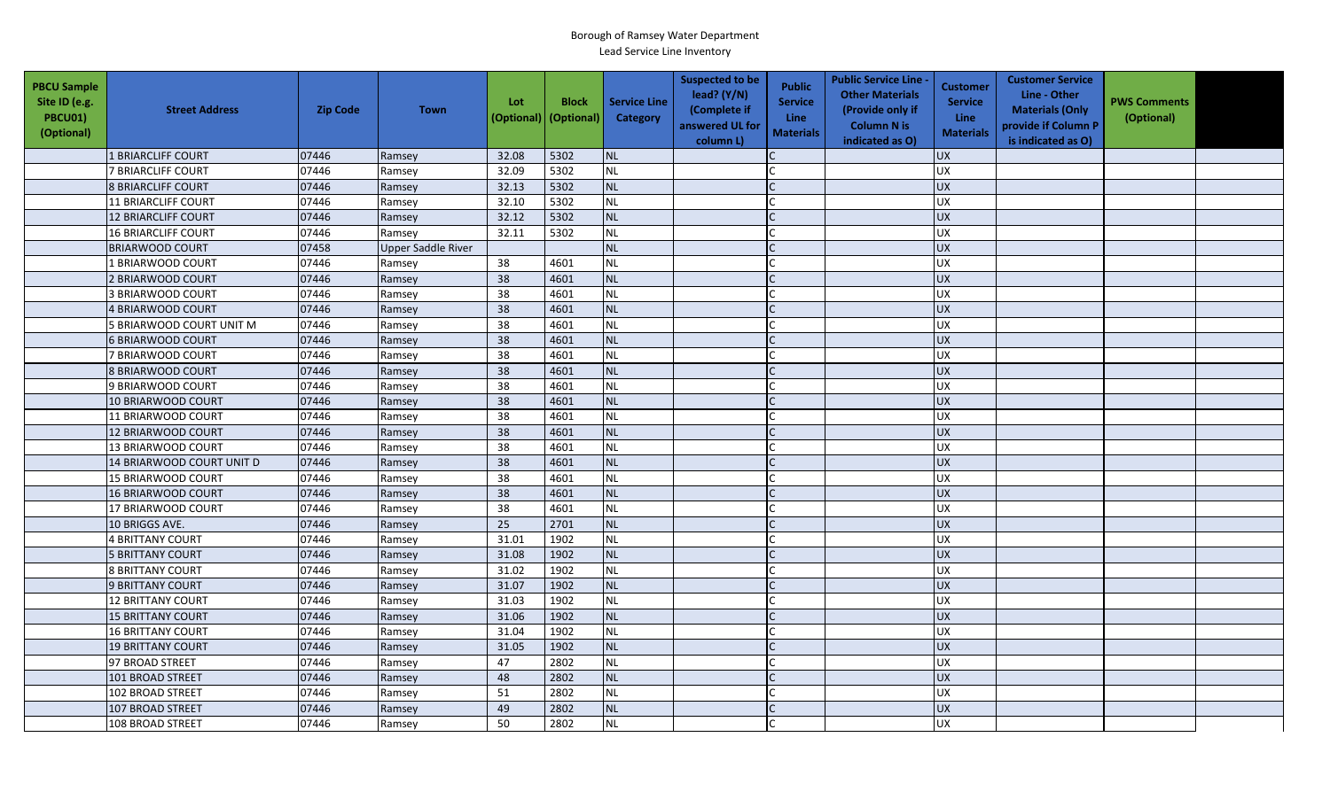Borough of Ramsey Water Department
Lead Service Line Inventory

| PBCU Sample Site ID (e.g. PBCU01) (Optional) | Street Address | Zip Code | Town | Lot (Optional) | Block (Optional) | Service Line Category | Suspected to be lead? (Y/N) (Complete if answered UL for column L) | Public Service Line Materials | Public Service Line - Other Materials (Provide only if Column N is indicated as O) | Customer Service Line Materials | Customer Service Line - Other Materials (Only provide if Column P is indicated as O) | PWS Comments (Optional) | |
|---|---|---|---|---|---|---|---|---|---|---|---|---|---|
| | 1 BRIARCLIFF COURT | 07446 | Ramsey | 32.08 | 5302 | NL | | C | | UX | | | |
| | 7 BRIARCLIFF COURT | 07446 | Ramsey | 32.09 | 5302 | NL | | C | | UX | | | |
| | 8 BRIARCLIFF COURT | 07446 | Ramsey | 32.13 | 5302 | NL | | C | | UX | | | |
| | 11 BRIARCLIFF COURT | 07446 | Ramsey | 32.10 | 5302 | NL | | C | | UX | | | |
| | 12 BRIARCLIFF COURT | 07446 | Ramsey | 32.12 | 5302 | NL | | C | | UX | | | |
| | 16 BRIARCLIFF COURT | 07446 | Ramsey | 32.11 | 5302 | NL | | C | | UX | | | |
| | BRIARWOOD COURT | 07458 | Upper Saddle River | | | NL | | C | | UX | | | |
| | 1 BRIARWOOD COURT | 07446 | Ramsey | 38 | 4601 | NL | | C | | UX | | | |
| | 2 BRIARWOOD COURT | 07446 | Ramsey | 38 | 4601 | NL | | C | | UX | | | |
| | 3 BRIARWOOD COURT | 07446 | Ramsey | 38 | 4601 | NL | | C | | UX | | | |
| | 4 BRIARWOOD COURT | 07446 | Ramsey | 38 | 4601 | NL | | C | | UX | | | |
| | 5 BRIARWOOD COURT UNIT M | 07446 | Ramsey | 38 | 4601 | NL | | C | | UX | | | |
| | 6 BRIARWOOD COURT | 07446 | Ramsey | 38 | 4601 | NL | | C | | UX | | | |
| | 7 BRIARWOOD COURT | 07446 | Ramsey | 38 | 4601 | NL | | C | | UX | | | |
| | 8 BRIARWOOD COURT | 07446 | Ramsey | 38 | 4601 | NL | | C | | UX | | | |
| | 9 BRIARWOOD COURT | 07446 | Ramsey | 38 | 4601 | NL | | C | | UX | | | |
| | 10 BRIARWOOD COURT | 07446 | Ramsey | 38 | 4601 | NL | | C | | UX | | | |
| | 11 BRIARWOOD COURT | 07446 | Ramsey | 38 | 4601 | NL | | C | | UX | | | |
| | 12 BRIARWOOD COURT | 07446 | Ramsey | 38 | 4601 | NL | | C | | UX | | | |
| | 13 BRIARWOOD COURT | 07446 | Ramsey | 38 | 4601 | NL | | C | | UX | | | |
| | 14 BRIARWOOD COURT UNIT D | 07446 | Ramsey | 38 | 4601 | NL | | C | | UX | | | |
| | 15 BRIARWOOD COURT | 07446 | Ramsey | 38 | 4601 | NL | | C | | UX | | | |
| | 16 BRIARWOOD COURT | 07446 | Ramsey | 38 | 4601 | NL | | C | | UX | | | |
| | 17 BRIARWOOD COURT | 07446 | Ramsey | 38 | 4601 | NL | | C | | UX | | | |
| | 10 BRIGGS AVE. | 07446 | Ramsey | 25 | 2701 | NL | | C | | UX | | | |
| | 4 BRITTANY COURT | 07446 | Ramsey | 31.01 | 1902 | NL | | C | | UX | | | |
| | 5 BRITTANY COURT | 07446 | Ramsey | 31.08 | 1902 | NL | | C | | UX | | | |
| | 8 BRITTANY COURT | 07446 | Ramsey | 31.02 | 1902 | NL | | C | | UX | | | |
| | 9 BRITTANY COURT | 07446 | Ramsey | 31.07 | 1902 | NL | | C | | UX | | | |
| | 12 BRITTANY COURT | 07446 | Ramsey | 31.03 | 1902 | NL | | C | | UX | | | |
| | 15 BRITTANY COURT | 07446 | Ramsey | 31.06 | 1902 | NL | | C | | UX | | | |
| | 16 BRITTANY COURT | 07446 | Ramsey | 31.04 | 1902 | NL | | C | | UX | | | |
| | 19 BRITTANY COURT | 07446 | Ramsey | 31.05 | 1902 | NL | | C | | UX | | | |
| | 97 BROAD STREET | 07446 | Ramsey | 47 | 2802 | NL | | C | | UX | | | |
| | 101 BROAD STREET | 07446 | Ramsey | 48 | 2802 | NL | | C | | UX | | | |
| | 102 BROAD STREET | 07446 | Ramsey | 51 | 2802 | NL | | C | | UX | | | |
| | 107 BROAD STREET | 07446 | Ramsey | 49 | 2802 | NL | | C | | UX | | | |
| | 108 BROAD STREET | 07446 | Ramsey | 50 | 2802 | NL | | C | | UX | | | |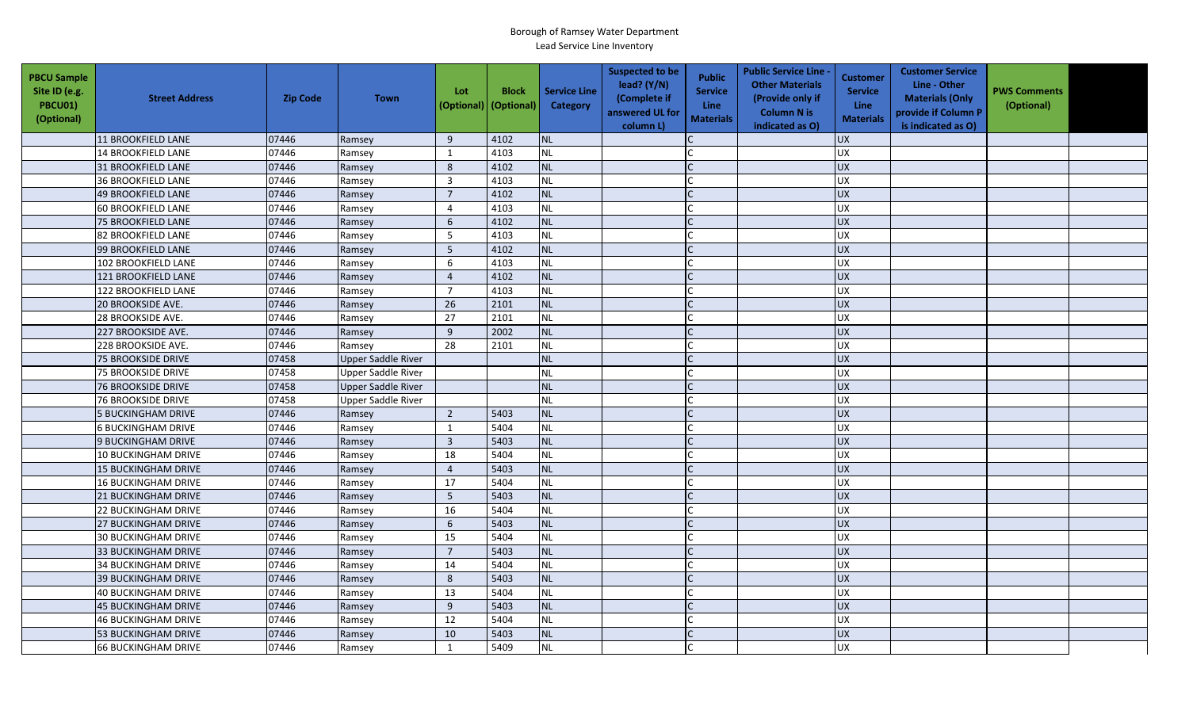Borough of Ramsey Water Department
Lead Service Line Inventory

| PBCU Sample Site ID (e.g. PBCU01) (Optional) | Street Address | Zip Code | Town | Lot (Optional) | Block (Optional) | Service Line Category | Suspected to be lead? (Y/N) (Complete if answered UL for column L) | Public Service Line Materials | Public Service Line - Other Materials (Provide only if Column N is indicated as O) | Customer Service Line Materials | Customer Service Line - Other Materials (Only provide if Column P is indicated as O) | PWS Comments (Optional) | |
|---|---|---|---|---|---|---|---|---|---|---|---|---|---|
| | 11 BROOKFIELD LANE | 07446 | Ramsey | 9 | 4102 | NL | | C | | UX | | | |
| | 14 BROOKFIELD LANE | 07446 | Ramsey | 1 | 4103 | NL | | C | | UX | | | |
| | 31 BROOKFIELD LANE | 07446 | Ramsey | 8 | 4102 | NL | | C | | UX | | | |
| | 36 BROOKFIELD LANE | 07446 | Ramsey | 3 | 4103 | NL | | C | | UX | | | |
| | 49 BROOKFIELD LANE | 07446 | Ramsey | 7 | 4102 | NL | | C | | UX | | | |
| | 60 BROOKFIELD LANE | 07446 | Ramsey | 4 | 4103 | NL | | C | | UX | | | |
| | 75 BROOKFIELD LANE | 07446 | Ramsey | 6 | 4102 | NL | | C | | UX | | | |
| | 82 BROOKFIELD LANE | 07446 | Ramsey | 5 | 4103 | NL | | C | | UX | | | |
| | 99 BROOKFIELD LANE | 07446 | Ramsey | 5 | 4102 | NL | | C | | UX | | | |
| | 102 BROOKFIELD LANE | 07446 | Ramsey | 6 | 4103 | NL | | C | | UX | | | |
| | 121 BROOKFIELD LANE | 07446 | Ramsey | 4 | 4102 | NL | | C | | UX | | | |
| | 122 BROOKFIELD LANE | 07446 | Ramsey | 7 | 4103 | NL | | C | | UX | | | |
| | 20 BROOKSIDE AVE. | 07446 | Ramsey | 26 | 2101 | NL | | C | | UX | | | |
| | 28 BROOKSIDE AVE. | 07446 | Ramsey | 27 | 2101 | NL | | C | | UX | | | |
| | 227 BROOKSIDE AVE. | 07446 | Ramsey | 9 | 2002 | NL | | C | | UX | | | |
| | 228 BROOKSIDE AVE. | 07446 | Ramsey | 28 | 2101 | NL | | C | | UX | | | |
| | 75 BROOKSIDE DRIVE | 07458 | Upper Saddle River | | | NL | | C | | UX | | | |
| | 75 BROOKSIDE DRIVE | 07458 | Upper Saddle River | | | NL | | C | | UX | | | |
| | 76 BROOKSIDE DRIVE | 07458 | Upper Saddle River | | | NL | | C | | UX | | | |
| | 76 BROOKSIDE DRIVE | 07458 | Upper Saddle River | | | NL | | C | | UX | | | |
| | 5 BUCKINGHAM DRIVE | 07446 | Ramsey | 2 | 5403 | NL | | C | | UX | | | |
| | 6 BUCKINGHAM DRIVE | 07446 | Ramsey | 1 | 5404 | NL | | C | | UX | | | |
| | 9 BUCKINGHAM DRIVE | 07446 | Ramsey | 3 | 5403 | NL | | C | | UX | | | |
| | 10 BUCKINGHAM DRIVE | 07446 | Ramsey | 18 | 5404 | NL | | C | | UX | | | |
| | 15 BUCKINGHAM DRIVE | 07446 | Ramsey | 4 | 5403 | NL | | C | | UX | | | |
| | 16 BUCKINGHAM DRIVE | 07446 | Ramsey | 17 | 5404 | NL | | C | | UX | | | |
| | 21 BUCKINGHAM DRIVE | 07446 | Ramsey | 5 | 5403 | NL | | C | | UX | | | |
| | 22 BUCKINGHAM DRIVE | 07446 | Ramsey | 16 | 5404 | NL | | C | | UX | | | |
| | 27 BUCKINGHAM DRIVE | 07446 | Ramsey | 6 | 5403 | NL | | C | | UX | | | |
| | 30 BUCKINGHAM DRIVE | 07446 | Ramsey | 15 | 5404 | NL | | C | | UX | | | |
| | 33 BUCKINGHAM DRIVE | 07446 | Ramsey | 7 | 5403 | NL | | C | | UX | | | |
| | 34 BUCKINGHAM DRIVE | 07446 | Ramsey | 14 | 5404 | NL | | C | | UX | | | |
| | 39 BUCKINGHAM DRIVE | 07446 | Ramsey | 8 | 5403 | NL | | C | | UX | | | |
| | 40 BUCKINGHAM DRIVE | 07446 | Ramsey | 13 | 5404 | NL | | C | | UX | | | |
| | 45 BUCKINGHAM DRIVE | 07446 | Ramsey | 9 | 5403 | NL | | C | | UX | | | |
| | 46 BUCKINGHAM DRIVE | 07446 | Ramsey | 12 | 5404 | NL | | C | | UX | | | |
| | 53 BUCKINGHAM DRIVE | 07446 | Ramsey | 10 | 5403 | NL | | C | | UX | | | |
| | 66 BUCKINGHAM DRIVE | 07446 | Ramsey | 1 | 5409 | NL | | C | | UX | | | |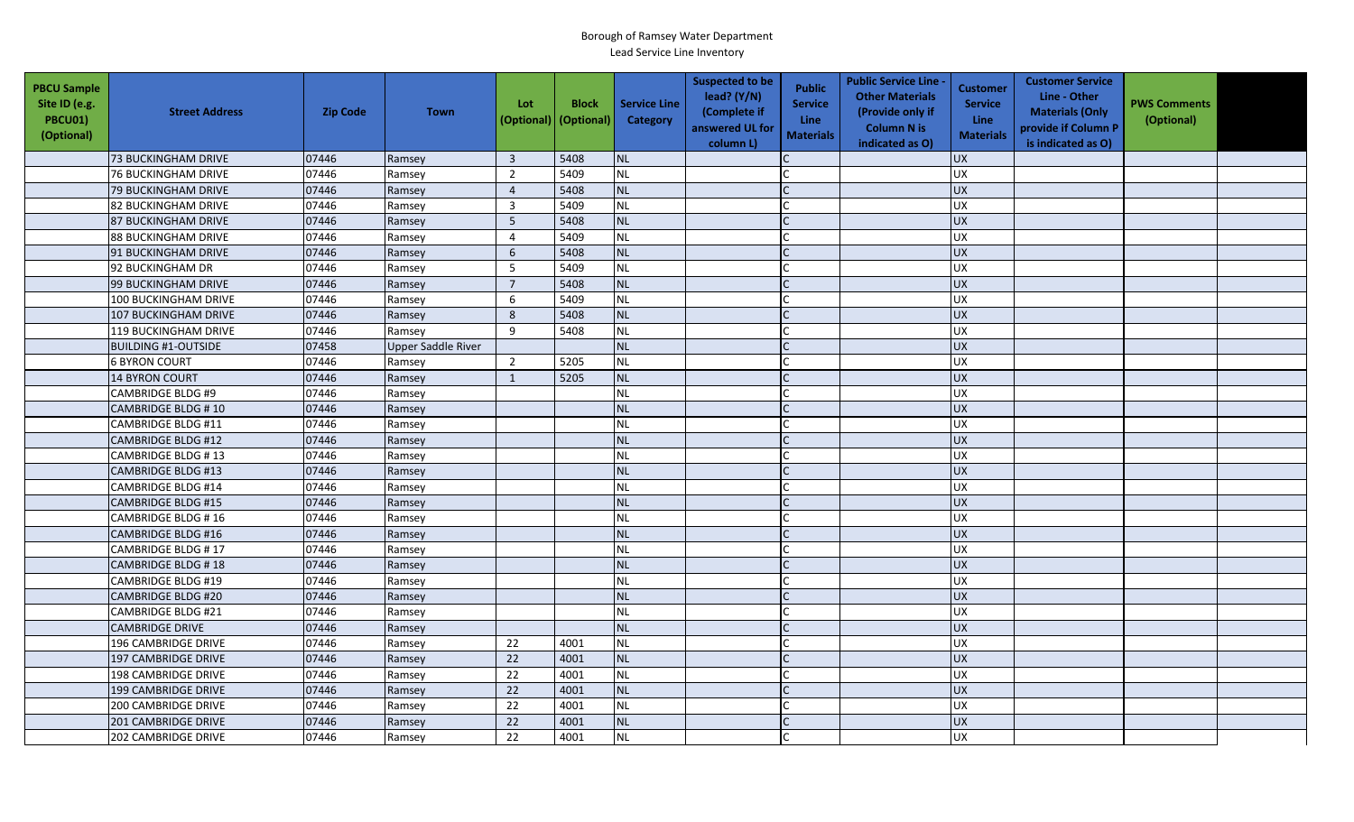Borough of Ramsey Water Department
Lead Service Line Inventory

| PBCU Sample Site ID (e.g. PBCU01) (Optional) | Street Address | Zip Code | Town | Lot (Optional) | Block (Optional) | Service Line Category | Suspected to be lead? (Y/N) (Complete if answered UL for column L) | Public Service Line Materials | Public Service Line - Other Materials (Provide only if Column N is indicated as O) | Customer Service Line Materials | Customer Service Line - Other Materials (Only provide if Column P is indicated as O) | PWS Comments (Optional) | |
|---|---|---|---|---|---|---|---|---|---|---|---|---|---|
| | 73 BUCKINGHAM DRIVE | 07446 | Ramsey | 3 | 5408 | NL | | C | | UX | | | |
| | 76 BUCKINGHAM DRIVE | 07446 | Ramsey | 2 | 5409 | NL | | C | | UX | | | |
| | 79 BUCKINGHAM DRIVE | 07446 | Ramsey | 4 | 5408 | NL | | C | | UX | | | |
| | 82 BUCKINGHAM DRIVE | 07446 | Ramsey | 3 | 5409 | NL | | C | | UX | | | |
| | 87 BUCKINGHAM DRIVE | 07446 | Ramsey | 5 | 5408 | NL | | C | | UX | | | |
| | 88 BUCKINGHAM DRIVE | 07446 | Ramsey | 4 | 5409 | NL | | C | | UX | | | |
| | 91 BUCKINGHAM DRIVE | 07446 | Ramsey | 6 | 5408 | NL | | C | | UX | | | |
| | 92 BUCKINGHAM DR | 07446 | Ramsey | 5 | 5409 | NL | | C | | UX | | | |
| | 99 BUCKINGHAM DRIVE | 07446 | Ramsey | 7 | 5408 | NL | | C | | UX | | | |
| | 100 BUCKINGHAM DRIVE | 07446 | Ramsey | 6 | 5409 | NL | | C | | UX | | | |
| | 107 BUCKINGHAM DRIVE | 07446 | Ramsey | 8 | 5408 | NL | | C | | UX | | | |
| | 119 BUCKINGHAM DRIVE | 07446 | Ramsey | 9 | 5408 | NL | | C | | UX | | | |
| | BUILDING #1-OUTSIDE | 07458 | Upper Saddle River | | | NL | | C | | UX | | | |
| | 6 BYRON COURT | 07446 | Ramsey | 2 | 5205 | NL | | C | | UX | | | |
| | 14 BYRON COURT | 07446 | Ramsey | 1 | 5205 | NL | | C | | UX | | | |
| | CAMBRIDGE BLDG #9 | 07446 | Ramsey | | | NL | | C | | UX | | | |
| | CAMBRIDGE BLDG # 10 | 07446 | Ramsey | | | NL | | C | | UX | | | |
| | CAMBRIDGE BLDG #11 | 07446 | Ramsey | | | NL | | C | | UX | | | |
| | CAMBRIDGE BLDG #12 | 07446 | Ramsey | | | NL | | C | | UX | | | |
| | CAMBRIDGE BLDG # 13 | 07446 | Ramsey | | | NL | | C | | UX | | | |
| | CAMBRIDGE BLDG #13 | 07446 | Ramsey | | | NL | | C | | UX | | | |
| | CAMBRIDGE BLDG #14 | 07446 | Ramsey | | | NL | | C | | UX | | | |
| | CAMBRIDGE BLDG #15 | 07446 | Ramsey | | | NL | | C | | UX | | | |
| | CAMBRIDGE BLDG # 16 | 07446 | Ramsey | | | NL | | C | | UX | | | |
| | CAMBRIDGE BLDG #16 | 07446 | Ramsey | | | NL | | C | | UX | | | |
| | CAMBRIDGE BLDG # 17 | 07446 | Ramsey | | | NL | | C | | UX | | | |
| | CAMBRIDGE BLDG # 18 | 07446 | Ramsey | | | NL | | C | | UX | | | |
| | CAMBRIDGE BLDG #19 | 07446 | Ramsey | | | NL | | C | | UX | | | |
| | CAMBRIDGE BLDG #20 | 07446 | Ramsey | | | NL | | C | | UX | | | |
| | CAMBRIDGE BLDG #21 | 07446 | Ramsey | | | NL | | C | | UX | | | |
| | CAMBRIDGE DRIVE | 07446 | Ramsey | | | NL | | C | | UX | | | |
| | 196 CAMBRIDGE DRIVE | 07446 | Ramsey | 22 | 4001 | NL | | C | | UX | | | |
| | 197 CAMBRIDGE DRIVE | 07446 | Ramsey | 22 | 4001 | NL | | C | | UX | | | |
| | 198 CAMBRIDGE DRIVE | 07446 | Ramsey | 22 | 4001 | NL | | C | | UX | | | |
| | 199 CAMBRIDGE DRIVE | 07446 | Ramsey | 22 | 4001 | NL | | C | | UX | | | |
| | 200 CAMBRIDGE DRIVE | 07446 | Ramsey | 22 | 4001 | NL | | C | | UX | | | |
| | 201 CAMBRIDGE DRIVE | 07446 | Ramsey | 22 | 4001 | NL | | C | | UX | | | |
| | 202 CAMBRIDGE DRIVE | 07446 | Ramsey | 22 | 4001 | NL | | C | | UX | | | |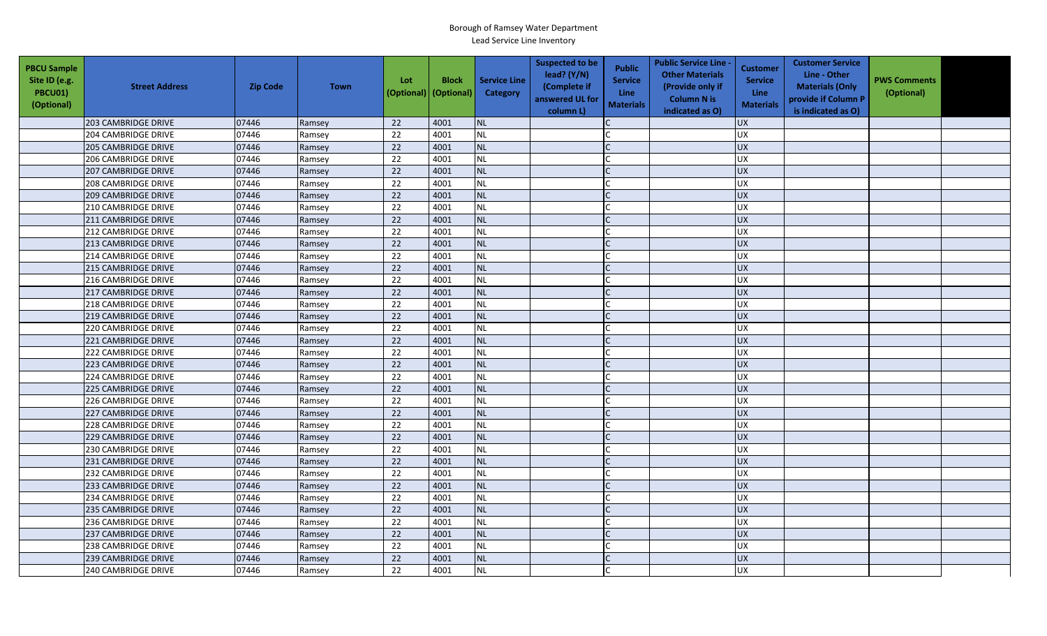Borough of Ramsey Water Department
Lead Service Line Inventory

| PBCU Sample Site ID (e.g. PBCU01) (Optional) | Street Address | Zip Code | Town | Lot (Optional) | Block (Optional) | Service Line Category | Suspected to be lead? (Y/N) (Complete if answered UL for column L) | Public Service Line Materials | Public Service Line - Other Materials (Provide only if Column N is indicated as O) | Customer Service Line Materials | Customer Service Line - Other Materials (Only provide if Column P is indicated as O) | PWS Comments (Optional) | |
|---|---|---|---|---|---|---|---|---|---|---|---|---|---|
| | 203 CAMBRIDGE DRIVE | 07446 | Ramsey | 22 | 4001 | NL | | C | | UX | | | |
| | 204 CAMBRIDGE DRIVE | 07446 | Ramsey | 22 | 4001 | NL | | C | | UX | | | |
| | 205 CAMBRIDGE DRIVE | 07446 | Ramsey | 22 | 4001 | NL | | C | | UX | | | |
| | 206 CAMBRIDGE DRIVE | 07446 | Ramsey | 22 | 4001 | NL | | C | | UX | | | |
| | 207 CAMBRIDGE DRIVE | 07446 | Ramsey | 22 | 4001 | NL | | C | | UX | | | |
| | 208 CAMBRIDGE DRIVE | 07446 | Ramsey | 22 | 4001 | NL | | C | | UX | | | |
| | 209 CAMBRIDGE DRIVE | 07446 | Ramsey | 22 | 4001 | NL | | C | | UX | | | |
| | 210 CAMBRIDGE DRIVE | 07446 | Ramsey | 22 | 4001 | NL | | C | | UX | | | |
| | 211 CAMBRIDGE DRIVE | 07446 | Ramsey | 22 | 4001 | NL | | C | | UX | | | |
| | 212 CAMBRIDGE DRIVE | 07446 | Ramsey | 22 | 4001 | NL | | C | | UX | | | |
| | 213 CAMBRIDGE DRIVE | 07446 | Ramsey | 22 | 4001 | NL | | C | | UX | | | |
| | 214 CAMBRIDGE DRIVE | 07446 | Ramsey | 22 | 4001 | NL | | C | | UX | | | |
| | 215 CAMBRIDGE DRIVE | 07446 | Ramsey | 22 | 4001 | NL | | C | | UX | | | |
| | 216 CAMBRIDGE DRIVE | 07446 | Ramsey | 22 | 4001 | NL | | C | | UX | | | |
| | 217 CAMBRIDGE DRIVE | 07446 | Ramsey | 22 | 4001 | NL | | C | | UX | | | |
| | 218 CAMBRIDGE DRIVE | 07446 | Ramsey | 22 | 4001 | NL | | C | | UX | | | |
| | 219 CAMBRIDGE DRIVE | 07446 | Ramsey | 22 | 4001 | NL | | C | | UX | | | |
| | 220 CAMBRIDGE DRIVE | 07446 | Ramsey | 22 | 4001 | NL | | C | | UX | | | |
| | 221 CAMBRIDGE DRIVE | 07446 | Ramsey | 22 | 4001 | NL | | C | | UX | | | |
| | 222 CAMBRIDGE DRIVE | 07446 | Ramsey | 22 | 4001 | NL | | C | | UX | | | |
| | 223 CAMBRIDGE DRIVE | 07446 | Ramsey | 22 | 4001 | NL | | C | | UX | | | |
| | 224 CAMBRIDGE DRIVE | 07446 | Ramsey | 22 | 4001 | NL | | C | | UX | | | |
| | 225 CAMBRIDGE DRIVE | 07446 | Ramsey | 22 | 4001 | NL | | C | | UX | | | |
| | 226 CAMBRIDGE DRIVE | 07446 | Ramsey | 22 | 4001 | NL | | C | | UX | | | |
| | 227 CAMBRIDGE DRIVE | 07446 | Ramsey | 22 | 4001 | NL | | C | | UX | | | |
| | 228 CAMBRIDGE DRIVE | 07446 | Ramsey | 22 | 4001 | NL | | C | | UX | | | |
| | 229 CAMBRIDGE DRIVE | 07446 | Ramsey | 22 | 4001 | NL | | C | | UX | | | |
| | 230 CAMBRIDGE DRIVE | 07446 | Ramsey | 22 | 4001 | NL | | C | | UX | | | |
| | 231 CAMBRIDGE DRIVE | 07446 | Ramsey | 22 | 4001 | NL | | C | | UX | | | |
| | 232 CAMBRIDGE DRIVE | 07446 | Ramsey | 22 | 4001 | NL | | C | | UX | | | |
| | 233 CAMBRIDGE DRIVE | 07446 | Ramsey | 22 | 4001 | NL | | C | | UX | | | |
| | 234 CAMBRIDGE DRIVE | 07446 | Ramsey | 22 | 4001 | NL | | C | | UX | | | |
| | 235 CAMBRIDGE DRIVE | 07446 | Ramsey | 22 | 4001 | NL | | C | | UX | | | |
| | 236 CAMBRIDGE DRIVE | 07446 | Ramsey | 22 | 4001 | NL | | C | | UX | | | |
| | 237 CAMBRIDGE DRIVE | 07446 | Ramsey | 22 | 4001 | NL | | C | | UX | | | |
| | 238 CAMBRIDGE DRIVE | 07446 | Ramsey | 22 | 4001 | NL | | C | | UX | | | |
| | 239 CAMBRIDGE DRIVE | 07446 | Ramsey | 22 | 4001 | NL | | C | | UX | | | |
| | 240 CAMBRIDGE DRIVE | 07446 | Ramsey | 22 | 4001 | NL | | C | | UX | | | |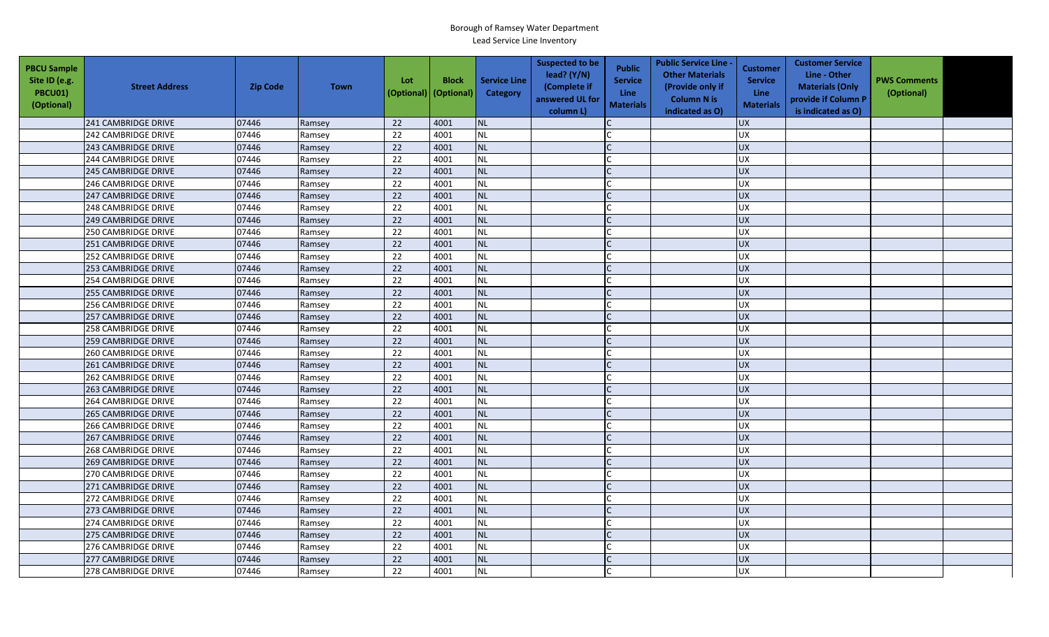# Borough of Ramsey Water Department

Lead Service Line Inventory

| PBCU Sample Site ID (e.g. PBCU01) (Optional) | Street Address | Zip Code | Town | Lot (Optional) | Block (Optional) | Service Line Category | Suspected to be lead? (Y/N) (Complete if answered UL for column L) | Public Service Line Materials | Public Service Line - Other Materials (Provide only if Column N is indicated as O) | Customer Service Line Materials | Customer Service Line - Other Materials (Only provide if Column P is indicated as O) | PWS Comments (Optional) | |
|---|---|---|---|---|---|---|---|---|---|---|---|---|---|
| | 241 CAMBRIDGE DRIVE | 07446 | Ramsey | 22 | 4001 | NL | | C | | UX | | | |
| | 242 CAMBRIDGE DRIVE | 07446 | Ramsey | 22 | 4001 | NL | | C | | UX | | | |
| | 243 CAMBRIDGE DRIVE | 07446 | Ramsey | 22 | 4001 | NL | | C | | UX | | | |
| | 244 CAMBRIDGE DRIVE | 07446 | Ramsey | 22 | 4001 | NL | | C | | UX | | | |
| | 245 CAMBRIDGE DRIVE | 07446 | Ramsey | 22 | 4001 | NL | | C | | UX | | | |
| | 246 CAMBRIDGE DRIVE | 07446 | Ramsey | 22 | 4001 | NL | | C | | UX | | | |
| | 247 CAMBRIDGE DRIVE | 07446 | Ramsey | 22 | 4001 | NL | | C | | UX | | | |
| | 248 CAMBRIDGE DRIVE | 07446 | Ramsey | 22 | 4001 | NL | | C | | UX | | | |
| | 249 CAMBRIDGE DRIVE | 07446 | Ramsey | 22 | 4001 | NL | | C | | UX | | | |
| | 250 CAMBRIDGE DRIVE | 07446 | Ramsey | 22 | 4001 | NL | | C | | UX | | | |
| | 251 CAMBRIDGE DRIVE | 07446 | Ramsey | 22 | 4001 | NL | | C | | UX | | | |
| | 252 CAMBRIDGE DRIVE | 07446 | Ramsey | 22 | 4001 | NL | | C | | UX | | | |
| | 253 CAMBRIDGE DRIVE | 07446 | Ramsey | 22 | 4001 | NL | | C | | UX | | | |
| | 254 CAMBRIDGE DRIVE | 07446 | Ramsey | 22 | 4001 | NL | | C | | UX | | | |
| | 255 CAMBRIDGE DRIVE | 07446 | Ramsey | 22 | 4001 | NL | | C | | UX | | | |
| | 256 CAMBRIDGE DRIVE | 07446 | Ramsey | 22 | 4001 | NL | | C | | UX | | | |
| | 257 CAMBRIDGE DRIVE | 07446 | Ramsey | 22 | 4001 | NL | | C | | UX | | | |
| | 258 CAMBRIDGE DRIVE | 07446 | Ramsey | 22 | 4001 | NL | | C | | UX | | | |
| | 259 CAMBRIDGE DRIVE | 07446 | Ramsey | 22 | 4001 | NL | | C | | UX | | | |
| | 260 CAMBRIDGE DRIVE | 07446 | Ramsey | 22 | 4001 | NL | | C | | UX | | | |
| | 261 CAMBRIDGE DRIVE | 07446 | Ramsey | 22 | 4001 | NL | | C | | UX | | | |
| | 262 CAMBRIDGE DRIVE | 07446 | Ramsey | 22 | 4001 | NL | | C | | UX | | | |
| | 263 CAMBRIDGE DRIVE | 07446 | Ramsey | 22 | 4001 | NL | | C | | UX | | | |
| | 264 CAMBRIDGE DRIVE | 07446 | Ramsey | 22 | 4001 | NL | | C | | UX | | | |
| | 265 CAMBRIDGE DRIVE | 07446 | Ramsey | 22 | 4001 | NL | | C | | UX | | | |
| | 266 CAMBRIDGE DRIVE | 07446 | Ramsey | 22 | 4001 | NL | | C | | UX | | | |
| | 267 CAMBRIDGE DRIVE | 07446 | Ramsey | 22 | 4001 | NL | | C | | UX | | | |
| | 268 CAMBRIDGE DRIVE | 07446 | Ramsey | 22 | 4001 | NL | | C | | UX | | | |
| | 269 CAMBRIDGE DRIVE | 07446 | Ramsey | 22 | 4001 | NL | | C | | UX | | | |
| | 270 CAMBRIDGE DRIVE | 07446 | Ramsey | 22 | 4001 | NL | | C | | UX | | | |
| | 271 CAMBRIDGE DRIVE | 07446 | Ramsey | 22 | 4001 | NL | | C | | UX | | | |
| | 272 CAMBRIDGE DRIVE | 07446 | Ramsey | 22 | 4001 | NL | | C | | UX | | | |
| | 273 CAMBRIDGE DRIVE | 07446 | Ramsey | 22 | 4001 | NL | | C | | UX | | | |
| | 274 CAMBRIDGE DRIVE | 07446 | Ramsey | 22 | 4001 | NL | | C | | UX | | | |
| | 275 CAMBRIDGE DRIVE | 07446 | Ramsey | 22 | 4001 | NL | | C | | UX | | | |
| | 276 CAMBRIDGE DRIVE | 07446 | Ramsey | 22 | 4001 | NL | | C | | UX | | | |
| | 277 CAMBRIDGE DRIVE | 07446 | Ramsey | 22 | 4001 | NL | | C | | UX | | | |
| | 278 CAMBRIDGE DRIVE | 07446 | Ramsey | 22 | 4001 | NL | | C | | UX | | | |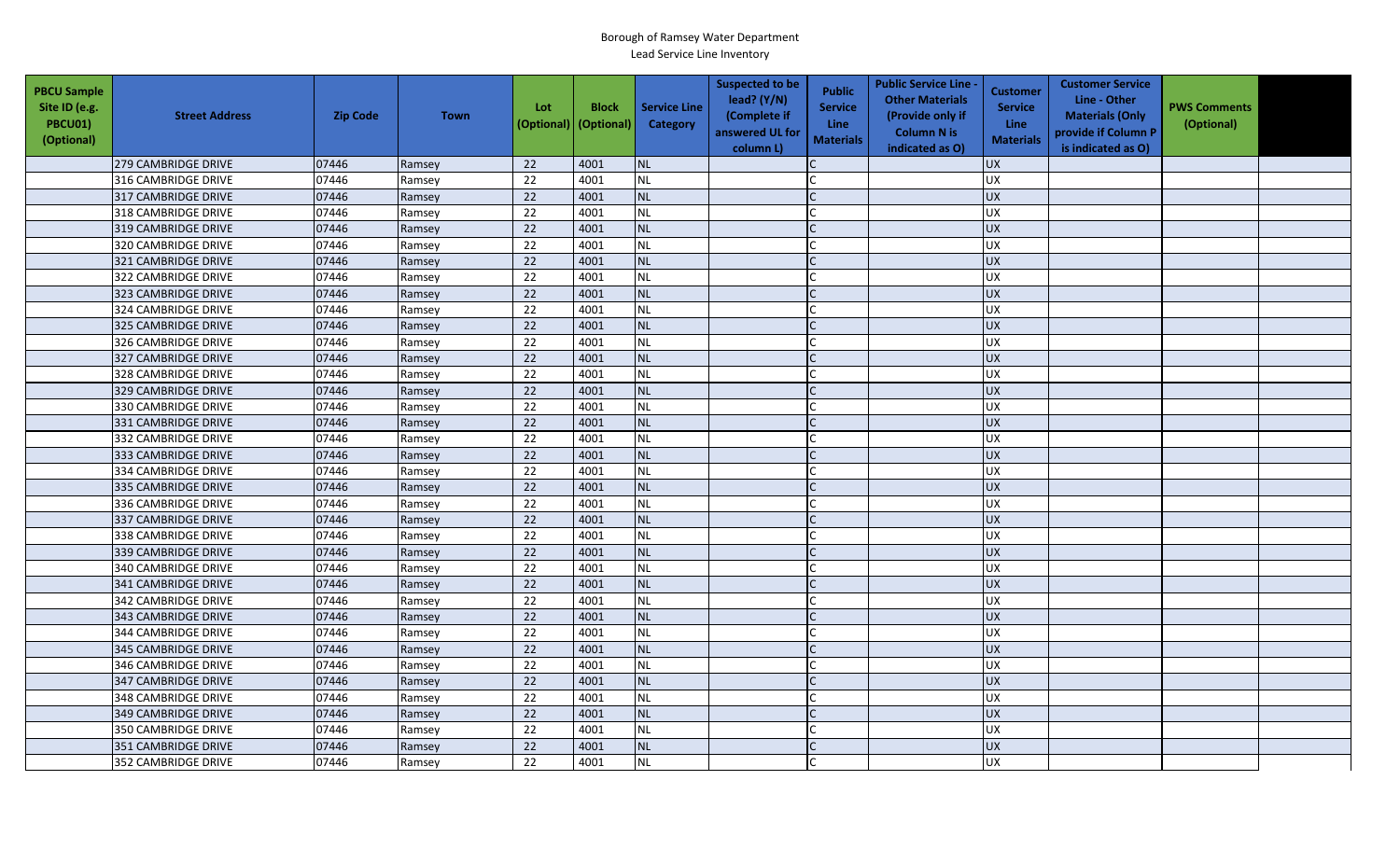Borough of Ramsey Water Department
Lead Service Line Inventory

| PBCU Sample Site ID (e.g. PBCU01) (Optional) | Street Address | Zip Code | Town | Lot (Optional) | Block (Optional) | Service Line Category | Suspected to be lead? (Y/N) (Complete if answered UL for column L) | Public Service Line Materials | Public Service Line - Other Materials (Provide only if Column N is indicated as O) | Customer Service Line Materials | Customer Service Line - Other Materials (Only provide if Column P is indicated as O) | PWS Comments (Optional) | |
|---|---|---|---|---|---|---|---|---|---|---|---|---|---|
| | 279 CAMBRIDGE DRIVE | 07446 | Ramsey | 22 | 4001 | NL | | C | | UX | | | |
| | 316 CAMBRIDGE DRIVE | 07446 | Ramsey | 22 | 4001 | NL | | C | | UX | | | |
| | 317 CAMBRIDGE DRIVE | 07446 | Ramsey | 22 | 4001 | NL | | C | | UX | | | |
| | 318 CAMBRIDGE DRIVE | 07446 | Ramsey | 22 | 4001 | NL | | C | | UX | | | |
| | 319 CAMBRIDGE DRIVE | 07446 | Ramsey | 22 | 4001 | NL | | C | | UX | | | |
| | 320 CAMBRIDGE DRIVE | 07446 | Ramsey | 22 | 4001 | NL | | C | | UX | | | |
| | 321 CAMBRIDGE DRIVE | 07446 | Ramsey | 22 | 4001 | NL | | C | | UX | | | |
| | 322 CAMBRIDGE DRIVE | 07446 | Ramsey | 22 | 4001 | NL | | C | | UX | | | |
| | 323 CAMBRIDGE DRIVE | 07446 | Ramsey | 22 | 4001 | NL | | C | | UX | | | |
| | 324 CAMBRIDGE DRIVE | 07446 | Ramsey | 22 | 4001 | NL | | C | | UX | | | |
| | 325 CAMBRIDGE DRIVE | 07446 | Ramsey | 22 | 4001 | NL | | C | | UX | | | |
| | 326 CAMBRIDGE DRIVE | 07446 | Ramsey | 22 | 4001 | NL | | C | | UX | | | |
| | 327 CAMBRIDGE DRIVE | 07446 | Ramsey | 22 | 4001 | NL | | C | | UX | | | |
| | 328 CAMBRIDGE DRIVE | 07446 | Ramsey | 22 | 4001 | NL | | C | | UX | | | |
| | 329 CAMBRIDGE DRIVE | 07446 | Ramsey | 22 | 4001 | NL | | C | | UX | | | |
| | 330 CAMBRIDGE DRIVE | 07446 | Ramsey | 22 | 4001 | NL | | C | | UX | | | |
| | 331 CAMBRIDGE DRIVE | 07446 | Ramsey | 22 | 4001 | NL | | C | | UX | | | |
| | 332 CAMBRIDGE DRIVE | 07446 | Ramsey | 22 | 4001 | NL | | C | | UX | | | |
| | 333 CAMBRIDGE DRIVE | 07446 | Ramsey | 22 | 4001 | NL | | C | | UX | | | |
| | 334 CAMBRIDGE DRIVE | 07446 | Ramsey | 22 | 4001 | NL | | C | | UX | | | |
| | 335 CAMBRIDGE DRIVE | 07446 | Ramsey | 22 | 4001 | NL | | C | | UX | | | |
| | 336 CAMBRIDGE DRIVE | 07446 | Ramsey | 22 | 4001 | NL | | C | | UX | | | |
| | 337 CAMBRIDGE DRIVE | 07446 | Ramsey | 22 | 4001 | NL | | C | | UX | | | |
| | 338 CAMBRIDGE DRIVE | 07446 | Ramsey | 22 | 4001 | NL | | C | | UX | | | |
| | 339 CAMBRIDGE DRIVE | 07446 | Ramsey | 22 | 4001 | NL | | C | | UX | | | |
| | 340 CAMBRIDGE DRIVE | 07446 | Ramsey | 22 | 4001 | NL | | C | | UX | | | |
| | 341 CAMBRIDGE DRIVE | 07446 | Ramsey | 22 | 4001 | NL | | C | | UX | | | |
| | 342 CAMBRIDGE DRIVE | 07446 | Ramsey | 22 | 4001 | NL | | C | | UX | | | |
| | 343 CAMBRIDGE DRIVE | 07446 | Ramsey | 22 | 4001 | NL | | C | | UX | | | |
| | 344 CAMBRIDGE DRIVE | 07446 | Ramsey | 22 | 4001 | NL | | C | | UX | | | |
| | 345 CAMBRIDGE DRIVE | 07446 | Ramsey | 22 | 4001 | NL | | C | | UX | | | |
| | 346 CAMBRIDGE DRIVE | 07446 | Ramsey | 22 | 4001 | NL | | C | | UX | | | |
| | 347 CAMBRIDGE DRIVE | 07446 | Ramsey | 22 | 4001 | NL | | C | | UX | | | |
| | 348 CAMBRIDGE DRIVE | 07446 | Ramsey | 22 | 4001 | NL | | C | | UX | | | |
| | 349 CAMBRIDGE DRIVE | 07446 | Ramsey | 22 | 4001 | NL | | C | | UX | | | |
| | 350 CAMBRIDGE DRIVE | 07446 | Ramsey | 22 | 4001 | NL | | C | | UX | | | |
| | 351 CAMBRIDGE DRIVE | 07446 | Ramsey | 22 | 4001 | NL | | C | | UX | | | |
| | 352 CAMBRIDGE DRIVE | 07446 | Ramsey | 22 | 4001 | NL | | C | | UX | | | |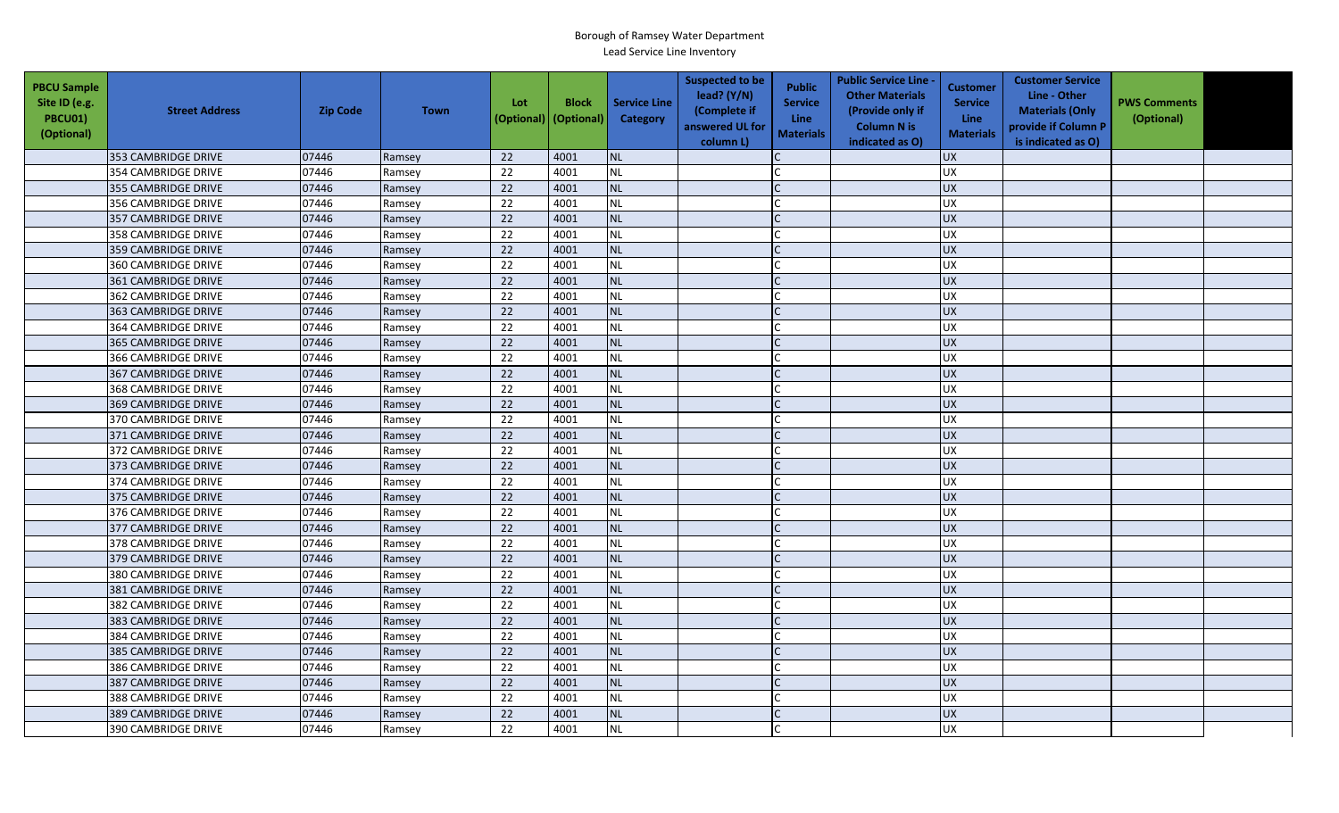Borough of Ramsey Water Department
Lead Service Line Inventory

| PBCU Sample Site ID (e.g. PBCU01) (Optional) | Street Address | Zip Code | Town | Lot (Optional) | Block (Optional) | Service Line Category | Suspected to be lead? (Y/N) (Complete if answered UL for column L) | Public Service Line Materials | Public Service Line - Other Materials (Provide only if Column N is indicated as O) | Customer Service Line Materials | Customer Service Line - Other Materials (Only provide if Column P is indicated as O) | PWS Comments (Optional) | |
|---|---|---|---|---|---|---|---|---|---|---|---|---|---|
| | 353 CAMBRIDGE DRIVE | 07446 | Ramsey | 22 | 4001 | NL | | C | | UX | | | |
| | 354 CAMBRIDGE DRIVE | 07446 | Ramsey | 22 | 4001 | NL | | C | | UX | | | |
| | 355 CAMBRIDGE DRIVE | 07446 | Ramsey | 22 | 4001 | NL | | C | | UX | | | |
| | 356 CAMBRIDGE DRIVE | 07446 | Ramsey | 22 | 4001 | NL | | C | | UX | | | |
| | 357 CAMBRIDGE DRIVE | 07446 | Ramsey | 22 | 4001 | NL | | C | | UX | | | |
| | 358 CAMBRIDGE DRIVE | 07446 | Ramsey | 22 | 4001 | NL | | C | | UX | | | |
| | 359 CAMBRIDGE DRIVE | 07446 | Ramsey | 22 | 4001 | NL | | C | | UX | | | |
| | 360 CAMBRIDGE DRIVE | 07446 | Ramsey | 22 | 4001 | NL | | C | | UX | | | |
| | 361 CAMBRIDGE DRIVE | 07446 | Ramsey | 22 | 4001 | NL | | C | | UX | | | |
| | 362 CAMBRIDGE DRIVE | 07446 | Ramsey | 22 | 4001 | NL | | C | | UX | | | |
| | 363 CAMBRIDGE DRIVE | 07446 | Ramsey | 22 | 4001 | NL | | C | | UX | | | |
| | 364 CAMBRIDGE DRIVE | 07446 | Ramsey | 22 | 4001 | NL | | C | | UX | | | |
| | 365 CAMBRIDGE DRIVE | 07446 | Ramsey | 22 | 4001 | NL | | C | | UX | | | |
| | 366 CAMBRIDGE DRIVE | 07446 | Ramsey | 22 | 4001 | NL | | C | | UX | | | |
| | 367 CAMBRIDGE DRIVE | 07446 | Ramsey | 22 | 4001 | NL | | C | | UX | | | |
| | 368 CAMBRIDGE DRIVE | 07446 | Ramsey | 22 | 4001 | NL | | C | | UX | | | |
| | 369 CAMBRIDGE DRIVE | 07446 | Ramsey | 22 | 4001 | NL | | C | | UX | | | |
| | 370 CAMBRIDGE DRIVE | 07446 | Ramsey | 22 | 4001 | NL | | C | | UX | | | |
| | 371 CAMBRIDGE DRIVE | 07446 | Ramsey | 22 | 4001 | NL | | C | | UX | | | |
| | 372 CAMBRIDGE DRIVE | 07446 | Ramsey | 22 | 4001 | NL | | C | | UX | | | |
| | 373 CAMBRIDGE DRIVE | 07446 | Ramsey | 22 | 4001 | NL | | C | | UX | | | |
| | 374 CAMBRIDGE DRIVE | 07446 | Ramsey | 22 | 4001 | NL | | C | | UX | | | |
| | 375 CAMBRIDGE DRIVE | 07446 | Ramsey | 22 | 4001 | NL | | C | | UX | | | |
| | 376 CAMBRIDGE DRIVE | 07446 | Ramsey | 22 | 4001 | NL | | C | | UX | | | |
| | 377 CAMBRIDGE DRIVE | 07446 | Ramsey | 22 | 4001 | NL | | C | | UX | | | |
| | 378 CAMBRIDGE DRIVE | 07446 | Ramsey | 22 | 4001 | NL | | C | | UX | | | |
| | 379 CAMBRIDGE DRIVE | 07446 | Ramsey | 22 | 4001 | NL | | C | | UX | | | |
| | 380 CAMBRIDGE DRIVE | 07446 | Ramsey | 22 | 4001 | NL | | C | | UX | | | |
| | 381 CAMBRIDGE DRIVE | 07446 | Ramsey | 22 | 4001 | NL | | C | | UX | | | |
| | 382 CAMBRIDGE DRIVE | 07446 | Ramsey | 22 | 4001 | NL | | C | | UX | | | |
| | 383 CAMBRIDGE DRIVE | 07446 | Ramsey | 22 | 4001 | NL | | C | | UX | | | |
| | 384 CAMBRIDGE DRIVE | 07446 | Ramsey | 22 | 4001 | NL | | C | | UX | | | |
| | 385 CAMBRIDGE DRIVE | 07446 | Ramsey | 22 | 4001 | NL | | C | | UX | | | |
| | 386 CAMBRIDGE DRIVE | 07446 | Ramsey | 22 | 4001 | NL | | C | | UX | | | |
| | 387 CAMBRIDGE DRIVE | 07446 | Ramsey | 22 | 4001 | NL | | C | | UX | | | |
| | 388 CAMBRIDGE DRIVE | 07446 | Ramsey | 22 | 4001 | NL | | C | | UX | | | |
| | 389 CAMBRIDGE DRIVE | 07446 | Ramsey | 22 | 4001 | NL | | C | | UX | | | |
| | 390 CAMBRIDGE DRIVE | 07446 | Ramsey | 22 | 4001 | NL | | C | | UX | | | |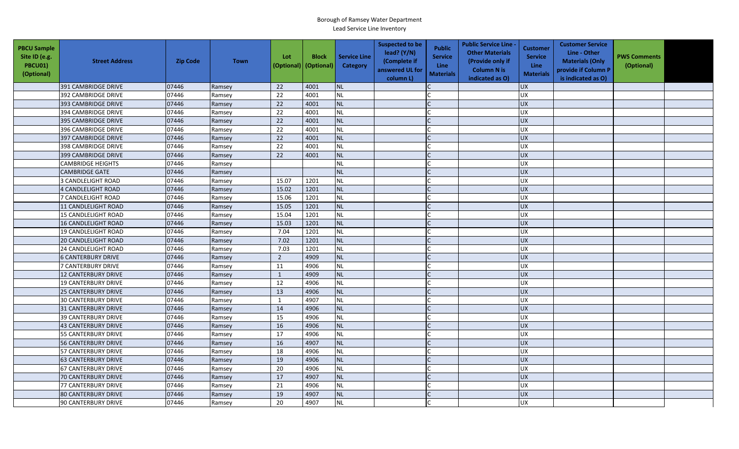Borough of Ramsey Water Department
Lead Service Line Inventory

| PBCU Sample Site ID (e.g. PBCU01) (Optional) | Street Address | Zip Code | Town | Lot (Optional) | Block (Optional) | Service Line Category | Suspected to be lead? (Y/N) (Complete if answered UL for column L) | Public Service Line Materials | Public Service Line - Other Materials (Provide only if Column N is indicated as O) | Customer Service Line Materials | Customer Service Line - Other Materials (Only provide if Column P is indicated as O) | PWS Comments (Optional) | |
|---|---|---|---|---|---|---|---|---|---|---|---|---|---|
| | 391 CAMBRIDGE DRIVE | 07446 | Ramsey | 22 | 4001 | NL | | C | | UX | | | |
| | 392 CAMBRIDGE DRIVE | 07446 | Ramsey | 22 | 4001 | NL | | C | | UX | | | |
| | 393 CAMBRIDGE DRIVE | 07446 | Ramsey | 22 | 4001 | NL | | C | | UX | | | |
| | 394 CAMBRIDGE DRIVE | 07446 | Ramsey | 22 | 4001 | NL | | C | | UX | | | |
| | 395 CAMBRIDGE DRIVE | 07446 | Ramsey | 22 | 4001 | NL | | C | | UX | | | |
| | 396 CAMBRIDGE DRIVE | 07446 | Ramsey | 22 | 4001 | NL | | C | | UX | | | |
| | 397 CAMBRIDGE DRIVE | 07446 | Ramsey | 22 | 4001 | NL | | C | | UX | | | |
| | 398 CAMBRIDGE DRIVE | 07446 | Ramsey | 22 | 4001 | NL | | C | | UX | | | |
| | 399 CAMBRIDGE DRIVE | 07446 | Ramsey | 22 | 4001 | NL | | C | | UX | | | |
| | CAMBRIDGE HEIGHTS | 07446 | Ramsey | | | NL | | C | | UX | | | |
| | CAMBRIDGE GATE | 07446 | Ramsey | | | NL | | C | | UX | | | |
| | 3 CANDLELIGHT ROAD | 07446 | Ramsey | 15.07 | 1201 | NL | | C | | UX | | | |
| | 4 CANDLELIGHT ROAD | 07446 | Ramsey | 15.02 | 1201 | NL | | C | | UX | | | |
| | 7 CANDLELIGHT ROAD | 07446 | Ramsey | 15.06 | 1201 | NL | | C | | UX | | | |
| | 11 CANDLELIGHT ROAD | 07446 | Ramsey | 15.05 | 1201 | NL | | C | | UX | | | |
| | 15 CANDLELIGHT ROAD | 07446 | Ramsey | 15.04 | 1201 | NL | | C | | UX | | | |
| | 16 CANDLELIGHT ROAD | 07446 | Ramsey | 15.03 | 1201 | NL | | C | | UX | | | |
| | 19 CANDLELIGHT ROAD | 07446 | Ramsey | 7.04 | 1201 | NL | | C | | UX | | | |
| | 20 CANDLELIGHT ROAD | 07446 | Ramsey | 7.02 | 1201 | NL | | C | | UX | | | |
| | 24 CANDLELIGHT ROAD | 07446 | Ramsey | 7.03 | 1201 | NL | | C | | UX | | | |
| | 6 CANTERBURY DRIVE | 07446 | Ramsey | 2 | 4909 | NL | | C | | UX | | | |
| | 7 CANTERBURY DRIVE | 07446 | Ramsey | 11 | 4906 | NL | | C | | UX | | | |
| | 12 CANTERBURY DRIVE | 07446 | Ramsey | 1 | 4909 | NL | | C | | UX | | | |
| | 19 CANTERBURY DRIVE | 07446 | Ramsey | 12 | 4906 | NL | | C | | UX | | | |
| | 25 CANTERBURY DRIVE | 07446 | Ramsey | 13 | 4906 | NL | | C | | UX | | | |
| | 30 CANTERBURY DRIVE | 07446 | Ramsey | 1 | 4907 | NL | | C | | UX | | | |
| | 31 CANTERBURY DRIVE | 07446 | Ramsey | 14 | 4906 | NL | | C | | UX | | | |
| | 39 CANTERBURY DRIVE | 07446 | Ramsey | 15 | 4906 | NL | | C | | UX | | | |
| | 43 CANTERBURY DRIVE | 07446 | Ramsey | 16 | 4906 | NL | | C | | UX | | | |
| | 55 CANTERBURY DRIVE | 07446 | Ramsey | 17 | 4906 | NL | | C | | UX | | | |
| | 56 CANTERBURY DRIVE | 07446 | Ramsey | 16 | 4907 | NL | | C | | UX | | | |
| | 57 CANTERBURY DRIVE | 07446 | Ramsey | 18 | 4906 | NL | | C | | UX | | | |
| | 63 CANTERBURY DRIVE | 07446 | Ramsey | 19 | 4906 | NL | | C | | UX | | | |
| | 67 CANTERBURY DRIVE | 07446 | Ramsey | 20 | 4906 | NL | | C | | UX | | | |
| | 70 CANTERBURY DRIVE | 07446 | Ramsey | 17 | 4907 | NL | | C | | UX | | | |
| | 77 CANTERBURY DRIVE | 07446 | Ramsey | 21 | 4906 | NL | | C | | UX | | | |
| | 80 CANTERBURY DRIVE | 07446 | Ramsey | 19 | 4907 | NL | | C | | UX | | | |
| | 90 CANTERBURY DRIVE | 07446 | Ramsey | 20 | 4907 | NL | | C | | UX | | | |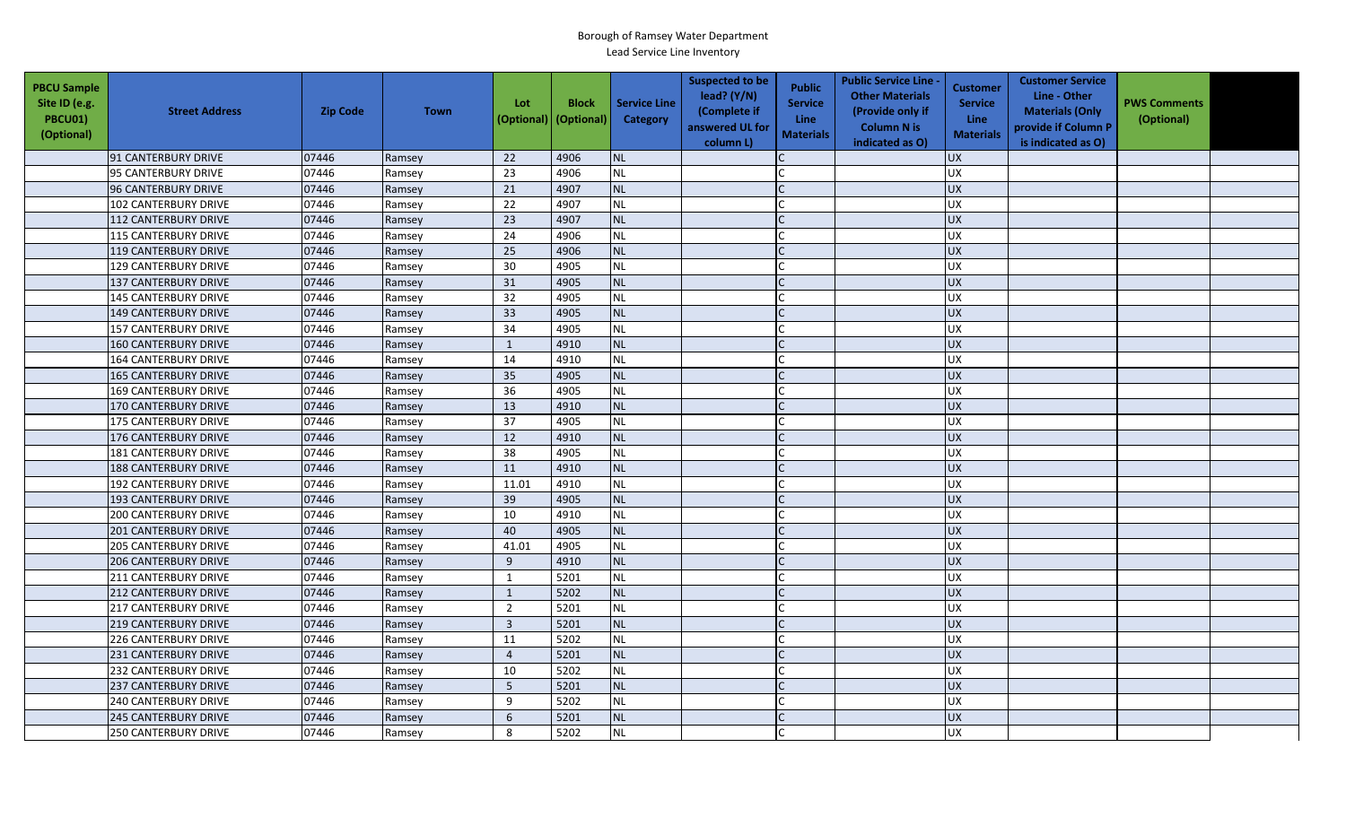Borough of Ramsey Water Department
Lead Service Line Inventory

| PBCU Sample Site ID (e.g. PBCU01) (Optional) | Street Address | Zip Code | Town | Lot (Optional) | Block (Optional) | Service Line Category | Suspected to be lead? (Y/N) (Complete if answered UL for column L) | Public Service Line Materials | Public Service Line - Other Materials (Provide only if Column N is indicated as O) | Customer Service Line Materials | Customer Service Line - Other Materials (Only provide if Column P is indicated as O) | PWS Comments (Optional) | |
|---|---|---|---|---|---|---|---|---|---|---|---|---|---|
| | 91 CANTERBURY DRIVE | 07446 | Ramsey | 22 | 4906 | NL | | C | | UX | | | |
| | 95 CANTERBURY DRIVE | 07446 | Ramsey | 23 | 4906 | NL | | C | | UX | | | |
| | 96 CANTERBURY DRIVE | 07446 | Ramsey | 21 | 4907 | NL | | C | | UX | | | |
| | 102 CANTERBURY DRIVE | 07446 | Ramsey | 22 | 4907 | NL | | C | | UX | | | |
| | 112 CANTERBURY DRIVE | 07446 | Ramsey | 23 | 4907 | NL | | C | | UX | | | |
| | 115 CANTERBURY DRIVE | 07446 | Ramsey | 24 | 4906 | NL | | C | | UX | | | |
| | 119 CANTERBURY DRIVE | 07446 | Ramsey | 25 | 4906 | NL | | C | | UX | | | |
| | 129 CANTERBURY DRIVE | 07446 | Ramsey | 30 | 4905 | NL | | C | | UX | | | |
| | 137 CANTERBURY DRIVE | 07446 | Ramsey | 31 | 4905 | NL | | C | | UX | | | |
| | 145 CANTERBURY DRIVE | 07446 | Ramsey | 32 | 4905 | NL | | C | | UX | | | |
| | 149 CANTERBURY DRIVE | 07446 | Ramsey | 33 | 4905 | NL | | C | | UX | | | |
| | 157 CANTERBURY DRIVE | 07446 | Ramsey | 34 | 4905 | NL | | C | | UX | | | |
| | 160 CANTERBURY DRIVE | 07446 | Ramsey | 1 | 4910 | NL | | C | | UX | | | |
| | 164 CANTERBURY DRIVE | 07446 | Ramsey | 14 | 4910 | NL | | C | | UX | | | |
| | 165 CANTERBURY DRIVE | 07446 | Ramsey | 35 | 4905 | NL | | C | | UX | | | |
| | 169 CANTERBURY DRIVE | 07446 | Ramsey | 36 | 4905 | NL | | C | | UX | | | |
| | 170 CANTERBURY DRIVE | 07446 | Ramsey | 13 | 4910 | NL | | C | | UX | | | |
| | 175 CANTERBURY DRIVE | 07446 | Ramsey | 37 | 4905 | NL | | C | | UX | | | |
| | 176 CANTERBURY DRIVE | 07446 | Ramsey | 12 | 4910 | NL | | C | | UX | | | |
| | 181 CANTERBURY DRIVE | 07446 | Ramsey | 38 | 4905 | NL | | C | | UX | | | |
| | 188 CANTERBURY DRIVE | 07446 | Ramsey | 11 | 4910 | NL | | C | | UX | | | |
| | 192 CANTERBURY DRIVE | 07446 | Ramsey | 11.01 | 4910 | NL | | C | | UX | | | |
| | 193 CANTERBURY DRIVE | 07446 | Ramsey | 39 | 4905 | NL | | C | | UX | | | |
| | 200 CANTERBURY DRIVE | 07446 | Ramsey | 10 | 4910 | NL | | C | | UX | | | |
| | 201 CANTERBURY DRIVE | 07446 | Ramsey | 40 | 4905 | NL | | C | | UX | | | |
| | 205 CANTERBURY DRIVE | 07446 | Ramsey | 41.01 | 4905 | NL | | C | | UX | | | |
| | 206 CANTERBURY DRIVE | 07446 | Ramsey | 9 | 4910 | NL | | C | | UX | | | |
| | 211 CANTERBURY DRIVE | 07446 | Ramsey | 1 | 5201 | NL | | C | | UX | | | |
| | 212 CANTERBURY DRIVE | 07446 | Ramsey | 1 | 5202 | NL | | C | | UX | | | |
| | 217 CANTERBURY DRIVE | 07446 | Ramsey | 2 | 5201 | NL | | C | | UX | | | |
| | 219 CANTERBURY DRIVE | 07446 | Ramsey | 3 | 5201 | NL | | C | | UX | | | |
| | 226 CANTERBURY DRIVE | 07446 | Ramsey | 11 | 5202 | NL | | C | | UX | | | |
| | 231 CANTERBURY DRIVE | 07446 | Ramsey | 4 | 5201 | NL | | C | | UX | | | |
| | 232 CANTERBURY DRIVE | 07446 | Ramsey | 10 | 5202 | NL | | C | | UX | | | |
| | 237 CANTERBURY DRIVE | 07446 | Ramsey | 5 | 5201 | NL | | C | | UX | | | |
| | 240 CANTERBURY DRIVE | 07446 | Ramsey | 9 | 5202 | NL | | C | | UX | | | |
| | 245 CANTERBURY DRIVE | 07446 | Ramsey | 6 | 5201 | NL | | C | | UX | | | |
| | 250 CANTERBURY DRIVE | 07446 | Ramsey | 8 | 5202 | NL | | C | | UX | | | |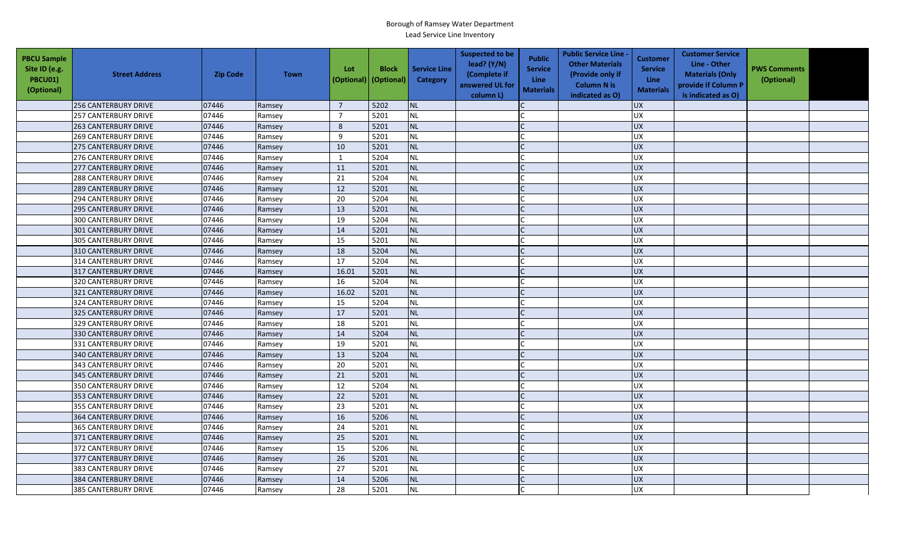Borough of Ramsey Water Department
Lead Service Line Inventory

| PBCU Sample Site ID (e.g. PBCU01) (Optional) | Street Address | Zip Code | Town | Lot (Optional) | Block (Optional) | Service Line Category | Suspected to be lead? (Y/N) (Complete if answered UL for column L) | Public Service Line Materials | Public Service Line - Other Materials (Provide only if Column N is indicated as O) | Customer Service Line Materials | Customer Service Line - Other Materials (Only provide if Column P is indicated as O) | PWS Comments (Optional) | |
|---|---|---|---|---|---|---|---|---|---|---|---|---|---|
| | 256 CANTERBURY DRIVE | 07446 | Ramsey | 7 | 5202 | NL | | C | | UX | | | |
| | 257 CANTERBURY DRIVE | 07446 | Ramsey | 7 | 5201 | NL | | C | | UX | | | |
| | 263 CANTERBURY DRIVE | 07446 | Ramsey | 8 | 5201 | NL | | C | | UX | | | |
| | 269 CANTERBURY DRIVE | 07446 | Ramsey | 9 | 5201 | NL | | C | | UX | | | |
| | 275 CANTERBURY DRIVE | 07446 | Ramsey | 10 | 5201 | NL | | C | | UX | | | |
| | 276 CANTERBURY DRIVE | 07446 | Ramsey | 1 | 5204 | NL | | C | | UX | | | |
| | 277 CANTERBURY DRIVE | 07446 | Ramsey | 11 | 5201 | NL | | C | | UX | | | |
| | 288 CANTERBURY DRIVE | 07446 | Ramsey | 21 | 5204 | NL | | C | | UX | | | |
| | 289 CANTERBURY DRIVE | 07446 | Ramsey | 12 | 5201 | NL | | C | | UX | | | |
| | 294 CANTERBURY DRIVE | 07446 | Ramsey | 20 | 5204 | NL | | C | | UX | | | |
| | 295 CANTERBURY DRIVE | 07446 | Ramsey | 13 | 5201 | NL | | C | | UX | | | |
| | 300 CANTERBURY DRIVE | 07446 | Ramsey | 19 | 5204 | NL | | C | | UX | | | |
| | 301 CANTERBURY DRIVE | 07446 | Ramsey | 14 | 5201 | NL | | C | | UX | | | |
| | 305 CANTERBURY DRIVE | 07446 | Ramsey | 15 | 5201 | NL | | C | | UX | | | |
| | 310 CANTERBURY DRIVE | 07446 | Ramsey | 18 | 5204 | NL | | C | | UX | | | |
| | 314 CANTERBURY DRIVE | 07446 | Ramsey | 17 | 5204 | NL | | C | | UX | | | |
| | 317 CANTERBURY DRIVE | 07446 | Ramsey | 16.01 | 5201 | NL | | C | | UX | | | |
| | 320 CANTERBURY DRIVE | 07446 | Ramsey | 16 | 5204 | NL | | C | | UX | | | |
| | 321 CANTERBURY DRIVE | 07446 | Ramsey | 16.02 | 5201 | NL | | C | | UX | | | |
| | 324 CANTERBURY DRIVE | 07446 | Ramsey | 15 | 5204 | NL | | C | | UX | | | |
| | 325 CANTERBURY DRIVE | 07446 | Ramsey | 17 | 5201 | NL | | C | | UX | | | |
| | 329 CANTERBURY DRIVE | 07446 | Ramsey | 18 | 5201 | NL | | C | | UX | | | |
| | 330 CANTERBURY DRIVE | 07446 | Ramsey | 14 | 5204 | NL | | C | | UX | | | |
| | 331 CANTERBURY DRIVE | 07446 | Ramsey | 19 | 5201 | NL | | C | | UX | | | |
| | 340 CANTERBURY DRIVE | 07446 | Ramsey | 13 | 5204 | NL | | C | | UX | | | |
| | 343 CANTERBURY DRIVE | 07446 | Ramsey | 20 | 5201 | NL | | C | | UX | | | |
| | 345 CANTERBURY DRIVE | 07446 | Ramsey | 21 | 5201 | NL | | C | | UX | | | |
| | 350 CANTERBURY DRIVE | 07446 | Ramsey | 12 | 5204 | NL | | C | | UX | | | |
| | 353 CANTERBURY DRIVE | 07446 | Ramsey | 22 | 5201 | NL | | C | | UX | | | |
| | 355 CANTERBURY DRIVE | 07446 | Ramsey | 23 | 5201 | NL | | C | | UX | | | |
| | 364 CANTERBURY DRIVE | 07446 | Ramsey | 16 | 5206 | NL | | C | | UX | | | |
| | 365 CANTERBURY DRIVE | 07446 | Ramsey | 24 | 5201 | NL | | C | | UX | | | |
| | 371 CANTERBURY DRIVE | 07446 | Ramsey | 25 | 5201 | NL | | C | | UX | | | |
| | 372 CANTERBURY DRIVE | 07446 | Ramsey | 15 | 5206 | NL | | C | | UX | | | |
| | 377 CANTERBURY DRIVE | 07446 | Ramsey | 26 | 5201 | NL | | C | | UX | | | |
| | 383 CANTERBURY DRIVE | 07446 | Ramsey | 27 | 5201 | NL | | C | | UX | | | |
| | 384 CANTERBURY DRIVE | 07446 | Ramsey | 14 | 5206 | NL | | C | | UX | | | |
| | 385 CANTERBURY DRIVE | 07446 | Ramsey | 28 | 5201 | NL | | C | | UX | | | |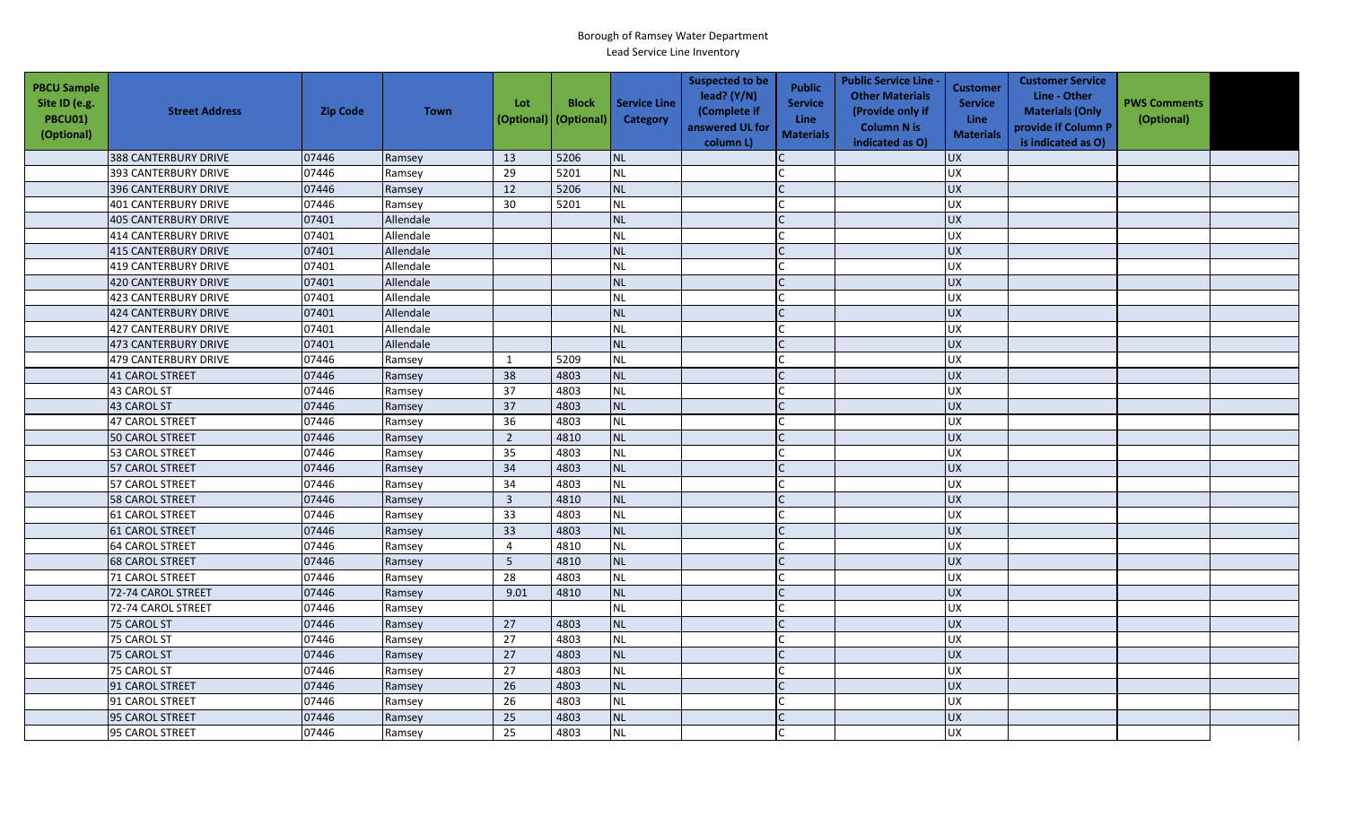Borough of Ramsey Water Department

Lead Service Line Inventory

| PBCU Sample Site ID (e.g. PBCU01) (Optional) | Street Address | Zip Code | Town | Lot (Optional) | Block (Optional) | Service Line Category | Suspected to be lead? (Y/N) (Complete if answered UL for column L) | Public Service Line Materials | Public Service Line - Other Materials (Provide only if Column N is indicated as O) | Customer Service Line Materials | Customer Service Line - Other Materials (Only provide if Column P is indicated as O) | PWS Comments (Optional) | |
|---|---|---|---|---|---|---|---|---|---|---|---|---|---|
| | 388 CANTERBURY DRIVE | 07446 | Ramsey | 13 | 5206 | NL | | C | | UX | | | |
| | 393 CANTERBURY DRIVE | 07446 | Ramsey | 29 | 5201 | NL | | C | | UX | | | |
| | 396 CANTERBURY DRIVE | 07446 | Ramsey | 12 | 5206 | NL | | C | | UX | | | |
| | 401 CANTERBURY DRIVE | 07446 | Ramsey | 30 | 5201 | NL | | C | | UX | | | |
| | 405 CANTERBURY DRIVE | 07401 | Allendale | | | NL | | C | | UX | | | |
| | 414 CANTERBURY DRIVE | 07401 | Allendale | | | NL | | C | | UX | | | |
| | 415 CANTERBURY DRIVE | 07401 | Allendale | | | NL | | C | | UX | | | |
| | 419 CANTERBURY DRIVE | 07401 | Allendale | | | NL | | C | | UX | | | |
| | 420 CANTERBURY DRIVE | 07401 | Allendale | | | NL | | C | | UX | | | |
| | 423 CANTERBURY DRIVE | 07401 | Allendale | | | NL | | C | | UX | | | |
| | 424 CANTERBURY DRIVE | 07401 | Allendale | | | NL | | C | | UX | | | |
| | 427 CANTERBURY DRIVE | 07401 | Allendale | | | NL | | C | | UX | | | |
| | 473 CANTERBURY DRIVE | 07401 | Allendale | | | NL | | C | | UX | | | |
| | 479 CANTERBURY DRIVE | 07446 | Ramsey | 1 | 5209 | NL | | C | | UX | | | |
| | 41 CAROL STREET | 07446 | Ramsey | 38 | 4803 | NL | | C | | UX | | | |
| | 43 CAROL ST | 07446 | Ramsey | 37 | 4803 | NL | | C | | UX | | | |
| | 43 CAROL ST | 07446 | Ramsey | 37 | 4803 | NL | | C | | UX | | | |
| | 47 CAROL STREET | 07446 | Ramsey | 36 | 4803 | NL | | C | | UX | | | |
| | 50 CAROL STREET | 07446 | Ramsey | 2 | 4810 | NL | | C | | UX | | | |
| | 53 CAROL STREET | 07446 | Ramsey | 35 | 4803 | NL | | C | | UX | | | |
| | 57 CAROL STREET | 07446 | Ramsey | 34 | 4803 | NL | | C | | UX | | | |
| | 57 CAROL STREET | 07446 | Ramsey | 34 | 4803 | NL | | C | | UX | | | |
| | 58 CAROL STREET | 07446 | Ramsey | 3 | 4810 | NL | | C | | UX | | | |
| | 61 CAROL STREET | 07446 | Ramsey | 33 | 4803 | NL | | C | | UX | | | |
| | 61 CAROL STREET | 07446 | Ramsey | 33 | 4803 | NL | | C | | UX | | | |
| | 64 CAROL STREET | 07446 | Ramsey | 4 | 4810 | NL | | C | | UX | | | |
| | 68 CAROL STREET | 07446 | Ramsey | 5 | 4810 | NL | | C | | UX | | | |
| | 71 CAROL STREET | 07446 | Ramsey | 28 | 4803 | NL | | C | | UX | | | |
| | 72-74 CAROL STREET | 07446 | Ramsey | 9.01 | 4810 | NL | | C | | UX | | | |
| | 72-74 CAROL STREET | 07446 | Ramsey | | | NL | | C | | UX | | | |
| | 75 CAROL ST | 07446 | Ramsey | 27 | 4803 | NL | | C | | UX | | | |
| | 75 CAROL ST | 07446 | Ramsey | 27 | 4803 | NL | | C | | UX | | | |
| | 75 CAROL ST | 07446 | Ramsey | 27 | 4803 | NL | | C | | UX | | | |
| | 75 CAROL ST | 07446 | Ramsey | 27 | 4803 | NL | | C | | UX | | | |
| | 91 CAROL STREET | 07446 | Ramsey | 26 | 4803 | NL | | C | | UX | | | |
| | 91 CAROL STREET | 07446 | Ramsey | 26 | 4803 | NL | | C | | UX | | | |
| | 95 CAROL STREET | 07446 | Ramsey | 25 | 4803 | NL | | C | | UX | | | |
| | 95 CAROL STREET | 07446 | Ramsey | 25 | 4803 | NL | | C | | UX | | | |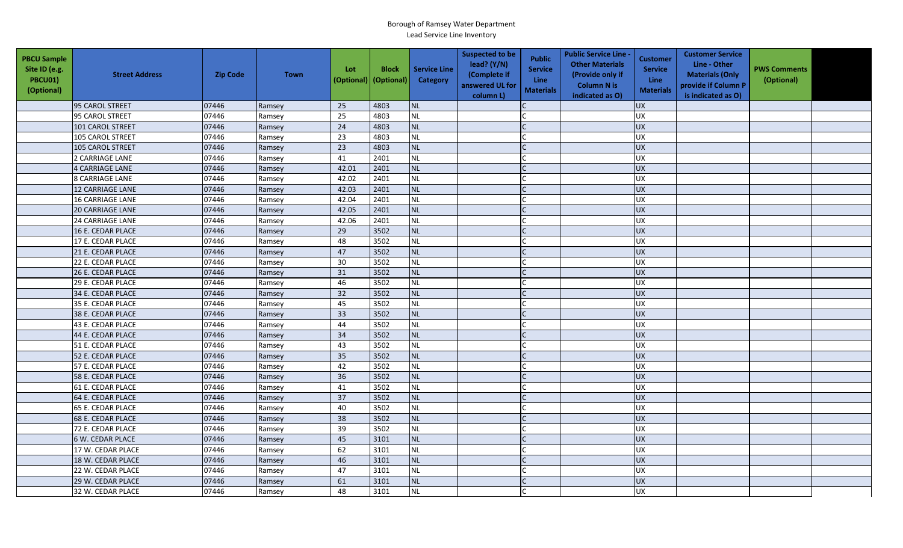Borough of Ramsey Water Department
Lead Service Line Inventory

| PBCU Sample Site ID (e.g. PBCU01) (Optional) | Street Address | Zip Code | Town | Lot (Optional) | Block (Optional) | Service Line Category | Suspected to be lead? (Y/N) (Complete if answered UL for column L) | Public Service Line Materials | Public Service Line - Other Materials (Provide only if Column N is indicated as O) | Customer Service Line Materials | Customer Service Line - Other Materials (Only provide if Column P is indicated as O) | PWS Comments (Optional) | |
|---|---|---|---|---|---|---|---|---|---|---|---|---|---|
| | 95 CAROL STREET | 07446 | Ramsey | 25 | 4803 | NL | | C | | UX | | | |
| | 95 CAROL STREET | 07446 | Ramsey | 25 | 4803 | NL | | C | | UX | | | |
| | 101 CAROL STREET | 07446 | Ramsey | 24 | 4803 | NL | | C | | UX | | | |
| | 105 CAROL STREET | 07446 | Ramsey | 23 | 4803 | NL | | C | | UX | | | |
| | 105 CAROL STREET | 07446 | Ramsey | 23 | 4803 | NL | | C | | UX | | | |
| | 2 CARRIAGE LANE | 07446 | Ramsey | 41 | 2401 | NL | | C | | UX | | | |
| | 4 CARRIAGE LANE | 07446 | Ramsey | 42.01 | 2401 | NL | | C | | UX | | | |
| | 8 CARRIAGE LANE | 07446 | Ramsey | 42.02 | 2401 | NL | | C | | UX | | | |
| | 12 CARRIAGE LANE | 07446 | Ramsey | 42.03 | 2401 | NL | | C | | UX | | | |
| | 16 CARRIAGE LANE | 07446 | Ramsey | 42.04 | 2401 | NL | | C | | UX | | | |
| | 20 CARRIAGE LANE | 07446 | Ramsey | 42.05 | 2401 | NL | | C | | UX | | | |
| | 24 CARRIAGE LANE | 07446 | Ramsey | 42.06 | 2401 | NL | | C | | UX | | | |
| | 16 E. CEDAR PLACE | 07446 | Ramsey | 29 | 3502 | NL | | C | | UX | | | |
| | 17 E. CEDAR PLACE | 07446 | Ramsey | 48 | 3502 | NL | | C | | UX | | | |
| | 21 E. CEDAR PLACE | 07446 | Ramsey | 47 | 3502 | NL | | C | | UX | | | |
| | 22 E. CEDAR PLACE | 07446 | Ramsey | 30 | 3502 | NL | | C | | UX | | | |
| | 26 E. CEDAR PLACE | 07446 | Ramsey | 31 | 3502 | NL | | C | | UX | | | |
| | 29 E. CEDAR PLACE | 07446 | Ramsey | 46 | 3502 | NL | | C | | UX | | | |
| | 34 E. CEDAR PLACE | 07446 | Ramsey | 32 | 3502 | NL | | C | | UX | | | |
| | 35 E. CEDAR PLACE | 07446 | Ramsey | 45 | 3502 | NL | | C | | UX | | | |
| | 38 E. CEDAR PLACE | 07446 | Ramsey | 33 | 3502 | NL | | C | | UX | | | |
| | 43 E. CEDAR PLACE | 07446 | Ramsey | 44 | 3502 | NL | | C | | UX | | | |
| | 44 E. CEDAR PLACE | 07446 | Ramsey | 34 | 3502 | NL | | C | | UX | | | |
| | 51 E. CEDAR PLACE | 07446 | Ramsey | 43 | 3502 | NL | | C | | UX | | | |
| | 52 E. CEDAR PLACE | 07446 | Ramsey | 35 | 3502 | NL | | C | | UX | | | |
| | 57 E. CEDAR PLACE | 07446 | Ramsey | 42 | 3502 | NL | | C | | UX | | | |
| | 58 E. CEDAR PLACE | 07446 | Ramsey | 36 | 3502 | NL | | C | | UX | | | |
| | 61 E. CEDAR PLACE | 07446 | Ramsey | 41 | 3502 | NL | | C | | UX | | | |
| | 64 E. CEDAR PLACE | 07446 | Ramsey | 37 | 3502 | NL | | C | | UX | | | |
| | 65 E. CEDAR PLACE | 07446 | Ramsey | 40 | 3502 | NL | | C | | UX | | | |
| | 68 E. CEDAR PLACE | 07446 | Ramsey | 38 | 3502 | NL | | C | | UX | | | |
| | 72 E. CEDAR PLACE | 07446 | Ramsey | 39 | 3502 | NL | | C | | UX | | | |
| | 6 W. CEDAR PLACE | 07446 | Ramsey | 45 | 3101 | NL | | C | | UX | | | |
| | 17 W. CEDAR PLACE | 07446 | Ramsey | 62 | 3101 | NL | | C | | UX | | | |
| | 18 W. CEDAR PLACE | 07446 | Ramsey | 46 | 3101 | NL | | C | | UX | | | |
| | 22 W. CEDAR PLACE | 07446 | Ramsey | 47 | 3101 | NL | | C | | UX | | | |
| | 29 W. CEDAR PLACE | 07446 | Ramsey | 61 | 3101 | NL | | C | | UX | | | |
| | 32 W. CEDAR PLACE | 07446 | Ramsey | 48 | 3101 | NL | | C | | UX | | | |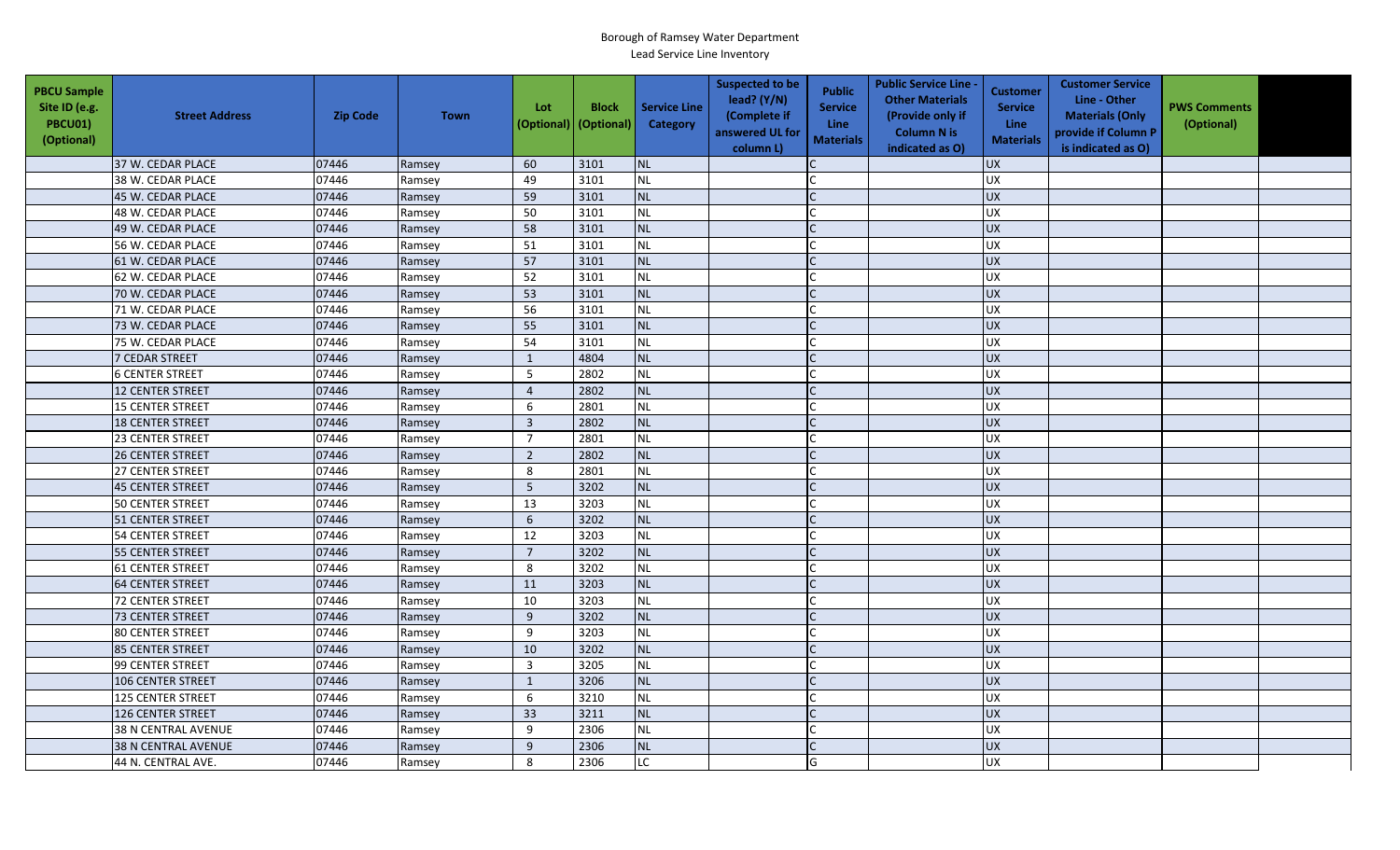Borough of Ramsey Water Department
Lead Service Line Inventory

| PBCU Sample Site ID (e.g. PBCU01) (Optional) | Street Address | Zip Code | Town | Lot (Optional) | Block (Optional) | Service Line Category | Suspected to be lead? (Y/N) (Complete if answered UL for column L) | Public Service Line Materials | Public Service Line - Other Materials (Provide only if Column N is indicated as O) | Customer Service Line Materials | Customer Service Line - Other Materials (Only provide if Column P is indicated as O) | PWS Comments (Optional) | |
|---|---|---|---|---|---|---|---|---|---|---|---|---|---|
| | 37 W. CEDAR PLACE | 07446 | Ramsey | 60 | 3101 | NL | | C | | UX | | | |
| | 38 W. CEDAR PLACE | 07446 | Ramsey | 49 | 3101 | NL | | C | | UX | | | |
| | 45 W. CEDAR PLACE | 07446 | Ramsey | 59 | 3101 | NL | | C | | UX | | | |
| | 48 W. CEDAR PLACE | 07446 | Ramsey | 50 | 3101 | NL | | C | | UX | | | |
| | 49 W. CEDAR PLACE | 07446 | Ramsey | 58 | 3101 | NL | | C | | UX | | | |
| | 56 W. CEDAR PLACE | 07446 | Ramsey | 51 | 3101 | NL | | C | | UX | | | |
| | 61 W. CEDAR PLACE | 07446 | Ramsey | 57 | 3101 | NL | | C | | UX | | | |
| | 62 W. CEDAR PLACE | 07446 | Ramsey | 52 | 3101 | NL | | C | | UX | | | |
| | 70 W. CEDAR PLACE | 07446 | Ramsey | 53 | 3101 | NL | | C | | UX | | | |
| | 71 W. CEDAR PLACE | 07446 | Ramsey | 56 | 3101 | NL | | C | | UX | | | |
| | 73 W. CEDAR PLACE | 07446 | Ramsey | 55 | 3101 | NL | | C | | UX | | | |
| | 75 W. CEDAR PLACE | 07446 | Ramsey | 54 | 3101 | NL | | C | | UX | | | |
| | 7 CEDAR STREET | 07446 | Ramsey | 1 | 4804 | NL | | C | | UX | | | |
| | 6 CENTER STREET | 07446 | Ramsey | 5 | 2802 | NL | | C | | UX | | | |
| | 12 CENTER STREET | 07446 | Ramsey | 4 | 2802 | NL | | C | | UX | | | |
| | 15 CENTER STREET | 07446 | Ramsey | 6 | 2801 | NL | | C | | UX | | | |
| | 18 CENTER STREET | 07446 | Ramsey | 3 | 2802 | NL | | C | | UX | | | |
| | 23 CENTER STREET | 07446 | Ramsey | 7 | 2801 | NL | | C | | UX | | | |
| | 26 CENTER STREET | 07446 | Ramsey | 2 | 2802 | NL | | C | | UX | | | |
| | 27 CENTER STREET | 07446 | Ramsey | 8 | 2801 | NL | | C | | UX | | | |
| | 45 CENTER STREET | 07446 | Ramsey | 5 | 3202 | NL | | C | | UX | | | |
| | 50 CENTER STREET | 07446 | Ramsey | 13 | 3203 | NL | | C | | UX | | | |
| | 51 CENTER STREET | 07446 | Ramsey | 6 | 3202 | NL | | C | | UX | | | |
| | 54 CENTER STREET | 07446 | Ramsey | 12 | 3203 | NL | | C | | UX | | | |
| | 55 CENTER STREET | 07446 | Ramsey | 7 | 3202 | NL | | C | | UX | | | |
| | 61 CENTER STREET | 07446 | Ramsey | 8 | 3202 | NL | | C | | UX | | | |
| | 64 CENTER STREET | 07446 | Ramsey | 11 | 3203 | NL | | C | | UX | | | |
| | 72 CENTER STREET | 07446 | Ramsey | 10 | 3203 | NL | | C | | UX | | | |
| | 73 CENTER STREET | 07446 | Ramsey | 9 | 3202 | NL | | C | | UX | | | |
| | 80 CENTER STREET | 07446 | Ramsey | 9 | 3203 | NL | | C | | UX | | | |
| | 85 CENTER STREET | 07446 | Ramsey | 10 | 3202 | NL | | C | | UX | | | |
| | 99 CENTER STREET | 07446 | Ramsey | 3 | 3205 | NL | | C | | UX | | | |
| | 106 CENTER STREET | 07446 | Ramsey | 1 | 3206 | NL | | C | | UX | | | |
| | 125 CENTER STREET | 07446 | Ramsey | 6 | 3210 | NL | | C | | UX | | | |
| | 126 CENTER STREET | 07446 | Ramsey | 33 | 3211 | NL | | C | | UX | | | |
| | 38 N CENTRAL AVENUE | 07446 | Ramsey | 9 | 2306 | NL | | C | | UX | | | |
| | 38 N CENTRAL AVENUE | 07446 | Ramsey | 9 | 2306 | NL | | C | | UX | | | |
| | 44 N. CENTRAL AVE. | 07446 | Ramsey | 8 | 2306 | LC | | G | | UX | | | |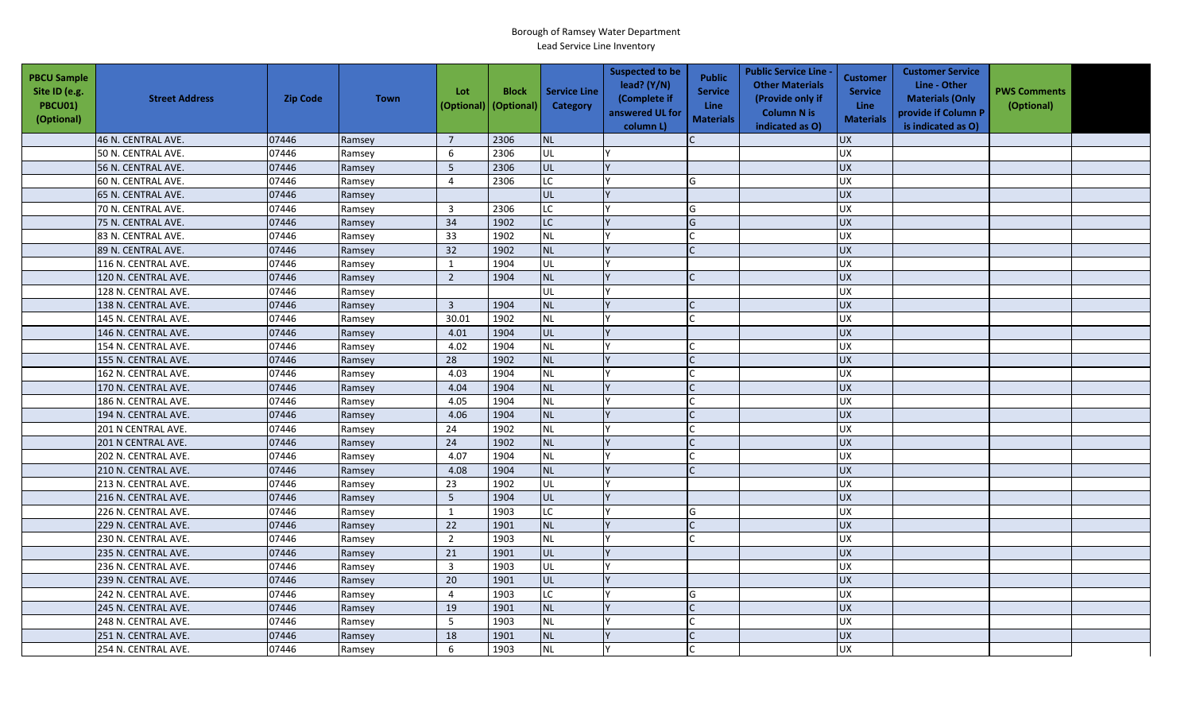Borough of Ramsey Water Department

Lead Service Line Inventory

| PBCU Sample Site ID (e.g. PBCU01) (Optional) | Street Address | Zip Code | Town | Lot (Optional) | Block (Optional) | Service Line Category | Suspected to be lead? (Y/N) (Complete if answered UL for column L) | Public Service Line Materials | Public Service Line - Other Materials (Provide only if Column N is indicated as O) | Customer Service Line Materials | Customer Service Line - Other Materials (Only provide if Column P is indicated as O) | PWS Comments (Optional) | |
|---|---|---|---|---|---|---|---|---|---|---|---|---|---|
| | 46 N. CENTRAL AVE. | 07446 | Ramsey | 7 | 2306 | NL | | C | | UX | | | |
| | 50 N. CENTRAL AVE. | 07446 | Ramsey | 6 | 2306 | UL | Y | | | UX | | | |
| | 56 N. CENTRAL AVE. | 07446 | Ramsey | 5 | 2306 | UL | Y | | | UX | | | |
| | 60 N. CENTRAL AVE. | 07446 | Ramsey | 4 | 2306 | LC | Y | G | | UX | | | |
| | 65 N. CENTRAL AVE. | 07446 | Ramsey | | | UL | Y | | | UX | | | |
| | 70 N. CENTRAL AVE. | 07446 | Ramsey | 3 | 2306 | LC | Y | G | | UX | | | |
| | 75 N. CENTRAL AVE. | 07446 | Ramsey | 34 | 1902 | LC | Y | G | | UX | | | |
| | 83 N. CENTRAL AVE. | 07446 | Ramsey | 33 | 1902 | NL | Y | C | | UX | | | |
| | 89 N. CENTRAL AVE. | 07446 | Ramsey | 32 | 1902 | NL | Y | C | | UX | | | |
| | 116 N. CENTRAL AVE. | 07446 | Ramsey | 1 | 1904 | UL | Y | | | UX | | | |
| | 120 N. CENTRAL AVE. | 07446 | Ramsey | 2 | 1904 | NL | Y | C | | UX | | | |
| | 128 N. CENTRAL AVE. | 07446 | Ramsey | | | UL | Y | | | UX | | | |
| | 138 N. CENTRAL AVE. | 07446 | Ramsey | 3 | 1904 | NL | Y | C | | UX | | | |
| | 145 N. CENTRAL AVE. | 07446 | Ramsey | 30.01 | 1902 | NL | Y | C | | UX | | | |
| | 146 N. CENTRAL AVE. | 07446 | Ramsey | 4.01 | 1904 | UL | Y | | | UX | | | |
| | 154 N. CENTRAL AVE. | 07446 | Ramsey | 4.02 | 1904 | NL | Y | C | | UX | | | |
| | 155 N. CENTRAL AVE. | 07446 | Ramsey | 28 | 1902 | NL | Y | C | | UX | | | |
| | 162 N. CENTRAL AVE. | 07446 | Ramsey | 4.03 | 1904 | NL | Y | C | | UX | | | |
| | 170 N. CENTRAL AVE. | 07446 | Ramsey | 4.04 | 1904 | NL | Y | C | | UX | | | |
| | 186 N. CENTRAL AVE. | 07446 | Ramsey | 4.05 | 1904 | NL | Y | C | | UX | | | |
| | 194 N. CENTRAL AVE. | 07446 | Ramsey | 4.06 | 1904 | NL | Y | C | | UX | | | |
| | 201 N CENTRAL AVE. | 07446 | Ramsey | 24 | 1902 | NL | Y | C | | UX | | | |
| | 201 N CENTRAL AVE. | 07446 | Ramsey | 24 | 1902 | NL | Y | C | | UX | | | |
| | 202 N. CENTRAL AVE. | 07446 | Ramsey | 4.07 | 1904 | NL | Y | C | | UX | | | |
| | 210 N. CENTRAL AVE. | 07446 | Ramsey | 4.08 | 1904 | NL | Y | C | | UX | | | |
| | 213 N. CENTRAL AVE. | 07446 | Ramsey | 23 | 1902 | UL | Y | | | UX | | | |
| | 216 N. CENTRAL AVE. | 07446 | Ramsey | 5 | 1904 | UL | Y | | | UX | | | |
| | 226 N. CENTRAL AVE. | 07446 | Ramsey | 1 | 1903 | LC | Y | G | | UX | | | |
| | 229 N. CENTRAL AVE. | 07446 | Ramsey | 22 | 1901 | NL | Y | C | | UX | | | |
| | 230 N. CENTRAL AVE. | 07446 | Ramsey | 2 | 1903 | NL | Y | C | | UX | | | |
| | 235 N. CENTRAL AVE. | 07446 | Ramsey | 21 | 1901 | UL | Y | | | UX | | | |
| | 236 N. CENTRAL AVE. | 07446 | Ramsey | 3 | 1903 | UL | Y | | | UX | | | |
| | 239 N. CENTRAL AVE. | 07446 | Ramsey | 20 | 1901 | UL | Y | | | UX | | | |
| | 242 N. CENTRAL AVE. | 07446 | Ramsey | 4 | 1903 | LC | Y | G | | UX | | | |
| | 245 N. CENTRAL AVE. | 07446 | Ramsey | 19 | 1901 | NL | Y | C | | UX | | | |
| | 248 N. CENTRAL AVE. | 07446 | Ramsey | 5 | 1903 | NL | Y | C | | UX | | | |
| | 251 N. CENTRAL AVE. | 07446 | Ramsey | 18 | 1901 | NL | Y | C | | UX | | | |
| | 254 N. CENTRAL AVE. | 07446 | Ramsey | 6 | 1903 | NL | Y | C | | UX | | | |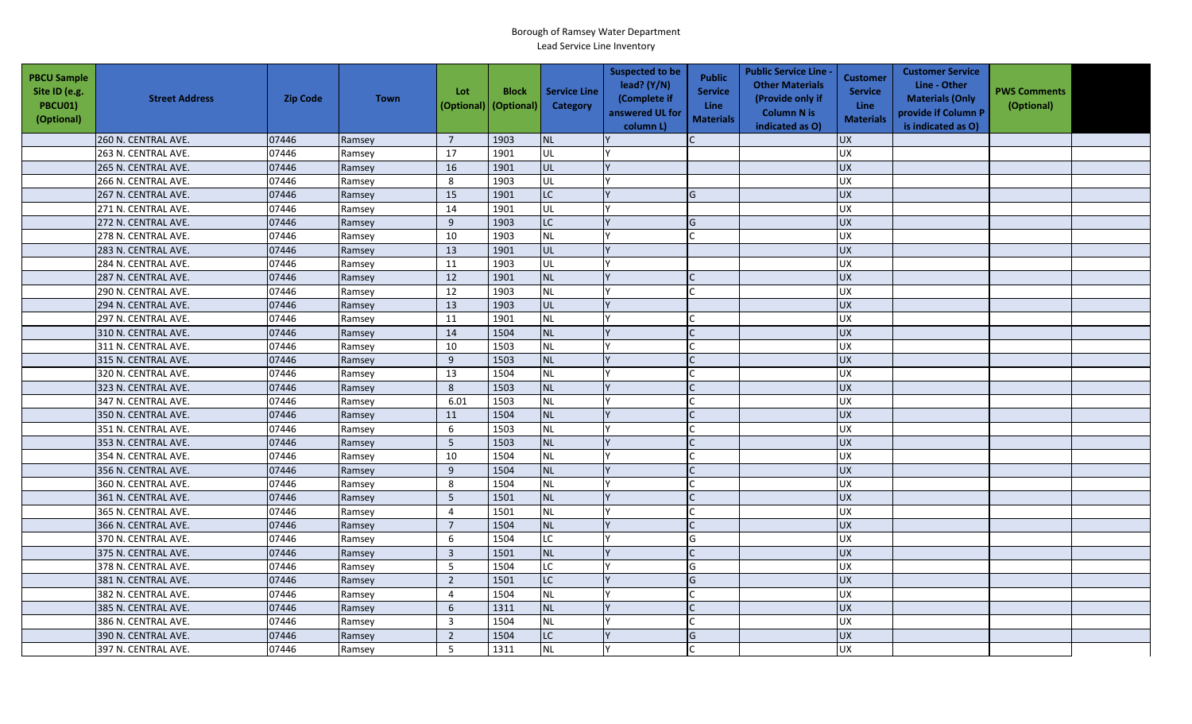Borough of Ramsey Water Department
Lead Service Line Inventory

| PBCU Sample Site ID (e.g. PBCU01) (Optional) | Street Address | Zip Code | Town | Lot (Optional) | Block (Optional) | Service Line Category | Suspected to be lead? (Y/N) (Complete if answered UL for column L) | Public Service Line Materials | Public Service Line - Other Materials (Provide only if Column N is indicated as O) | Customer Service Line Materials | Customer Service Line - Other Materials (Only provide if Column P is indicated as O) | PWS Comments (Optional) | |
|---|---|---|---|---|---|---|---|---|---|---|---|---|---|
| | 260 N. CENTRAL AVE. | 07446 | Ramsey | 7 | 1903 | NL | Y | C | | UX | | | |
| | 263 N. CENTRAL AVE. | 07446 | Ramsey | 17 | 1901 | UL | Y | | | UX | | | |
| | 265 N. CENTRAL AVE. | 07446 | Ramsey | 16 | 1901 | UL | Y | | | UX | | | |
| | 266 N. CENTRAL AVE. | 07446 | Ramsey | 8 | 1903 | UL | Y | | | UX | | | |
| | 267 N. CENTRAL AVE. | 07446 | Ramsey | 15 | 1901 | LC | Y | G | | UX | | | |
| | 271 N. CENTRAL AVE. | 07446 | Ramsey | 14 | 1901 | UL | Y | | | UX | | | |
| | 272 N. CENTRAL AVE. | 07446 | Ramsey | 9 | 1903 | LC | Y | G | | UX | | | |
| | 278 N. CENTRAL AVE. | 07446 | Ramsey | 10 | 1903 | NL | Y | C | | UX | | | |
| | 283 N. CENTRAL AVE. | 07446 | Ramsey | 13 | 1901 | UL | Y | | | UX | | | |
| | 284 N. CENTRAL AVE. | 07446 | Ramsey | 11 | 1903 | UL | Y | | | UX | | | |
| | 287 N. CENTRAL AVE. | 07446 | Ramsey | 12 | 1901 | NL | Y | C | | UX | | | |
| | 290 N. CENTRAL AVE. | 07446 | Ramsey | 12 | 1903 | NL | Y | C | | UX | | | |
| | 294 N. CENTRAL AVE. | 07446 | Ramsey | 13 | 1903 | UL | Y | | | UX | | | |
| | 297 N. CENTRAL AVE. | 07446 | Ramsey | 11 | 1901 | NL | Y | C | | UX | | | |
| | 310 N. CENTRAL AVE. | 07446 | Ramsey | 14 | 1504 | NL | Y | C | | UX | | | |
| | 311 N. CENTRAL AVE. | 07446 | Ramsey | 10 | 1503 | NL | Y | C | | UX | | | |
| | 315 N. CENTRAL AVE. | 07446 | Ramsey | 9 | 1503 | NL | Y | C | | UX | | | |
| | 320 N. CENTRAL AVE. | 07446 | Ramsey | 13 | 1504 | NL | Y | C | | UX | | | |
| | 323 N. CENTRAL AVE. | 07446 | Ramsey | 8 | 1503 | NL | Y | C | | UX | | | |
| | 347 N. CENTRAL AVE. | 07446 | Ramsey | 6.01 | 1503 | NL | Y | C | | UX | | | |
| | 350 N. CENTRAL AVE. | 07446 | Ramsey | 11 | 1504 | NL | Y | C | | UX | | | |
| | 351 N. CENTRAL AVE. | 07446 | Ramsey | 6 | 1503 | NL | Y | C | | UX | | | |
| | 353 N. CENTRAL AVE. | 07446 | Ramsey | 5 | 1503 | NL | Y | C | | UX | | | |
| | 354 N. CENTRAL AVE. | 07446 | Ramsey | 10 | 1504 | NL | Y | C | | UX | | | |
| | 356 N. CENTRAL AVE. | 07446 | Ramsey | 9 | 1504 | NL | Y | C | | UX | | | |
| | 360 N. CENTRAL AVE. | 07446 | Ramsey | 8 | 1504 | NL | Y | C | | UX | | | |
| | 361 N. CENTRAL AVE. | 07446 | Ramsey | 5 | 1501 | NL | Y | C | | UX | | | |
| | 365 N. CENTRAL AVE. | 07446 | Ramsey | 4 | 1501 | NL | Y | C | | UX | | | |
| | 366 N. CENTRAL AVE. | 07446 | Ramsey | 7 | 1504 | NL | Y | C | | UX | | | |
| | 370 N. CENTRAL AVE. | 07446 | Ramsey | 6 | 1504 | LC | Y | G | | UX | | | |
| | 375 N. CENTRAL AVE. | 07446 | Ramsey | 3 | 1501 | NL | Y | C | | UX | | | |
| | 378 N. CENTRAL AVE. | 07446 | Ramsey | 5 | 1504 | LC | Y | G | | UX | | | |
| | 381 N. CENTRAL AVE. | 07446 | Ramsey | 2 | 1501 | LC | Y | G | | UX | | | |
| | 382 N. CENTRAL AVE. | 07446 | Ramsey | 4 | 1504 | NL | Y | C | | UX | | | |
| | 385 N. CENTRAL AVE. | 07446 | Ramsey | 6 | 1311 | NL | Y | C | | UX | | | |
| | 386 N. CENTRAL AVE. | 07446 | Ramsey | 3 | 1504 | NL | Y | C | | UX | | | |
| | 390 N. CENTRAL AVE. | 07446 | Ramsey | 2 | 1504 | LC | Y | G | | UX | | | |
| | 397 N. CENTRAL AVE. | 07446 | Ramsey | 5 | 1311 | NL | Y | C | | UX | | | |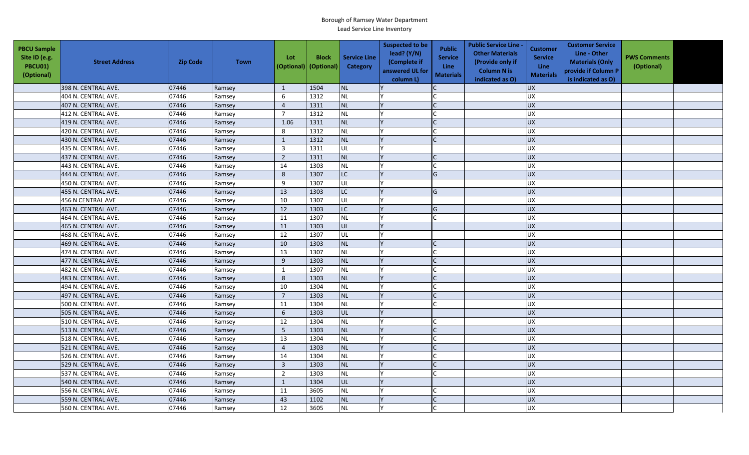Borough of Ramsey Water Department
Lead Service Line Inventory

| PBCU Sample Site ID (e.g. PBCU01) (Optional) | Street Address | Zip Code | Town | Lot (Optional) | Block (Optional) | Service Line Category | Suspected to be lead? (Y/N) (Complete if answered UL for column L) | Public Service Line Materials | Public Service Line - Other Materials (Provide only if Column N is indicated as O) | Customer Service Line Materials | Customer Service Line - Other Materials (Only provide if Column P is indicated as O) | PWS Comments (Optional) | |
|---|---|---|---|---|---|---|---|---|---|---|---|---|---|
| | 398 N. CENTRAL AVE. | 07446 | Ramsey | 1 | 1504 | NL | Y | C | | UX | | | |
| | 404 N. CENTRAL AVE. | 07446 | Ramsey | 6 | 1312 | NL | Y | C | | UX | | | |
| | 407 N. CENTRAL AVE. | 07446 | Ramsey | 4 | 1311 | NL | Y | C | | UX | | | |
| | 412 N. CENTRAL AVE. | 07446 | Ramsey | 7 | 1312 | NL | Y | C | | UX | | | |
| | 419 N. CENTRAL AVE. | 07446 | Ramsey | 1.06 | 1311 | NL | Y | C | | UX | | | |
| | 420 N. CENTRAL AVE. | 07446 | Ramsey | 8 | 1312 | NL | Y | C | | UX | | | |
| | 430 N. CENTRAL AVE. | 07446 | Ramsey | 1 | 1312 | NL | Y | C | | UX | | | |
| | 435 N. CENTRAL AVE. | 07446 | Ramsey | 3 | 1311 | UL | Y | | | UX | | | |
| | 437 N. CENTRAL AVE. | 07446 | Ramsey | 2 | 1311 | NL | Y | C | | UX | | | |
| | 443 N. CENTRAL AVE. | 07446 | Ramsey | 14 | 1303 | NL | Y | C | | UX | | | |
| | 444 N. CENTRAL AVE. | 07446 | Ramsey | 8 | 1307 | LC | Y | G | | UX | | | |
| | 450 N. CENTRAL AVE. | 07446 | Ramsey | 9 | 1307 | UL | Y | | | UX | | | |
| | 455 N. CENTRAL AVE. | 07446 | Ramsey | 13 | 1303 | LC | Y | G | | UX | | | |
| | 456 N CENTRAL AVE | 07446 | Ramsey | 10 | 1307 | UL | Y | | | UX | | | |
| | 463 N. CENTRAL AVE. | 07446 | Ramsey | 12 | 1303 | LC | Y | G | | UX | | | |
| | 464 N. CENTRAL AVE. | 07446 | Ramsey | 11 | 1307 | NL | Y | C | | UX | | | |
| | 465 N. CENTRAL AVE. | 07446 | Ramsey | 11 | 1303 | UL | Y | | | UX | | | |
| | 468 N. CENTRAL AVE. | 07446 | Ramsey | 12 | 1307 | UL | Y | | | UX | | | |
| | 469 N. CENTRAL AVE. | 07446 | Ramsey | 10 | 1303 | NL | Y | C | | UX | | | |
| | 474 N. CENTRAL AVE. | 07446 | Ramsey | 13 | 1307 | NL | Y | C | | UX | | | |
| | 477 N. CENTRAL AVE. | 07446 | Ramsey | 9 | 1303 | NL | Y | C | | UX | | | |
| | 482 N. CENTRAL AVE. | 07446 | Ramsey | 1 | 1307 | NL | Y | C | | UX | | | |
| | 483 N. CENTRAL AVE. | 07446 | Ramsey | 8 | 1303 | NL | Y | C | | UX | | | |
| | 494 N. CENTRAL AVE. | 07446 | Ramsey | 10 | 1304 | NL | Y | C | | UX | | | |
| | 497 N. CENTRAL AVE. | 07446 | Ramsey | 7 | 1303 | NL | Y | C | | UX | | | |
| | 500 N. CENTRAL AVE. | 07446 | Ramsey | 11 | 1304 | NL | Y | C | | UX | | | |
| | 505 N. CENTRAL AVE. | 07446 | Ramsey | 6 | 1303 | UL | Y | | | UX | | | |
| | 510 N. CENTRAL AVE. | 07446 | Ramsey | 12 | 1304 | NL | Y | C | | UX | | | |
| | 513 N. CENTRAL AVE. | 07446 | Ramsey | 5 | 1303 | NL | Y | C | | UX | | | |
| | 518 N. CENTRAL AVE. | 07446 | Ramsey | 13 | 1304 | NL | Y | C | | UX | | | |
| | 521 N. CENTRAL AVE. | 07446 | Ramsey | 4 | 1303 | NL | Y | C | | UX | | | |
| | 526 N. CENTRAL AVE. | 07446 | Ramsey | 14 | 1304 | NL | Y | C | | UX | | | |
| | 529 N. CENTRAL AVE. | 07446 | Ramsey | 3 | 1303 | NL | Y | C | | UX | | | |
| | 537 N. CENTRAL AVE. | 07446 | Ramsey | 2 | 1303 | NL | Y | C | | UX | | | |
| | 540 N. CENTRAL AVE. | 07446 | Ramsey | 1 | 1304 | UL | Y | | | UX | | | |
| | 556 N. CENTRAL AVE. | 07446 | Ramsey | 11 | 3605 | NL | Y | C | | UX | | | |
| | 559 N. CENTRAL AVE. | 07446 | Ramsey | 43 | 1102 | NL | Y | C | | UX | | | |
| | 560 N. CENTRAL AVE. | 07446 | Ramsey | 12 | 3605 | NL | Y | C | | UX | | | |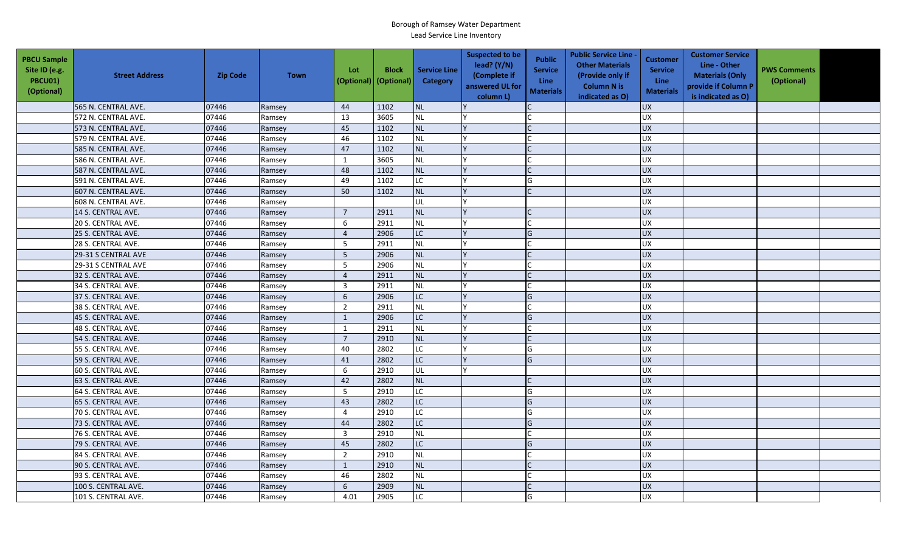Borough of Ramsey Water Department

Lead Service Line Inventory

| PBCU Sample Site ID (e.g. PBCU01) (Optional) | Street Address | Zip Code | Town | Lot (Optional) | Block (Optional) | Service Line Category | Suspected to be lead? (Y/N) (Complete if answered UL for column L) | Public Service Line Materials | Public Service Line - Other Materials (Provide only if Column N is indicated as O) | Customer Service Line Materials | Customer Service Line - Other Materials (Only provide if Column P is indicated as O) | PWS Comments (Optional) | |
|---|---|---|---|---|---|---|---|---|---|---|---|---|---|
| | 565 N. CENTRAL AVE. | 07446 | Ramsey | 44 | 1102 | NL | Y | C | | UX | | | |
| | 572 N. CENTRAL AVE. | 07446 | Ramsey | 13 | 3605 | NL | Y | C | | UX | | | |
| | 573 N. CENTRAL AVE. | 07446 | Ramsey | 45 | 1102 | NL | Y | C | | UX | | | |
| | 579 N. CENTRAL AVE. | 07446 | Ramsey | 46 | 1102 | NL | Y | C | | UX | | | |
| | 585 N. CENTRAL AVE. | 07446 | Ramsey | 47 | 1102 | NL | Y | C | | UX | | | |
| | 586 N. CENTRAL AVE. | 07446 | Ramsey | 1 | 3605 | NL | Y | C | | UX | | | |
| | 587 N. CENTRAL AVE. | 07446 | Ramsey | 48 | 1102 | NL | Y | C | | UX | | | |
| | 591 N. CENTRAL AVE. | 07446 | Ramsey | 49 | 1102 | LC | Y | G | | UX | | | |
| | 607 N. CENTRAL AVE. | 07446 | Ramsey | 50 | 1102 | NL | Y | C | | UX | | | |
| | 608 N. CENTRAL AVE. | 07446 | Ramsey | | | UL | Y | | | UX | | | |
| | 14 S. CENTRAL AVE. | 07446 | Ramsey | 7 | 2911 | NL | Y | C | | UX | | | |
| | 20 S. CENTRAL AVE. | 07446 | Ramsey | 6 | 2911 | NL | Y | C | | UX | | | |
| | 25 S. CENTRAL AVE. | 07446 | Ramsey | 4 | 2906 | LC | Y | G | | UX | | | |
| | 28 S. CENTRAL AVE. | 07446 | Ramsey | 5 | 2911 | NL | Y | C | | UX | | | |
| | 29-31 S CENTRAL AVE | 07446 | Ramsey | 5 | 2906 | NL | Y | C | | UX | | | |
| | 29-31 S CENTRAL AVE | 07446 | Ramsey | 5 | 2906 | NL | Y | C | | UX | | | |
| | 32 S. CENTRAL AVE. | 07446 | Ramsey | 4 | 2911 | NL | Y | C | | UX | | | |
| | 34 S. CENTRAL AVE. | 07446 | Ramsey | 3 | 2911 | NL | Y | C | | UX | | | |
| | 37 S. CENTRAL AVE. | 07446 | Ramsey | 6 | 2906 | LC | Y | G | | UX | | | |
| | 38 S. CENTRAL AVE. | 07446 | Ramsey | 2 | 2911 | NL | Y | C | | UX | | | |
| | 45 S. CENTRAL AVE. | 07446 | Ramsey | 1 | 2906 | LC | Y | G | | UX | | | |
| | 48 S. CENTRAL AVE. | 07446 | Ramsey | 1 | 2911 | NL | Y | C | | UX | | | |
| | 54 S. CENTRAL AVE. | 07446 | Ramsey | 7 | 2910 | NL | Y | C | | UX | | | |
| | 55 S. CENTRAL AVE. | 07446 | Ramsey | 40 | 2802 | LC | Y | G | | UX | | | |
| | 59 S. CENTRAL AVE. | 07446 | Ramsey | 41 | 2802 | LC | Y | G | | UX | | | |
| | 60 S. CENTRAL AVE. | 07446 | Ramsey | 6 | 2910 | UL | Y | | | UX | | | |
| | 63 S. CENTRAL AVE. | 07446 | Ramsey | 42 | 2802 | NL | | C | | UX | | | |
| | 64 S. CENTRAL AVE. | 07446 | Ramsey | 5 | 2910 | LC | | G | | UX | | | |
| | 65 S. CENTRAL AVE. | 07446 | Ramsey | 43 | 2802 | LC | | G | | UX | | | |
| | 70 S. CENTRAL AVE. | 07446 | Ramsey | 4 | 2910 | LC | | G | | UX | | | |
| | 73 S. CENTRAL AVE. | 07446 | Ramsey | 44 | 2802 | LC | | G | | UX | | | |
| | 76 S. CENTRAL AVE. | 07446 | Ramsey | 3 | 2910 | NL | | C | | UX | | | |
| | 79 S. CENTRAL AVE. | 07446 | Ramsey | 45 | 2802 | LC | | G | | UX | | | |
| | 84 S. CENTRAL AVE. | 07446 | Ramsey | 2 | 2910 | NL | | C | | UX | | | |
| | 90 S. CENTRAL AVE. | 07446 | Ramsey | 1 | 2910 | NL | | C | | UX | | | |
| | 93 S. CENTRAL AVE. | 07446 | Ramsey | 46 | 2802 | NL | | C | | UX | | | |
| | 100 S. CENTRAL AVE. | 07446 | Ramsey | 6 | 2909 | NL | | C | | UX | | | |
| | 101 S. CENTRAL AVE. | 07446 | Ramsey | 4.01 | 2905 | LC | | G | | UX | | | |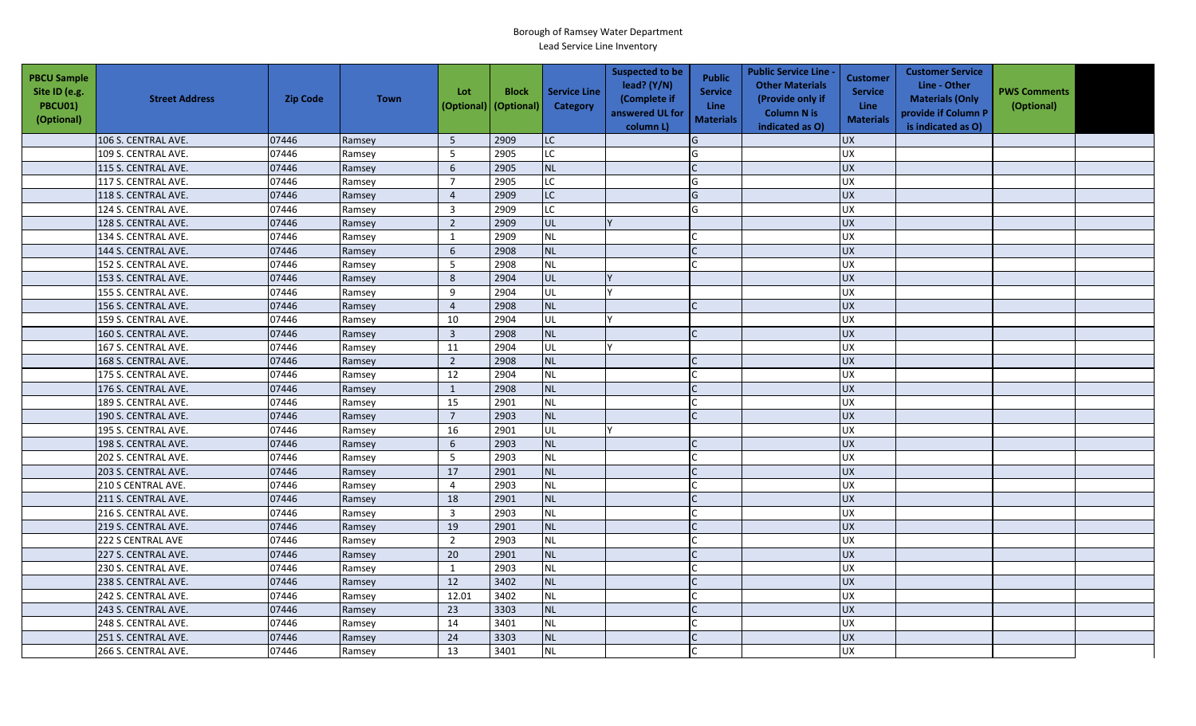Borough of Ramsey Water Department
Lead Service Line Inventory

| PBCU Sample Site ID (e.g. PBCU01) (Optional) | Street Address | Zip Code | Town | Lot (Optional) | Block (Optional) | Service Line Category | Suspected to be lead? (Y/N) (Complete if answered UL for column L) | Public Service Line Materials | Public Service Line - Other Materials (Provide only if Column N is indicated as O) | Customer Service Line Materials | Customer Service Line - Other Materials (Only provide if Column P is indicated as O) | PWS Comments (Optional) | |
|---|---|---|---|---|---|---|---|---|---|---|---|---|---|
| | 106 S. CENTRAL AVE. | 07446 | Ramsey | 5 | 2909 | LC | | G | | UX | | | |
| | 109 S. CENTRAL AVE. | 07446 | Ramsey | 5 | 2905 | LC | | G | | UX | | | |
| | 115 S. CENTRAL AVE. | 07446 | Ramsey | 6 | 2905 | NL | | C | | UX | | | |
| | 117 S. CENTRAL AVE. | 07446 | Ramsey | 7 | 2905 | LC | | G | | UX | | | |
| | 118 S. CENTRAL AVE. | 07446 | Ramsey | 4 | 2909 | LC | | G | | UX | | | |
| | 124 S. CENTRAL AVE. | 07446 | Ramsey | 3 | 2909 | LC | | G | | UX | | | |
| | 128 S. CENTRAL AVE. | 07446 | Ramsey | 2 | 2909 | UL | Y | | | UX | | | |
| | 134 S. CENTRAL AVE. | 07446 | Ramsey | 1 | 2909 | NL | | C | | UX | | | |
| | 144 S. CENTRAL AVE. | 07446 | Ramsey | 6 | 2908 | NL | | C | | UX | | | |
| | 152 S. CENTRAL AVE. | 07446 | Ramsey | 5 | 2908 | NL | | C | | UX | | | |
| | 153 S. CENTRAL AVE. | 07446 | Ramsey | 8 | 2904 | UL | Y | | | UX | | | |
| | 155 S. CENTRAL AVE. | 07446 | Ramsey | 9 | 2904 | UL | Y | | | UX | | | |
| | 156 S. CENTRAL AVE. | 07446 | Ramsey | 4 | 2908 | NL | | C | | UX | | | |
| | 159 S. CENTRAL AVE. | 07446 | Ramsey | 10 | 2904 | UL | Y | | | UX | | | |
| | 160 S. CENTRAL AVE. | 07446 | Ramsey | 3 | 2908 | NL | | C | | UX | | | |
| | 167 S. CENTRAL AVE. | 07446 | Ramsey | 11 | 2904 | UL | Y | | | UX | | | |
| | 168 S. CENTRAL AVE. | 07446 | Ramsey | 2 | 2908 | NL | | C | | UX | | | |
| | 175 S. CENTRAL AVE. | 07446 | Ramsey | 12 | 2904 | NL | | C | | UX | | | |
| | 176 S. CENTRAL AVE. | 07446 | Ramsey | 1 | 2908 | NL | | C | | UX | | | |
| | 189 S. CENTRAL AVE. | 07446 | Ramsey | 15 | 2901 | NL | | C | | UX | | | |
| | 190 S. CENTRAL AVE. | 07446 | Ramsey | 7 | 2903 | NL | | C | | UX | | | |
| | 195 S. CENTRAL AVE. | 07446 | Ramsey | 16 | 2901 | UL | Y | | | UX | | | |
| | 198 S. CENTRAL AVE. | 07446 | Ramsey | 6 | 2903 | NL | | C | | UX | | | |
| | 202 S. CENTRAL AVE. | 07446 | Ramsey | 5 | 2903 | NL | | C | | UX | | | |
| | 203 S. CENTRAL AVE. | 07446 | Ramsey | 17 | 2901 | NL | | C | | UX | | | |
| | 210 S CENTRAL AVE. | 07446 | Ramsey | 4 | 2903 | NL | | C | | UX | | | |
| | 211 S. CENTRAL AVE. | 07446 | Ramsey | 18 | 2901 | NL | | C | | UX | | | |
| | 216 S. CENTRAL AVE. | 07446 | Ramsey | 3 | 2903 | NL | | C | | UX | | | |
| | 219 S. CENTRAL AVE. | 07446 | Ramsey | 19 | 2901 | NL | | C | | UX | | | |
| | 222 S CENTRAL AVE | 07446 | Ramsey | 2 | 2903 | NL | | C | | UX | | | |
| | 227 S. CENTRAL AVE. | 07446 | Ramsey | 20 | 2901 | NL | | C | | UX | | | |
| | 230 S. CENTRAL AVE. | 07446 | Ramsey | 1 | 2903 | NL | | C | | UX | | | |
| | 238 S. CENTRAL AVE. | 07446 | Ramsey | 12 | 3402 | NL | | C | | UX | | | |
| | 242 S. CENTRAL AVE. | 07446 | Ramsey | 12.01 | 3402 | NL | | C | | UX | | | |
| | 243 S. CENTRAL AVE. | 07446 | Ramsey | 23 | 3303 | NL | | C | | UX | | | |
| | 248 S. CENTRAL AVE. | 07446 | Ramsey | 14 | 3401 | NL | | C | | UX | | | |
| | 251 S. CENTRAL AVE. | 07446 | Ramsey | 24 | 3303 | NL | | C | | UX | | | |
| | 266 S. CENTRAL AVE. | 07446 | Ramsey | 13 | 3401 | NL | | C | | UX | | | |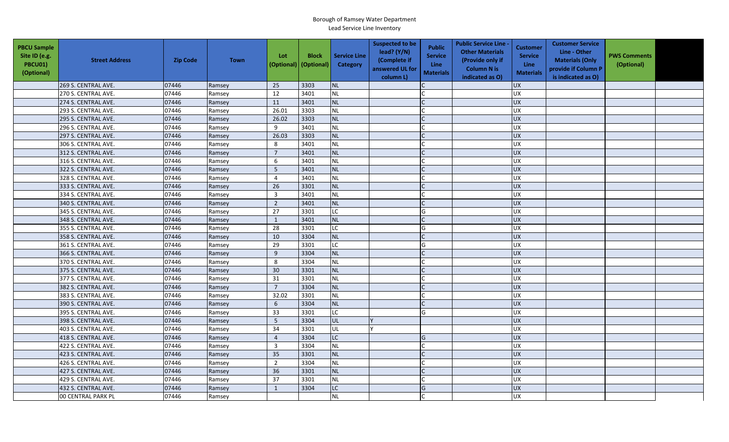Borough of Ramsey Water Department

Lead Service Line Inventory

| PBCU Sample Site ID (e.g. PBCU01) (Optional) | Street Address | Zip Code | Town | Lot (Optional) | Block (Optional) | Service Line Category | Suspected to be lead? (Y/N) (Complete if answered UL for column L) | Public Service Line Materials | Public Service Line - Other Materials (Provide only if Column N is indicated as O) | Customer Service Line Materials | Customer Service Line - Other Materials (Only provide if Column P is indicated as O) | PWS Comments (Optional) | |
|---|---|---|---|---|---|---|---|---|---|---|---|---|---|
| | 269 S. CENTRAL AVE. | 07446 | Ramsey | 25 | 3303 | NL | | C | | UX | | | |
| | 270 S. CENTRAL AVE. | 07446 | Ramsey | 12 | 3401 | NL | | C | | UX | | | |
| | 274 S. CENTRAL AVE. | 07446 | Ramsey | 11 | 3401 | NL | | C | | UX | | | |
| | 293 S. CENTRAL AVE. | 07446 | Ramsey | 26.01 | 3303 | NL | | C | | UX | | | |
| | 295 S. CENTRAL AVE. | 07446 | Ramsey | 26.02 | 3303 | NL | | C | | UX | | | |
| | 296 S. CENTRAL AVE. | 07446 | Ramsey | 9 | 3401 | NL | | C | | UX | | | |
| | 297 S. CENTRAL AVE. | 07446 | Ramsey | 26.03 | 3303 | NL | | C | | UX | | | |
| | 306 S. CENTRAL AVE. | 07446 | Ramsey | 8 | 3401 | NL | | C | | UX | | | |
| | 312 S. CENTRAL AVE. | 07446 | Ramsey | 7 | 3401 | NL | | C | | UX | | | |
| | 316 S. CENTRAL AVE. | 07446 | Ramsey | 6 | 3401 | NL | | C | | UX | | | |
| | 322 S. CENTRAL AVE. | 07446 | Ramsey | 5 | 3401 | NL | | C | | UX | | | |
| | 328 S. CENTRAL AVE. | 07446 | Ramsey | 4 | 3401 | NL | | C | | UX | | | |
| | 333 S. CENTRAL AVE. | 07446 | Ramsey | 26 | 3301 | NL | | C | | UX | | | |
| | 334 S. CENTRAL AVE. | 07446 | Ramsey | 3 | 3401 | NL | | C | | UX | | | |
| | 340 S. CENTRAL AVE. | 07446 | Ramsey | 2 | 3401 | NL | | C | | UX | | | |
| | 345 S. CENTRAL AVE. | 07446 | Ramsey | 27 | 3301 | LC | | G | | UX | | | |
| | 348 S. CENTRAL AVE. | 07446 | Ramsey | 1 | 3401 | NL | | C | | UX | | | |
| | 355 S. CENTRAL AVE. | 07446 | Ramsey | 28 | 3301 | LC | | G | | UX | | | |
| | 358 S. CENTRAL AVE. | 07446 | Ramsey | 10 | 3304 | NL | | C | | UX | | | |
| | 361 S. CENTRAL AVE. | 07446 | Ramsey | 29 | 3301 | LC | | G | | UX | | | |
| | 366 S. CENTRAL AVE. | 07446 | Ramsey | 9 | 3304 | NL | | C | | UX | | | |
| | 370 S. CENTRAL AVE. | 07446 | Ramsey | 8 | 3304 | NL | | C | | UX | | | |
| | 375 S. CENTRAL AVE. | 07446 | Ramsey | 30 | 3301 | NL | | C | | UX | | | |
| | 377 S. CENTRAL AVE. | 07446 | Ramsey | 31 | 3301 | NL | | C | | UX | | | |
| | 382 S. CENTRAL AVE. | 07446 | Ramsey | 7 | 3304 | NL | | C | | UX | | | |
| | 383 S. CENTRAL AVE. | 07446 | Ramsey | 32.02 | 3301 | NL | | C | | UX | | | |
| | 390 S. CENTRAL AVE. | 07446 | Ramsey | 6 | 3304 | NL | | C | | UX | | | |
| | 395 S. CENTRAL AVE. | 07446 | Ramsey | 33 | 3301 | LC | | G | | UX | | | |
| | 398 S. CENTRAL AVE. | 07446 | Ramsey | 5 | 3304 | UL | Y | | | UX | | | |
| | 403 S. CENTRAL AVE. | 07446 | Ramsey | 34 | 3301 | UL | Y | | | UX | | | |
| | 418 S. CENTRAL AVE. | 07446 | Ramsey | 4 | 3304 | LC | | G | | UX | | | |
| | 422 S. CENTRAL AVE. | 07446 | Ramsey | 3 | 3304 | NL | | C | | UX | | | |
| | 423 S. CENTRAL AVE. | 07446 | Ramsey | 35 | 3301 | NL | | C | | UX | | | |
| | 426 S. CENTRAL AVE. | 07446 | Ramsey | 2 | 3304 | NL | | C | | UX | | | |
| | 427 S. CENTRAL AVE. | 07446 | Ramsey | 36 | 3301 | NL | | C | | UX | | | |
| | 429 S. CENTRAL AVE. | 07446 | Ramsey | 37 | 3301 | NL | | C | | UX | | | |
| | 432 S. CENTRAL AVE. | 07446 | Ramsey | 1 | 3304 | LC | | G | | UX | | | |
| | 00 CENTRAL PARK PL | 07446 | Ramsey | | | NL | | C | | UX | | | |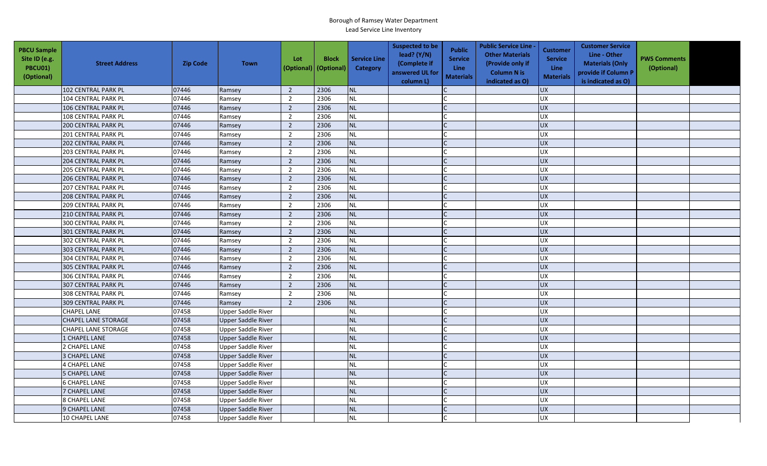Borough of Ramsey Water Department
Lead Service Line Inventory

| PBCU Sample Site ID (e.g. PBCU01) (Optional) | Street Address | Zip Code | Town | Lot (Optional) | Block (Optional) | Service Line Category | Suspected to be lead? (Y/N) (Complete if answered UL for column L) | Public Service Line Materials | Public Service Line - Other Materials (Provide only if Column N is indicated as O) | Customer Service Line Materials | Customer Service Line - Other Materials (Only provide if Column P is indicated as O) | PWS Comments (Optional) | |
|---|---|---|---|---|---|---|---|---|---|---|---|---|---|
| | 102 CENTRAL PARK PL | 07446 | Ramsey | 2 | 2306 | NL | | C | | UX | | | |
| | 104 CENTRAL PARK PL | 07446 | Ramsey | 2 | 2306 | NL | | C | | UX | | | |
| | 106 CENTRAL PARK PL | 07446 | Ramsey | 2 | 2306 | NL | | C | | UX | | | |
| | 108 CENTRAL PARK PL | 07446 | Ramsey | 2 | 2306 | NL | | C | | UX | | | |
| | 200 CENTRAL PARK PL | 07446 | Ramsey | 2 | 2306 | NL | | C | | UX | | | |
| | 201 CENTRAL PARK PL | 07446 | Ramsey | 2 | 2306 | NL | | C | | UX | | | |
| | 202 CENTRAL PARK PL | 07446 | Ramsey | 2 | 2306 | NL | | C | | UX | | | |
| | 203 CENTRAL PARK PL | 07446 | Ramsey | 2 | 2306 | NL | | C | | UX | | | |
| | 204 CENTRAL PARK PL | 07446 | Ramsey | 2 | 2306 | NL | | C | | UX | | | |
| | 205 CENTRAL PARK PL | 07446 | Ramsey | 2 | 2306 | NL | | C | | UX | | | |
| | 206 CENTRAL PARK PL | 07446 | Ramsey | 2 | 2306 | NL | | C | | UX | | | |
| | 207 CENTRAL PARK PL | 07446 | Ramsey | 2 | 2306 | NL | | C | | UX | | | |
| | 208 CENTRAL PARK PL | 07446 | Ramsey | 2 | 2306 | NL | | C | | UX | | | |
| | 209 CENTRAL PARK PL | 07446 | Ramsey | 2 | 2306 | NL | | C | | UX | | | |
| | 210 CENTRAL PARK PL | 07446 | Ramsey | 2 | 2306 | NL | | C | | UX | | | |
| | 300 CENTRAL PARK PL | 07446 | Ramsey | 2 | 2306 | NL | | C | | UX | | | |
| | 301 CENTRAL PARK PL | 07446 | Ramsey | 2 | 2306 | NL | | C | | UX | | | |
| | 302 CENTRAL PARK PL | 07446 | Ramsey | 2 | 2306 | NL | | C | | UX | | | |
| | 303 CENTRAL PARK PL | 07446 | Ramsey | 2 | 2306 | NL | | C | | UX | | | |
| | 304 CENTRAL PARK PL | 07446 | Ramsey | 2 | 2306 | NL | | C | | UX | | | |
| | 305 CENTRAL PARK PL | 07446 | Ramsey | 2 | 2306 | NL | | C | | UX | | | |
| | 306 CENTRAL PARK PL | 07446 | Ramsey | 2 | 2306 | NL | | C | | UX | | | |
| | 307 CENTRAL PARK PL | 07446 | Ramsey | 2 | 2306 | NL | | C | | UX | | | |
| | 308 CENTRAL PARK PL | 07446 | Ramsey | 2 | 2306 | NL | | C | | UX | | | |
| | 309 CENTRAL PARK PL | 07446 | Ramsey | 2 | 2306 | NL | | C | | UX | | | |
| | CHAPEL LANE | 07458 | Upper Saddle River | | | NL | | C | | UX | | | |
| | CHAPEL LANE STORAGE | 07458 | Upper Saddle River | | | NL | | C | | UX | | | |
| | CHAPEL LANE STORAGE | 07458 | Upper Saddle River | | | NL | | C | | UX | | | |
| | 1 CHAPEL LANE | 07458 | Upper Saddle River | | | NL | | C | | UX | | | |
| | 2 CHAPEL LANE | 07458 | Upper Saddle River | | | NL | | C | | UX | | | |
| | 3 CHAPEL LANE | 07458 | Upper Saddle River | | | NL | | C | | UX | | | |
| | 4 CHAPEL LANE | 07458 | Upper Saddle River | | | NL | | C | | UX | | | |
| | 5 CHAPEL LANE | 07458 | Upper Saddle River | | | NL | | C | | UX | | | |
| | 6 CHAPEL LANE | 07458 | Upper Saddle River | | | NL | | C | | UX | | | |
| | 7 CHAPEL LANE | 07458 | Upper Saddle River | | | NL | | C | | UX | | | |
| | 8 CHAPEL LANE | 07458 | Upper Saddle River | | | NL | | C | | UX | | | |
| | 9 CHAPEL LANE | 07458 | Upper Saddle River | | | NL | | C | | UX | | | |
| | 10 CHAPEL LANE | 07458 | Upper Saddle River | | | NL | | C | | UX | | | |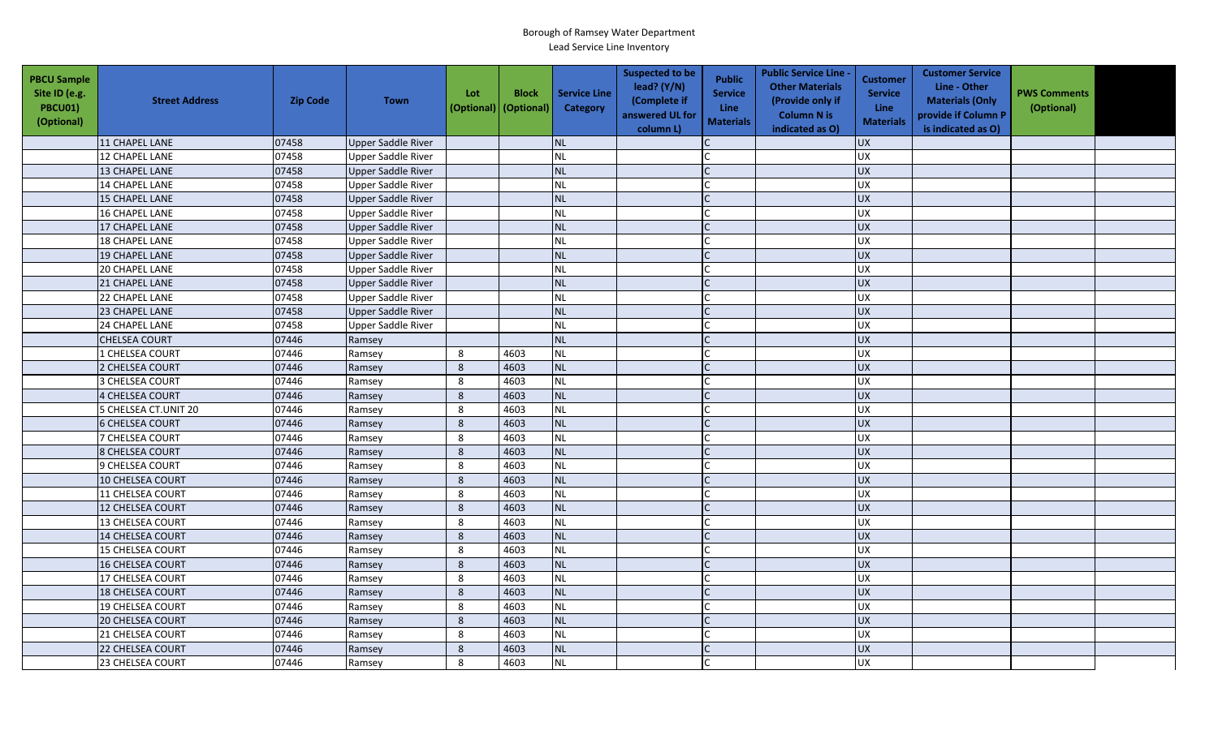Borough of Ramsey Water Department
Lead Service Line Inventory

| PBCU Sample Site ID (e.g. PBCU01) (Optional) | Street Address | Zip Code | Town | Lot (Optional) | Block (Optional) | Service Line Category | Suspected to be lead? (Y/N) (Complete if answered UL for column L) | Public Service Line Materials | Public Service Line - Other Materials (Provide only if Column N is indicated as O) | Customer Service Line Materials | Customer Service Line - Other Materials (Only provide if Column P is indicated as O) | PWS Comments (Optional) | |
|---|---|---|---|---|---|---|---|---|---|---|---|---|---|
| | 11 CHAPEL LANE | 07458 | Upper Saddle River | | | NL | | C | | UX | | | |
| | 12 CHAPEL LANE | 07458 | Upper Saddle River | | | NL | | C | | UX | | | |
| | 13 CHAPEL LANE | 07458 | Upper Saddle River | | | NL | | C | | UX | | | |
| | 14 CHAPEL LANE | 07458 | Upper Saddle River | | | NL | | C | | UX | | | |
| | 15 CHAPEL LANE | 07458 | Upper Saddle River | | | NL | | C | | UX | | | |
| | 16 CHAPEL LANE | 07458 | Upper Saddle River | | | NL | | C | | UX | | | |
| | 17 CHAPEL LANE | 07458 | Upper Saddle River | | | NL | | C | | UX | | | |
| | 18 CHAPEL LANE | 07458 | Upper Saddle River | | | NL | | C | | UX | | | |
| | 19 CHAPEL LANE | 07458 | Upper Saddle River | | | NL | | C | | UX | | | |
| | 20 CHAPEL LANE | 07458 | Upper Saddle River | | | NL | | C | | UX | | | |
| | 21 CHAPEL LANE | 07458 | Upper Saddle River | | | NL | | C | | UX | | | |
| | 22 CHAPEL LANE | 07458 | Upper Saddle River | | | NL | | C | | UX | | | |
| | 23 CHAPEL LANE | 07458 | Upper Saddle River | | | NL | | C | | UX | | | |
| | 24 CHAPEL LANE | 07458 | Upper Saddle River | | | NL | | C | | UX | | | |
| | CHELSEA COURT | 07446 | Ramsey | | | NL | | C | | UX | | | |
| | 1 CHELSEA COURT | 07446 | Ramsey | 8 | 4603 | NL | | C | | UX | | | |
| | 2 CHELSEA COURT | 07446 | Ramsey | 8 | 4603 | NL | | C | | UX | | | |
| | 3 CHELSEA COURT | 07446 | Ramsey | 8 | 4603 | NL | | C | | UX | | | |
| | 4 CHELSEA COURT | 07446 | Ramsey | 8 | 4603 | NL | | C | | UX | | | |
| | 5 CHELSEA CT.UNIT 20 | 07446 | Ramsey | 8 | 4603 | NL | | C | | UX | | | |
| | 6 CHELSEA COURT | 07446 | Ramsey | 8 | 4603 | NL | | C | | UX | | | |
| | 7 CHELSEA COURT | 07446 | Ramsey | 8 | 4603 | NL | | C | | UX | | | |
| | 8 CHELSEA COURT | 07446 | Ramsey | 8 | 4603 | NL | | C | | UX | | | |
| | 9 CHELSEA COURT | 07446 | Ramsey | 8 | 4603 | NL | | C | | UX | | | |
| | 10 CHELSEA COURT | 07446 | Ramsey | 8 | 4603 | NL | | C | | UX | | | |
| | 11 CHELSEA COURT | 07446 | Ramsey | 8 | 4603 | NL | | C | | UX | | | |
| | 12 CHELSEA COURT | 07446 | Ramsey | 8 | 4603 | NL | | C | | UX | | | |
| | 13 CHELSEA COURT | 07446 | Ramsey | 8 | 4603 | NL | | C | | UX | | | |
| | 14 CHELSEA COURT | 07446 | Ramsey | 8 | 4603 | NL | | C | | UX | | | |
| | 15 CHELSEA COURT | 07446 | Ramsey | 8 | 4603 | NL | | C | | UX | | | |
| | 16 CHELSEA COURT | 07446 | Ramsey | 8 | 4603 | NL | | C | | UX | | | |
| | 17 CHELSEA COURT | 07446 | Ramsey | 8 | 4603 | NL | | C | | UX | | | |
| | 18 CHELSEA COURT | 07446 | Ramsey | 8 | 4603 | NL | | C | | UX | | | |
| | 19 CHELSEA COURT | 07446 | Ramsey | 8 | 4603 | NL | | C | | UX | | | |
| | 20 CHELSEA COURT | 07446 | Ramsey | 8 | 4603 | NL | | C | | UX | | | |
| | 21 CHELSEA COURT | 07446 | Ramsey | 8 | 4603 | NL | | C | | UX | | | |
| | 22 CHELSEA COURT | 07446 | Ramsey | 8 | 4603 | NL | | C | | UX | | | |
| | 23 CHELSEA COURT | 07446 | Ramsey | 8 | 4603 | NL | | C | | UX | | | |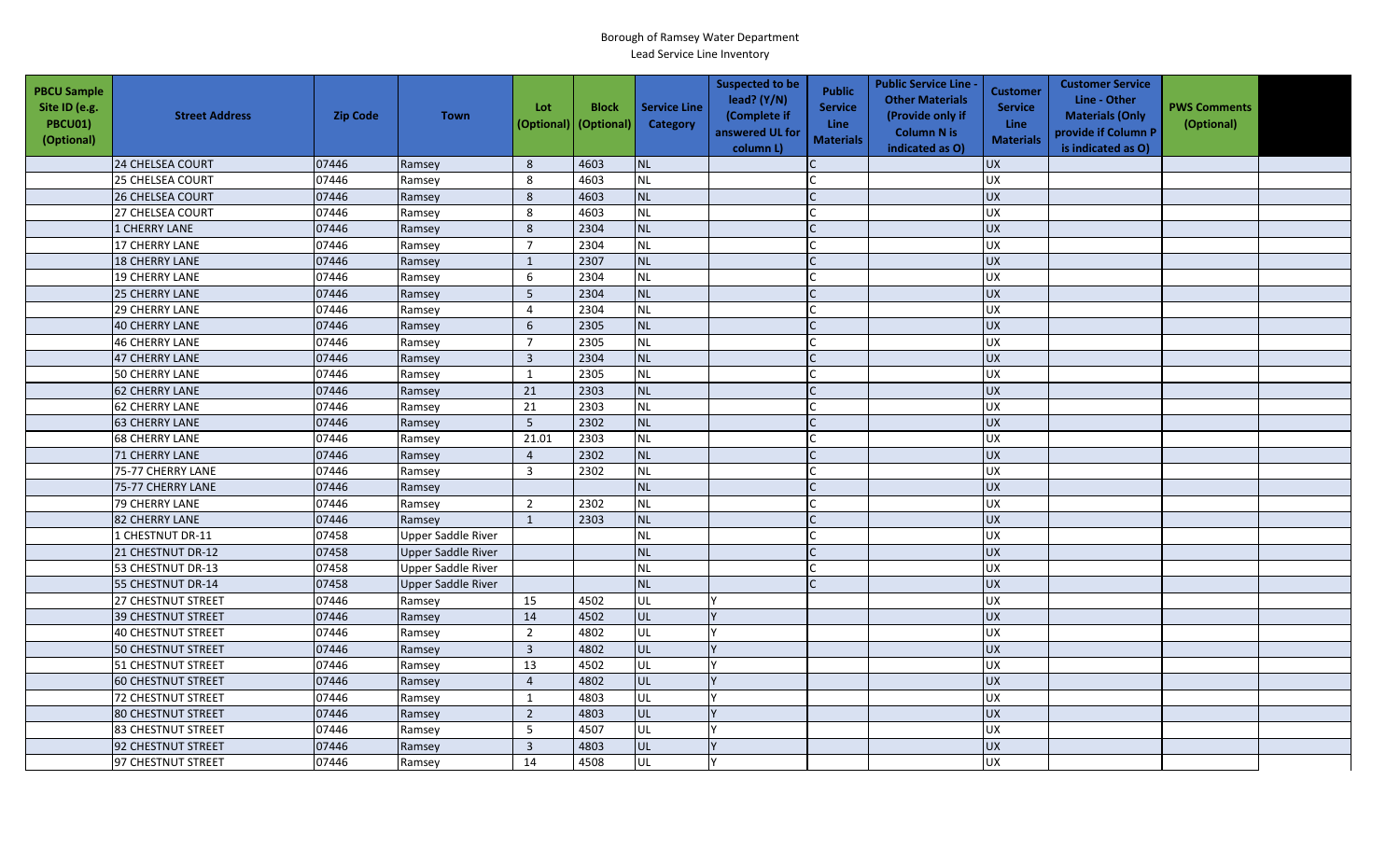Borough of Ramsey Water Department
Lead Service Line Inventory

| PBCU Sample Site ID (e.g. PBCU01) (Optional) | Street Address | Zip Code | Town | Lot (Optional) | Block (Optional) | Service Line Category | Suspected to be lead? (Y/N) (Complete if answered UL for column L) | Public Service Line Materials | Public Service Line - Other Materials (Provide only if Column N is indicated as O) | Customer Service Line Materials | Customer Service Line - Other Materials (Only provide if Column P is indicated as O) | PWS Comments (Optional) | |
|---|---|---|---|---|---|---|---|---|---|---|---|---|---|
| | 24 CHELSEA COURT | 07446 | Ramsey | 8 | 4603 | NL | | C | | UX | | | |
| | 25 CHELSEA COURT | 07446 | Ramsey | 8 | 4603 | NL | | C | | UX | | | |
| | 26 CHELSEA COURT | 07446 | Ramsey | 8 | 4603 | NL | | C | | UX | | | |
| | 27 CHELSEA COURT | 07446 | Ramsey | 8 | 4603 | NL | | C | | UX | | | |
| | 1 CHERRY LANE | 07446 | Ramsey | 8 | 2304 | NL | | C | | UX | | | |
| | 17 CHERRY LANE | 07446 | Ramsey | 7 | 2304 | NL | | C | | UX | | | |
| | 18 CHERRY LANE | 07446 | Ramsey | 1 | 2307 | NL | | C | | UX | | | |
| | 19 CHERRY LANE | 07446 | Ramsey | 6 | 2304 | NL | | C | | UX | | | |
| | 25 CHERRY LANE | 07446 | Ramsey | 5 | 2304 | NL | | C | | UX | | | |
| | 29 CHERRY LANE | 07446 | Ramsey | 4 | 2304 | NL | | C | | UX | | | |
| | 40 CHERRY LANE | 07446 | Ramsey | 6 | 2305 | NL | | C | | UX | | | |
| | 46 CHERRY LANE | 07446 | Ramsey | 7 | 2305 | NL | | C | | UX | | | |
| | 47 CHERRY LANE | 07446 | Ramsey | 3 | 2304 | NL | | C | | UX | | | |
| | 50 CHERRY LANE | 07446 | Ramsey | 1 | 2305 | NL | | C | | UX | | | |
| | 62 CHERRY LANE | 07446 | Ramsey | 21 | 2303 | NL | | C | | UX | | | |
| | 62 CHERRY LANE | 07446 | Ramsey | 21 | 2303 | NL | | C | | UX | | | |
| | 63 CHERRY LANE | 07446 | Ramsey | 5 | 2302 | NL | | C | | UX | | | |
| | 68 CHERRY LANE | 07446 | Ramsey | 21.01 | 2303 | NL | | C | | UX | | | |
| | 71 CHERRY LANE | 07446 | Ramsey | 4 | 2302 | NL | | C | | UX | | | |
| | 75-77 CHERRY LANE | 07446 | Ramsey | 3 | 2302 | NL | | C | | UX | | | |
| | 75-77 CHERRY LANE | 07446 | Ramsey | | | NL | | C | | UX | | | |
| | 79 CHERRY LANE | 07446 | Ramsey | 2 | 2302 | NL | | C | | UX | | | |
| | 82 CHERRY LANE | 07446 | Ramsey | 1 | 2303 | NL | | C | | UX | | | |
| | 1 CHESTNUT DR-11 | 07458 | Upper Saddle River | | | NL | | C | | UX | | | |
| | 21 CHESTNUT DR-12 | 07458 | Upper Saddle River | | | NL | | C | | UX | | | |
| | 53 CHESTNUT DR-13 | 07458 | Upper Saddle River | | | NL | | C | | UX | | | |
| | 55 CHESTNUT DR-14 | 07458 | Upper Saddle River | | | NL | | C | | UX | | | |
| | 27 CHESTNUT STREET | 07446 | Ramsey | 15 | 4502 | UL | Y | | | UX | | | |
| | 39 CHESTNUT STREET | 07446 | Ramsey | 14 | 4502 | UL | Y | | | UX | | | |
| | 40 CHESTNUT STREET | 07446 | Ramsey | 2 | 4802 | UL | Y | | | UX | | | |
| | 50 CHESTNUT STREET | 07446 | Ramsey | 3 | 4802 | UL | Y | | | UX | | | |
| | 51 CHESTNUT STREET | 07446 | Ramsey | 13 | 4502 | UL | Y | | | UX | | | |
| | 60 CHESTNUT STREET | 07446 | Ramsey | 4 | 4802 | UL | Y | | | UX | | | |
| | 72 CHESTNUT STREET | 07446 | Ramsey | 1 | 4803 | UL | Y | | | UX | | | |
| | 80 CHESTNUT STREET | 07446 | Ramsey | 2 | 4803 | UL | Y | | | UX | | | |
| | 83 CHESTNUT STREET | 07446 | Ramsey | 5 | 4507 | UL | Y | | | UX | | | |
| | 92 CHESTNUT STREET | 07446 | Ramsey | 3 | 4803 | UL | Y | | | UX | | | |
| | 97 CHESTNUT STREET | 07446 | Ramsey | 14 | 4508 | UL | Y | | | UX | | | |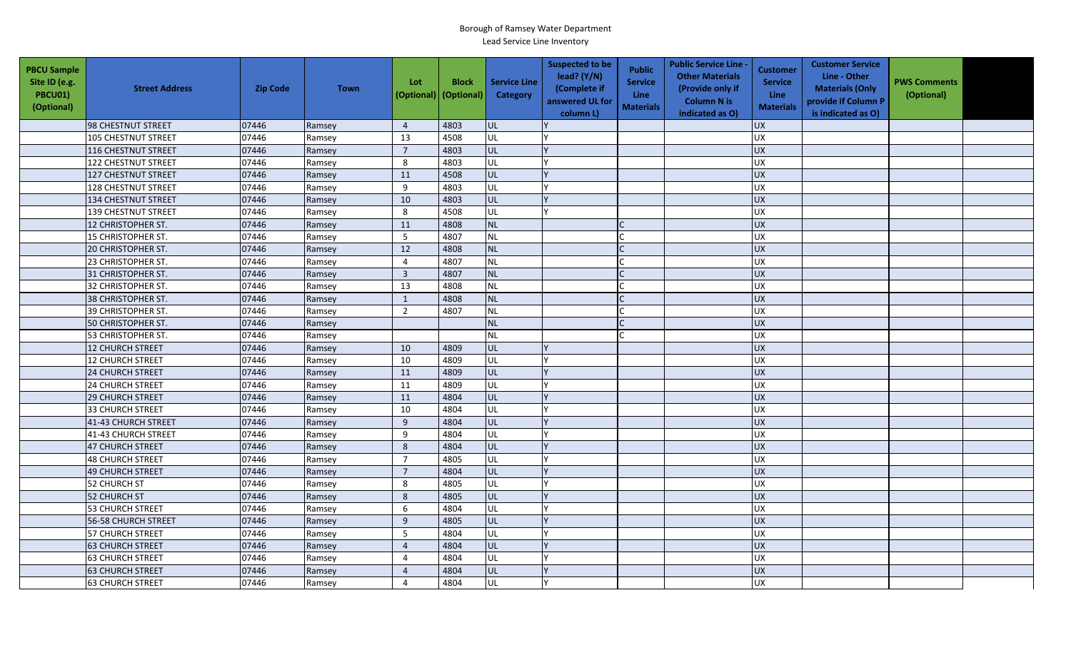Borough of Ramsey Water Department
Lead Service Line Inventory

| PBCU Sample Site ID (e.g. PBCU01) (Optional) | Street Address | Zip Code | Town | Lot (Optional) | Block (Optional) | Service Line Category | Suspected to be lead? (Y/N) (Complete if answered UL for column L) | Public Service Line Materials | Public Service Line - Other Materials (Provide only if Column N is indicated as O) | Customer Service Line Materials | Customer Service Line - Other Materials (Only provide if Column P is indicated as O) | PWS Comments (Optional) | |
|---|---|---|---|---|---|---|---|---|---|---|---|---|---|
| | 98 CHESTNUT STREET | 07446 | Ramsey | 4 | 4803 | UL | Y | | | UX | | | |
| | 105 CHESTNUT STREET | 07446 | Ramsey | 13 | 4508 | UL | Y | | | UX | | | |
| | 116 CHESTNUT STREET | 07446 | Ramsey | 7 | 4803 | UL | Y | | | UX | | | |
| | 122 CHESTNUT STREET | 07446 | Ramsey | 8 | 4803 | UL | Y | | | UX | | | |
| | 127 CHESTNUT STREET | 07446 | Ramsey | 11 | 4508 | UL | Y | | | UX | | | |
| | 128 CHESTNUT STREET | 07446 | Ramsey | 9 | 4803 | UL | Y | | | UX | | | |
| | 134 CHESTNUT STREET | 07446 | Ramsey | 10 | 4803 | UL | Y | | | UX | | | |
| | 139 CHESTNUT STREET | 07446 | Ramsey | 8 | 4508 | UL | Y | | | UX | | | |
| | 12 CHRISTOPHER ST. | 07446 | Ramsey | 11 | 4808 | NL | | C | | UX | | | |
| | 15 CHRISTOPHER ST. | 07446 | Ramsey | 5 | 4807 | NL | | C | | UX | | | |
| | 20 CHRISTOPHER ST. | 07446 | Ramsey | 12 | 4808 | NL | | C | | UX | | | |
| | 23 CHRISTOPHER ST. | 07446 | Ramsey | 4 | 4807 | NL | | C | | UX | | | |
| | 31 CHRISTOPHER ST. | 07446 | Ramsey | 3 | 4807 | NL | | C | | UX | | | |
| | 32 CHRISTOPHER ST. | 07446 | Ramsey | 13 | 4808 | NL | | C | | UX | | | |
| | 38 CHRISTOPHER ST. | 07446 | Ramsey | 1 | 4808 | NL | | C | | UX | | | |
| | 39 CHRISTOPHER ST. | 07446 | Ramsey | 2 | 4807 | NL | | C | | UX | | | |
| | 50 CHRISTOPHER ST. | 07446 | Ramsey | | | NL | | C | | UX | | | |
| | 53 CHRISTOPHER ST. | 07446 | Ramsey | | | NL | | C | | UX | | | |
| | 12 CHURCH STREET | 07446 | Ramsey | 10 | 4809 | UL | Y | | | UX | | | |
| | 12 CHURCH STREET | 07446 | Ramsey | 10 | 4809 | UL | Y | | | UX | | | |
| | 24 CHURCH STREET | 07446 | Ramsey | 11 | 4809 | UL | Y | | | UX | | | |
| | 24 CHURCH STREET | 07446 | Ramsey | 11 | 4809 | UL | Y | | | UX | | | |
| | 29 CHURCH STREET | 07446 | Ramsey | 11 | 4804 | UL | Y | | | UX | | | |
| | 33 CHURCH STREET | 07446 | Ramsey | 10 | 4804 | UL | Y | | | UX | | | |
| | 41-43 CHURCH STREET | 07446 | Ramsey | 9 | 4804 | UL | Y | | | UX | | | |
| | 41-43 CHURCH STREET | 07446 | Ramsey | 9 | 4804 | UL | Y | | | UX | | | |
| | 47 CHURCH STREET | 07446 | Ramsey | 8 | 4804 | UL | Y | | | UX | | | |
| | 48 CHURCH STREET | 07446 | Ramsey | 7 | 4805 | UL | Y | | | UX | | | |
| | 49 CHURCH STREET | 07446 | Ramsey | 7 | 4804 | UL | Y | | | UX | | | |
| | 52 CHURCH ST | 07446 | Ramsey | 8 | 4805 | UL | Y | | | UX | | | |
| | 52 CHURCH ST | 07446 | Ramsey | 8 | 4805 | UL | Y | | | UX | | | |
| | 53 CHURCH STREET | 07446 | Ramsey | 6 | 4804 | UL | Y | | | UX | | | |
| | 56-58 CHURCH STREET | 07446 | Ramsey | 9 | 4805 | UL | Y | | | UX | | | |
| | 57 CHURCH STREET | 07446 | Ramsey | 5 | 4804 | UL | Y | | | UX | | | |
| | 63 CHURCH STREET | 07446 | Ramsey | 4 | 4804 | UL | Y | | | UX | | | |
| | 63 CHURCH STREET | 07446 | Ramsey | 4 | 4804 | UL | Y | | | UX | | | |
| | 63 CHURCH STREET | 07446 | Ramsey | 4 | 4804 | UL | Y | | | UX | | | |
| | 63 CHURCH STREET | 07446 | Ramsey | 4 | 4804 | UL | Y | | | UX | | | |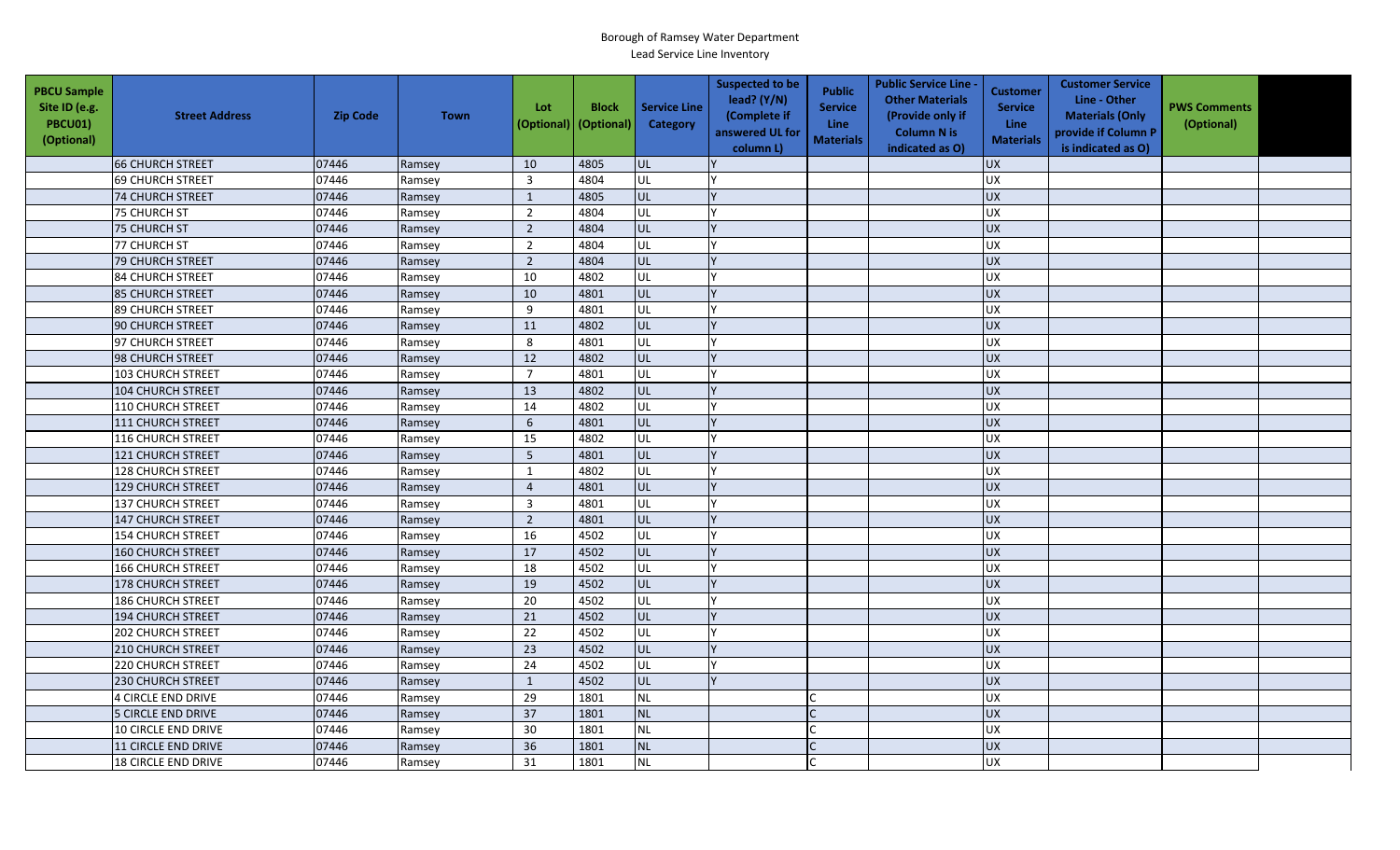Borough of Ramsey Water Department
Lead Service Line Inventory

| PBCU Sample Site ID (e.g. PBCU01) (Optional) | Street Address | Zip Code | Town | Lot (Optional) | Block (Optional) | Service Line Category | Suspected to be lead? (Y/N) (Complete if answered UL for column L) | Public Service Line Materials | Public Service Line - Other Materials (Provide only if Column N is indicated as O) | Customer Service Line Materials | Customer Service Line - Other Materials (Only provide if Column P is indicated as O) | PWS Comments (Optional) | |
|---|---|---|---|---|---|---|---|---|---|---|---|---|---|
| | 66 CHURCH STREET | 07446 | Ramsey | 10 | 4805 | UL | Y | | | UX | | | |
| | 69 CHURCH STREET | 07446 | Ramsey | 3 | 4804 | UL | Y | | | UX | | | |
| | 74 CHURCH STREET | 07446 | Ramsey | 1 | 4805 | UL | Y | | | UX | | | |
| | 75 CHURCH ST | 07446 | Ramsey | 2 | 4804 | UL | Y | | | UX | | | |
| | 75 CHURCH ST | 07446 | Ramsey | 2 | 4804 | UL | Y | | | UX | | | |
| | 77 CHURCH ST | 07446 | Ramsey | 2 | 4804 | UL | Y | | | UX | | | |
| | 79 CHURCH STREET | 07446 | Ramsey | 2 | 4804 | UL | Y | | | UX | | | |
| | 84 CHURCH STREET | 07446 | Ramsey | 10 | 4802 | UL | Y | | | UX | | | |
| | 85 CHURCH STREET | 07446 | Ramsey | 10 | 4801 | UL | Y | | | UX | | | |
| | 89 CHURCH STREET | 07446 | Ramsey | 9 | 4801 | UL | Y | | | UX | | | |
| | 90 CHURCH STREET | 07446 | Ramsey | 11 | 4802 | UL | Y | | | UX | | | |
| | 97 CHURCH STREET | 07446 | Ramsey | 8 | 4801 | UL | Y | | | UX | | | |
| | 98 CHURCH STREET | 07446 | Ramsey | 12 | 4802 | UL | Y | | | UX | | | |
| | 103 CHURCH STREET | 07446 | Ramsey | 7 | 4801 | UL | Y | | | UX | | | |
| | 104 CHURCH STREET | 07446 | Ramsey | 13 | 4802 | UL | Y | | | UX | | | |
| | 110 CHURCH STREET | 07446 | Ramsey | 14 | 4802 | UL | Y | | | UX | | | |
| | 111 CHURCH STREET | 07446 | Ramsey | 6 | 4801 | UL | Y | | | UX | | | |
| | 116 CHURCH STREET | 07446 | Ramsey | 15 | 4802 | UL | Y | | | UX | | | |
| | 121 CHURCH STREET | 07446 | Ramsey | 5 | 4801 | UL | Y | | | UX | | | |
| | 128 CHURCH STREET | 07446 | Ramsey | 1 | 4802 | UL | Y | | | UX | | | |
| | 129 CHURCH STREET | 07446 | Ramsey | 4 | 4801 | UL | Y | | | UX | | | |
| | 137 CHURCH STREET | 07446 | Ramsey | 3 | 4801 | UL | Y | | | UX | | | |
| | 147 CHURCH STREET | 07446 | Ramsey | 2 | 4801 | UL | Y | | | UX | | | |
| | 154 CHURCH STREET | 07446 | Ramsey | 16 | 4502 | UL | Y | | | UX | | | |
| | 160 CHURCH STREET | 07446 | Ramsey | 17 | 4502 | UL | Y | | | UX | | | |
| | 166 CHURCH STREET | 07446 | Ramsey | 18 | 4502 | UL | Y | | | UX | | | |
| | 178 CHURCH STREET | 07446 | Ramsey | 19 | 4502 | UL | Y | | | UX | | | |
| | 186 CHURCH STREET | 07446 | Ramsey | 20 | 4502 | UL | Y | | | UX | | | |
| | 194 CHURCH STREET | 07446 | Ramsey | 21 | 4502 | UL | Y | | | UX | | | |
| | 202 CHURCH STREET | 07446 | Ramsey | 22 | 4502 | UL | Y | | | UX | | | |
| | 210 CHURCH STREET | 07446 | Ramsey | 23 | 4502 | UL | Y | | | UX | | | |
| | 220 CHURCH STREET | 07446 | Ramsey | 24 | 4502 | UL | Y | | | UX | | | |
| | 230 CHURCH STREET | 07446 | Ramsey | 1 | 4502 | UL | Y | | | UX | | | |
| | 4 CIRCLE END DRIVE | 07446 | Ramsey | 29 | 1801 | NL | | C | | UX | | | |
| | 5 CIRCLE END DRIVE | 07446 | Ramsey | 37 | 1801 | NL | | C | | UX | | | |
| | 10 CIRCLE END DRIVE | 07446 | Ramsey | 30 | 1801 | NL | | C | | UX | | | |
| | 11 CIRCLE END DRIVE | 07446 | Ramsey | 36 | 1801 | NL | | C | | UX | | | |
| | 18 CIRCLE END DRIVE | 07446 | Ramsey | 31 | 1801 | NL | | C | | UX | | | |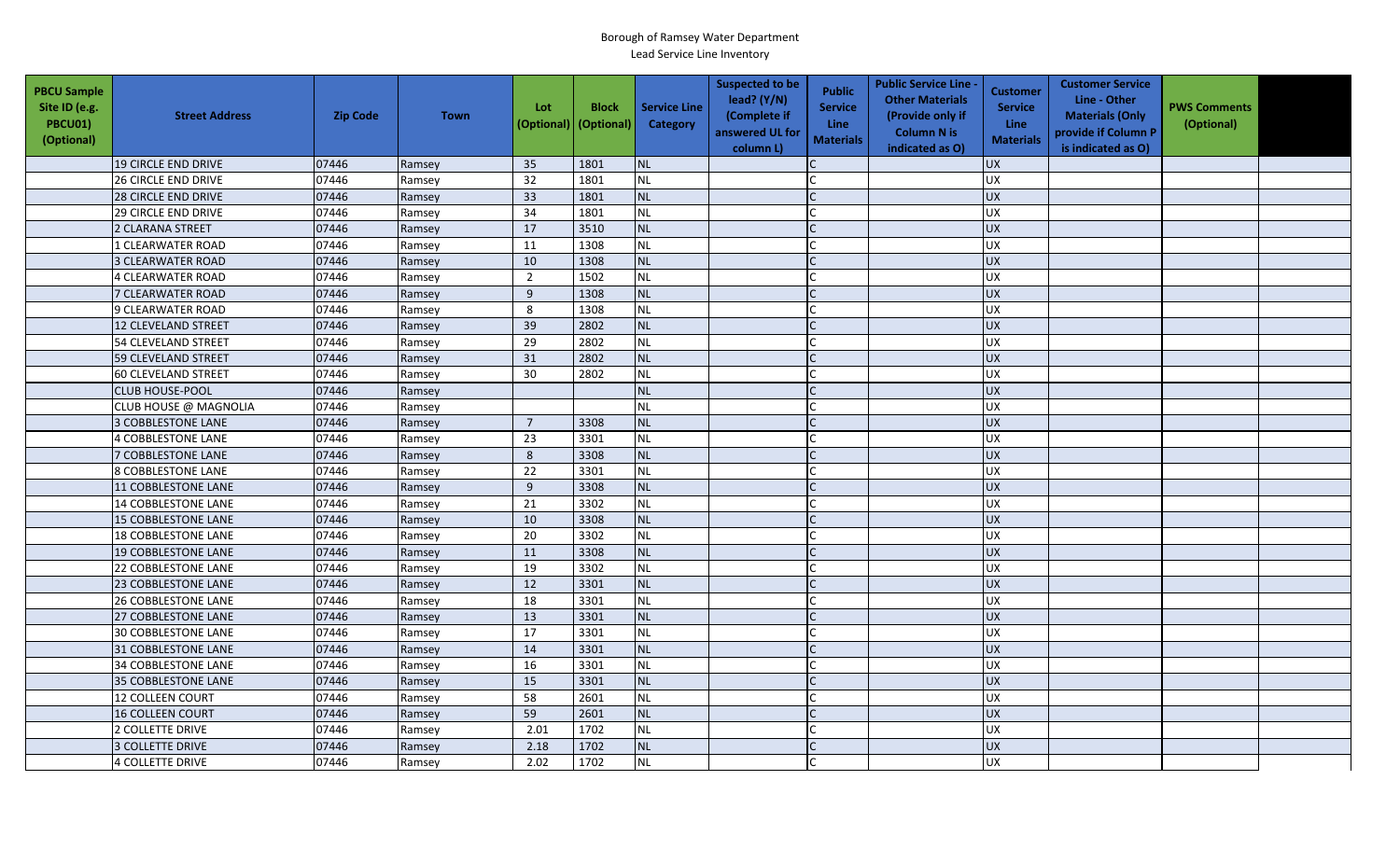Borough of Ramsey Water Department
Lead Service Line Inventory

| PBCU Sample Site ID (e.g. PBCU01) (Optional) | Street Address | Zip Code | Town | Lot (Optional) | Block (Optional) | Service Line Category | Suspected to be lead? (Y/N) (Complete if answered UL for column L) | Public Service Line Materials | Public Service Line - Other Materials (Provide only if Column N is indicated as O) | Customer Service Line Materials | Customer Service Line - Other Materials (Only provide if Column P is indicated as O) | PWS Comments (Optional) | |
|---|---|---|---|---|---|---|---|---|---|---|---|---|---|
| | 19 CIRCLE END DRIVE | 07446 | Ramsey | 35 | 1801 | NL | | C | | UX | | | |
| | 26 CIRCLE END DRIVE | 07446 | Ramsey | 32 | 1801 | NL | | C | | UX | | | |
| | 28 CIRCLE END DRIVE | 07446 | Ramsey | 33 | 1801 | NL | | C | | UX | | | |
| | 29 CIRCLE END DRIVE | 07446 | Ramsey | 34 | 1801 | NL | | C | | UX | | | |
| | 2 CLARANA STREET | 07446 | Ramsey | 17 | 3510 | NL | | C | | UX | | | |
| | 1 CLEARWATER ROAD | 07446 | Ramsey | 11 | 1308 | NL | | C | | UX | | | |
| | 3 CLEARWATER ROAD | 07446 | Ramsey | 10 | 1308 | NL | | C | | UX | | | |
| | 4 CLEARWATER ROAD | 07446 | Ramsey | 2 | 1502 | NL | | C | | UX | | | |
| | 7 CLEARWATER ROAD | 07446 | Ramsey | 9 | 1308 | NL | | C | | UX | | | |
| | 9 CLEARWATER ROAD | 07446 | Ramsey | 8 | 1308 | NL | | C | | UX | | | |
| | 12 CLEVELAND STREET | 07446 | Ramsey | 39 | 2802 | NL | | C | | UX | | | |
| | 54 CLEVELAND STREET | 07446 | Ramsey | 29 | 2802 | NL | | C | | UX | | | |
| | 59 CLEVELAND STREET | 07446 | Ramsey | 31 | 2802 | NL | | C | | UX | | | |
| | 60 CLEVELAND STREET | 07446 | Ramsey | 30 | 2802 | NL | | C | | UX | | | |
| | CLUB HOUSE-POOL | 07446 | Ramsey | | | NL | | C | | UX | | | |
| | CLUB HOUSE @ MAGNOLIA | 07446 | Ramsey | | | NL | | C | | UX | | | |
| | 3 COBBLESTONE LANE | 07446 | Ramsey | 7 | 3308 | NL | | C | | UX | | | |
| | 4 COBBLESTONE LANE | 07446 | Ramsey | 23 | 3301 | NL | | C | | UX | | | |
| | 7 COBBLESTONE LANE | 07446 | Ramsey | 8 | 3308 | NL | | C | | UX | | | |
| | 8 COBBLESTONE LANE | 07446 | Ramsey | 22 | 3301 | NL | | C | | UX | | | |
| | 11 COBBLESTONE LANE | 07446 | Ramsey | 9 | 3308 | NL | | C | | UX | | | |
| | 14 COBBLESTONE LANE | 07446 | Ramsey | 21 | 3302 | NL | | C | | UX | | | |
| | 15 COBBLESTONE LANE | 07446 | Ramsey | 10 | 3308 | NL | | C | | UX | | | |
| | 18 COBBLESTONE LANE | 07446 | Ramsey | 20 | 3302 | NL | | C | | UX | | | |
| | 19 COBBLESTONE LANE | 07446 | Ramsey | 11 | 3308 | NL | | C | | UX | | | |
| | 22 COBBLESTONE LANE | 07446 | Ramsey | 19 | 3302 | NL | | C | | UX | | | |
| | 23 COBBLESTONE LANE | 07446 | Ramsey | 12 | 3301 | NL | | C | | UX | | | |
| | 26 COBBLESTONE LANE | 07446 | Ramsey | 18 | 3301 | NL | | C | | UX | | | |
| | 27 COBBLESTONE LANE | 07446 | Ramsey | 13 | 3301 | NL | | C | | UX | | | |
| | 30 COBBLESTONE LANE | 07446 | Ramsey | 17 | 3301 | NL | | C | | UX | | | |
| | 31 COBBLESTONE LANE | 07446 | Ramsey | 14 | 3301 | NL | | C | | UX | | | |
| | 34 COBBLESTONE LANE | 07446 | Ramsey | 16 | 3301 | NL | | C | | UX | | | |
| | 35 COBBLESTONE LANE | 07446 | Ramsey | 15 | 3301 | NL | | C | | UX | | | |
| | 12 COLLEEN COURT | 07446 | Ramsey | 58 | 2601 | NL | | C | | UX | | | |
| | 16 COLLEEN COURT | 07446 | Ramsey | 59 | 2601 | NL | | C | | UX | | | |
| | 2 COLLETTE DRIVE | 07446 | Ramsey | 2.01 | 1702 | NL | | C | | UX | | | |
| | 3 COLLETTE DRIVE | 07446 | Ramsey | 2.18 | 1702 | NL | | C | | UX | | | |
| | 4 COLLETTE DRIVE | 07446 | Ramsey | 2.02 | 1702 | NL | | C | | UX | | | |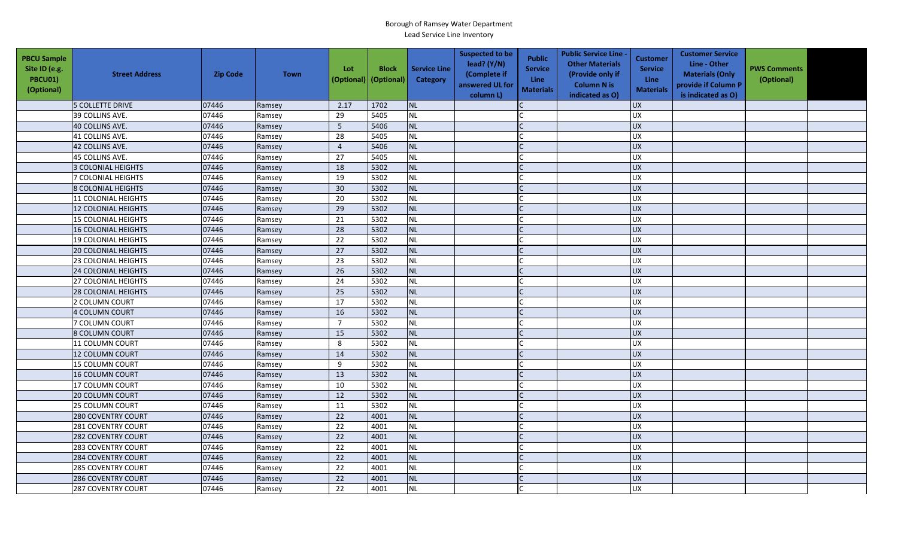Borough of Ramsey Water Department
Lead Service Line Inventory

| PBCU Sample Site ID (e.g. PBCU01) (Optional) | Street Address | Zip Code | Town | Lot (Optional) | Block (Optional) | Service Line Category | Suspected to be lead? (Y/N) (Complete if answered UL for column L) | Public Service Line Materials | Public Service Line - Other Materials (Provide only if Column N is indicated as O) | Customer Service Line Materials | Customer Service Line - Other Materials (Only provide if Column P is indicated as O) | PWS Comments (Optional) | |
|---|---|---|---|---|---|---|---|---|---|---|---|---|---|
| | 5 COLLETTE DRIVE | 07446 | Ramsey | 2.17 | 1702 | NL | | C | | UX | | | |
| | 39 COLLINS AVE. | 07446 | Ramsey | 29 | 5405 | NL | | C | | UX | | | |
| | 40 COLLINS AVE. | 07446 | Ramsey | 5 | 5406 | NL | | C | | UX | | | |
| | 41 COLLINS AVE. | 07446 | Ramsey | 28 | 5405 | NL | | C | | UX | | | |
| | 42 COLLINS AVE. | 07446 | Ramsey | 4 | 5406 | NL | | C | | UX | | | |
| | 45 COLLINS AVE. | 07446 | Ramsey | 27 | 5405 | NL | | C | | UX | | | |
| | 3 COLONIAL HEIGHTS | 07446 | Ramsey | 18 | 5302 | NL | | C | | UX | | | |
| | 7 COLONIAL HEIGHTS | 07446 | Ramsey | 19 | 5302 | NL | | C | | UX | | | |
| | 8 COLONIAL HEIGHTS | 07446 | Ramsey | 30 | 5302 | NL | | C | | UX | | | |
| | 11 COLONIAL HEIGHTS | 07446 | Ramsey | 20 | 5302 | NL | | C | | UX | | | |
| | 12 COLONIAL HEIGHTS | 07446 | Ramsey | 29 | 5302 | NL | | C | | UX | | | |
| | 15 COLONIAL HEIGHTS | 07446 | Ramsey | 21 | 5302 | NL | | C | | UX | | | |
| | 16 COLONIAL HEIGHTS | 07446 | Ramsey | 28 | 5302 | NL | | C | | UX | | | |
| | 19 COLONIAL HEIGHTS | 07446 | Ramsey | 22 | 5302 | NL | | C | | UX | | | |
| | 20 COLONIAL HEIGHTS | 07446 | Ramsey | 27 | 5302 | NL | | C | | UX | | | |
| | 23 COLONIAL HEIGHTS | 07446 | Ramsey | 23 | 5302 | NL | | C | | UX | | | |
| | 24 COLONIAL HEIGHTS | 07446 | Ramsey | 26 | 5302 | NL | | C | | UX | | | |
| | 27 COLONIAL HEIGHTS | 07446 | Ramsey | 24 | 5302 | NL | | C | | UX | | | |
| | 28 COLONIAL HEIGHTS | 07446 | Ramsey | 25 | 5302 | NL | | C | | UX | | | |
| | 2 COLUMN COURT | 07446 | Ramsey | 17 | 5302 | NL | | C | | UX | | | |
| | 4 COLUMN COURT | 07446 | Ramsey | 16 | 5302 | NL | | C | | UX | | | |
| | 7 COLUMN COURT | 07446 | Ramsey | 7 | 5302 | NL | | C | | UX | | | |
| | 8 COLUMN COURT | 07446 | Ramsey | 15 | 5302 | NL | | C | | UX | | | |
| | 11 COLUMN COURT | 07446 | Ramsey | 8 | 5302 | NL | | C | | UX | | | |
| | 12 COLUMN COURT | 07446 | Ramsey | 14 | 5302 | NL | | C | | UX | | | |
| | 15 COLUMN COURT | 07446 | Ramsey | 9 | 5302 | NL | | C | | UX | | | |
| | 16 COLUMN COURT | 07446 | Ramsey | 13 | 5302 | NL | | C | | UX | | | |
| | 17 COLUMN COURT | 07446 | Ramsey | 10 | 5302 | NL | | C | | UX | | | |
| | 20 COLUMN COURT | 07446 | Ramsey | 12 | 5302 | NL | | C | | UX | | | |
| | 25 COLUMN COURT | 07446 | Ramsey | 11 | 5302 | NL | | C | | UX | | | |
| | 280 COVENTRY COURT | 07446 | Ramsey | 22 | 4001 | NL | | C | | UX | | | |
| | 281 COVENTRY COURT | 07446 | Ramsey | 22 | 4001 | NL | | C | | UX | | | |
| | 282 COVENTRY COURT | 07446 | Ramsey | 22 | 4001 | NL | | C | | UX | | | |
| | 283 COVENTRY COURT | 07446 | Ramsey | 22 | 4001 | NL | | C | | UX | | | |
| | 284 COVENTRY COURT | 07446 | Ramsey | 22 | 4001 | NL | | C | | UX | | | |
| | 285 COVENTRY COURT | 07446 | Ramsey | 22 | 4001 | NL | | C | | UX | | | |
| | 286 COVENTRY COURT | 07446 | Ramsey | 22 | 4001 | NL | | C | | UX | | | |
| | 287 COVENTRY COURT | 07446 | Ramsey | 22 | 4001 | NL | | C | | UX | | | |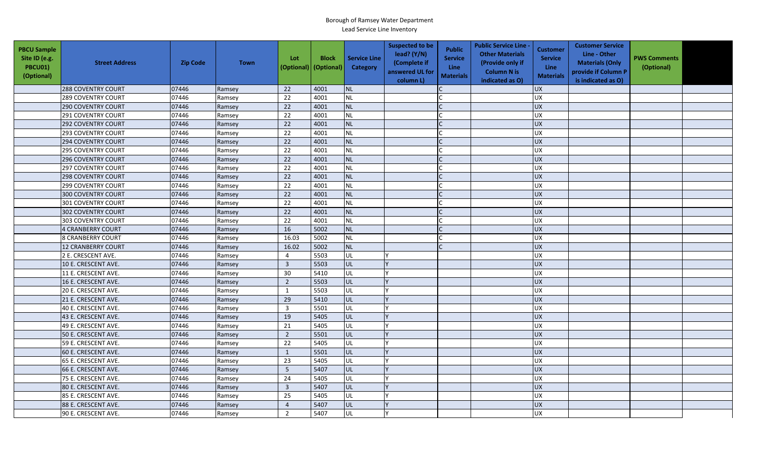Borough of Ramsey Water Department
Lead Service Line Inventory

| PBCU Sample Site ID (e.g. PBCU01) (Optional) | Street Address | Zip Code | Town | Lot (Optional) | Block (Optional) | Service Line Category | Suspected to be lead? (Y/N) (Complete if answered UL for column L) | Public Service Line Materials | Public Service Line - Other Materials (Provide only if Column N is indicated as O) | Customer Service Line Materials | Customer Service Line - Other Materials (Only provide if Column P is indicated as O) | PWS Comments (Optional) | |
|---|---|---|---|---|---|---|---|---|---|---|---|---|---|
| | 288 COVENTRY COURT | 07446 | Ramsey | 22 | 4001 | NL | | C | | UX | | | |
| | 289 COVENTRY COURT | 07446 | Ramsey | 22 | 4001 | NL | | C | | UX | | | |
| | 290 COVENTRY COURT | 07446 | Ramsey | 22 | 4001 | NL | | C | | UX | | | |
| | 291 COVENTRY COURT | 07446 | Ramsey | 22 | 4001 | NL | | C | | UX | | | |
| | 292 COVENTRY COURT | 07446 | Ramsey | 22 | 4001 | NL | | C | | UX | | | |
| | 293 COVENTRY COURT | 07446 | Ramsey | 22 | 4001 | NL | | C | | UX | | | |
| | 294 COVENTRY COURT | 07446 | Ramsey | 22 | 4001 | NL | | C | | UX | | | |
| | 295 COVENTRY COURT | 07446 | Ramsey | 22 | 4001 | NL | | C | | UX | | | |
| | 296 COVENTRY COURT | 07446 | Ramsey | 22 | 4001 | NL | | C | | UX | | | |
| | 297 COVENTRY COURT | 07446 | Ramsey | 22 | 4001 | NL | | C | | UX | | | |
| | 298 COVENTRY COURT | 07446 | Ramsey | 22 | 4001 | NL | | C | | UX | | | |
| | 299 COVENTRY COURT | 07446 | Ramsey | 22 | 4001 | NL | | C | | UX | | | |
| | 300 COVENTRY COURT | 07446 | Ramsey | 22 | 4001 | NL | | C | | UX | | | |
| | 301 COVENTRY COURT | 07446 | Ramsey | 22 | 4001 | NL | | C | | UX | | | |
| | 302 COVENTRY COURT | 07446 | Ramsey | 22 | 4001 | NL | | C | | UX | | | |
| | 303 COVENTRY COURT | 07446 | Ramsey | 22 | 4001 | NL | | C | | UX | | | |
| | 4 CRANBERRY COURT | 07446 | Ramsey | 16 | 5002 | NL | | C | | UX | | | |
| | 8 CRANBERRY COURT | 07446 | Ramsey | 16.03 | 5002 | NL | | C | | UX | | | |
| | 12 CRANBERRY COURT | 07446 | Ramsey | 16.02 | 5002 | NL | | C | | UX | | | |
| | 2 E. CRESCENT AVE. | 07446 | Ramsey | 4 | 5503 | UL | Y | | | UX | | | |
| | 10 E. CRESCENT AVE. | 07446 | Ramsey | 3 | 5503 | UL | Y | | | UX | | | |
| | 11 E. CRESCENT AVE. | 07446 | Ramsey | 30 | 5410 | UL | Y | | | UX | | | |
| | 16 E. CRESCENT AVE. | 07446 | Ramsey | 2 | 5503 | UL | Y | | | UX | | | |
| | 20 E. CRESCENT AVE. | 07446 | Ramsey | 1 | 5503 | UL | Y | | | UX | | | |
| | 21 E. CRESCENT AVE. | 07446 | Ramsey | 29 | 5410 | UL | Y | | | UX | | | |
| | 40 E. CRESCENT AVE. | 07446 | Ramsey | 3 | 5501 | UL | Y | | | UX | | | |
| | 43 E. CRESCENT AVE. | 07446 | Ramsey | 19 | 5405 | UL | Y | | | UX | | | |
| | 49 E. CRESCENT AVE. | 07446 | Ramsey | 21 | 5405 | UL | Y | | | UX | | | |
| | 50 E. CRESCENT AVE. | 07446 | Ramsey | 2 | 5501 | UL | Y | | | UX | | | |
| | 59 E. CRESCENT AVE. | 07446 | Ramsey | 22 | 5405 | UL | Y | | | UX | | | |
| | 60 E. CRESCENT AVE. | 07446 | Ramsey | 1 | 5501 | UL | Y | | | UX | | | |
| | 65 E. CRESCENT AVE. | 07446 | Ramsey | 23 | 5405 | UL | Y | | | UX | | | |
| | 66 E. CRESCENT AVE. | 07446 | Ramsey | 5 | 5407 | UL | Y | | | UX | | | |
| | 75 E. CRESCENT AVE. | 07446 | Ramsey | 24 | 5405 | UL | Y | | | UX | | | |
| | 80 E. CRESCENT AVE. | 07446 | Ramsey | 3 | 5407 | UL | Y | | | UX | | | |
| | 85 E. CRESCENT AVE. | 07446 | Ramsey | 25 | 5405 | UL | Y | | | UX | | | |
| | 88 E. CRESCENT AVE. | 07446 | Ramsey | 4 | 5407 | UL | Y | | | UX | | | |
| | 90 E. CRESCENT AVE. | 07446 | Ramsey | 2 | 5407 | UL | Y | | | UX | | | |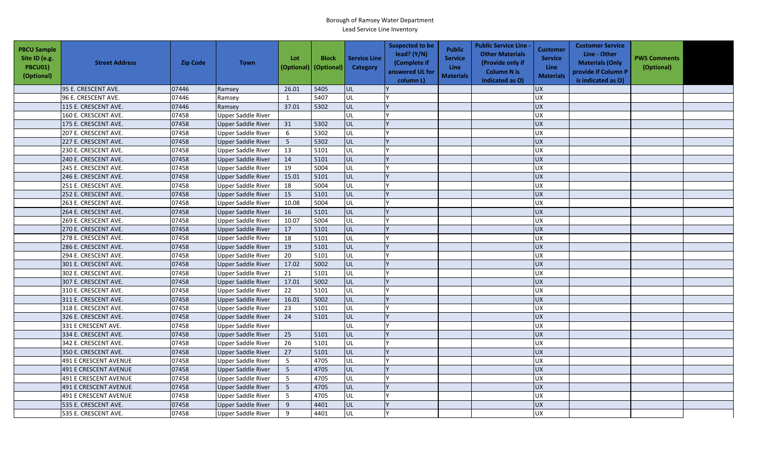Borough of Ramsey Water Department

Lead Service Line Inventory

| PBCU Sample Site ID (e.g. PBCU01) (Optional) | Street Address | Zip Code | Town | Lot (Optional) | Block (Optional) | Service Line Category | Suspected to be lead? (Y/N) (Complete if answered UL for column L) | Public Service Line Materials | Public Service Line - Other Materials (Provide only if Column N is indicated as O) | Customer Service Line Materials | Customer Service Line - Other Materials (Only provide if Column P is indicated as O) | PWS Comments (Optional) | |
|---|---|---|---|---|---|---|---|---|---|---|---|---|---|
| | 95 E. CRESCENT AVE. | 07446 | Ramsey | 26.01 | 5405 | UL | Y | | | UX | | | |
| | 96 E. CRESCENT AVE. | 07446 | Ramsey | 1 | 5407 | UL | Y | | | UX | | | |
| | 115 E. CRESCENT AVE. | 07446 | Ramsey | 37.01 | 5302 | UL | Y | | | UX | | | |
| | 160 E. CRESCENT AVE. | 07458 | Upper Saddle River | | | UL | Y | | | UX | | | |
| | 175 E. CRESCENT AVE. | 07458 | Upper Saddle River | 31 | 5302 | UL | Y | | | UX | | | |
| | 207 E. CRESCENT AVE. | 07458 | Upper Saddle River | 6 | 5302 | UL | Y | | | UX | | | |
| | 227 E. CRESCENT AVE. | 07458 | Upper Saddle River | 5 | 5302 | UL | Y | | | UX | | | |
| | 230 E. CRESCENT AVE. | 07458 | Upper Saddle River | 13 | 5101 | UL | Y | | | UX | | | |
| | 240 E. CRESCENT AVE. | 07458 | Upper Saddle River | 14 | 5101 | UL | Y | | | UX | | | |
| | 245 E. CRESCENT AVE. | 07458 | Upper Saddle River | 19 | 5004 | UL | Y | | | UX | | | |
| | 246 E. CRESCENT AVE. | 07458 | Upper Saddle River | 15.01 | 5101 | UL | Y | | | UX | | | |
| | 251 E. CRESCENT AVE. | 07458 | Upper Saddle River | 18 | 5004 | UL | Y | | | UX | | | |
| | 252 E. CRESCENT AVE. | 07458 | Upper Saddle River | 15 | 5101 | UL | Y | | | UX | | | |
| | 263 E. CRESCENT AVE. | 07458 | Upper Saddle River | 10.08 | 5004 | UL | Y | | | UX | | | |
| | 264 E. CRESCENT AVE. | 07458 | Upper Saddle River | 16 | 5101 | UL | Y | | | UX | | | |
| | 269 E. CRESCENT AVE. | 07458 | Upper Saddle River | 10.07 | 5004 | UL | Y | | | UX | | | |
| | 270 E. CRESCENT AVE. | 07458 | Upper Saddle River | 17 | 5101 | UL | Y | | | UX | | | |
| | 278 E. CRESCENT AVE. | 07458 | Upper Saddle River | 18 | 5101 | UL | Y | | | UX | | | |
| | 286 E. CRESCENT AVE. | 07458 | Upper Saddle River | 19 | 5101 | UL | Y | | | UX | | | |
| | 294 E. CRESCENT AVE. | 07458 | Upper Saddle River | 20 | 5101 | UL | Y | | | UX | | | |
| | 301 E. CRESCENT AVE. | 07458 | Upper Saddle River | 17.02 | 5002 | UL | Y | | | UX | | | |
| | 302 E. CRESCENT AVE. | 07458 | Upper Saddle River | 21 | 5101 | UL | Y | | | UX | | | |
| | 307 E. CRESCENT AVE. | 07458 | Upper Saddle River | 17.01 | 5002 | UL | Y | | | UX | | | |
| | 310 E. CRESCENT AVE. | 07458 | Upper Saddle River | 22 | 5101 | UL | Y | | | UX | | | |
| | 311 E. CRESCENT AVE. | 07458 | Upper Saddle River | 16.01 | 5002 | UL | Y | | | UX | | | |
| | 318 E. CRESCENT AVE. | 07458 | Upper Saddle River | 23 | 5101 | UL | Y | | | UX | | | |
| | 326 E. CRESCENT AVE. | 07458 | Upper Saddle River | 24 | 5101 | UL | Y | | | UX | | | |
| | 331 E CRESCENT AVE. | 07458 | Upper Saddle River | | | UL | Y | | | UX | | | |
| | 334 E. CRESCENT AVE. | 07458 | Upper Saddle River | 25 | 5101 | UL | Y | | | UX | | | |
| | 342 E. CRESCENT AVE. | 07458 | Upper Saddle River | 26 | 5101 | UL | Y | | | UX | | | |
| | 350 E. CRESCENT AVE. | 07458 | Upper Saddle River | 27 | 5101 | UL | Y | | | UX | | | |
| | 491 E CRESCENT AVENUE | 07458 | Upper Saddle River | 5 | 4705 | UL | Y | | | UX | | | |
| | 491 E CRESCENT AVENUE | 07458 | Upper Saddle River | 5 | 4705 | UL | Y | | | UX | | | |
| | 491 E CRESCENT AVENUE | 07458 | Upper Saddle River | 5 | 4705 | UL | Y | | | UX | | | |
| | 491 E CRESCENT AVENUE | 07458 | Upper Saddle River | 5 | 4705 | UL | Y | | | UX | | | |
| | 491 E CRESCENT AVENUE | 07458 | Upper Saddle River | 5 | 4705 | UL | Y | | | UX | | | |
| | 535 E. CRESCENT AVE. | 07458 | Upper Saddle River | 9 | 4401 | UL | Y | | | UX | | | |
| | 535 E. CRESCENT AVE. | 07458 | Upper Saddle River | 9 | 4401 | UL | Y | | | UX | | | |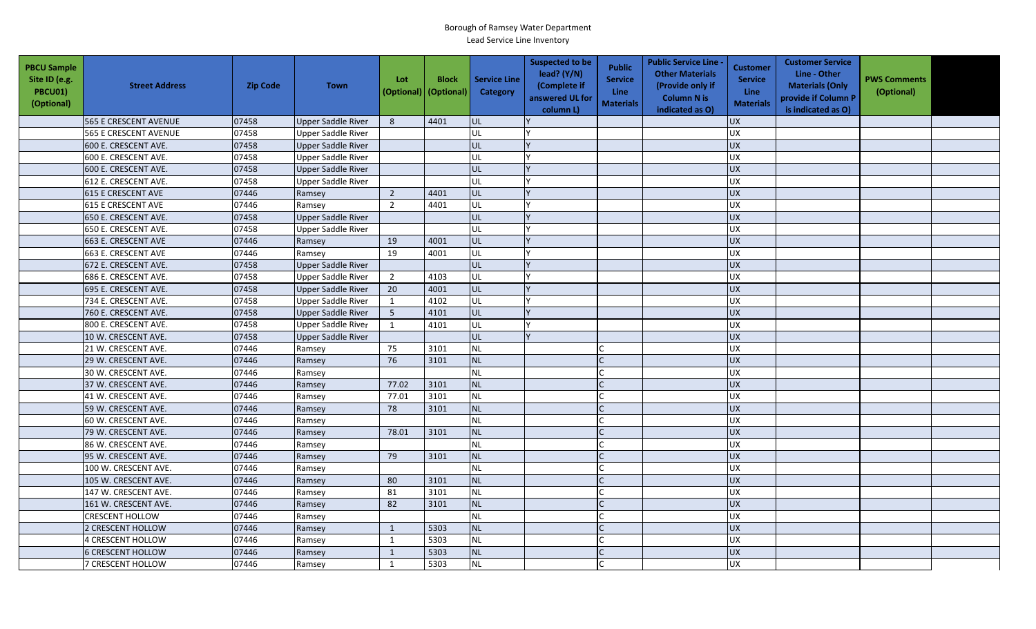Borough of Ramsey Water Department
Lead Service Line Inventory

| PBCU Sample Site ID (e.g. PBCU01) (Optional) | Street Address | Zip Code | Town | Lot (Optional) | Block (Optional) | Service Line Category | Suspected to be lead? (Y/N) (Complete if answered UL for column L) | Public Service Line Materials | Public Service Line - Other Materials (Provide only if Column N is indicated as O) | Customer Service Line Materials | Customer Service Line - Other Materials (Only provide if Column P is indicated as O) | PWS Comments (Optional) | |
|---|---|---|---|---|---|---|---|---|---|---|---|---|---|
| | 565 E CRESCENT AVENUE | 07458 | Upper Saddle River | 8 | 4401 | UL | Y | | | UX | | | |
| | 565 E CRESCENT AVENUE | 07458 | Upper Saddle River | | | UL | Y | | | UX | | | |
| | 600 E. CRESCENT AVE. | 07458 | Upper Saddle River | | | UL | Y | | | UX | | | |
| | 600 E. CRESCENT AVE. | 07458 | Upper Saddle River | | | UL | Y | | | UX | | | |
| | 600 E. CRESCENT AVE. | 07458 | Upper Saddle River | | | UL | Y | | | UX | | | |
| | 612 E. CRESCENT AVE. | 07458 | Upper Saddle River | | | UL | Y | | | UX | | | |
| | 615 E CRESCENT AVE | 07446 | Ramsey | 2 | 4401 | UL | Y | | | UX | | | |
| | 615 E CRESCENT AVE | 07446 | Ramsey | 2 | 4401 | UL | Y | | | UX | | | |
| | 650 E. CRESCENT AVE. | 07458 | Upper Saddle River | | | UL | Y | | | UX | | | |
| | 650 E. CRESCENT AVE. | 07458 | Upper Saddle River | | | UL | Y | | | UX | | | |
| | 663 E. CRESCENT AVE | 07446 | Ramsey | 19 | 4001 | UL | Y | | | UX | | | |
| | 663 E. CRESCENT AVE | 07446 | Ramsey | 19 | 4001 | UL | Y | | | UX | | | |
| | 672 E. CRESCENT AVE. | 07458 | Upper Saddle River | | | UL | Y | | | UX | | | |
| | 686 E. CRESCENT AVE. | 07458 | Upper Saddle River | 2 | 4103 | UL | Y | | | UX | | | |
| | 695 E. CRESCENT AVE. | 07458 | Upper Saddle River | 20 | 4001 | UL | Y | | | UX | | | |
| | 734 E. CRESCENT AVE. | 07458 | Upper Saddle River | 1 | 4102 | UL | Y | | | UX | | | |
| | 760 E. CRESCENT AVE. | 07458 | Upper Saddle River | 5 | 4101 | UL | Y | | | UX | | | |
| | 800 E. CRESCENT AVE. | 07458 | Upper Saddle River | 1 | 4101 | UL | Y | | | UX | | | |
| | 10 W. CRESCENT AVE. | 07458 | Upper Saddle River | | | UL | Y | | | UX | | | |
| | 21 W. CRESCENT AVE. | 07446 | Ramsey | 75 | 3101 | NL | | C | | UX | | | |
| | 29 W. CRESCENT AVE. | 07446 | Ramsey | 76 | 3101 | NL | | C | | UX | | | |
| | 30 W. CRESCENT AVE. | 07446 | Ramsey | | | NL | | C | | UX | | | |
| | 37 W. CRESCENT AVE. | 07446 | Ramsey | 77.02 | 3101 | NL | | C | | UX | | | |
| | 41 W. CRESCENT AVE. | 07446 | Ramsey | 77.01 | 3101 | NL | | C | | UX | | | |
| | 59 W. CRESCENT AVE. | 07446 | Ramsey | 78 | 3101 | NL | | C | | UX | | | |
| | 60 W. CRESCENT AVE. | 07446 | Ramsey | | | NL | | C | | UX | | | |
| | 79 W. CRESCENT AVE. | 07446 | Ramsey | 78.01 | 3101 | NL | | C | | UX | | | |
| | 86 W. CRESCENT AVE. | 07446 | Ramsey | | | NL | | C | | UX | | | |
| | 95 W. CRESCENT AVE. | 07446 | Ramsey | 79 | 3101 | NL | | C | | UX | | | |
| | 100 W. CRESCENT AVE. | 07446 | Ramsey | | | NL | | C | | UX | | | |
| | 105 W. CRESCENT AVE. | 07446 | Ramsey | 80 | 3101 | NL | | C | | UX | | | |
| | 147 W. CRESCENT AVE. | 07446 | Ramsey | 81 | 3101 | NL | | C | | UX | | | |
| | 161 W. CRESCENT AVE. | 07446 | Ramsey | 82 | 3101 | NL | | C | | UX | | | |
| | CRESCENT HOLLOW | 07446 | Ramsey | | | NL | | C | | UX | | | |
| | 2 CRESCENT HOLLOW | 07446 | Ramsey | 1 | 5303 | NL | | C | | UX | | | |
| | 4 CRESCENT HOLLOW | 07446 | Ramsey | 1 | 5303 | NL | | C | | UX | | | |
| | 6 CRESCENT HOLLOW | 07446 | Ramsey | 1 | 5303 | NL | | C | | UX | | | |
| | 7 CRESCENT HOLLOW | 07446 | Ramsey | 1 | 5303 | NL | | C | | UX | | | |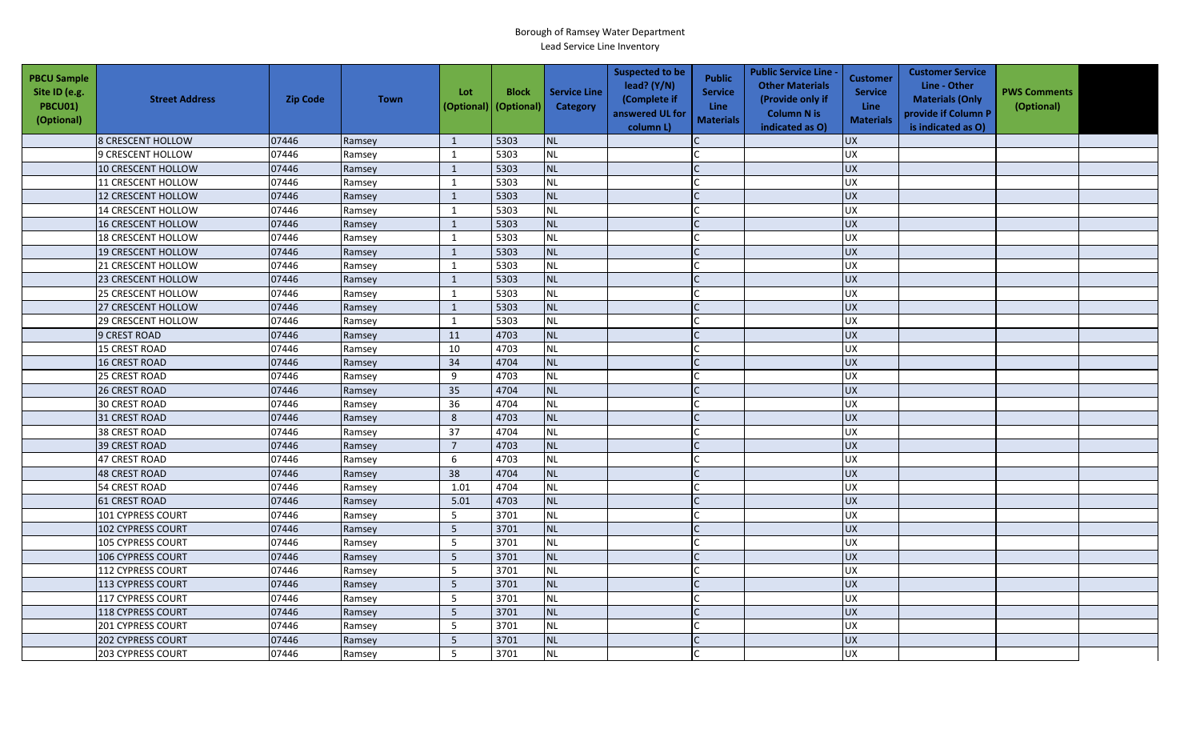Borough of Ramsey Water Department
Lead Service Line Inventory

| PBCU Sample Site ID (e.g. PBCU01) (Optional) | Street Address | Zip Code | Town | Lot (Optional) | Block (Optional) | Service Line Category | Suspected to be lead? (Y/N) (Complete if answered UL for column L) | Public Service Line Materials | Public Service Line - Other Materials (Provide only if Column N is indicated as O) | Customer Service Line Materials | Customer Service Line - Other Materials (Only provide if Column P is indicated as O) | PWS Comments (Optional) | |
|---|---|---|---|---|---|---|---|---|---|---|---|---|---|
| | 8 CRESCENT HOLLOW | 07446 | Ramsey | 1 | 5303 | NL | | C | | UX | | | |
| | 9 CRESCENT HOLLOW | 07446 | Ramsey | 1 | 5303 | NL | | C | | UX | | | |
| | 10 CRESCENT HOLLOW | 07446 | Ramsey | 1 | 5303 | NL | | C | | UX | | | |
| | 11 CRESCENT HOLLOW | 07446 | Ramsey | 1 | 5303 | NL | | C | | UX | | | |
| | 12 CRESCENT HOLLOW | 07446 | Ramsey | 1 | 5303 | NL | | C | | UX | | | |
| | 14 CRESCENT HOLLOW | 07446 | Ramsey | 1 | 5303 | NL | | C | | UX | | | |
| | 16 CRESCENT HOLLOW | 07446 | Ramsey | 1 | 5303 | NL | | C | | UX | | | |
| | 18 CRESCENT HOLLOW | 07446 | Ramsey | 1 | 5303 | NL | | C | | UX | | | |
| | 19 CRESCENT HOLLOW | 07446 | Ramsey | 1 | 5303 | NL | | C | | UX | | | |
| | 21 CRESCENT HOLLOW | 07446 | Ramsey | 1 | 5303 | NL | | C | | UX | | | |
| | 23 CRESCENT HOLLOW | 07446 | Ramsey | 1 | 5303 | NL | | C | | UX | | | |
| | 25 CRESCENT HOLLOW | 07446 | Ramsey | 1 | 5303 | NL | | C | | UX | | | |
| | 27 CRESCENT HOLLOW | 07446 | Ramsey | 1 | 5303 | NL | | C | | UX | | | |
| | 29 CRESCENT HOLLOW | 07446 | Ramsey | 1 | 5303 | NL | | C | | UX | | | |
| | 9 CREST ROAD | 07446 | Ramsey | 11 | 4703 | NL | | C | | UX | | | |
| | 15 CREST ROAD | 07446 | Ramsey | 10 | 4703 | NL | | C | | UX | | | |
| | 16 CREST ROAD | 07446 | Ramsey | 34 | 4704 | NL | | C | | UX | | | |
| | 25 CREST ROAD | 07446 | Ramsey | 9 | 4703 | NL | | C | | UX | | | |
| | 26 CREST ROAD | 07446 | Ramsey | 35 | 4704 | NL | | C | | UX | | | |
| | 30 CREST ROAD | 07446 | Ramsey | 36 | 4704 | NL | | C | | UX | | | |
| | 31 CREST ROAD | 07446 | Ramsey | 8 | 4703 | NL | | C | | UX | | | |
| | 38 CREST ROAD | 07446 | Ramsey | 37 | 4704 | NL | | C | | UX | | | |
| | 39 CREST ROAD | 07446 | Ramsey | 7 | 4703 | NL | | C | | UX | | | |
| | 47 CREST ROAD | 07446 | Ramsey | 6 | 4703 | NL | | C | | UX | | | |
| | 48 CREST ROAD | 07446 | Ramsey | 38 | 4704 | NL | | C | | UX | | | |
| | 54 CREST ROAD | 07446 | Ramsey | 1.01 | 4704 | NL | | C | | UX | | | |
| | 61 CREST ROAD | 07446 | Ramsey | 5.01 | 4703 | NL | | C | | UX | | | |
| | 101 CYPRESS COURT | 07446 | Ramsey | 5 | 3701 | NL | | C | | UX | | | |
| | 102 CYPRESS COURT | 07446 | Ramsey | 5 | 3701 | NL | | C | | UX | | | |
| | 105 CYPRESS COURT | 07446 | Ramsey | 5 | 3701 | NL | | C | | UX | | | |
| | 106 CYPRESS COURT | 07446 | Ramsey | 5 | 3701 | NL | | C | | UX | | | |
| | 112 CYPRESS COURT | 07446 | Ramsey | 5 | 3701 | NL | | C | | UX | | | |
| | 113 CYPRESS COURT | 07446 | Ramsey | 5 | 3701 | NL | | C | | UX | | | |
| | 117 CYPRESS COURT | 07446 | Ramsey | 5 | 3701 | NL | | C | | UX | | | |
| | 118 CYPRESS COURT | 07446 | Ramsey | 5 | 3701 | NL | | C | | UX | | | |
| | 201 CYPRESS COURT | 07446 | Ramsey | 5 | 3701 | NL | | C | | UX | | | |
| | 202 CYPRESS COURT | 07446 | Ramsey | 5 | 3701 | NL | | C | | UX | | | |
| | 203 CYPRESS COURT | 07446 | Ramsey | 5 | 3701 | NL | | C | | UX | | | |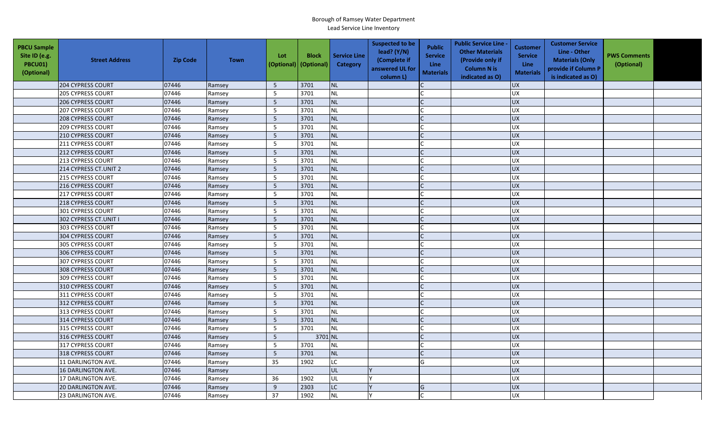Borough of Ramsey Water Department
Lead Service Line Inventory

| PBCU Sample Site ID (e.g. PBCU01) (Optional) | Street Address | Zip Code | Town | Lot (Optional) | Block (Optional) | Service Line Category | Suspected to be lead? (Y/N) (Complete if answered UL for column L) | Public Service Line Materials | Public Service Line - Other Materials (Provide only if Column N is indicated as O) | Customer Service Line Materials | Customer Service Line - Other Materials (Only provide if Column P is indicated as O) | PWS Comments (Optional) | |
|---|---|---|---|---|---|---|---|---|---|---|---|---|---|
| | 204 CYPRESS COURT | 07446 | Ramsey | 5 | 3701 | NL | | C | | UX | | | |
| | 205 CYPRESS COURT | 07446 | Ramsey | 5 | 3701 | NL | | C | | UX | | | |
| | 206 CYPRESS COURT | 07446 | Ramsey | 5 | 3701 | NL | | C | | UX | | | |
| | 207 CYPRESS COURT | 07446 | Ramsey | 5 | 3701 | NL | | C | | UX | | | |
| | 208 CYPRESS COURT | 07446 | Ramsey | 5 | 3701 | NL | | C | | UX | | | |
| | 209 CYPRESS COURT | 07446 | Ramsey | 5 | 3701 | NL | | C | | UX | | | |
| | 210 CYPRESS COURT | 07446 | Ramsey | 5 | 3701 | NL | | C | | UX | | | |
| | 211 CYPRESS COURT | 07446 | Ramsey | 5 | 3701 | NL | | C | | UX | | | |
| | 212 CYPRESS COURT | 07446 | Ramsey | 5 | 3701 | NL | | C | | UX | | | |
| | 213 CYPRESS COURT | 07446 | Ramsey | 5 | 3701 | NL | | C | | UX | | | |
| | 214 CYPRESS CT.UNIT 2 | 07446 | Ramsey | 5 | 3701 | NL | | C | | UX | | | |
| | 215 CYPRESS COURT | 07446 | Ramsey | 5 | 3701 | NL | | C | | UX | | | |
| | 216 CYPRESS COURT | 07446 | Ramsey | 5 | 3701 | NL | | C | | UX | | | |
| | 217 CYPRESS COURT | 07446 | Ramsey | 5 | 3701 | NL | | C | | UX | | | |
| | 218 CYPRESS COURT | 07446 | Ramsey | 5 | 3701 | NL | | C | | UX | | | |
| | 301 CYPRESS COURT | 07446 | Ramsey | 5 | 3701 | NL | | C | | UX | | | |
| | 302 CYPRESS CT.UNIT I | 07446 | Ramsey | 5 | 3701 | NL | | C | | UX | | | |
| | 303 CYPRESS COURT | 07446 | Ramsey | 5 | 3701 | NL | | C | | UX | | | |
| | 304 CYPRESS COURT | 07446 | Ramsey | 5 | 3701 | NL | | C | | UX | | | |
| | 305 CYPRESS COURT | 07446 | Ramsey | 5 | 3701 | NL | | C | | UX | | | |
| | 306 CYPRESS COURT | 07446 | Ramsey | 5 | 3701 | NL | | C | | UX | | | |
| | 307 CYPRESS COURT | 07446 | Ramsey | 5 | 3701 | NL | | C | | UX | | | |
| | 308 CYPRESS COURT | 07446 | Ramsey | 5 | 3701 | NL | | C | | UX | | | |
| | 309 CYPRESS COURT | 07446 | Ramsey | 5 | 3701 | NL | | C | | UX | | | |
| | 310 CYPRESS COURT | 07446 | Ramsey | 5 | 3701 | NL | | C | | UX | | | |
| | 311 CYPRESS COURT | 07446 | Ramsey | 5 | 3701 | NL | | C | | UX | | | |
| | 312 CYPRESS COURT | 07446 | Ramsey | 5 | 3701 | NL | | C | | UX | | | |
| | 313 CYPRESS COURT | 07446 | Ramsey | 5 | 3701 | NL | | C | | UX | | | |
| | 314 CYPRESS COURT | 07446 | Ramsey | 5 | 3701 | NL | | C | | UX | | | |
| | 315 CYPRESS COURT | 07446 | Ramsey | 5 | 3701 | NL | | C | | UX | | | |
| | 316 CYPRESS COURT | 07446 | Ramsey | 5 | 3701 | NL | | C | | UX | | | |
| | 317 CYPRESS COURT | 07446 | Ramsey | 5 | 3701 | NL | | C | | UX | | | |
| | 318 CYPRESS COURT | 07446 | Ramsey | 5 | 3701 | NL | | C | | UX | | | |
| | 11 DARLINGTON AVE. | 07446 | Ramsey | 35 | 1902 | LC | | G | | UX | | | |
| | 16 DARLINGTON AVE. | 07446 | Ramsey | | | UL | Y | | | UX | | | |
| | 17 DARLINGTON AVE. | 07446 | Ramsey | 36 | 1902 | UL | Y | | | UX | | | |
| | 20 DARLINGTON AVE. | 07446 | Ramsey | 9 | 2303 | LC | Y | G | | UX | | | |
| | 23 DARLINGTON AVE. | 07446 | Ramsey | 37 | 1902 | NL | Y | C | | UX | | | |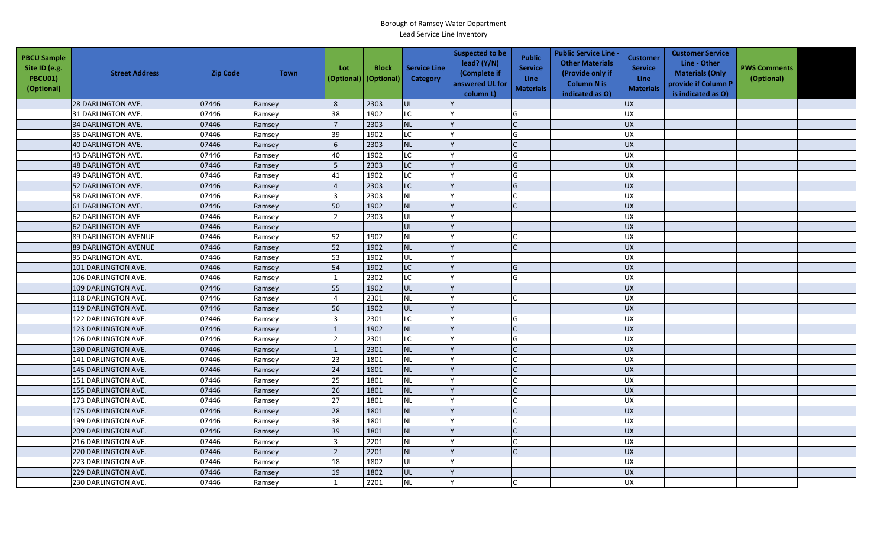Borough of Ramsey Water Department
Lead Service Line Inventory

| PBCU Sample Site ID (e.g. PBCU01) (Optional) | Street Address | Zip Code | Town | Lot (Optional) | Block (Optional) | Service Line Category | Suspected to be lead? (Y/N) (Complete if answered UL for column L) | Public Service Line Materials | Public Service Line - Other Materials (Provide only if Column N is indicated as O) | Customer Service Line Materials | Customer Service Line - Other Materials (Only provide if Column P is indicated as O) | PWS Comments (Optional) | |
|---|---|---|---|---|---|---|---|---|---|---|---|---|---|
| | 28 DARLINGTON AVE. | 07446 | Ramsey | 8 | 2303 | UL | Y | | | UX | | | |
| | 31 DARLINGTON AVE. | 07446 | Ramsey | 38 | 1902 | LC | Y | G | | UX | | | |
| | 34 DARLINGTON AVE. | 07446 | Ramsey | 7 | 2303 | NL | Y | C | | UX | | | |
| | 35 DARLINGTON AVE. | 07446 | Ramsey | 39 | 1902 | LC | Y | G | | UX | | | |
| | 40 DARLINGTON AVE. | 07446 | Ramsey | 6 | 2303 | NL | Y | C | | UX | | | |
| | 43 DARLINGTON AVE. | 07446 | Ramsey | 40 | 1902 | LC | Y | G | | UX | | | |
| | 48 DARLINGTON AVE | 07446 | Ramsey | 5 | 2303 | LC | Y | G | | UX | | | |
| | 49 DARLINGTON AVE. | 07446 | Ramsey | 41 | 1902 | LC | Y | G | | UX | | | |
| | 52 DARLINGTON AVE. | 07446 | Ramsey | 4 | 2303 | LC | Y | G | | UX | | | |
| | 58 DARLINGTON AVE. | 07446 | Ramsey | 3 | 2303 | NL | Y | C | | UX | | | |
| | 61 DARLINGTON AVE. | 07446 | Ramsey | 50 | 1902 | NL | Y | C | | UX | | | |
| | 62 DARLINGTON AVE | 07446 | Ramsey | 2 | 2303 | UL | Y | | | UX | | | |
| | 62 DARLINGTON AVE | 07446 | Ramsey | | | UL | Y | | | UX | | | |
| | 89 DARLINGTON AVENUE | 07446 | Ramsey | 52 | 1902 | NL | Y | C | | UX | | | |
| | 89 DARLINGTON AVENUE | 07446 | Ramsey | 52 | 1902 | NL | Y | C | | UX | | | |
| | 95 DARLINGTON AVE. | 07446 | Ramsey | 53 | 1902 | UL | Y | | | UX | | | |
| | 101 DARLINGTON AVE. | 07446 | Ramsey | 54 | 1902 | LC | Y | G | | UX | | | |
| | 106 DARLINGTON AVE. | 07446 | Ramsey | 1 | 2302 | LC | Y | G | | UX | | | |
| | 109 DARLINGTON AVE. | 07446 | Ramsey | 55 | 1902 | UL | Y | | | UX | | | |
| | 118 DARLINGTON AVE. | 07446 | Ramsey | 4 | 2301 | NL | Y | C | | UX | | | |
| | 119 DARLINGTON AVE. | 07446 | Ramsey | 56 | 1902 | UL | Y | | | UX | | | |
| | 122 DARLINGTON AVE. | 07446 | Ramsey | 3 | 2301 | LC | Y | G | | UX | | | |
| | 123 DARLINGTON AVE. | 07446 | Ramsey | 1 | 1902 | NL | Y | C | | UX | | | |
| | 126 DARLINGTON AVE. | 07446 | Ramsey | 2 | 2301 | LC | Y | G | | UX | | | |
| | 130 DARLINGTON AVE. | 07446 | Ramsey | 1 | 2301 | NL | Y | C | | UX | | | |
| | 141 DARLINGTON AVE. | 07446 | Ramsey | 23 | 1801 | NL | Y | C | | UX | | | |
| | 145 DARLINGTON AVE. | 07446 | Ramsey | 24 | 1801 | NL | Y | C | | UX | | | |
| | 151 DARLINGTON AVE. | 07446 | Ramsey | 25 | 1801 | NL | Y | C | | UX | | | |
| | 155 DARLINGTON AVE. | 07446 | Ramsey | 26 | 1801 | NL | Y | C | | UX | | | |
| | 173 DARLINGTON AVE. | 07446 | Ramsey | 27 | 1801 | NL | Y | C | | UX | | | |
| | 175 DARLINGTON AVE. | 07446 | Ramsey | 28 | 1801 | NL | Y | C | | UX | | | |
| | 199 DARLINGTON AVE. | 07446 | Ramsey | 38 | 1801 | NL | Y | C | | UX | | | |
| | 209 DARLINGTON AVE. | 07446 | Ramsey | 39 | 1801 | NL | Y | C | | UX | | | |
| | 216 DARLINGTON AVE. | 07446 | Ramsey | 3 | 2201 | NL | Y | C | | UX | | | |
| | 220 DARLINGTON AVE. | 07446 | Ramsey | 2 | 2201 | NL | Y | C | | UX | | | |
| | 223 DARLINGTON AVE. | 07446 | Ramsey | 18 | 1802 | UL | Y | | | UX | | | |
| | 229 DARLINGTON AVE. | 07446 | Ramsey | 19 | 1802 | UL | Y | | | UX | | | |
| | 230 DARLINGTON AVE. | 07446 | Ramsey | 1 | 2201 | NL | Y | C | | UX | | | |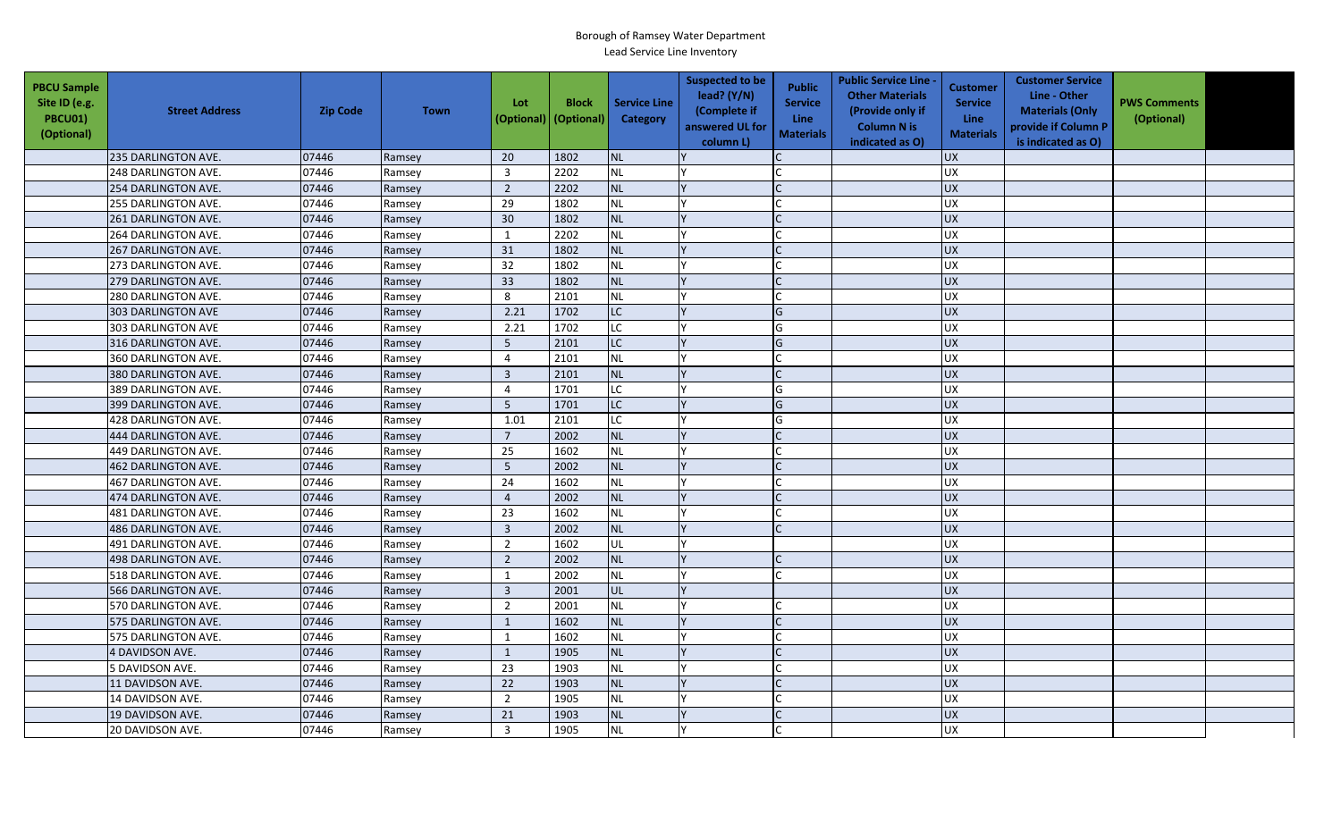Borough of Ramsey Water Department
Lead Service Line Inventory

| PBCU Sample Site ID (e.g. PBCU01) (Optional) | Street Address | Zip Code | Town | Lot (Optional) | Block (Optional) | Service Line Category | Suspected to be lead? (Y/N) (Complete if answered UL for column L) | Public Service Line Materials | Public Service Line - Other Materials (Provide only if Column N is indicated as O) | Customer Service Line Materials | Customer Service Line - Other Materials (Only provide if Column P is indicated as O) | PWS Comments (Optional) | |
|---|---|---|---|---|---|---|---|---|---|---|---|---|---|
| | 235 DARLINGTON AVE. | 07446 | Ramsey | 20 | 1802 | NL | Y | C | | UX | | | |
| | 248 DARLINGTON AVE. | 07446 | Ramsey | 3 | 2202 | NL | Y | C | | UX | | | |
| | 254 DARLINGTON AVE. | 07446 | Ramsey | 2 | 2202 | NL | Y | C | | UX | | | |
| | 255 DARLINGTON AVE. | 07446 | Ramsey | 29 | 1802 | NL | Y | C | | UX | | | |
| | 261 DARLINGTON AVE. | 07446 | Ramsey | 30 | 1802 | NL | Y | C | | UX | | | |
| | 264 DARLINGTON AVE. | 07446 | Ramsey | 1 | 2202 | NL | Y | C | | UX | | | |
| | 267 DARLINGTON AVE. | 07446 | Ramsey | 31 | 1802 | NL | Y | C | | UX | | | |
| | 273 DARLINGTON AVE. | 07446 | Ramsey | 32 | 1802 | NL | Y | C | | UX | | | |
| | 279 DARLINGTON AVE. | 07446 | Ramsey | 33 | 1802 | NL | Y | C | | UX | | | |
| | 280 DARLINGTON AVE. | 07446 | Ramsey | 8 | 2101 | NL | Y | C | | UX | | | |
| | 303 DARLINGTON AVE | 07446 | Ramsey | 2.21 | 1702 | LC | Y | G | | UX | | | |
| | 303 DARLINGTON AVE | 07446 | Ramsey | 2.21 | 1702 | LC | Y | G | | UX | | | |
| | 316 DARLINGTON AVE. | 07446 | Ramsey | 5 | 2101 | LC | Y | G | | UX | | | |
| | 360 DARLINGTON AVE. | 07446 | Ramsey | 4 | 2101 | NL | Y | C | | UX | | | |
| | 380 DARLINGTON AVE. | 07446 | Ramsey | 3 | 2101 | NL | Y | C | | UX | | | |
| | 389 DARLINGTON AVE. | 07446 | Ramsey | 4 | 1701 | LC | Y | G | | UX | | | |
| | 399 DARLINGTON AVE. | 07446 | Ramsey | 5 | 1701 | LC | Y | G | | UX | | | |
| | 428 DARLINGTON AVE. | 07446 | Ramsey | 1.01 | 2101 | LC | Y | G | | UX | | | |
| | 444 DARLINGTON AVE. | 07446 | Ramsey | 7 | 2002 | NL | Y | C | | UX | | | |
| | 449 DARLINGTON AVE. | 07446 | Ramsey | 25 | 1602 | NL | Y | C | | UX | | | |
| | 462 DARLINGTON AVE. | 07446 | Ramsey | 5 | 2002 | NL | Y | C | | UX | | | |
| | 467 DARLINGTON AVE. | 07446 | Ramsey | 24 | 1602 | NL | Y | C | | UX | | | |
| | 474 DARLINGTON AVE. | 07446 | Ramsey | 4 | 2002 | NL | Y | C | | UX | | | |
| | 481 DARLINGTON AVE. | 07446 | Ramsey | 23 | 1602 | NL | Y | C | | UX | | | |
| | 486 DARLINGTON AVE. | 07446 | Ramsey | 3 | 2002 | NL | Y | C | | UX | | | |
| | 491 DARLINGTON AVE. | 07446 | Ramsey | 2 | 1602 | UL | Y | | | UX | | | |
| | 498 DARLINGTON AVE. | 07446 | Ramsey | 2 | 2002 | NL | Y | C | | UX | | | |
| | 518 DARLINGTON AVE. | 07446 | Ramsey | 1 | 2002 | NL | Y | C | | UX | | | |
| | 566 DARLINGTON AVE. | 07446 | Ramsey | 3 | 2001 | UL | Y | | | UX | | | |
| | 570 DARLINGTON AVE. | 07446 | Ramsey | 2 | 2001 | NL | Y | C | | UX | | | |
| | 575 DARLINGTON AVE. | 07446 | Ramsey | 1 | 1602 | NL | Y | C | | UX | | | |
| | 575 DARLINGTON AVE. | 07446 | Ramsey | 1 | 1602 | NL | Y | C | | UX | | | |
| | 4 DAVIDSON AVE. | 07446 | Ramsey | 1 | 1905 | NL | Y | C | | UX | | | |
| | 5 DAVIDSON AVE. | 07446 | Ramsey | 23 | 1903 | NL | Y | C | | UX | | | |
| | 11 DAVIDSON AVE. | 07446 | Ramsey | 22 | 1903 | NL | Y | C | | UX | | | |
| | 14 DAVIDSON AVE. | 07446 | Ramsey | 2 | 1905 | NL | Y | C | | UX | | | |
| | 19 DAVIDSON AVE. | 07446 | Ramsey | 21 | 1903 | NL | Y | C | | UX | | | |
| | 20 DAVIDSON AVE. | 07446 | Ramsey | 3 | 1905 | NL | Y | C | | UX | | | |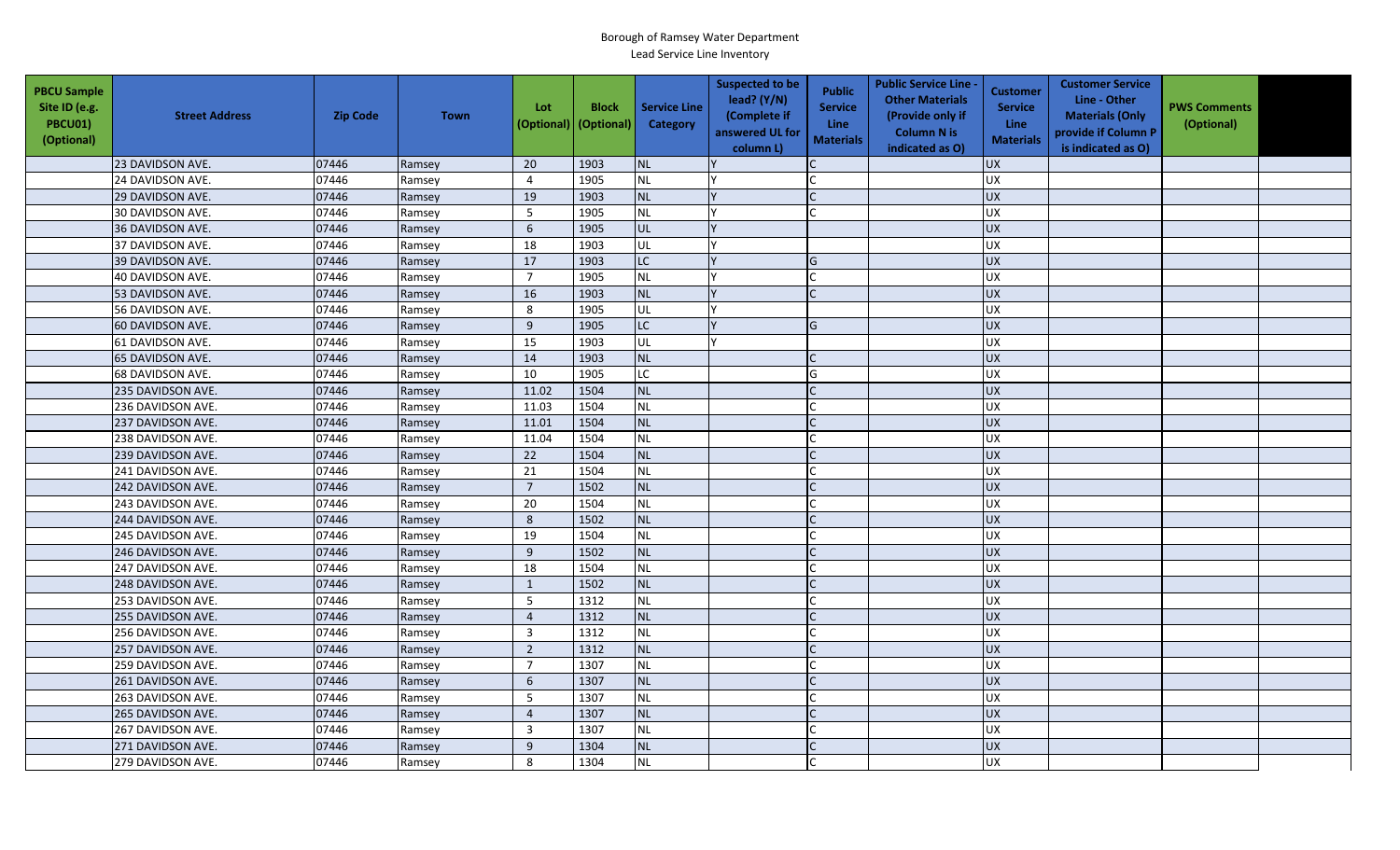Borough of Ramsey Water Department

Lead Service Line Inventory

| PBCU Sample Site ID (e.g. PBCU01) (Optional) | Street Address | Zip Code | Town | Lot (Optional) | Block (Optional) | Service Line Category | Suspected to be lead? (Y/N) (Complete if answered UL for column L) | Public Service Line Materials | Public Service Line - Other Materials (Provide only if Column N is indicated as O) | Customer Service Line Materials | Customer Service Line - Other Materials (Only provide if Column P is indicated as O) | PWS Comments (Optional) | |
|---|---|---|---|---|---|---|---|---|---|---|---|---|---|
| | 23 DAVIDSON AVE. | 07446 | Ramsey | 20 | 1903 | NL | Y | C | | UX | | | |
| | 24 DAVIDSON AVE. | 07446 | Ramsey | 4 | 1905 | NL | Y | C | | UX | | | |
| | 29 DAVIDSON AVE. | 07446 | Ramsey | 19 | 1903 | NL | Y | C | | UX | | | |
| | 30 DAVIDSON AVE. | 07446 | Ramsey | 5 | 1905 | NL | Y | C | | UX | | | |
| | 36 DAVIDSON AVE. | 07446 | Ramsey | 6 | 1905 | UL | Y | | | UX | | | |
| | 37 DAVIDSON AVE. | 07446 | Ramsey | 18 | 1903 | UL | Y | | | UX | | | |
| | 39 DAVIDSON AVE. | 07446 | Ramsey | 17 | 1903 | LC | Y | G | | UX | | | |
| | 40 DAVIDSON AVE. | 07446 | Ramsey | 7 | 1905 | NL | Y | C | | UX | | | |
| | 53 DAVIDSON AVE. | 07446 | Ramsey | 16 | 1903 | NL | Y | C | | UX | | | |
| | 56 DAVIDSON AVE. | 07446 | Ramsey | 8 | 1905 | UL | Y | | | UX | | | |
| | 60 DAVIDSON AVE. | 07446 | Ramsey | 9 | 1905 | LC | Y | G | | UX | | | |
| | 61 DAVIDSON AVE. | 07446 | Ramsey | 15 | 1903 | UL | Y | | | UX | | | |
| | 65 DAVIDSON AVE. | 07446 | Ramsey | 14 | 1903 | NL | | C | | UX | | | |
| | 68 DAVIDSON AVE. | 07446 | Ramsey | 10 | 1905 | LC | | G | | UX | | | |
| | 235 DAVIDSON AVE. | 07446 | Ramsey | 11.02 | 1504 | NL | | C | | UX | | | |
| | 236 DAVIDSON AVE. | 07446 | Ramsey | 11.03 | 1504 | NL | | C | | UX | | | |
| | 237 DAVIDSON AVE. | 07446 | Ramsey | 11.01 | 1504 | NL | | C | | UX | | | |
| | 238 DAVIDSON AVE. | 07446 | Ramsey | 11.04 | 1504 | NL | | C | | UX | | | |
| | 239 DAVIDSON AVE. | 07446 | Ramsey | 22 | 1504 | NL | | C | | UX | | | |
| | 241 DAVIDSON AVE. | 07446 | Ramsey | 21 | 1504 | NL | | C | | UX | | | |
| | 242 DAVIDSON AVE. | 07446 | Ramsey | 7 | 1502 | NL | | C | | UX | | | |
| | 243 DAVIDSON AVE. | 07446 | Ramsey | 20 | 1504 | NL | | C | | UX | | | |
| | 244 DAVIDSON AVE. | 07446 | Ramsey | 8 | 1502 | NL | | C | | UX | | | |
| | 245 DAVIDSON AVE. | 07446 | Ramsey | 19 | 1504 | NL | | C | | UX | | | |
| | 246 DAVIDSON AVE. | 07446 | Ramsey | 9 | 1502 | NL | | C | | UX | | | |
| | 247 DAVIDSON AVE. | 07446 | Ramsey | 18 | 1504 | NL | | C | | UX | | | |
| | 248 DAVIDSON AVE. | 07446 | Ramsey | 1 | 1502 | NL | | C | | UX | | | |
| | 253 DAVIDSON AVE. | 07446 | Ramsey | 5 | 1312 | NL | | C | | UX | | | |
| | 255 DAVIDSON AVE. | 07446 | Ramsey | 4 | 1312 | NL | | C | | UX | | | |
| | 256 DAVIDSON AVE. | 07446 | Ramsey | 3 | 1312 | NL | | C | | UX | | | |
| | 257 DAVIDSON AVE. | 07446 | Ramsey | 2 | 1312 | NL | | C | | UX | | | |
| | 259 DAVIDSON AVE. | 07446 | Ramsey | 7 | 1307 | NL | | C | | UX | | | |
| | 261 DAVIDSON AVE. | 07446 | Ramsey | 6 | 1307 | NL | | C | | UX | | | |
| | 263 DAVIDSON AVE. | 07446 | Ramsey | 5 | 1307 | NL | | C | | UX | | | |
| | 265 DAVIDSON AVE. | 07446 | Ramsey | 4 | 1307 | NL | | C | | UX | | | |
| | 267 DAVIDSON AVE. | 07446 | Ramsey | 3 | 1307 | NL | | C | | UX | | | |
| | 271 DAVIDSON AVE. | 07446 | Ramsey | 9 | 1304 | NL | | C | | UX | | | |
| | 279 DAVIDSON AVE. | 07446 | Ramsey | 8 | 1304 | NL | | C | | UX | | | |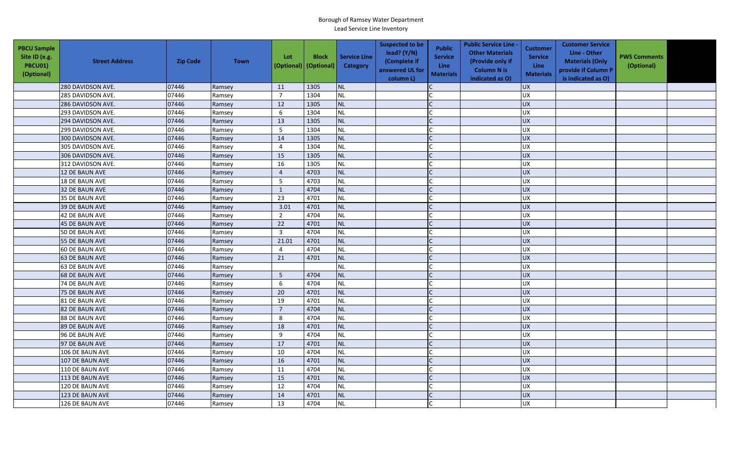Borough of Ramsey Water Department
Lead Service Line Inventory

| PBCU Sample Site ID (e.g. PBCU01) (Optional) | Street Address | Zip Code | Town | Lot (Optional) | Block (Optional) | Service Line Category | Suspected to be lead? (Y/N) (Complete if answered UL for column L) | Public Service Line Materials | Public Service Line - Other Materials (Provide only if Column N is indicated as O) | Customer Service Line Materials | Customer Service Line - Other Materials (Only provide if Column P is indicated as O) | PWS Comments (Optional) | |
|---|---|---|---|---|---|---|---|---|---|---|---|---|---|
| | 280 DAVIDSON AVE. | 07446 | Ramsey | 11 | 1305 | NL | | C | | UX | | | |
| | 285 DAVIDSON AVE. | 07446 | Ramsey | 7 | 1304 | NL | | C | | UX | | | |
| | 286 DAVIDSON AVE. | 07446 | Ramsey | 12 | 1305 | NL | | C | | UX | | | |
| | 293 DAVIDSON AVE. | 07446 | Ramsey | 6 | 1304 | NL | | C | | UX | | | |
| | 294 DAVIDSON AVE. | 07446 | Ramsey | 13 | 1305 | NL | | C | | UX | | | |
| | 299 DAVIDSON AVE. | 07446 | Ramsey | 5 | 1304 | NL | | C | | UX | | | |
| | 300 DAVIDSON AVE. | 07446 | Ramsey | 14 | 1305 | NL | | C | | UX | | | |
| | 305 DAVIDSON AVE. | 07446 | Ramsey | 4 | 1304 | NL | | C | | UX | | | |
| | 306 DAVIDSON AVE. | 07446 | Ramsey | 15 | 1305 | NL | | C | | UX | | | |
| | 312 DAVIDSON AVE. | 07446 | Ramsey | 16 | 1305 | NL | | C | | UX | | | |
| | 12 DE BAUN AVE | 07446 | Ramsey | 4 | 4703 | NL | | C | | UX | | | |
| | 18 DE BAUN AVE | 07446 | Ramsey | 5 | 4703 | NL | | C | | UX | | | |
| | 32 DE BAUN AVE | 07446 | Ramsey | 1 | 4704 | NL | | C | | UX | | | |
| | 35 DE BAUN AVE | 07446 | Ramsey | 23 | 4701 | NL | | C | | UX | | | |
| | 39 DE BAUN AVE | 07446 | Ramsey | 3.01 | 4701 | NL | | C | | UX | | | |
| | 42 DE BAUN AVE | 07446 | Ramsey | 2 | 4704 | NL | | C | | UX | | | |
| | 45 DE BAUN AVE | 07446 | Ramsey | 22 | 4701 | NL | | C | | UX | | | |
| | 50 DE BAUN AVE | 07446 | Ramsey | 3 | 4704 | NL | | C | | UX | | | |
| | 55 DE BAUN AVE | 07446 | Ramsey | 21.01 | 4701 | NL | | C | | UX | | | |
| | 60 DE BAUN AVE | 07446 | Ramsey | 4 | 4704 | NL | | C | | UX | | | |
| | 63 DE BAUN AVE | 07446 | Ramsey | 21 | 4701 | NL | | C | | UX | | | |
| | 63 DE BAUN AVE | 07446 | Ramsey | | | NL | | C | | UX | | | |
| | 68 DE BAUN AVE | 07446 | Ramsey | 5 | 4704 | NL | | C | | UX | | | |
| | 74 DE BAUN AVE | 07446 | Ramsey | 6 | 4704 | NL | | C | | UX | | | |
| | 75 DE BAUN AVE | 07446 | Ramsey | 20 | 4701 | NL | | C | | UX | | | |
| | 81 DE BAUN AVE | 07446 | Ramsey | 19 | 4701 | NL | | C | | UX | | | |
| | 82 DE BAUN AVE | 07446 | Ramsey | 7 | 4704 | NL | | C | | UX | | | |
| | 88 DE BAUN AVE | 07446 | Ramsey | 8 | 4704 | NL | | C | | UX | | | |
| | 89 DE BAUN AVE | 07446 | Ramsey | 18 | 4701 | NL | | C | | UX | | | |
| | 96 DE BAUN AVE | 07446 | Ramsey | 9 | 4704 | NL | | C | | UX | | | |
| | 97 DE BAUN AVE | 07446 | Ramsey | 17 | 4701 | NL | | C | | UX | | | |
| | 106 DE BAUN AVE | 07446 | Ramsey | 10 | 4704 | NL | | C | | UX | | | |
| | 107 DE BAUN AVE | 07446 | Ramsey | 16 | 4701 | NL | | C | | UX | | | |
| | 110 DE BAUN AVE | 07446 | Ramsey | 11 | 4704 | NL | | C | | UX | | | |
| | 113 DE BAUN AVE | 07446 | Ramsey | 15 | 4701 | NL | | C | | UX | | | |
| | 120 DE BAUN AVE | 07446 | Ramsey | 12 | 4704 | NL | | C | | UX | | | |
| | 123 DE BAUN AVE | 07446 | Ramsey | 14 | 4701 | NL | | C | | UX | | | |
| | 126 DE BAUN AVE | 07446 | Ramsey | 13 | 4704 | NL | | C | | UX | | | |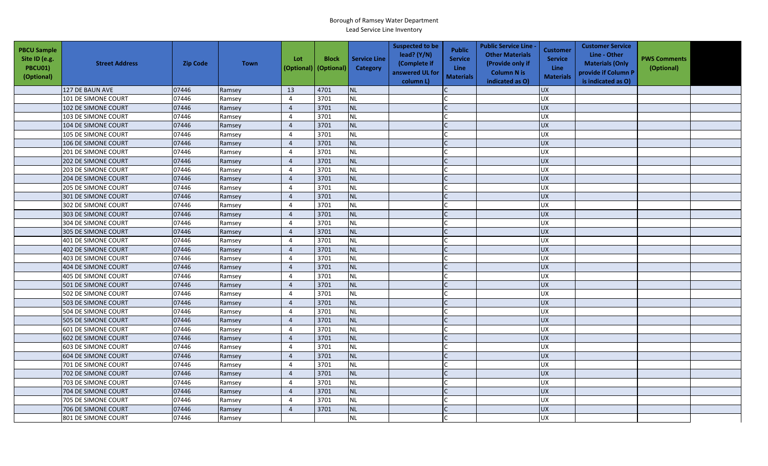Borough of Ramsey Water Department
Lead Service Line Inventory

| PBCU Sample Site ID (e.g. PBCU01) (Optional) | Street Address | Zip Code | Town | Lot (Optional) | Block (Optional) | Service Line Category | Suspected to be lead? (Y/N) (Complete if answered UL for column L) | Public Service Line Materials | Public Service Line - Other Materials (Provide only if Column N is indicated as O) | Customer Service Line Materials | Customer Service Line - Other Materials (Only provide if Column P is indicated as O) | PWS Comments (Optional) | |
|---|---|---|---|---|---|---|---|---|---|---|---|---|---|
| | 127 DE BAUN AVE | 07446 | Ramsey | 13 | 4701 | NL | | C | | UX | | | |
| | 101 DE SIMONE COURT | 07446 | Ramsey | 4 | 3701 | NL | | C | | UX | | | |
| | 102 DE SIMONE COURT | 07446 | Ramsey | 4 | 3701 | NL | | C | | UX | | | |
| | 103 DE SIMONE COURT | 07446 | Ramsey | 4 | 3701 | NL | | C | | UX | | | |
| | 104 DE SIMONE COURT | 07446 | Ramsey | 4 | 3701 | NL | | C | | UX | | | |
| | 105 DE SIMONE COURT | 07446 | Ramsey | 4 | 3701 | NL | | C | | UX | | | |
| | 106 DE SIMONE COURT | 07446 | Ramsey | 4 | 3701 | NL | | C | | UX | | | |
| | 201 DE SIMONE COURT | 07446 | Ramsey | 4 | 3701 | NL | | C | | UX | | | |
| | 202 DE SIMONE COURT | 07446 | Ramsey | 4 | 3701 | NL | | C | | UX | | | |
| | 203 DE SIMONE COURT | 07446 | Ramsey | 4 | 3701 | NL | | C | | UX | | | |
| | 204 DE SIMONE COURT | 07446 | Ramsey | 4 | 3701 | NL | | C | | UX | | | |
| | 205 DE SIMONE COURT | 07446 | Ramsey | 4 | 3701 | NL | | C | | UX | | | |
| | 301 DE SIMONE COURT | 07446 | Ramsey | 4 | 3701 | NL | | C | | UX | | | |
| | 302 DE SIMONE COURT | 07446 | Ramsey | 4 | 3701 | NL | | C | | UX | | | |
| | 303 DE SIMONE COURT | 07446 | Ramsey | 4 | 3701 | NL | | C | | UX | | | |
| | 304 DE SIMONE COURT | 07446 | Ramsey | 4 | 3701 | NL | | C | | UX | | | |
| | 305 DE SIMONE COURT | 07446 | Ramsey | 4 | 3701 | NL | | C | | UX | | | |
| | 401 DE SIMONE COURT | 07446 | Ramsey | 4 | 3701 | NL | | C | | UX | | | |
| | 402 DE SIMONE COURT | 07446 | Ramsey | 4 | 3701 | NL | | C | | UX | | | |
| | 403 DE SIMONE COURT | 07446 | Ramsey | 4 | 3701 | NL | | C | | UX | | | |
| | 404 DE SIMONE COURT | 07446 | Ramsey | 4 | 3701 | NL | | C | | UX | | | |
| | 405 DE SIMONE COURT | 07446 | Ramsey | 4 | 3701 | NL | | C | | UX | | | |
| | 501 DE SIMONE COURT | 07446 | Ramsey | 4 | 3701 | NL | | C | | UX | | | |
| | 502 DE SIMONE COURT | 07446 | Ramsey | 4 | 3701 | NL | | C | | UX | | | |
| | 503 DE SIMONE COURT | 07446 | Ramsey | 4 | 3701 | NL | | C | | UX | | | |
| | 504 DE SIMONE COURT | 07446 | Ramsey | 4 | 3701 | NL | | C | | UX | | | |
| | 505 DE SIMONE COURT | 07446 | Ramsey | 4 | 3701 | NL | | C | | UX | | | |
| | 601 DE SIMONE COURT | 07446 | Ramsey | 4 | 3701 | NL | | C | | UX | | | |
| | 602 DE SIMONE COURT | 07446 | Ramsey | 4 | 3701 | NL | | C | | UX | | | |
| | 603 DE SIMONE COURT | 07446 | Ramsey | 4 | 3701 | NL | | C | | UX | | | |
| | 604 DE SIMONE COURT | 07446 | Ramsey | 4 | 3701 | NL | | C | | UX | | | |
| | 701 DE SIMONE COURT | 07446 | Ramsey | 4 | 3701 | NL | | C | | UX | | | |
| | 702 DE SIMONE COURT | 07446 | Ramsey | 4 | 3701 | NL | | C | | UX | | | |
| | 703 DE SIMONE COURT | 07446 | Ramsey | 4 | 3701 | NL | | C | | UX | | | |
| | 704 DE SIMONE COURT | 07446 | Ramsey | 4 | 3701 | NL | | C | | UX | | | |
| | 705 DE SIMONE COURT | 07446 | Ramsey | 4 | 3701 | NL | | C | | UX | | | |
| | 706 DE SIMONE COURT | 07446 | Ramsey | 4 | 3701 | NL | | C | | UX | | | |
| | 801 DE SIMONE COURT | 07446 | Ramsey | | | NL | | C | | UX | | | |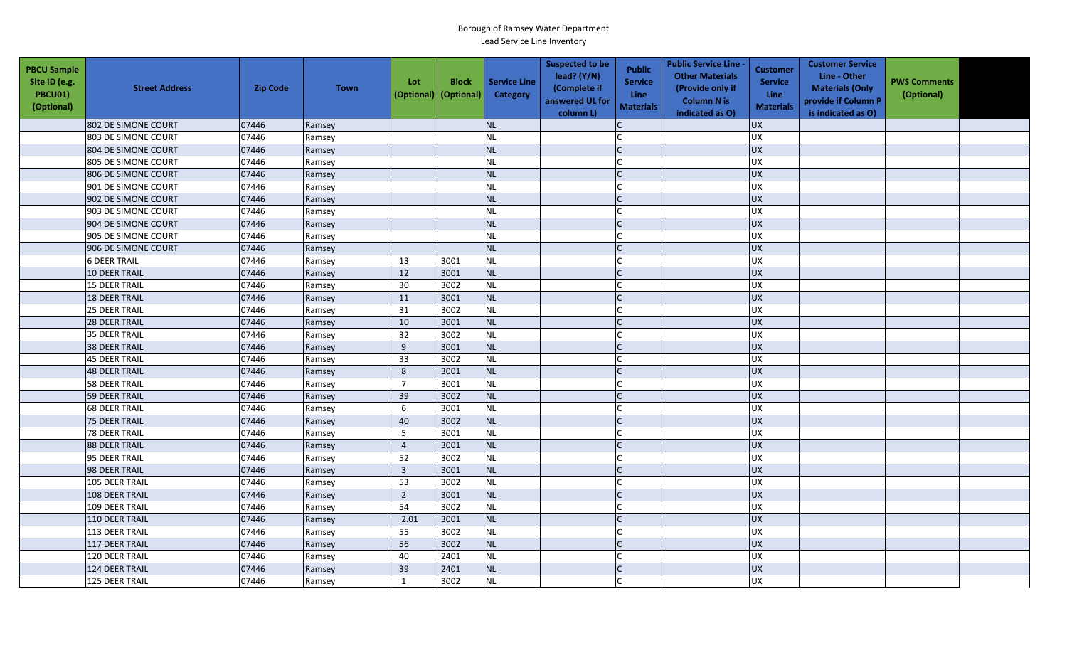Borough of Ramsey Water Department
Lead Service Line Inventory

| PBCU Sample Site ID (e.g. PBCU01) (Optional) | Street Address | Zip Code | Town | Lot (Optional) | Block (Optional) | Service Line Category | Suspected to be lead? (Y/N) (Complete if answered UL for column L) | Public Service Line Materials | Public Service Line - Other Materials (Provide only if Column N is indicated as O) | Customer Service Line Materials | Customer Service Line - Other Materials (Only provide if Column P is indicated as O) | PWS Comments (Optional) | |
|---|---|---|---|---|---|---|---|---|---|---|---|---|---|
| | 802 DE SIMONE COURT | 07446 | Ramsey | | | NL | | C | | UX | | | |
| | 803 DE SIMONE COURT | 07446 | Ramsey | | | NL | | C | | UX | | | |
| | 804 DE SIMONE COURT | 07446 | Ramsey | | | NL | | C | | UX | | | |
| | 805 DE SIMONE COURT | 07446 | Ramsey | | | NL | | C | | UX | | | |
| | 806 DE SIMONE COURT | 07446 | Ramsey | | | NL | | C | | UX | | | |
| | 901 DE SIMONE COURT | 07446 | Ramsey | | | NL | | C | | UX | | | |
| | 902 DE SIMONE COURT | 07446 | Ramsey | | | NL | | C | | UX | | | |
| | 903 DE SIMONE COURT | 07446 | Ramsey | | | NL | | C | | UX | | | |
| | 904 DE SIMONE COURT | 07446 | Ramsey | | | NL | | C | | UX | | | |
| | 905 DE SIMONE COURT | 07446 | Ramsey | | | NL | | C | | UX | | | |
| | 906 DE SIMONE COURT | 07446 | Ramsey | | | NL | | C | | UX | | | |
| | 6 DEER TRAIL | 07446 | Ramsey | 13 | 3001 | NL | | C | | UX | | | |
| | 10 DEER TRAIL | 07446 | Ramsey | 12 | 3001 | NL | | C | | UX | | | |
| | 15 DEER TRAIL | 07446 | Ramsey | 30 | 3002 | NL | | C | | UX | | | |
| | 18 DEER TRAIL | 07446 | Ramsey | 11 | 3001 | NL | | C | | UX | | | |
| | 25 DEER TRAIL | 07446 | Ramsey | 31 | 3002 | NL | | C | | UX | | | |
| | 28 DEER TRAIL | 07446 | Ramsey | 10 | 3001 | NL | | C | | UX | | | |
| | 35 DEER TRAIL | 07446 | Ramsey | 32 | 3002 | NL | | C | | UX | | | |
| | 38 DEER TRAIL | 07446 | Ramsey | 9 | 3001 | NL | | C | | UX | | | |
| | 45 DEER TRAIL | 07446 | Ramsey | 33 | 3002 | NL | | C | | UX | | | |
| | 48 DEER TRAIL | 07446 | Ramsey | 8 | 3001 | NL | | C | | UX | | | |
| | 58 DEER TRAIL | 07446 | Ramsey | 7 | 3001 | NL | | C | | UX | | | |
| | 59 DEER TRAIL | 07446 | Ramsey | 39 | 3002 | NL | | C | | UX | | | |
| | 68 DEER TRAIL | 07446 | Ramsey | 6 | 3001 | NL | | C | | UX | | | |
| | 75 DEER TRAIL | 07446 | Ramsey | 40 | 3002 | NL | | C | | UX | | | |
| | 78 DEER TRAIL | 07446 | Ramsey | 5 | 3001 | NL | | C | | UX | | | |
| | 88 DEER TRAIL | 07446 | Ramsey | 4 | 3001 | NL | | C | | UX | | | |
| | 95 DEER TRAIL | 07446 | Ramsey | 52 | 3002 | NL | | C | | UX | | | |
| | 98 DEER TRAIL | 07446 | Ramsey | 3 | 3001 | NL | | C | | UX | | | |
| | 105 DEER TRAIL | 07446 | Ramsey | 53 | 3002 | NL | | C | | UX | | | |
| | 108 DEER TRAIL | 07446 | Ramsey | 2 | 3001 | NL | | C | | UX | | | |
| | 109 DEER TRAIL | 07446 | Ramsey | 54 | 3002 | NL | | C | | UX | | | |
| | 110 DEER TRAIL | 07446 | Ramsey | 2.01 | 3001 | NL | | C | | UX | | | |
| | 113 DEER TRAIL | 07446 | Ramsey | 55 | 3002 | NL | | C | | UX | | | |
| | 117 DEER TRAIL | 07446 | Ramsey | 56 | 3002 | NL | | C | | UX | | | |
| | 120 DEER TRAIL | 07446 | Ramsey | 40 | 2401 | NL | | C | | UX | | | |
| | 124 DEER TRAIL | 07446 | Ramsey | 39 | 2401 | NL | | C | | UX | | | |
| | 125 DEER TRAIL | 07446 | Ramsey | 1 | 3002 | NL | | C | | UX | | | |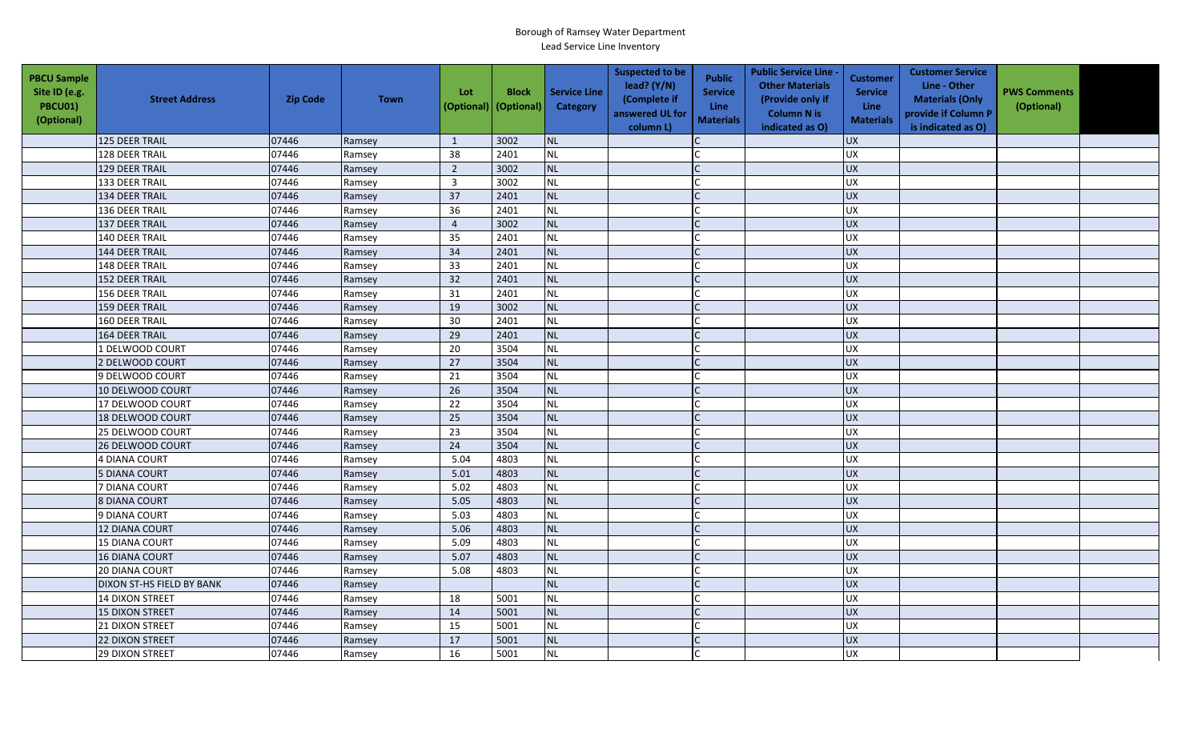Borough of Ramsey Water Department
Lead Service Line Inventory

| PBCU Sample Site ID (e.g. PBCU01) (Optional) | Street Address | Zip Code | Town | Lot (Optional) | Block (Optional) | Service Line Category | Suspected to be lead? (Y/N) (Complete if answered UL for column L) | Public Service Line Materials | Public Service Line - Other Materials (Provide only if Column N is indicated as O) | Customer Service Line Materials | Customer Service Line - Other Materials (Only provide if Column P is indicated as O) | PWS Comments (Optional) | |
|---|---|---|---|---|---|---|---|---|---|---|---|---|---|
| | 125 DEER TRAIL | 07446 | Ramsey | 1 | 3002 | NL | | C | | UX | | | |
| | 128 DEER TRAIL | 07446 | Ramsey | 38 | 2401 | NL | | C | | UX | | | |
| | 129 DEER TRAIL | 07446 | Ramsey | 2 | 3002 | NL | | C | | UX | | | |
| | 133 DEER TRAIL | 07446 | Ramsey | 3 | 3002 | NL | | C | | UX | | | |
| | 134 DEER TRAIL | 07446 | Ramsey | 37 | 2401 | NL | | C | | UX | | | |
| | 136 DEER TRAIL | 07446 | Ramsey | 36 | 2401 | NL | | C | | UX | | | |
| | 137 DEER TRAIL | 07446 | Ramsey | 4 | 3002 | NL | | C | | UX | | | |
| | 140 DEER TRAIL | 07446 | Ramsey | 35 | 2401 | NL | | C | | UX | | | |
| | 144 DEER TRAIL | 07446 | Ramsey | 34 | 2401 | NL | | C | | UX | | | |
| | 148 DEER TRAIL | 07446 | Ramsey | 33 | 2401 | NL | | C | | UX | | | |
| | 152 DEER TRAIL | 07446 | Ramsey | 32 | 2401 | NL | | C | | UX | | | |
| | 156 DEER TRAIL | 07446 | Ramsey | 31 | 2401 | NL | | C | | UX | | | |
| | 159 DEER TRAIL | 07446 | Ramsey | 19 | 3002 | NL | | C | | UX | | | |
| | 160 DEER TRAIL | 07446 | Ramsey | 30 | 2401 | NL | | C | | UX | | | |
| | 164 DEER TRAIL | 07446 | Ramsey | 29 | 2401 | NL | | C | | UX | | | |
| | 1 DELWOOD COURT | 07446 | Ramsey | 20 | 3504 | NL | | C | | UX | | | |
| | 2 DELWOOD COURT | 07446 | Ramsey | 27 | 3504 | NL | | C | | UX | | | |
| | 9 DELWOOD COURT | 07446 | Ramsey | 21 | 3504 | NL | | C | | UX | | | |
| | 10 DELWOOD COURT | 07446 | Ramsey | 26 | 3504 | NL | | C | | UX | | | |
| | 17 DELWOOD COURT | 07446 | Ramsey | 22 | 3504 | NL | | C | | UX | | | |
| | 18 DELWOOD COURT | 07446 | Ramsey | 25 | 3504 | NL | | C | | UX | | | |
| | 25 DELWOOD COURT | 07446 | Ramsey | 23 | 3504 | NL | | C | | UX | | | |
| | 26 DELWOOD COURT | 07446 | Ramsey | 24 | 3504 | NL | | C | | UX | | | |
| | 4 DIANA COURT | 07446 | Ramsey | 5.04 | 4803 | NL | | C | | UX | | | |
| | 5 DIANA COURT | 07446 | Ramsey | 5.01 | 4803 | NL | | C | | UX | | | |
| | 7 DIANA COURT | 07446 | Ramsey | 5.02 | 4803 | NL | | C | | UX | | | |
| | 8 DIANA COURT | 07446 | Ramsey | 5.05 | 4803 | NL | | C | | UX | | | |
| | 9 DIANA COURT | 07446 | Ramsey | 5.03 | 4803 | NL | | C | | UX | | | |
| | 12 DIANA COURT | 07446 | Ramsey | 5.06 | 4803 | NL | | C | | UX | | | |
| | 15 DIANA COURT | 07446 | Ramsey | 5.09 | 4803 | NL | | C | | UX | | | |
| | 16 DIANA COURT | 07446 | Ramsey | 5.07 | 4803 | NL | | C | | UX | | | |
| | 20 DIANA COURT | 07446 | Ramsey | 5.08 | 4803 | NL | | C | | UX | | | |
| | DIXON ST-HS FIELD BY BANK | 07446 | Ramsey | | | NL | | C | | UX | | | |
| | 14 DIXON STREET | 07446 | Ramsey | 18 | 5001 | NL | | C | | UX | | | |
| | 15 DIXON STREET | 07446 | Ramsey | 14 | 5001 | NL | | C | | UX | | | |
| | 21 DIXON STREET | 07446 | Ramsey | 15 | 5001 | NL | | C | | UX | | | |
| | 22 DIXON STREET | 07446 | Ramsey | 17 | 5001 | NL | | C | | UX | | | |
| | 29 DIXON STREET | 07446 | Ramsey | 16 | 5001 | NL | | C | | UX | | | |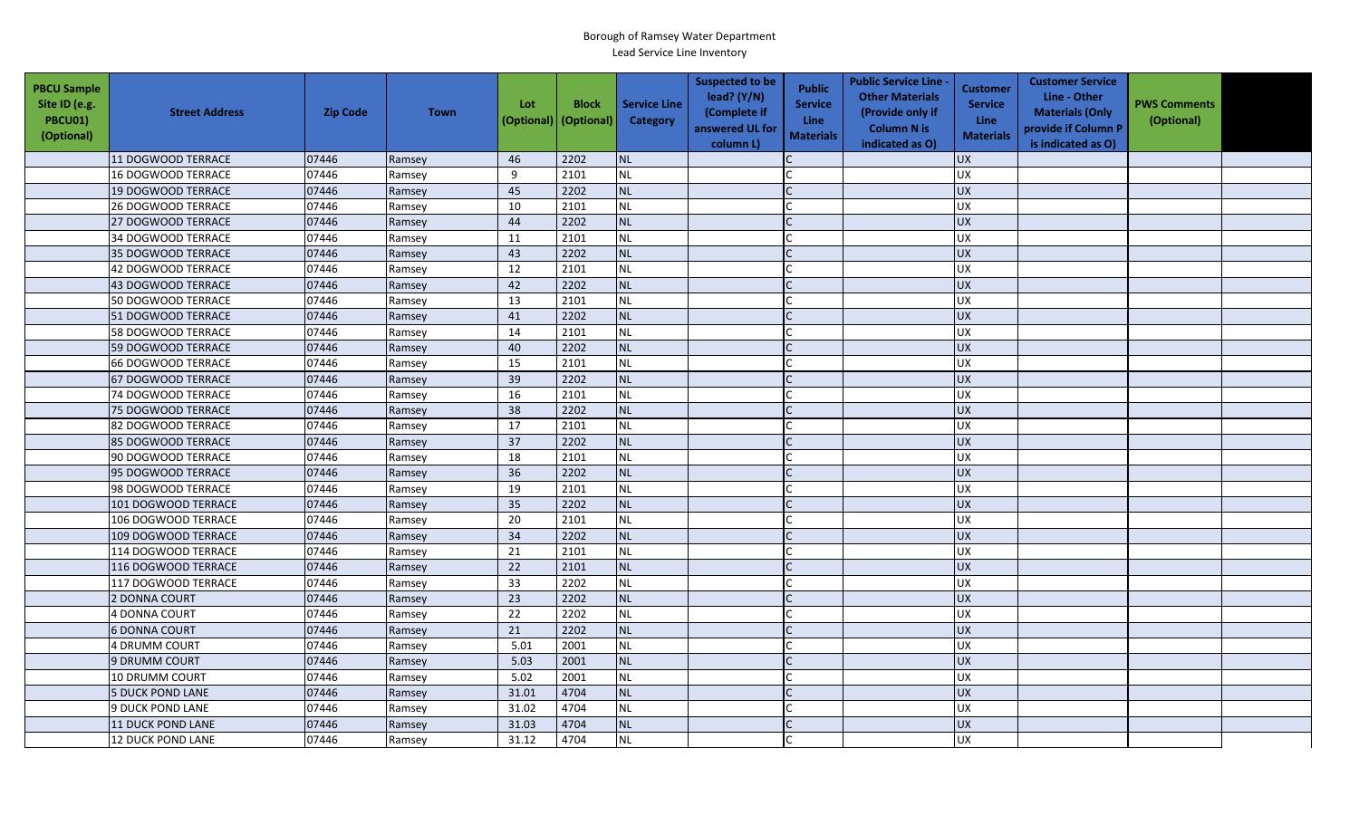Borough of Ramsey Water Department
Lead Service Line Inventory

| PBCU Sample Site ID (e.g. PBCU01) (Optional) | Street Address | Zip Code | Town | Lot (Optional) | Block (Optional) | Service Line Category | Suspected to be lead? (Y/N) (Complete if answered UL for column L) | Public Service Line Materials | Public Service Line - Other Materials (Provide only if Column N is indicated as O) | Customer Service Line Materials | Customer Service Line - Other Materials (Only provide if Column P is indicated as O) | PWS Comments (Optional) | |
|---|---|---|---|---|---|---|---|---|---|---|---|---|---|
| | 11 DOGWOOD TERRACE | 07446 | Ramsey | 46 | 2202 | NL | | C | | UX | | | |
| | 16 DOGWOOD TERRACE | 07446 | Ramsey | 9 | 2101 | NL | | C | | UX | | | |
| | 19 DOGWOOD TERRACE | 07446 | Ramsey | 45 | 2202 | NL | | C | | UX | | | |
| | 26 DOGWOOD TERRACE | 07446 | Ramsey | 10 | 2101 | NL | | C | | UX | | | |
| | 27 DOGWOOD TERRACE | 07446 | Ramsey | 44 | 2202 | NL | | C | | UX | | | |
| | 34 DOGWOOD TERRACE | 07446 | Ramsey | 11 | 2101 | NL | | C | | UX | | | |
| | 35 DOGWOOD TERRACE | 07446 | Ramsey | 43 | 2202 | NL | | C | | UX | | | |
| | 42 DOGWOOD TERRACE | 07446 | Ramsey | 12 | 2101 | NL | | C | | UX | | | |
| | 43 DOGWOOD TERRACE | 07446 | Ramsey | 42 | 2202 | NL | | C | | UX | | | |
| | 50 DOGWOOD TERRACE | 07446 | Ramsey | 13 | 2101 | NL | | C | | UX | | | |
| | 51 DOGWOOD TERRACE | 07446 | Ramsey | 41 | 2202 | NL | | C | | UX | | | |
| | 58 DOGWOOD TERRACE | 07446 | Ramsey | 14 | 2101 | NL | | C | | UX | | | |
| | 59 DOGWOOD TERRACE | 07446 | Ramsey | 40 | 2202 | NL | | C | | UX | | | |
| | 66 DOGWOOD TERRACE | 07446 | Ramsey | 15 | 2101 | NL | | C | | UX | | | |
| | 67 DOGWOOD TERRACE | 07446 | Ramsey | 39 | 2202 | NL | | C | | UX | | | |
| | 74 DOGWOOD TERRACE | 07446 | Ramsey | 16 | 2101 | NL | | C | | UX | | | |
| | 75 DOGWOOD TERRACE | 07446 | Ramsey | 38 | 2202 | NL | | C | | UX | | | |
| | 82 DOGWOOD TERRACE | 07446 | Ramsey | 17 | 2101 | NL | | C | | UX | | | |
| | 85 DOGWOOD TERRACE | 07446 | Ramsey | 37 | 2202 | NL | | C | | UX | | | |
| | 90 DOGWOOD TERRACE | 07446 | Ramsey | 18 | 2101 | NL | | C | | UX | | | |
| | 95 DOGWOOD TERRACE | 07446 | Ramsey | 36 | 2202 | NL | | C | | UX | | | |
| | 98 DOGWOOD TERRACE | 07446 | Ramsey | 19 | 2101 | NL | | C | | UX | | | |
| | 101 DOGWOOD TERRACE | 07446 | Ramsey | 35 | 2202 | NL | | C | | UX | | | |
| | 106 DOGWOOD TERRACE | 07446 | Ramsey | 20 | 2101 | NL | | C | | UX | | | |
| | 109 DOGWOOD TERRACE | 07446 | Ramsey | 34 | 2202 | NL | | C | | UX | | | |
| | 114 DOGWOOD TERRACE | 07446 | Ramsey | 21 | 2101 | NL | | C | | UX | | | |
| | 116 DOGWOOD TERRACE | 07446 | Ramsey | 22 | 2101 | NL | | C | | UX | | | |
| | 117 DOGWOOD TERRACE | 07446 | Ramsey | 33 | 2202 | NL | | C | | UX | | | |
| | 2 DONNA COURT | 07446 | Ramsey | 23 | 2202 | NL | | C | | UX | | | |
| | 4 DONNA COURT | 07446 | Ramsey | 22 | 2202 | NL | | C | | UX | | | |
| | 6 DONNA COURT | 07446 | Ramsey | 21 | 2202 | NL | | C | | UX | | | |
| | 4 DRUMM COURT | 07446 | Ramsey | 5.01 | 2001 | NL | | C | | UX | | | |
| | 9 DRUMM COURT | 07446 | Ramsey | 5.03 | 2001 | NL | | C | | UX | | | |
| | 10 DRUMM COURT | 07446 | Ramsey | 5.02 | 2001 | NL | | C | | UX | | | |
| | 5 DUCK POND LANE | 07446 | Ramsey | 31.01 | 4704 | NL | | C | | UX | | | |
| | 9 DUCK POND LANE | 07446 | Ramsey | 31.02 | 4704 | NL | | C | | UX | | | |
| | 11 DUCK POND LANE | 07446 | Ramsey | 31.03 | 4704 | NL | | C | | UX | | | |
| | 12 DUCK POND LANE | 07446 | Ramsey | 31.12 | 4704 | NL | | C | | UX | | | |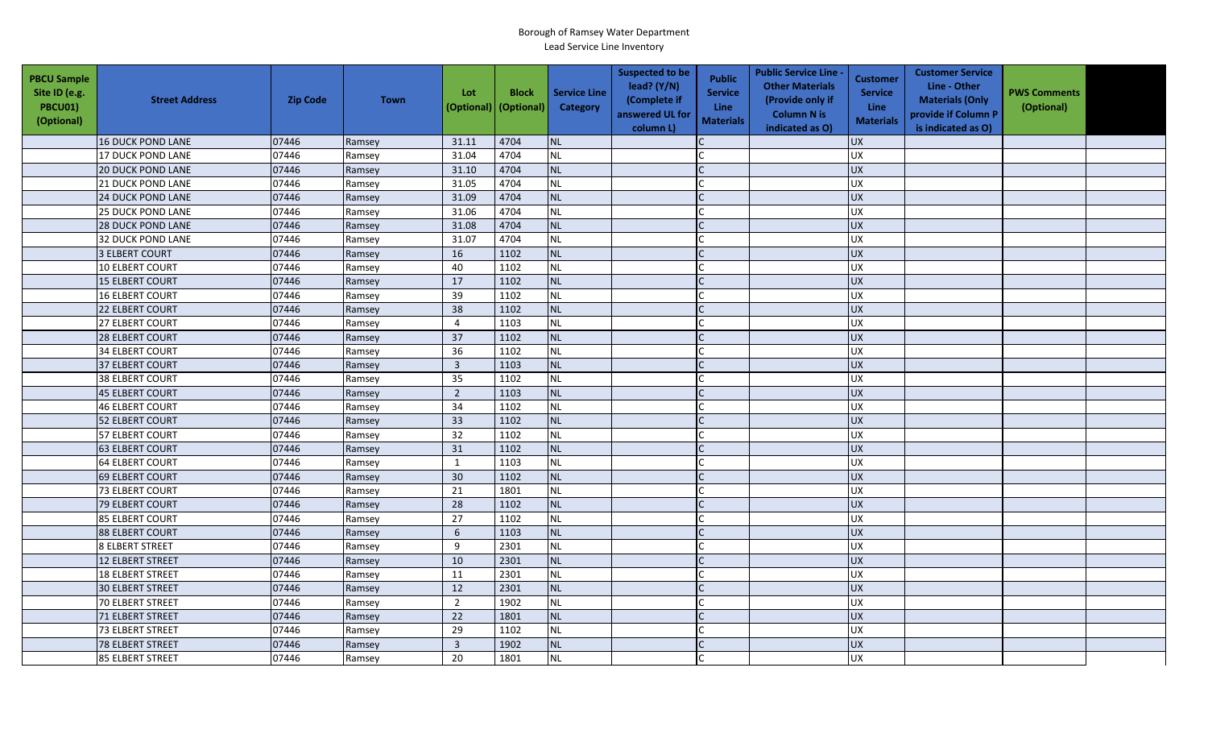Borough of Ramsey Water Department
Lead Service Line Inventory

| PBCU Sample Site ID (e.g. PBCU01) (Optional) | Street Address | Zip Code | Town | Lot (Optional) | Block (Optional) | Service Line Category | Suspected to be lead? (Y/N) (Complete if answered UL for column L) | Public Service Line Materials | Public Service Line - Other Materials (Provide only if Column N is indicated as O) | Customer Service Line Materials | Customer Service Line - Other Materials (Only provide if Column P is indicated as O) | PWS Comments (Optional) | |
|---|---|---|---|---|---|---|---|---|---|---|---|---|---|
| | 16 DUCK POND LANE | 07446 | Ramsey | 31.11 | 4704 | NL | | C | | UX | | | |
| | 17 DUCK POND LANE | 07446 | Ramsey | 31.04 | 4704 | NL | | C | | UX | | | |
| | 20 DUCK POND LANE | 07446 | Ramsey | 31.10 | 4704 | NL | | C | | UX | | | |
| | 21 DUCK POND LANE | 07446 | Ramsey | 31.05 | 4704 | NL | | C | | UX | | | |
| | 24 DUCK POND LANE | 07446 | Ramsey | 31.09 | 4704 | NL | | C | | UX | | | |
| | 25 DUCK POND LANE | 07446 | Ramsey | 31.06 | 4704 | NL | | C | | UX | | | |
| | 28 DUCK POND LANE | 07446 | Ramsey | 31.08 | 4704 | NL | | C | | UX | | | |
| | 32 DUCK POND LANE | 07446 | Ramsey | 31.07 | 4704 | NL | | C | | UX | | | |
| | 3 ELBERT COURT | 07446 | Ramsey | 16 | 1102 | NL | | C | | UX | | | |
| | 10 ELBERT COURT | 07446 | Ramsey | 40 | 1102 | NL | | C | | UX | | | |
| | 15 ELBERT COURT | 07446 | Ramsey | 17 | 1102 | NL | | C | | UX | | | |
| | 16 ELBERT COURT | 07446 | Ramsey | 39 | 1102 | NL | | C | | UX | | | |
| | 22 ELBERT COURT | 07446 | Ramsey | 38 | 1102 | NL | | C | | UX | | | |
| | 27 ELBERT COURT | 07446 | Ramsey | 4 | 1103 | NL | | C | | UX | | | |
| | 28 ELBERT COURT | 07446 | Ramsey | 37 | 1102 | NL | | C | | UX | | | |
| | 34 ELBERT COURT | 07446 | Ramsey | 36 | 1102 | NL | | C | | UX | | | |
| | 37 ELBERT COURT | 07446 | Ramsey | 3 | 1103 | NL | | C | | UX | | | |
| | 38 ELBERT COURT | 07446 | Ramsey | 35 | 1102 | NL | | C | | UX | | | |
| | 45 ELBERT COURT | 07446 | Ramsey | 2 | 1103 | NL | | C | | UX | | | |
| | 46 ELBERT COURT | 07446 | Ramsey | 34 | 1102 | NL | | C | | UX | | | |
| | 52 ELBERT COURT | 07446 | Ramsey | 33 | 1102 | NL | | C | | UX | | | |
| | 57 ELBERT COURT | 07446 | Ramsey | 32 | 1102 | NL | | C | | UX | | | |
| | 63 ELBERT COURT | 07446 | Ramsey | 31 | 1102 | NL | | C | | UX | | | |
| | 64 ELBERT COURT | 07446 | Ramsey | 1 | 1103 | NL | | C | | UX | | | |
| | 69 ELBERT COURT | 07446 | Ramsey | 30 | 1102 | NL | | C | | UX | | | |
| | 73 ELBERT COURT | 07446 | Ramsey | 21 | 1801 | NL | | C | | UX | | | |
| | 79 ELBERT COURT | 07446 | Ramsey | 28 | 1102 | NL | | C | | UX | | | |
| | 85 ELBERT COURT | 07446 | Ramsey | 27 | 1102 | NL | | C | | UX | | | |
| | 88 ELBERT COURT | 07446 | Ramsey | 6 | 1103 | NL | | C | | UX | | | |
| | 8 ELBERT STREET | 07446 | Ramsey | 9 | 2301 | NL | | C | | UX | | | |
| | 12 ELBERT STREET | 07446 | Ramsey | 10 | 2301 | NL | | C | | UX | | | |
| | 18 ELBERT STREET | 07446 | Ramsey | 11 | 2301 | NL | | C | | UX | | | |
| | 30 ELBERT STREET | 07446 | Ramsey | 12 | 2301 | NL | | C | | UX | | | |
| | 70 ELBERT STREET | 07446 | Ramsey | 2 | 1902 | NL | | C | | UX | | | |
| | 71 ELBERT STREET | 07446 | Ramsey | 22 | 1801 | NL | | C | | UX | | | |
| | 73 ELBERT STREET | 07446 | Ramsey | 29 | 1102 | NL | | C | | UX | | | |
| | 78 ELBERT STREET | 07446 | Ramsey | 3 | 1902 | NL | | C | | UX | | | |
| | 85 ELBERT STREET | 07446 | Ramsey | 20 | 1801 | NL | | C | | UX | | | |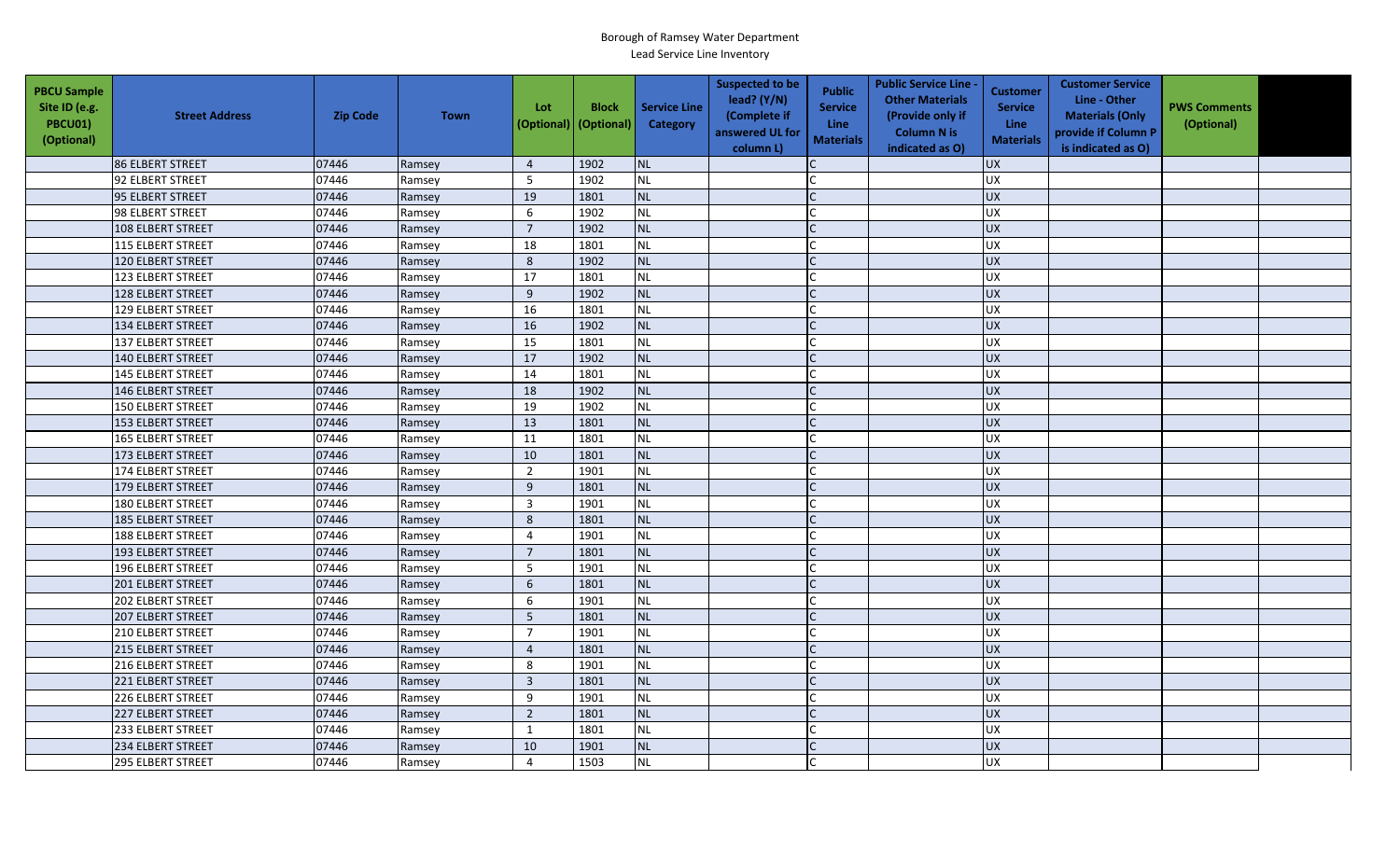Borough of Ramsey Water Department
Lead Service Line Inventory

| PBCU Sample Site ID (e.g. PBCU01) (Optional) | Street Address | Zip Code | Town | Lot (Optional) | Block (Optional) | Service Line Category | Suspected to be lead? (Y/N) (Complete if answered UL for column L) | Public Service Line Materials | Public Service Line - Other Materials (Provide only if Column N is indicated as O) | Customer Service Line Materials | Customer Service Line - Other Materials (Only provide if Column P is indicated as O) | PWS Comments (Optional) | |
|---|---|---|---|---|---|---|---|---|---|---|---|---|---|
| | 86 ELBERT STREET | 07446 | Ramsey | 4 | 1902 | NL | | C | | UX | | | |
| | 92 ELBERT STREET | 07446 | Ramsey | 5 | 1902 | NL | | C | | UX | | | |
| | 95 ELBERT STREET | 07446 | Ramsey | 19 | 1801 | NL | | C | | UX | | | |
| | 98 ELBERT STREET | 07446 | Ramsey | 6 | 1902 | NL | | C | | UX | | | |
| | 108 ELBERT STREET | 07446 | Ramsey | 7 | 1902 | NL | | C | | UX | | | |
| | 115 ELBERT STREET | 07446 | Ramsey | 18 | 1801 | NL | | C | | UX | | | |
| | 120 ELBERT STREET | 07446 | Ramsey | 8 | 1902 | NL | | C | | UX | | | |
| | 123 ELBERT STREET | 07446 | Ramsey | 17 | 1801 | NL | | C | | UX | | | |
| | 128 ELBERT STREET | 07446 | Ramsey | 9 | 1902 | NL | | C | | UX | | | |
| | 129 ELBERT STREET | 07446 | Ramsey | 16 | 1801 | NL | | C | | UX | | | |
| | 134 ELBERT STREET | 07446 | Ramsey | 16 | 1902 | NL | | C | | UX | | | |
| | 137 ELBERT STREET | 07446 | Ramsey | 15 | 1801 | NL | | C | | UX | | | |
| | 140 ELBERT STREET | 07446 | Ramsey | 17 | 1902 | NL | | C | | UX | | | |
| | 145 ELBERT STREET | 07446 | Ramsey | 14 | 1801 | NL | | C | | UX | | | |
| | 146 ELBERT STREET | 07446 | Ramsey | 18 | 1902 | NL | | C | | UX | | | |
| | 150 ELBERT STREET | 07446 | Ramsey | 19 | 1902 | NL | | C | | UX | | | |
| | 153 ELBERT STREET | 07446 | Ramsey | 13 | 1801 | NL | | C | | UX | | | |
| | 165 ELBERT STREET | 07446 | Ramsey | 11 | 1801 | NL | | C | | UX | | | |
| | 173 ELBERT STREET | 07446 | Ramsey | 10 | 1801 | NL | | C | | UX | | | |
| | 174 ELBERT STREET | 07446 | Ramsey | 2 | 1901 | NL | | C | | UX | | | |
| | 179 ELBERT STREET | 07446 | Ramsey | 9 | 1801 | NL | | C | | UX | | | |
| | 180 ELBERT STREET | 07446 | Ramsey | 3 | 1901 | NL | | C | | UX | | | |
| | 185 ELBERT STREET | 07446 | Ramsey | 8 | 1801 | NL | | C | | UX | | | |
| | 188 ELBERT STREET | 07446 | Ramsey | 4 | 1901 | NL | | C | | UX | | | |
| | 193 ELBERT STREET | 07446 | Ramsey | 7 | 1801 | NL | | C | | UX | | | |
| | 196 ELBERT STREET | 07446 | Ramsey | 5 | 1901 | NL | | C | | UX | | | |
| | 201 ELBERT STREET | 07446 | Ramsey | 6 | 1801 | NL | | C | | UX | | | |
| | 202 ELBERT STREET | 07446 | Ramsey | 6 | 1901 | NL | | C | | UX | | | |
| | 207 ELBERT STREET | 07446 | Ramsey | 5 | 1801 | NL | | C | | UX | | | |
| | 210 ELBERT STREET | 07446 | Ramsey | 7 | 1901 | NL | | C | | UX | | | |
| | 215 ELBERT STREET | 07446 | Ramsey | 4 | 1801 | NL | | C | | UX | | | |
| | 216 ELBERT STREET | 07446 | Ramsey | 8 | 1901 | NL | | C | | UX | | | |
| | 221 ELBERT STREET | 07446 | Ramsey | 3 | 1801 | NL | | C | | UX | | | |
| | 226 ELBERT STREET | 07446 | Ramsey | 9 | 1901 | NL | | C | | UX | | | |
| | 227 ELBERT STREET | 07446 | Ramsey | 2 | 1801 | NL | | C | | UX | | | |
| | 233 ELBERT STREET | 07446 | Ramsey | 1 | 1801 | NL | | C | | UX | | | |
| | 234 ELBERT STREET | 07446 | Ramsey | 10 | 1901 | NL | | C | | UX | | | |
| | 295 ELBERT STREET | 07446 | Ramsey | 4 | 1503 | NL | | C | | UX | | | |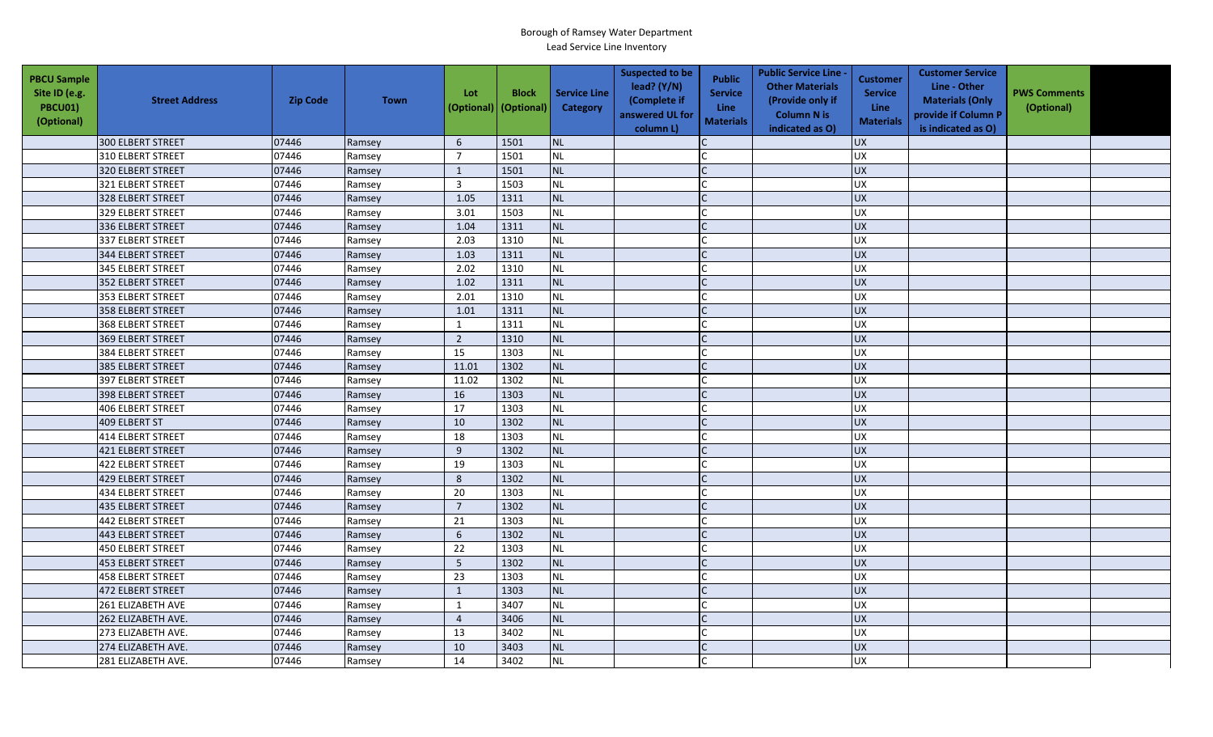Borough of Ramsey Water Department
Lead Service Line Inventory

| PBCU Sample Site ID (e.g. PBCU01) (Optional) | Street Address | Zip Code | Town | Lot (Optional) | Block (Optional) | Service Line Category | Suspected to be lead? (Y/N) (Complete if answered UL for column L) | Public Service Line Materials | Public Service Line - Other Materials (Provide only if Column N is indicated as O) | Customer Service Line Materials | Customer Service Line - Other Materials (Only provide if Column P is indicated as O) | PWS Comments (Optional) | |
|---|---|---|---|---|---|---|---|---|---|---|---|---|---|
| | 300 ELBERT STREET | 07446 | Ramsey | 6 | 1501 | NL | | C | | UX | | | |
| | 310 ELBERT STREET | 07446 | Ramsey | 7 | 1501 | NL | | C | | UX | | | |
| | 320 ELBERT STREET | 07446 | Ramsey | 1 | 1501 | NL | | C | | UX | | | |
| | 321 ELBERT STREET | 07446 | Ramsey | 3 | 1503 | NL | | C | | UX | | | |
| | 328 ELBERT STREET | 07446 | Ramsey | 1.05 | 1311 | NL | | C | | UX | | | |
| | 329 ELBERT STREET | 07446 | Ramsey | 3.01 | 1503 | NL | | C | | UX | | | |
| | 336 ELBERT STREET | 07446 | Ramsey | 1.04 | 1311 | NL | | C | | UX | | | |
| | 337 ELBERT STREET | 07446 | Ramsey | 2.03 | 1310 | NL | | C | | UX | | | |
| | 344 ELBERT STREET | 07446 | Ramsey | 1.03 | 1311 | NL | | C | | UX | | | |
| | 345 ELBERT STREET | 07446 | Ramsey | 2.02 | 1310 | NL | | C | | UX | | | |
| | 352 ELBERT STREET | 07446 | Ramsey | 1.02 | 1311 | NL | | C | | UX | | | |
| | 353 ELBERT STREET | 07446 | Ramsey | 2.01 | 1310 | NL | | C | | UX | | | |
| | 358 ELBERT STREET | 07446 | Ramsey | 1.01 | 1311 | NL | | C | | UX | | | |
| | 368 ELBERT STREET | 07446 | Ramsey | 1 | 1311 | NL | | C | | UX | | | |
| | 369 ELBERT STREET | 07446 | Ramsey | 2 | 1310 | NL | | C | | UX | | | |
| | 384 ELBERT STREET | 07446 | Ramsey | 15 | 1303 | NL | | C | | UX | | | |
| | 385 ELBERT STREET | 07446 | Ramsey | 11.01 | 1302 | NL | | C | | UX | | | |
| | 397 ELBERT STREET | 07446 | Ramsey | 11.02 | 1302 | NL | | C | | UX | | | |
| | 398 ELBERT STREET | 07446 | Ramsey | 16 | 1303 | NL | | C | | UX | | | |
| | 406 ELBERT STREET | 07446 | Ramsey | 17 | 1303 | NL | | C | | UX | | | |
| | 409 ELBERT ST | 07446 | Ramsey | 10 | 1302 | NL | | C | | UX | | | |
| | 414 ELBERT STREET | 07446 | Ramsey | 18 | 1303 | NL | | C | | UX | | | |
| | 421 ELBERT STREET | 07446 | Ramsey | 9 | 1302 | NL | | C | | UX | | | |
| | 422 ELBERT STREET | 07446 | Ramsey | 19 | 1303 | NL | | C | | UX | | | |
| | 429 ELBERT STREET | 07446 | Ramsey | 8 | 1302 | NL | | C | | UX | | | |
| | 434 ELBERT STREET | 07446 | Ramsey | 20 | 1303 | NL | | C | | UX | | | |
| | 435 ELBERT STREET | 07446 | Ramsey | 7 | 1302 | NL | | C | | UX | | | |
| | 442 ELBERT STREET | 07446 | Ramsey | 21 | 1303 | NL | | C | | UX | | | |
| | 443 ELBERT STREET | 07446 | Ramsey | 6 | 1302 | NL | | C | | UX | | | |
| | 450 ELBERT STREET | 07446 | Ramsey | 22 | 1303 | NL | | C | | UX | | | |
| | 453 ELBERT STREET | 07446 | Ramsey | 5 | 1302 | NL | | C | | UX | | | |
| | 458 ELBERT STREET | 07446 | Ramsey | 23 | 1303 | NL | | C | | UX | | | |
| | 472 ELBERT STREET | 07446 | Ramsey | 1 | 1303 | NL | | C | | UX | | | |
| | 261 ELIZABETH AVE | 07446 | Ramsey | 1 | 3407 | NL | | C | | UX | | | |
| | 262 ELIZABETH AVE. | 07446 | Ramsey | 4 | 3406 | NL | | C | | UX | | | |
| | 273 ELIZABETH AVE. | 07446 | Ramsey | 13 | 3402 | NL | | C | | UX | | | |
| | 274 ELIZABETH AVE. | 07446 | Ramsey | 10 | 3403 | NL | | C | | UX | | | |
| | 281 ELIZABETH AVE. | 07446 | Ramsey | 14 | 3402 | NL | | C | | UX | | | |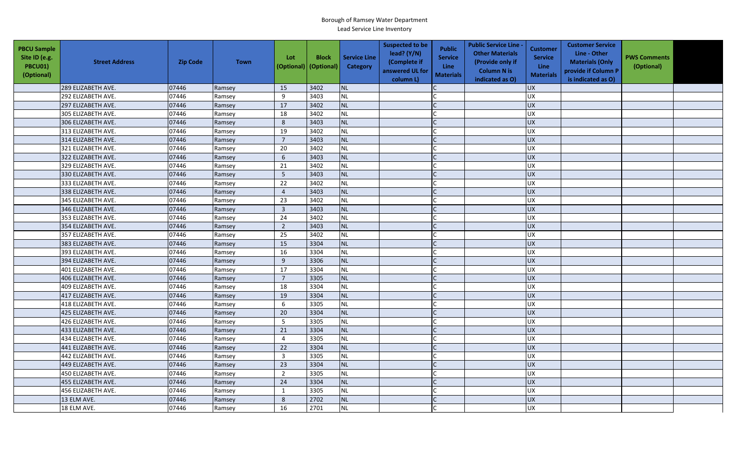Borough of Ramsey Water Department
Lead Service Line Inventory

| PBCU Sample Site ID (e.g. PBCU01) (Optional) | Street Address | Zip Code | Town | Lot (Optional) | Block (Optional) | Service Line Category | Suspected to be lead? (Y/N) (Complete if answered UL for column L) | Public Service Line Materials | Public Service Line - Other Materials (Provide only if Column N is indicated as O) | Customer Service Line Materials | Customer Service Line - Other Materials (Only provide if Column P is indicated as O) | PWS Comments (Optional) | |
|---|---|---|---|---|---|---|---|---|---|---|---|---|---|
| | 289 ELIZABETH AVE. | 07446 | Ramsey | 15 | 3402 | NL | | C | | UX | | | |
| | 292 ELIZABETH AVE. | 07446 | Ramsey | 9 | 3403 | NL | | C | | UX | | | |
| | 297 ELIZABETH AVE. | 07446 | Ramsey | 17 | 3402 | NL | | C | | UX | | | |
| | 305 ELIZABETH AVE. | 07446 | Ramsey | 18 | 3402 | NL | | C | | UX | | | |
| | 306 ELIZABETH AVE. | 07446 | Ramsey | 8 | 3403 | NL | | C | | UX | | | |
| | 313 ELIZABETH AVE. | 07446 | Ramsey | 19 | 3402 | NL | | C | | UX | | | |
| | 314 ELIZABETH AVE. | 07446 | Ramsey | 7 | 3403 | NL | | C | | UX | | | |
| | 321 ELIZABETH AVE. | 07446 | Ramsey | 20 | 3402 | NL | | C | | UX | | | |
| | 322 ELIZABETH AVE. | 07446 | Ramsey | 6 | 3403 | NL | | C | | UX | | | |
| | 329 ELIZABETH AVE. | 07446 | Ramsey | 21 | 3402 | NL | | C | | UX | | | |
| | 330 ELIZABETH AVE. | 07446 | Ramsey | 5 | 3403 | NL | | C | | UX | | | |
| | 333 ELIZABETH AVE. | 07446 | Ramsey | 22 | 3402 | NL | | C | | UX | | | |
| | 338 ELIZABETH AVE. | 07446 | Ramsey | 4 | 3403 | NL | | C | | UX | | | |
| | 345 ELIZABETH AVE. | 07446 | Ramsey | 23 | 3402 | NL | | C | | UX | | | |
| | 346 ELIZABETH AVE. | 07446 | Ramsey | 3 | 3403 | NL | | C | | UX | | | |
| | 353 ELIZABETH AVE. | 07446 | Ramsey | 24 | 3402 | NL | | C | | UX | | | |
| | 354 ELIZABETH AVE. | 07446 | Ramsey | 2 | 3403 | NL | | C | | UX | | | |
| | 357 ELIZABETH AVE. | 07446 | Ramsey | 25 | 3402 | NL | | C | | UX | | | |
| | 383 ELIZABETH AVE. | 07446 | Ramsey | 15 | 3304 | NL | | C | | UX | | | |
| | 393 ELIZABETH AVE. | 07446 | Ramsey | 16 | 3304 | NL | | C | | UX | | | |
| | 394 ELIZABETH AVE. | 07446 | Ramsey | 9 | 3306 | NL | | C | | UX | | | |
| | 401 ELIZABETH AVE. | 07446 | Ramsey | 17 | 3304 | NL | | C | | UX | | | |
| | 406 ELIZABETH AVE. | 07446 | Ramsey | 7 | 3305 | NL | | C | | UX | | | |
| | 409 ELIZABETH AVE. | 07446 | Ramsey | 18 | 3304 | NL | | C | | UX | | | |
| | 417 ELIZABETH AVE. | 07446 | Ramsey | 19 | 3304 | NL | | C | | UX | | | |
| | 418 ELIZABETH AVE. | 07446 | Ramsey | 6 | 3305 | NL | | C | | UX | | | |
| | 425 ELIZABETH AVE. | 07446 | Ramsey | 20 | 3304 | NL | | C | | UX | | | |
| | 426 ELIZABETH AVE. | 07446 | Ramsey | 5 | 3305 | NL | | C | | UX | | | |
| | 433 ELIZABETH AVE. | 07446 | Ramsey | 21 | 3304 | NL | | C | | UX | | | |
| | 434 ELIZABETH AVE. | 07446 | Ramsey | 4 | 3305 | NL | | C | | UX | | | |
| | 441 ELIZABETH AVE. | 07446 | Ramsey | 22 | 3304 | NL | | C | | UX | | | |
| | 442 ELIZABETH AVE. | 07446 | Ramsey | 3 | 3305 | NL | | C | | UX | | | |
| | 449 ELIZABETH AVE. | 07446 | Ramsey | 23 | 3304 | NL | | C | | UX | | | |
| | 450 ELIZABETH AVE. | 07446 | Ramsey | 2 | 3305 | NL | | C | | UX | | | |
| | 455 ELIZABETH AVE. | 07446 | Ramsey | 24 | 3304 | NL | | C | | UX | | | |
| | 456 ELIZABETH AVE. | 07446 | Ramsey | 1 | 3305 | NL | | C | | UX | | | |
| | 13 ELM AVE. | 07446 | Ramsey | 8 | 2702 | NL | | C | | UX | | | |
| | 18 ELM AVE. | 07446 | Ramsey | 16 | 2701 | NL | | C | | UX | | | |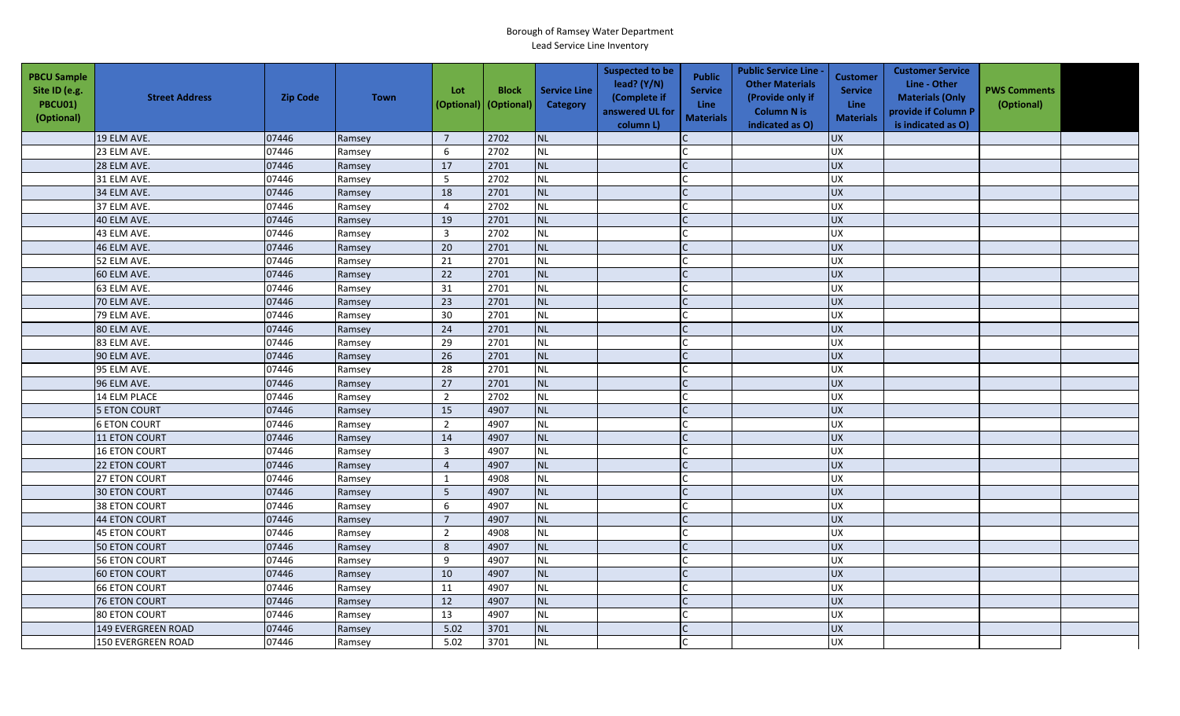Borough of Ramsey Water Department
Lead Service Line Inventory

| PBCU Sample Site ID (e.g. PBCU01) (Optional) | Street Address | Zip Code | Town | Lot (Optional) | Block (Optional) | Service Line Category | Suspected to be lead? (Y/N) (Complete if answered UL for column L) | Public Service Line Materials | Public Service Line - Other Materials (Provide only if Column N is indicated as O) | Customer Service Line Materials | Customer Service Line - Other Materials (Only provide if Column P is indicated as O) | PWS Comments (Optional) | |
|---|---|---|---|---|---|---|---|---|---|---|---|---|---|
| | 19 ELM AVE. | 07446 | Ramsey | 7 | 2702 | NL | | C | | UX | | | |
| | 23 ELM AVE. | 07446 | Ramsey | 6 | 2702 | NL | | C | | UX | | | |
| | 28 ELM AVE. | 07446 | Ramsey | 17 | 2701 | NL | | C | | UX | | | |
| | 31 ELM AVE. | 07446 | Ramsey | 5 | 2702 | NL | | C | | UX | | | |
| | 34 ELM AVE. | 07446 | Ramsey | 18 | 2701 | NL | | C | | UX | | | |
| | 37 ELM AVE. | 07446 | Ramsey | 4 | 2702 | NL | | C | | UX | | | |
| | 40 ELM AVE. | 07446 | Ramsey | 19 | 2701 | NL | | C | | UX | | | |
| | 43 ELM AVE. | 07446 | Ramsey | 3 | 2702 | NL | | C | | UX | | | |
| | 46 ELM AVE. | 07446 | Ramsey | 20 | 2701 | NL | | C | | UX | | | |
| | 52 ELM AVE. | 07446 | Ramsey | 21 | 2701 | NL | | C | | UX | | | |
| | 60 ELM AVE. | 07446 | Ramsey | 22 | 2701 | NL | | C | | UX | | | |
| | 63 ELM AVE. | 07446 | Ramsey | 31 | 2701 | NL | | C | | UX | | | |
| | 70 ELM AVE. | 07446 | Ramsey | 23 | 2701 | NL | | C | | UX | | | |
| | 79 ELM AVE. | 07446 | Ramsey | 30 | 2701 | NL | | C | | UX | | | |
| | 80 ELM AVE. | 07446 | Ramsey | 24 | 2701 | NL | | C | | UX | | | |
| | 83 ELM AVE. | 07446 | Ramsey | 29 | 2701 | NL | | C | | UX | | | |
| | 90 ELM AVE. | 07446 | Ramsey | 26 | 2701 | NL | | C | | UX | | | |
| | 95 ELM AVE. | 07446 | Ramsey | 28 | 2701 | NL | | C | | UX | | | |
| | 96 ELM AVE. | 07446 | Ramsey | 27 | 2701 | NL | | C | | UX | | | |
| | 14 ELM PLACE | 07446 | Ramsey | 2 | 2702 | NL | | C | | UX | | | |
| | 5 ETON COURT | 07446 | Ramsey | 15 | 4907 | NL | | C | | UX | | | |
| | 6 ETON COURT | 07446 | Ramsey | 2 | 4907 | NL | | C | | UX | | | |
| | 11 ETON COURT | 07446 | Ramsey | 14 | 4907 | NL | | C | | UX | | | |
| | 16 ETON COURT | 07446 | Ramsey | 3 | 4907 | NL | | C | | UX | | | |
| | 22 ETON COURT | 07446 | Ramsey | 4 | 4907 | NL | | C | | UX | | | |
| | 27 ETON COURT | 07446 | Ramsey | 1 | 4908 | NL | | C | | UX | | | |
| | 30 ETON COURT | 07446 | Ramsey | 5 | 4907 | NL | | C | | UX | | | |
| | 38 ETON COURT | 07446 | Ramsey | 6 | 4907 | NL | | C | | UX | | | |
| | 44 ETON COURT | 07446 | Ramsey | 7 | 4907 | NL | | C | | UX | | | |
| | 45 ETON COURT | 07446 | Ramsey | 2 | 4908 | NL | | C | | UX | | | |
| | 50 ETON COURT | 07446 | Ramsey | 8 | 4907 | NL | | C | | UX | | | |
| | 56 ETON COURT | 07446 | Ramsey | 9 | 4907 | NL | | C | | UX | | | |
| | 60 ETON COURT | 07446 | Ramsey | 10 | 4907 | NL | | C | | UX | | | |
| | 66 ETON COURT | 07446 | Ramsey | 11 | 4907 | NL | | C | | UX | | | |
| | 76 ETON COURT | 07446 | Ramsey | 12 | 4907 | NL | | C | | UX | | | |
| | 80 ETON COURT | 07446 | Ramsey | 13 | 4907 | NL | | C | | UX | | | |
| | 149 EVERGREEN ROAD | 07446 | Ramsey | 5.02 | 3701 | NL | | C | | UX | | | |
| | 150 EVERGREEN ROAD | 07446 | Ramsey | 5.02 | 3701 | NL | | C | | UX | | | |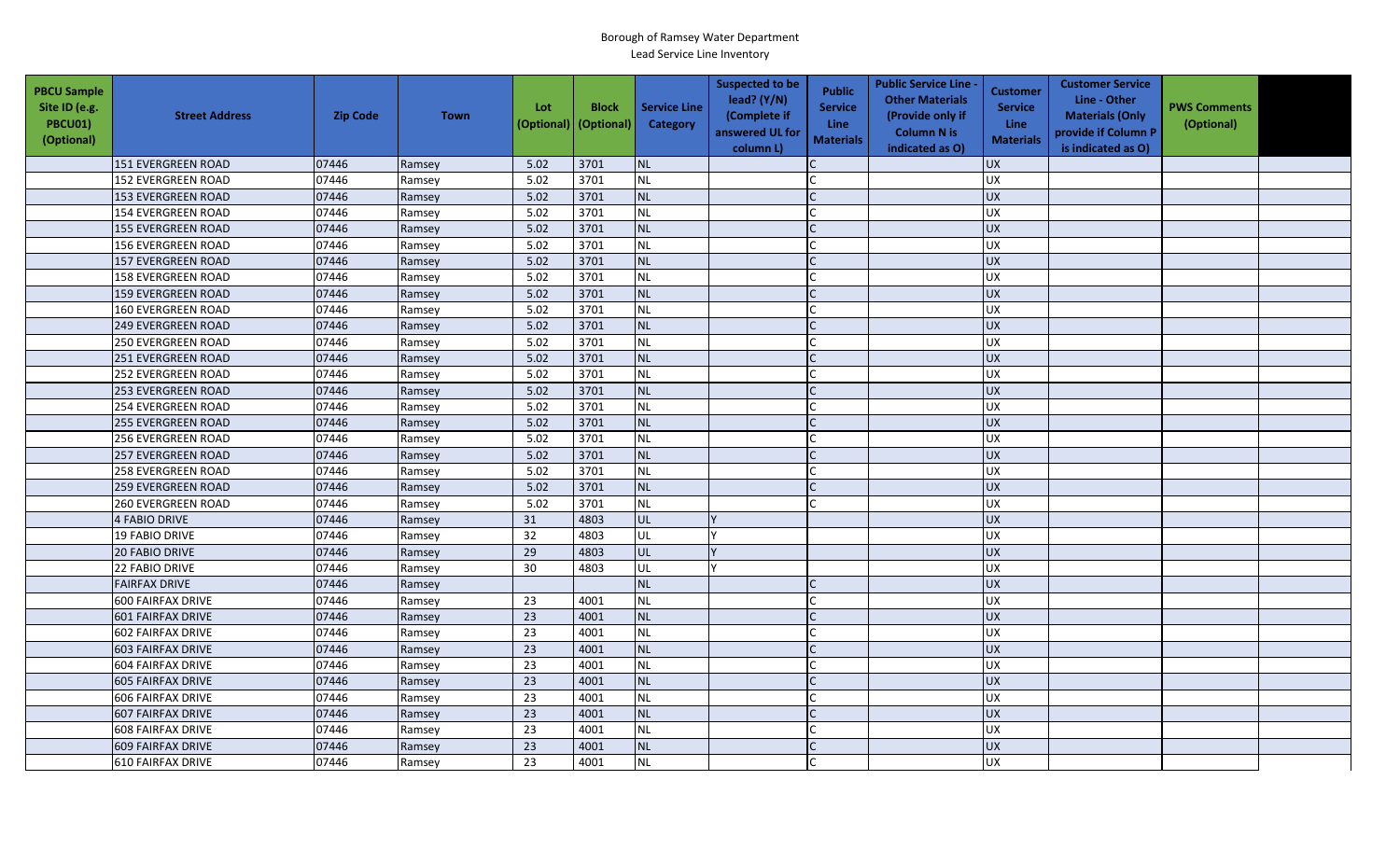Borough of Ramsey Water Department
Lead Service Line Inventory

| PBCU Sample Site ID (e.g. PBCU01) (Optional) | Street Address | Zip Code | Town | Lot (Optional) | Block (Optional) | Service Line Category | Suspected to be lead? (Y/N) (Complete if answered UL for column L) | Public Service Line Materials | Public Service Line - Other Materials (Provide only if Column N is indicated as O) | Customer Service Line Materials | Customer Service Line - Other Materials (Only provide if Column P is indicated as O) | PWS Comments (Optional) | |
|---|---|---|---|---|---|---|---|---|---|---|---|---|---|
| | 151 EVERGREEN ROAD | 07446 | Ramsey | 5.02 | 3701 | NL | | C | | UX | | | |
| | 152 EVERGREEN ROAD | 07446 | Ramsey | 5.02 | 3701 | NL | | C | | UX | | | |
| | 153 EVERGREEN ROAD | 07446 | Ramsey | 5.02 | 3701 | NL | | C | | UX | | | |
| | 154 EVERGREEN ROAD | 07446 | Ramsey | 5.02 | 3701 | NL | | C | | UX | | | |
| | 155 EVERGREEN ROAD | 07446 | Ramsey | 5.02 | 3701 | NL | | C | | UX | | | |
| | 156 EVERGREEN ROAD | 07446 | Ramsey | 5.02 | 3701 | NL | | C | | UX | | | |
| | 157 EVERGREEN ROAD | 07446 | Ramsey | 5.02 | 3701 | NL | | C | | UX | | | |
| | 158 EVERGREEN ROAD | 07446 | Ramsey | 5.02 | 3701 | NL | | C | | UX | | | |
| | 159 EVERGREEN ROAD | 07446 | Ramsey | 5.02 | 3701 | NL | | C | | UX | | | |
| | 160 EVERGREEN ROAD | 07446 | Ramsey | 5.02 | 3701 | NL | | C | | UX | | | |
| | 249 EVERGREEN ROAD | 07446 | Ramsey | 5.02 | 3701 | NL | | C | | UX | | | |
| | 250 EVERGREEN ROAD | 07446 | Ramsey | 5.02 | 3701 | NL | | C | | UX | | | |
| | 251 EVERGREEN ROAD | 07446 | Ramsey | 5.02 | 3701 | NL | | C | | UX | | | |
| | 252 EVERGREEN ROAD | 07446 | Ramsey | 5.02 | 3701 | NL | | C | | UX | | | |
| | 253 EVERGREEN ROAD | 07446 | Ramsey | 5.02 | 3701 | NL | | C | | UX | | | |
| | 254 EVERGREEN ROAD | 07446 | Ramsey | 5.02 | 3701 | NL | | C | | UX | | | |
| | 255 EVERGREEN ROAD | 07446 | Ramsey | 5.02 | 3701 | NL | | C | | UX | | | |
| | 256 EVERGREEN ROAD | 07446 | Ramsey | 5.02 | 3701 | NL | | C | | UX | | | |
| | 257 EVERGREEN ROAD | 07446 | Ramsey | 5.02 | 3701 | NL | | C | | UX | | | |
| | 258 EVERGREEN ROAD | 07446 | Ramsey | 5.02 | 3701 | NL | | C | | UX | | | |
| | 259 EVERGREEN ROAD | 07446 | Ramsey | 5.02 | 3701 | NL | | C | | UX | | | |
| | 260 EVERGREEN ROAD | 07446 | Ramsey | 5.02 | 3701 | NL | | C | | UX | | | |
| | 4 FABIO DRIVE | 07446 | Ramsey | 31 | 4803 | UL | Y | | | UX | | | |
| | 19 FABIO DRIVE | 07446 | Ramsey | 32 | 4803 | UL | Y | | | UX | | | |
| | 20 FABIO DRIVE | 07446 | Ramsey | 29 | 4803 | UL | Y | | | UX | | | |
| | 22 FABIO DRIVE | 07446 | Ramsey | 30 | 4803 | UL | Y | | | UX | | | |
| | FAIRFAX DRIVE | 07446 | Ramsey | | | NL | | C | | UX | | | |
| | 600 FAIRFAX DRIVE | 07446 | Ramsey | 23 | 4001 | NL | | C | | UX | | | |
| | 601 FAIRFAX DRIVE | 07446 | Ramsey | 23 | 4001 | NL | | C | | UX | | | |
| | 602 FAIRFAX DRIVE | 07446 | Ramsey | 23 | 4001 | NL | | C | | UX | | | |
| | 603 FAIRFAX DRIVE | 07446 | Ramsey | 23 | 4001 | NL | | C | | UX | | | |
| | 604 FAIRFAX DRIVE | 07446 | Ramsey | 23 | 4001 | NL | | C | | UX | | | |
| | 605 FAIRFAX DRIVE | 07446 | Ramsey | 23 | 4001 | NL | | C | | UX | | | |
| | 606 FAIRFAX DRIVE | 07446 | Ramsey | 23 | 4001 | NL | | C | | UX | | | |
| | 607 FAIRFAX DRIVE | 07446 | Ramsey | 23 | 4001 | NL | | C | | UX | | | |
| | 608 FAIRFAX DRIVE | 07446 | Ramsey | 23 | 4001 | NL | | C | | UX | | | |
| | 609 FAIRFAX DRIVE | 07446 | Ramsey | 23 | 4001 | NL | | C | | UX | | | |
| | 610 FAIRFAX DRIVE | 07446 | Ramsey | 23 | 4001 | NL | | C | | UX | | | |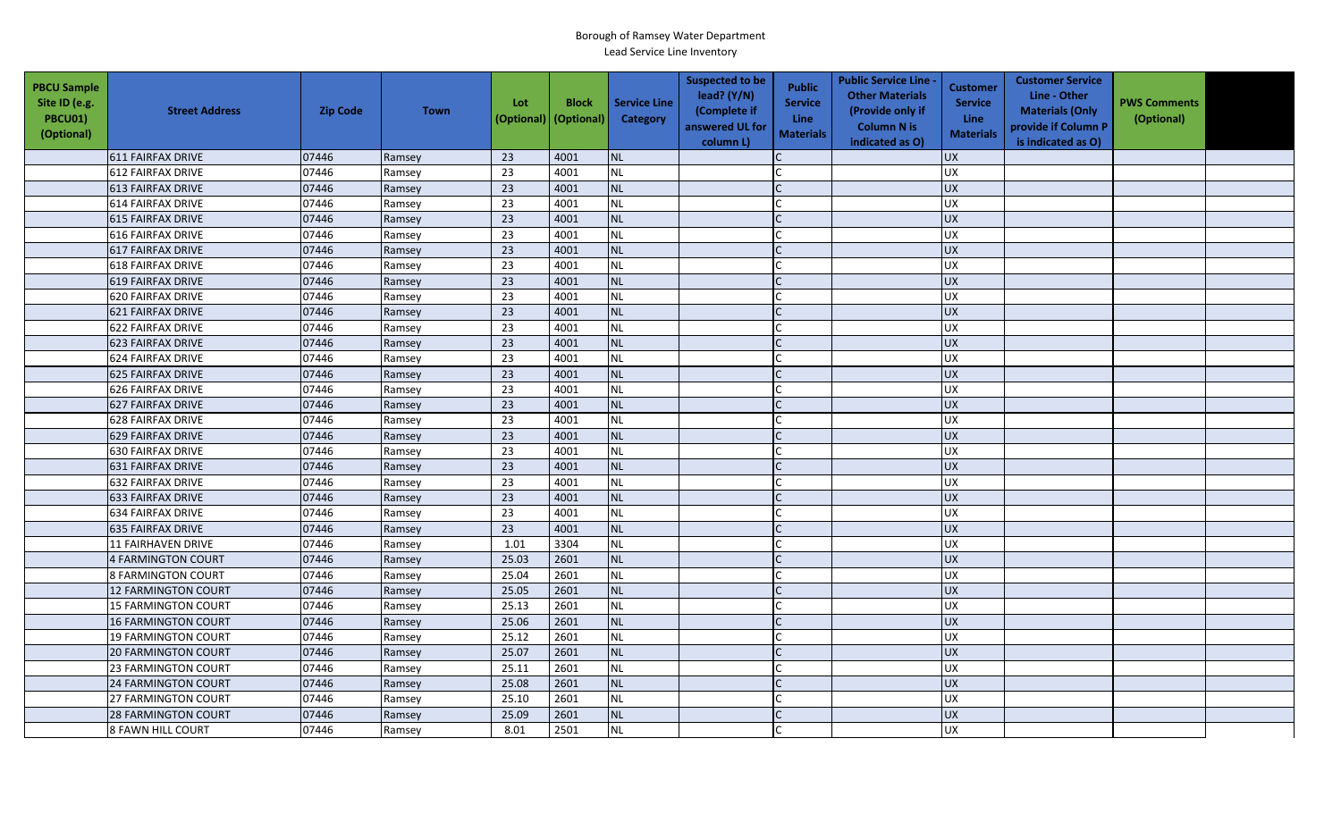Borough of Ramsey Water Department
Lead Service Line Inventory

| PBCU Sample Site ID (e.g. PBCU01) (Optional) | Street Address | Zip Code | Town | Lot (Optional) | Block (Optional) | Service Line Category | Suspected to be lead? (Y/N) (Complete if answered UL for column L) | Public Service Line Materials | Public Service Line - Other Materials (Provide only if Column N is indicated as O) | Customer Service Line Materials | Customer Service Line - Other Materials (Only provide if Column P is indicated as O) | PWS Comments (Optional) | |
|---|---|---|---|---|---|---|---|---|---|---|---|---|---|
| | 611 FAIRFAX DRIVE | 07446 | Ramsey | 23 | 4001 | NL | | C | | UX | | | |
| | 612 FAIRFAX DRIVE | 07446 | Ramsey | 23 | 4001 | NL | | C | | UX | | | |
| | 613 FAIRFAX DRIVE | 07446 | Ramsey | 23 | 4001 | NL | | C | | UX | | | |
| | 614 FAIRFAX DRIVE | 07446 | Ramsey | 23 | 4001 | NL | | C | | UX | | | |
| | 615 FAIRFAX DRIVE | 07446 | Ramsey | 23 | 4001 | NL | | C | | UX | | | |
| | 616 FAIRFAX DRIVE | 07446 | Ramsey | 23 | 4001 | NL | | C | | UX | | | |
| | 617 FAIRFAX DRIVE | 07446 | Ramsey | 23 | 4001 | NL | | C | | UX | | | |
| | 618 FAIRFAX DRIVE | 07446 | Ramsey | 23 | 4001 | NL | | C | | UX | | | |
| | 619 FAIRFAX DRIVE | 07446 | Ramsey | 23 | 4001 | NL | | C | | UX | | | |
| | 620 FAIRFAX DRIVE | 07446 | Ramsey | 23 | 4001 | NL | | C | | UX | | | |
| | 621 FAIRFAX DRIVE | 07446 | Ramsey | 23 | 4001 | NL | | C | | UX | | | |
| | 622 FAIRFAX DRIVE | 07446 | Ramsey | 23 | 4001 | NL | | C | | UX | | | |
| | 623 FAIRFAX DRIVE | 07446 | Ramsey | 23 | 4001 | NL | | C | | UX | | | |
| | 624 FAIRFAX DRIVE | 07446 | Ramsey | 23 | 4001 | NL | | C | | UX | | | |
| | 625 FAIRFAX DRIVE | 07446 | Ramsey | 23 | 4001 | NL | | C | | UX | | | |
| | 626 FAIRFAX DRIVE | 07446 | Ramsey | 23 | 4001 | NL | | C | | UX | | | |
| | 627 FAIRFAX DRIVE | 07446 | Ramsey | 23 | 4001 | NL | | C | | UX | | | |
| | 628 FAIRFAX DRIVE | 07446 | Ramsey | 23 | 4001 | NL | | C | | UX | | | |
| | 629 FAIRFAX DRIVE | 07446 | Ramsey | 23 | 4001 | NL | | C | | UX | | | |
| | 630 FAIRFAX DRIVE | 07446 | Ramsey | 23 | 4001 | NL | | C | | UX | | | |
| | 631 FAIRFAX DRIVE | 07446 | Ramsey | 23 | 4001 | NL | | C | | UX | | | |
| | 632 FAIRFAX DRIVE | 07446 | Ramsey | 23 | 4001 | NL | | C | | UX | | | |
| | 633 FAIRFAX DRIVE | 07446 | Ramsey | 23 | 4001 | NL | | C | | UX | | | |
| | 634 FAIRFAX DRIVE | 07446 | Ramsey | 23 | 4001 | NL | | C | | UX | | | |
| | 635 FAIRFAX DRIVE | 07446 | Ramsey | 23 | 4001 | NL | | C | | UX | | | |
| | 11 FAIRHAVEN DRIVE | 07446 | Ramsey | 1.01 | 3304 | NL | | C | | UX | | | |
| | 4 FARMINGTON COURT | 07446 | Ramsey | 25.03 | 2601 | NL | | C | | UX | | | |
| | 8 FARMINGTON COURT | 07446 | Ramsey | 25.04 | 2601 | NL | | C | | UX | | | |
| | 12 FARMINGTON COURT | 07446 | Ramsey | 25.05 | 2601 | NL | | C | | UX | | | |
| | 15 FARMINGTON COURT | 07446 | Ramsey | 25.13 | 2601 | NL | | C | | UX | | | |
| | 16 FARMINGTON COURT | 07446 | Ramsey | 25.06 | 2601 | NL | | C | | UX | | | |
| | 19 FARMINGTON COURT | 07446 | Ramsey | 25.12 | 2601 | NL | | C | | UX | | | |
| | 20 FARMINGTON COURT | 07446 | Ramsey | 25.07 | 2601 | NL | | C | | UX | | | |
| | 23 FARMINGTON COURT | 07446 | Ramsey | 25.11 | 2601 | NL | | C | | UX | | | |
| | 24 FARMINGTON COURT | 07446 | Ramsey | 25.08 | 2601 | NL | | C | | UX | | | |
| | 27 FARMINGTON COURT | 07446 | Ramsey | 25.10 | 2601 | NL | | C | | UX | | | |
| | 28 FARMINGTON COURT | 07446 | Ramsey | 25.09 | 2601 | NL | | C | | UX | | | |
| | 8 FAWN HILL COURT | 07446 | Ramsey | 8.01 | 2501 | NL | | C | | UX | | | |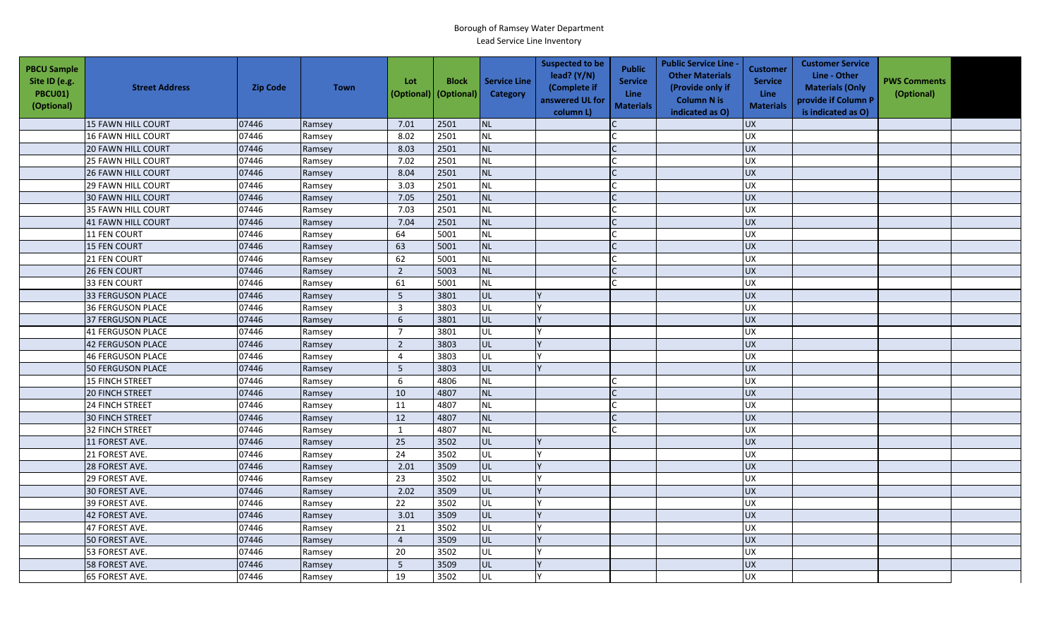Borough of Ramsey Water Department
Lead Service Line Inventory

| PBCU Sample Site ID (e.g. PBCU01) (Optional) | Street Address | Zip Code | Town | Lot (Optional) | Block (Optional) | Service Line Category | Suspected to be lead? (Y/N) (Complete if answered UL for column L) | Public Service Line Materials | Public Service Line - Other Materials (Provide only if Column N is indicated as O) | Customer Service Line Materials | Customer Service Line - Other Materials (Only provide if Column P is indicated as O) | PWS Comments (Optional) | |
|---|---|---|---|---|---|---|---|---|---|---|---|---|---|
| | 15 FAWN HILL COURT | 07446 | Ramsey | 7.01 | 2501 | NL | | C | | UX | | | |
| | 16 FAWN HILL COURT | 07446 | Ramsey | 8.02 | 2501 | NL | | C | | UX | | | |
| | 20 FAWN HILL COURT | 07446 | Ramsey | 8.03 | 2501 | NL | | C | | UX | | | |
| | 25 FAWN HILL COURT | 07446 | Ramsey | 7.02 | 2501 | NL | | C | | UX | | | |
| | 26 FAWN HILL COURT | 07446 | Ramsey | 8.04 | 2501 | NL | | C | | UX | | | |
| | 29 FAWN HILL COURT | 07446 | Ramsey | 3.03 | 2501 | NL | | C | | UX | | | |
| | 30 FAWN HILL COURT | 07446 | Ramsey | 7.05 | 2501 | NL | | C | | UX | | | |
| | 35 FAWN HILL COURT | 07446 | Ramsey | 7.03 | 2501 | NL | | C | | UX | | | |
| | 41 FAWN HILL COURT | 07446 | Ramsey | 7.04 | 2501 | NL | | C | | UX | | | |
| | 11 FEN COURT | 07446 | Ramsey | 64 | 5001 | NL | | C | | UX | | | |
| | 15 FEN COURT | 07446 | Ramsey | 63 | 5001 | NL | | C | | UX | | | |
| | 21 FEN COURT | 07446 | Ramsey | 62 | 5001 | NL | | C | | UX | | | |
| | 26 FEN COURT | 07446 | Ramsey | 2 | 5003 | NL | | C | | UX | | | |
| | 33 FEN COURT | 07446 | Ramsey | 61 | 5001 | NL | | C | | UX | | | |
| | 33 FERGUSON PLACE | 07446 | Ramsey | 5 | 3801 | UL | Y | | | UX | | | |
| | 36 FERGUSON PLACE | 07446 | Ramsey | 3 | 3803 | UL | Y | | | UX | | | |
| | 37 FERGUSON PLACE | 07446 | Ramsey | 6 | 3801 | UL | Y | | | UX | | | |
| | 41 FERGUSON PLACE | 07446 | Ramsey | 7 | 3801 | UL | Y | | | UX | | | |
| | 42 FERGUSON PLACE | 07446 | Ramsey | 2 | 3803 | UL | Y | | | UX | | | |
| | 46 FERGUSON PLACE | 07446 | Ramsey | 4 | 3803 | UL | Y | | | UX | | | |
| | 50 FERGUSON PLACE | 07446 | Ramsey | 5 | 3803 | UL | Y | | | UX | | | |
| | 15 FINCH STREET | 07446 | Ramsey | 6 | 4806 | NL | | C | | UX | | | |
| | 20 FINCH STREET | 07446 | Ramsey | 10 | 4807 | NL | | C | | UX | | | |
| | 24 FINCH STREET | 07446 | Ramsey | 11 | 4807 | NL | | C | | UX | | | |
| | 30 FINCH STREET | 07446 | Ramsey | 12 | 4807 | NL | | C | | UX | | | |
| | 32 FINCH STREET | 07446 | Ramsey | 1 | 4807 | NL | | C | | UX | | | |
| | 11 FOREST AVE. | 07446 | Ramsey | 25 | 3502 | UL | Y | | | UX | | | |
| | 21 FOREST AVE. | 07446 | Ramsey | 24 | 3502 | UL | Y | | | UX | | | |
| | 28 FOREST AVE. | 07446 | Ramsey | 2.01 | 3509 | UL | Y | | | UX | | | |
| | 29 FOREST AVE. | 07446 | Ramsey | 23 | 3502 | UL | Y | | | UX | | | |
| | 30 FOREST AVE. | 07446 | Ramsey | 2.02 | 3509 | UL | Y | | | UX | | | |
| | 39 FOREST AVE. | 07446 | Ramsey | 22 | 3502 | UL | Y | | | UX | | | |
| | 42 FOREST AVE. | 07446 | Ramsey | 3.01 | 3509 | UL | Y | | | UX | | | |
| | 47 FOREST AVE. | 07446 | Ramsey | 21 | 3502 | UL | Y | | | UX | | | |
| | 50 FOREST AVE. | 07446 | Ramsey | 4 | 3509 | UL | Y | | | UX | | | |
| | 53 FOREST AVE. | 07446 | Ramsey | 20 | 3502 | UL | Y | | | UX | | | |
| | 58 FOREST AVE. | 07446 | Ramsey | 5 | 3509 | UL | Y | | | UX | | | |
| | 65 FOREST AVE. | 07446 | Ramsey | 19 | 3502 | UL | Y | | | UX | | | |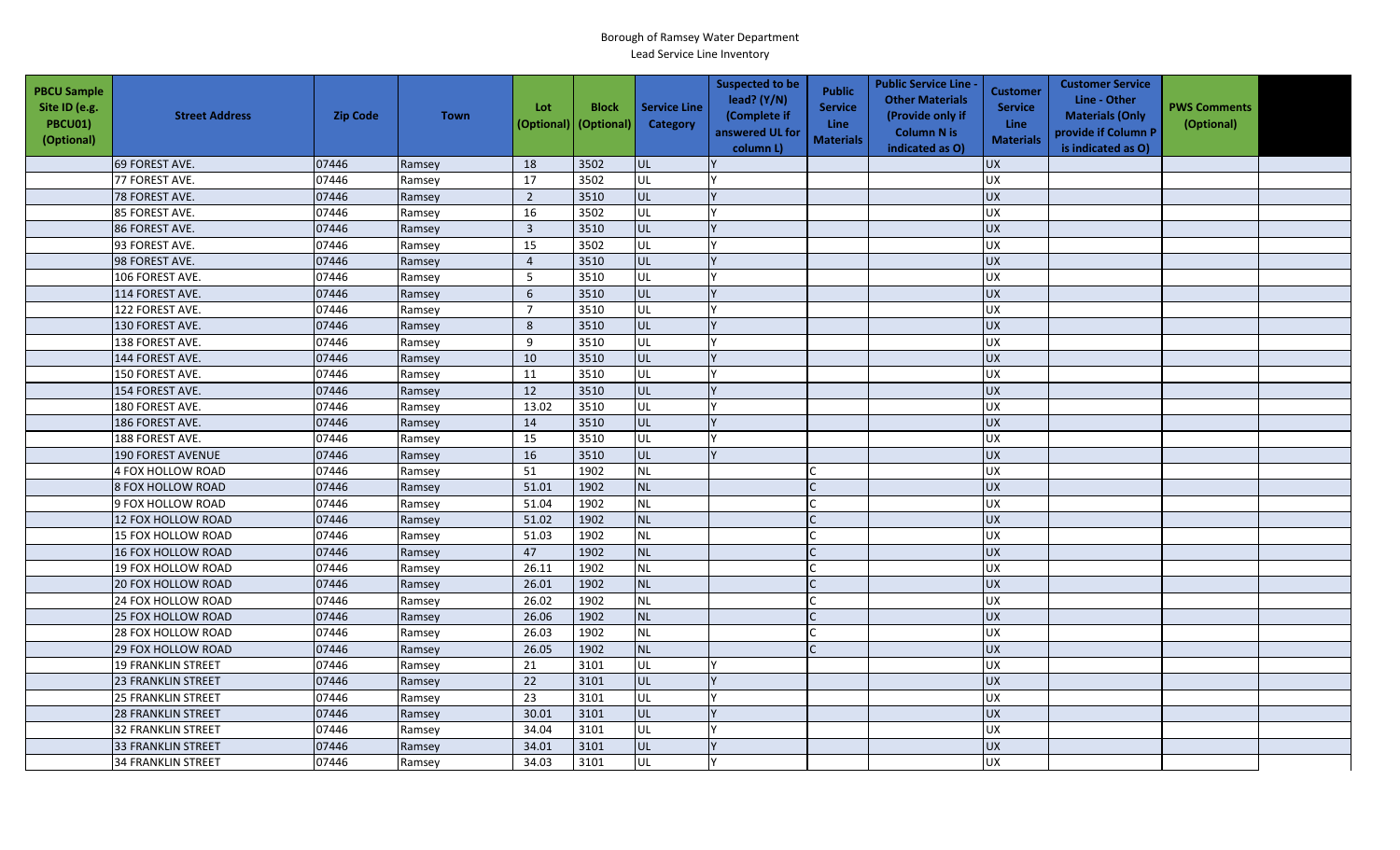Borough of Ramsey Water Department

Lead Service Line Inventory

| PBCU Sample Site ID (e.g. PBCU01) (Optional) | Street Address | Zip Code | Town | Lot (Optional) | Block (Optional) | Service Line Category | Suspected to be lead? (Y/N) (Complete if answered UL for column L) | Public Service Line Materials | Public Service Line - Other Materials (Provide only if Column N is indicated as O) | Customer Service Line Materials | Customer Service Line - Other Materials (Only provide if Column P is indicated as O) | PWS Comments (Optional) | |
|---|---|---|---|---|---|---|---|---|---|---|---|---|---|
| | 69 FOREST AVE. | 07446 | Ramsey | 18 | 3502 | UL | Y | | | UX | | | |
| | 77 FOREST AVE. | 07446 | Ramsey | 17 | 3502 | UL | Y | | | UX | | | |
| | 78 FOREST AVE. | 07446 | Ramsey | 2 | 3510 | UL | Y | | | UX | | | |
| | 85 FOREST AVE. | 07446 | Ramsey | 16 | 3502 | UL | Y | | | UX | | | |
| | 86 FOREST AVE. | 07446 | Ramsey | 3 | 3510 | UL | Y | | | UX | | | |
| | 93 FOREST AVE. | 07446 | Ramsey | 15 | 3502 | UL | Y | | | UX | | | |
| | 98 FOREST AVE. | 07446 | Ramsey | 4 | 3510 | UL | Y | | | UX | | | |
| | 106 FOREST AVE. | 07446 | Ramsey | 5 | 3510 | UL | Y | | | UX | | | |
| | 114 FOREST AVE. | 07446 | Ramsey | 6 | 3510 | UL | Y | | | UX | | | |
| | 122 FOREST AVE. | 07446 | Ramsey | 7 | 3510 | UL | Y | | | UX | | | |
| | 130 FOREST AVE. | 07446 | Ramsey | 8 | 3510 | UL | Y | | | UX | | | |
| | 138 FOREST AVE. | 07446 | Ramsey | 9 | 3510 | UL | Y | | | UX | | | |
| | 144 FOREST AVE. | 07446 | Ramsey | 10 | 3510 | UL | Y | | | UX | | | |
| | 150 FOREST AVE. | 07446 | Ramsey | 11 | 3510 | UL | Y | | | UX | | | |
| | 154 FOREST AVE. | 07446 | Ramsey | 12 | 3510 | UL | Y | | | UX | | | |
| | 180 FOREST AVE. | 07446 | Ramsey | 13.02 | 3510 | UL | Y | | | UX | | | |
| | 186 FOREST AVE. | 07446 | Ramsey | 14 | 3510 | UL | Y | | | UX | | | |
| | 188 FOREST AVE. | 07446 | Ramsey | 15 | 3510 | UL | Y | | | UX | | | |
| | 190 FOREST AVENUE | 07446 | Ramsey | 16 | 3510 | UL | Y | | | UX | | | |
| | 4 FOX HOLLOW ROAD | 07446 | Ramsey | 51 | 1902 | NL | | C | | UX | | | |
| | 8 FOX HOLLOW ROAD | 07446 | Ramsey | 51.01 | 1902 | NL | | C | | UX | | | |
| | 9 FOX HOLLOW ROAD | 07446 | Ramsey | 51.04 | 1902 | NL | | C | | UX | | | |
| | 12 FOX HOLLOW ROAD | 07446 | Ramsey | 51.02 | 1902 | NL | | C | | UX | | | |
| | 15 FOX HOLLOW ROAD | 07446 | Ramsey | 51.03 | 1902 | NL | | C | | UX | | | |
| | 16 FOX HOLLOW ROAD | 07446 | Ramsey | 47 | 1902 | NL | | C | | UX | | | |
| | 19 FOX HOLLOW ROAD | 07446 | Ramsey | 26.11 | 1902 | NL | | C | | UX | | | |
| | 20 FOX HOLLOW ROAD | 07446 | Ramsey | 26.01 | 1902 | NL | | C | | UX | | | |
| | 24 FOX HOLLOW ROAD | 07446 | Ramsey | 26.02 | 1902 | NL | | C | | UX | | | |
| | 25 FOX HOLLOW ROAD | 07446 | Ramsey | 26.06 | 1902 | NL | | C | | UX | | | |
| | 28 FOX HOLLOW ROAD | 07446 | Ramsey | 26.03 | 1902 | NL | | C | | UX | | | |
| | 29 FOX HOLLOW ROAD | 07446 | Ramsey | 26.05 | 1902 | NL | | C | | UX | | | |
| | 19 FRANKLIN STREET | 07446 | Ramsey | 21 | 3101 | UL | Y | | | UX | | | |
| | 23 FRANKLIN STREET | 07446 | Ramsey | 22 | 3101 | UL | Y | | | UX | | | |
| | 25 FRANKLIN STREET | 07446 | Ramsey | 23 | 3101 | UL | Y | | | UX | | | |
| | 28 FRANKLIN STREET | 07446 | Ramsey | 30.01 | 3101 | UL | Y | | | UX | | | |
| | 32 FRANKLIN STREET | 07446 | Ramsey | 34.04 | 3101 | UL | Y | | | UX | | | |
| | 33 FRANKLIN STREET | 07446 | Ramsey | 34.01 | 3101 | UL | Y | | | UX | | | |
| | 34 FRANKLIN STREET | 07446 | Ramsey | 34.03 | 3101 | UL | Y | | | UX | | | |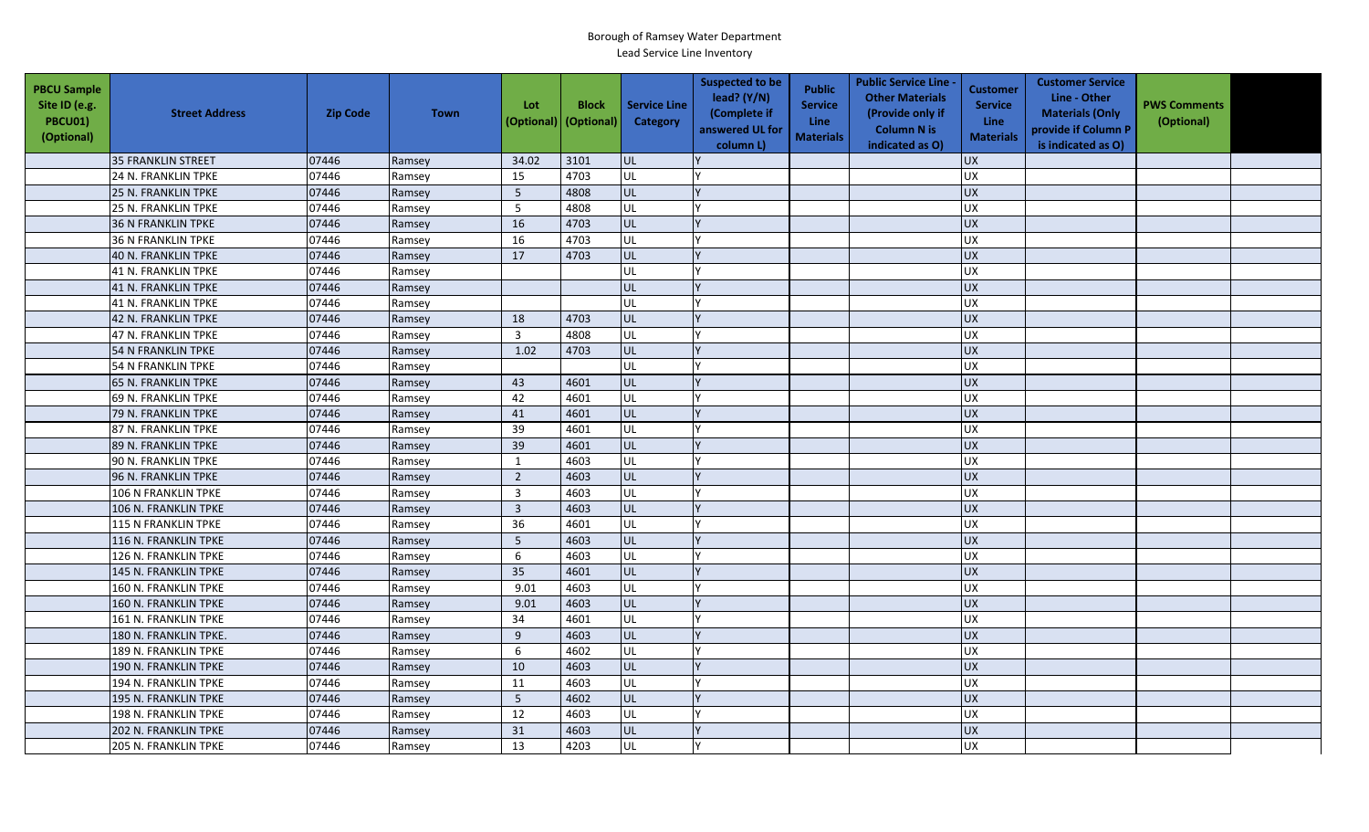Borough of Ramsey Water Department
Lead Service Line Inventory

| PBCU Sample Site ID (e.g. PBCU01) (Optional) | Street Address | Zip Code | Town | Lot (Optional) | Block (Optional) | Service Line Category | Suspected to be lead? (Y/N) (Complete if answered UL for column L) | Public Service Line Materials | Public Service Line - Other Materials (Provide only if Column N is indicated as O) | Customer Service Line Materials | Customer Service Line - Other Materials (Only provide if Column P is indicated as O) | PWS Comments (Optional) | |
|---|---|---|---|---|---|---|---|---|---|---|---|---|---|
| | 35 FRANKLIN STREET | 07446 | Ramsey | 34.02 | 3101 | UL | Y | | | UX | | | |
| | 24 N. FRANKLIN TPKE | 07446 | Ramsey | 15 | 4703 | UL | Y | | | UX | | | |
| | 25 N. FRANKLIN TPKE | 07446 | Ramsey | 5 | 4808 | UL | Y | | | UX | | | |
| | 25 N. FRANKLIN TPKE | 07446 | Ramsey | 5 | 4808 | UL | Y | | | UX | | | |
| | 36 N FRANKLIN TPKE | 07446 | Ramsey | 16 | 4703 | UL | Y | | | UX | | | |
| | 36 N FRANKLIN TPKE | 07446 | Ramsey | 16 | 4703 | UL | Y | | | UX | | | |
| | 40 N. FRANKLIN TPKE | 07446 | Ramsey | 17 | 4703 | UL | Y | | | UX | | | |
| | 41 N. FRANKLIN TPKE | 07446 | Ramsey | | | UL | Y | | | UX | | | |
| | 41 N. FRANKLIN TPKE | 07446 | Ramsey | | | UL | Y | | | UX | | | |
| | 41 N. FRANKLIN TPKE | 07446 | Ramsey | | | UL | Y | | | UX | | | |
| | 42 N. FRANKLIN TPKE | 07446 | Ramsey | 18 | 4703 | UL | Y | | | UX | | | |
| | 47 N. FRANKLIN TPKE | 07446 | Ramsey | 3 | 4808 | UL | Y | | | UX | | | |
| | 54 N FRANKLIN TPKE | 07446 | Ramsey | 1.02 | 4703 | UL | Y | | | UX | | | |
| | 54 N FRANKLIN TPKE | 07446 | Ramsey | | | UL | Y | | | UX | | | |
| | 65 N. FRANKLIN TPKE | 07446 | Ramsey | 43 | 4601 | UL | Y | | | UX | | | |
| | 69 N. FRANKLIN TPKE | 07446 | Ramsey | 42 | 4601 | UL | Y | | | UX | | | |
| | 79 N. FRANKLIN TPKE | 07446 | Ramsey | 41 | 4601 | UL | Y | | | UX | | | |
| | 87 N. FRANKLIN TPKE | 07446 | Ramsey | 39 | 4601 | UL | Y | | | UX | | | |
| | 89 N. FRANKLIN TPKE | 07446 | Ramsey | 39 | 4601 | UL | Y | | | UX | | | |
| | 90 N. FRANKLIN TPKE | 07446 | Ramsey | 1 | 4603 | UL | Y | | | UX | | | |
| | 96 N. FRANKLIN TPKE | 07446 | Ramsey | 2 | 4603 | UL | Y | | | UX | | | |
| | 106 N FRANKLIN TPKE | 07446 | Ramsey | 3 | 4603 | UL | Y | | | UX | | | |
| | 106 N. FRANKLIN TPKE | 07446 | Ramsey | 3 | 4603 | UL | Y | | | UX | | | |
| | 115 N FRANKLIN TPKE | 07446 | Ramsey | 36 | 4601 | UL | Y | | | UX | | | |
| | 116 N. FRANKLIN TPKE | 07446 | Ramsey | 5 | 4603 | UL | Y | | | UX | | | |
| | 126 N. FRANKLIN TPKE | 07446 | Ramsey | 6 | 4603 | UL | Y | | | UX | | | |
| | 145 N. FRANKLIN TPKE | 07446 | Ramsey | 35 | 4601 | UL | Y | | | UX | | | |
| | 160 N. FRANKLIN TPKE | 07446 | Ramsey | 9.01 | 4603 | UL | Y | | | UX | | | |
| | 160 N. FRANKLIN TPKE | 07446 | Ramsey | 9.01 | 4603 | UL | Y | | | UX | | | |
| | 161 N. FRANKLIN TPKE | 07446 | Ramsey | 34 | 4601 | UL | Y | | | UX | | | |
| | 180 N. FRANKLIN TPKE. | 07446 | Ramsey | 9 | 4603 | UL | Y | | | UX | | | |
| | 189 N. FRANKLIN TPKE | 07446 | Ramsey | 6 | 4602 | UL | Y | | | UX | | | |
| | 190 N. FRANKLIN TPKE | 07446 | Ramsey | 10 | 4603 | UL | Y | | | UX | | | |
| | 194 N. FRANKLIN TPKE | 07446 | Ramsey | 11 | 4603 | UL | Y | | | UX | | | |
| | 195 N. FRANKLIN TPKE | 07446 | Ramsey | 5 | 4602 | UL | Y | | | UX | | | |
| | 198 N. FRANKLIN TPKE | 07446 | Ramsey | 12 | 4603 | UL | Y | | | UX | | | |
| | 202 N. FRANKLIN TPKE | 07446 | Ramsey | 31 | 4603 | UL | Y | | | UX | | | |
| | 205 N. FRANKLIN TPKE | 07446 | Ramsey | 13 | 4203 | UL | Y | | | UX | | | |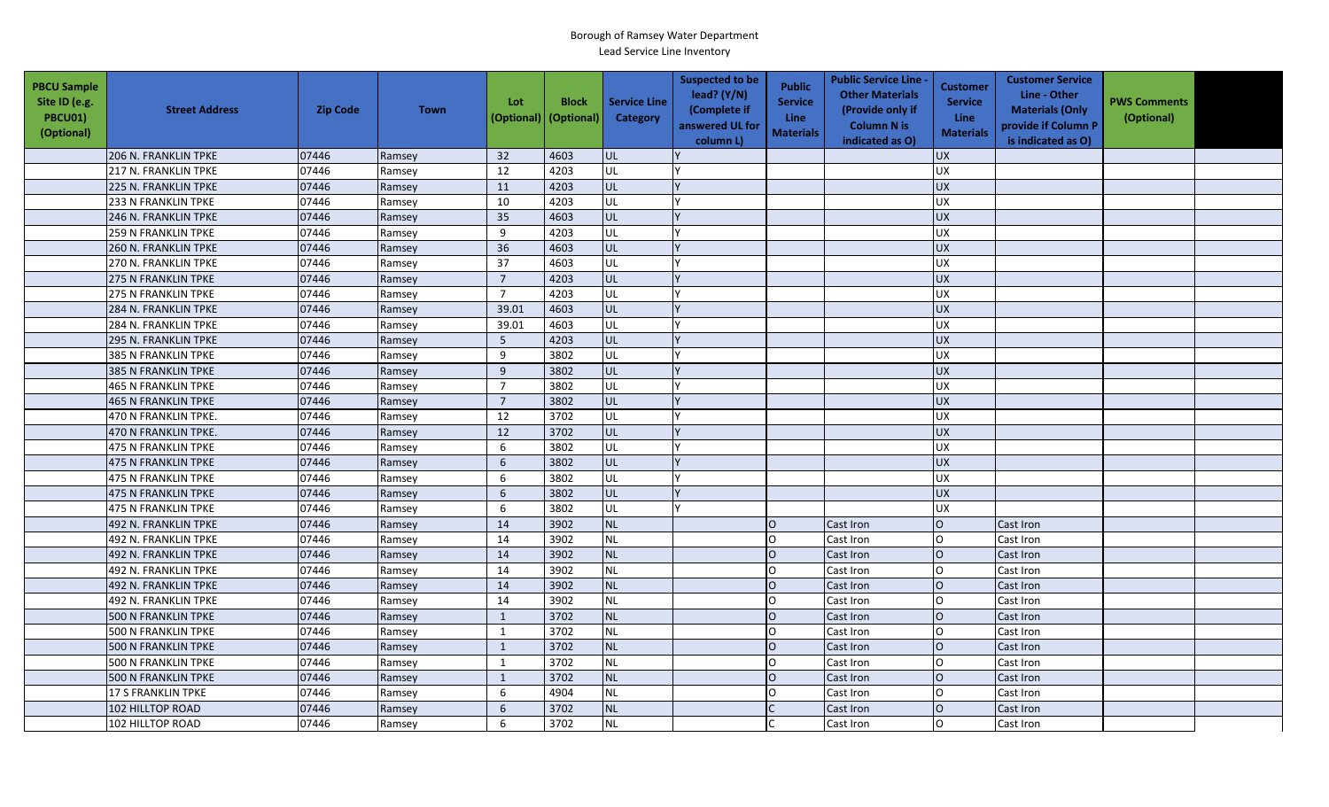Borough of Ramsey Water Department

Lead Service Line Inventory

| PBCU Sample Site ID (e.g. PBCU01) (Optional) | Street Address | Zip Code | Town | Lot (Optional) | Block (Optional) | Service Line Category | Suspected to be lead? (Y/N) (Complete if answered UL for column L) | Public Service Line Materials | Public Service Line - Other Materials (Provide only if Column N is indicated as O) | Customer Service Line Materials | Customer Service Line - Other Materials (Only provide if Column P is indicated as O) | PWS Comments (Optional) | |
|---|---|---|---|---|---|---|---|---|---|---|---|---|---|
| | 206 N. FRANKLIN TPKE | 07446 | Ramsey | 32 | 4603 | UL | Y | | | UX | | | |
| | 217 N. FRANKLIN TPKE | 07446 | Ramsey | 12 | 4203 | UL | Y | | | UX | | | |
| | 225 N. FRANKLIN TPKE | 07446 | Ramsey | 11 | 4203 | UL | Y | | | UX | | | |
| | 233 N FRANKLIN TPKE | 07446 | Ramsey | 10 | 4203 | UL | Y | | | UX | | | |
| | 246 N. FRANKLIN TPKE | 07446 | Ramsey | 35 | 4603 | UL | Y | | | UX | | | |
| | 259 N FRANKLIN TPKE | 07446 | Ramsey | 9 | 4203 | UL | Y | | | UX | | | |
| | 260 N. FRANKLIN TPKE | 07446 | Ramsey | 36 | 4603 | UL | Y | | | UX | | | |
| | 270 N. FRANKLIN TPKE | 07446 | Ramsey | 37 | 4603 | UL | Y | | | UX | | | |
| | 275 N FRANKLIN TPKE | 07446 | Ramsey | 7 | 4203 | UL | Y | | | UX | | | |
| | 275 N FRANKLIN TPKE | 07446 | Ramsey | 7 | 4203 | UL | Y | | | UX | | | |
| | 284 N. FRANKLIN TPKE | 07446 | Ramsey | 39.01 | 4603 | UL | Y | | | UX | | | |
| | 284 N. FRANKLIN TPKE | 07446 | Ramsey | 39.01 | 4603 | UL | Y | | | UX | | | |
| | 295 N. FRANKLIN TPKE | 07446 | Ramsey | 5 | 4203 | UL | Y | | | UX | | | |
| | 385 N FRANKLIN TPKE | 07446 | Ramsey | 9 | 3802 | UL | Y | | | UX | | | |
| | 385 N FRANKLIN TPKE | 07446 | Ramsey | 9 | 3802 | UL | Y | | | UX | | | |
| | 465 N FRANKLIN TPKE | 07446 | Ramsey | 7 | 3802 | UL | Y | | | UX | | | |
| | 465 N FRANKLIN TPKE | 07446 | Ramsey | 7 | 3802 | UL | Y | | | UX | | | |
| | 470 N FRANKLIN TPKE. | 07446 | Ramsey | 12 | 3702 | UL | Y | | | UX | | | |
| | 470 N FRANKLIN TPKE. | 07446 | Ramsey | 12 | 3702 | UL | Y | | | UX | | | |
| | 475 N FRANKLIN TPKE | 07446 | Ramsey | 6 | 3802 | UL | Y | | | UX | | | |
| | 475 N FRANKLIN TPKE | 07446 | Ramsey | 6 | 3802 | UL | Y | | | UX | | | |
| | 475 N FRANKLIN TPKE | 07446 | Ramsey | 6 | 3802 | UL | Y | | | UX | | | |
| | 475 N FRANKLIN TPKE | 07446 | Ramsey | 6 | 3802 | UL | Y | | | UX | | | |
| | 475 N FRANKLIN TPKE | 07446 | Ramsey | 6 | 3802 | UL | Y | | | UX | | | |
| | 492 N. FRANKLIN TPKE | 07446 | Ramsey | 14 | 3902 | NL | | O | Cast Iron | O | Cast Iron | | |
| | 492 N. FRANKLIN TPKE | 07446 | Ramsey | 14 | 3902 | NL | | O | Cast Iron | O | Cast Iron | | |
| | 492 N. FRANKLIN TPKE | 07446 | Ramsey | 14 | 3902 | NL | | O | Cast Iron | O | Cast Iron | | |
| | 492 N. FRANKLIN TPKE | 07446 | Ramsey | 14 | 3902 | NL | | O | Cast Iron | O | Cast Iron | | |
| | 492 N. FRANKLIN TPKE | 07446 | Ramsey | 14 | 3902 | NL | | O | Cast Iron | O | Cast Iron | | |
| | 492 N. FRANKLIN TPKE | 07446 | Ramsey | 14 | 3902 | NL | | O | Cast Iron | O | Cast Iron | | |
| | 500 N FRANKLIN TPKE | 07446 | Ramsey | 1 | 3702 | NL | | O | Cast Iron | O | Cast Iron | | |
| | 500 N FRANKLIN TPKE | 07446 | Ramsey | 1 | 3702 | NL | | O | Cast Iron | O | Cast Iron | | |
| | 500 N FRANKLIN TPKE | 07446 | Ramsey | 1 | 3702 | NL | | O | Cast Iron | O | Cast Iron | | |
| | 500 N FRANKLIN TPKE | 07446 | Ramsey | 1 | 3702 | NL | | O | Cast Iron | O | Cast Iron | | |
| | 500 N FRANKLIN TPKE | 07446 | Ramsey | 1 | 3702 | NL | | O | Cast Iron | O | Cast Iron | | |
| | 17 S FRANKLIN TPKE | 07446 | Ramsey | 6 | 4904 | NL | | O | Cast Iron | O | Cast Iron | | |
| | 102 HILLTOP ROAD | 07446 | Ramsey | 6 | 3702 | NL | | C | Cast Iron | O | Cast Iron | | |
| | 102 HILLTOP ROAD | 07446 | Ramsey | 6 | 3702 | NL | | C | Cast Iron | O | Cast Iron | | |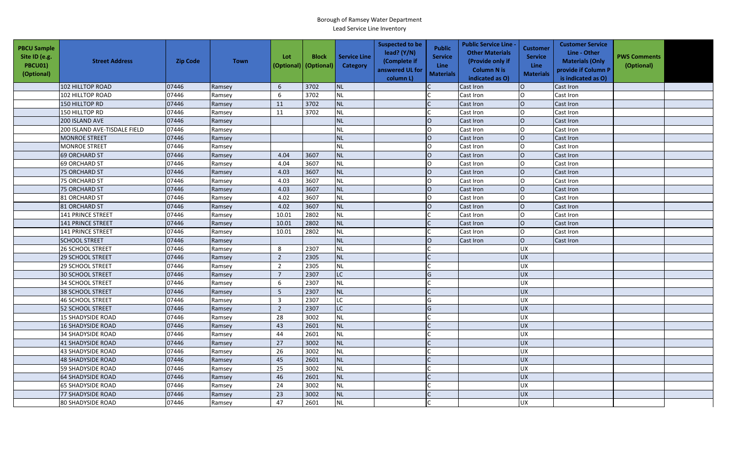Borough of Ramsey Water Department
Lead Service Line Inventory

| PBCU Sample Site ID (e.g. PBCU01) (Optional) | Street Address | Zip Code | Town | Lot (Optional) | Block (Optional) | Service Line Category | Suspected to be lead? (Y/N) (Complete if answered UL for column L) | Public Service Line Materials | Public Service Line - Other Materials (Provide only if Column N is indicated as O) | Customer Service Line Materials | Customer Service Line - Other Materials (Only provide if Column P is indicated as O) | PWS Comments (Optional) | |
|---|---|---|---|---|---|---|---|---|---|---|---|---|---|
| | 102 HILLTOP ROAD | 07446 | Ramsey | 6 | 3702 | NL | | C | Cast Iron | O | Cast Iron | | |
| | 102 HILLTOP ROAD | 07446 | Ramsey | 6 | 3702 | NL | | C | Cast Iron | O | Cast Iron | | |
| | 150 HILLTOP RD | 07446 | Ramsey | 11 | 3702 | NL | | C | Cast Iron | O | Cast Iron | | |
| | 150 HILLTOP RD | 07446 | Ramsey | 11 | 3702 | NL | | C | Cast Iron | O | Cast Iron | | |
| | 200 ISLAND AVE | 07446 | Ramsey | | | NL | | O | Cast Iron | O | Cast Iron | | |
| | 200 ISLAND AVE-TISDALE FIELD | 07446 | Ramsey | | | NL | | O | Cast Iron | O | Cast Iron | | |
| | MONROE STREET | 07446 | Ramsey | | | NL | | O | Cast Iron | O | Cast Iron | | |
| | MONROE STREET | 07446 | Ramsey | | | NL | | O | Cast Iron | O | Cast Iron | | |
| | 69 ORCHARD ST | 07446 | Ramsey | 4.04 | 3607 | NL | | O | Cast Iron | O | Cast Iron | | |
| | 69 ORCHARD ST | 07446 | Ramsey | 4.04 | 3607 | NL | | O | Cast Iron | O | Cast Iron | | |
| | 75 ORCHARD ST | 07446 | Ramsey | 4.03 | 3607 | NL | | O | Cast Iron | O | Cast Iron | | |
| | 75 ORCHARD ST | 07446 | Ramsey | 4.03 | 3607 | NL | | O | Cast Iron | O | Cast Iron | | |
| | 75 ORCHARD ST | 07446 | Ramsey | 4.03 | 3607 | NL | | O | Cast Iron | O | Cast Iron | | |
| | 81 ORCHARD ST | 07446 | Ramsey | 4.02 | 3607 | NL | | O | Cast Iron | O | Cast Iron | | |
| | 81 ORCHARD ST | 07446 | Ramsey | 4.02 | 3607 | NL | | O | Cast Iron | O | Cast Iron | | |
| | 141 PRINCE STREET | 07446 | Ramsey | 10.01 | 2802 | NL | | C | Cast Iron | O | Cast Iron | | |
| | 141 PRINCE STREET | 07446 | Ramsey | 10.01 | 2802 | NL | | C | Cast Iron | O | Cast Iron | | |
| | 141 PRINCE STREET | 07446 | Ramsey | 10.01 | 2802 | NL | | C | Cast Iron | O | Cast Iron | | |
| | SCHOOL STREET | 07446 | Ramsey | | | NL | | O | Cast Iron | O | Cast Iron | | |
| | 26 SCHOOL STREET | 07446 | Ramsey | 8 | 2307 | NL | | C | | UX | | | |
| | 29 SCHOOL STREET | 07446 | Ramsey | 2 | 2305 | NL | | C | | UX | | | |
| | 29 SCHOOL STREET | 07446 | Ramsey | 2 | 2305 | NL | | C | | UX | | | |
| | 30 SCHOOL STREET | 07446 | Ramsey | 7 | 2307 | LC | | G | | UX | | | |
| | 34 SCHOOL STREET | 07446 | Ramsey | 6 | 2307 | NL | | C | | UX | | | |
| | 38 SCHOOL STREET | 07446 | Ramsey | 5 | 2307 | NL | | C | | UX | | | |
| | 46 SCHOOL STREET | 07446 | Ramsey | 3 | 2307 | LC | | G | | UX | | | |
| | 52 SCHOOL STREET | 07446 | Ramsey | 2 | 2307 | LC | | G | | UX | | | |
| | 15 SHADYSIDE ROAD | 07446 | Ramsey | 28 | 3002 | NL | | C | | UX | | | |
| | 16 SHADYSIDE ROAD | 07446 | Ramsey | 43 | 2601 | NL | | C | | UX | | | |
| | 34 SHADYSIDE ROAD | 07446 | Ramsey | 44 | 2601 | NL | | C | | UX | | | |
| | 41 SHADYSIDE ROAD | 07446 | Ramsey | 27 | 3002 | NL | | C | | UX | | | |
| | 43 SHADYSIDE ROAD | 07446 | Ramsey | 26 | 3002 | NL | | C | | UX | | | |
| | 48 SHADYSIDE ROAD | 07446 | Ramsey | 45 | 2601 | NL | | C | | UX | | | |
| | 59 SHADYSIDE ROAD | 07446 | Ramsey | 25 | 3002 | NL | | C | | UX | | | |
| | 64 SHADYSIDE ROAD | 07446 | Ramsey | 46 | 2601 | NL | | C | | UX | | | |
| | 65 SHADYSIDE ROAD | 07446 | Ramsey | 24 | 3002 | NL | | C | | UX | | | |
| | 77 SHADYSIDE ROAD | 07446 | Ramsey | 23 | 3002 | NL | | C | | UX | | | |
| | 80 SHADYSIDE ROAD | 07446 | Ramsey | 47 | 2601 | NL | | C | | UX | | | |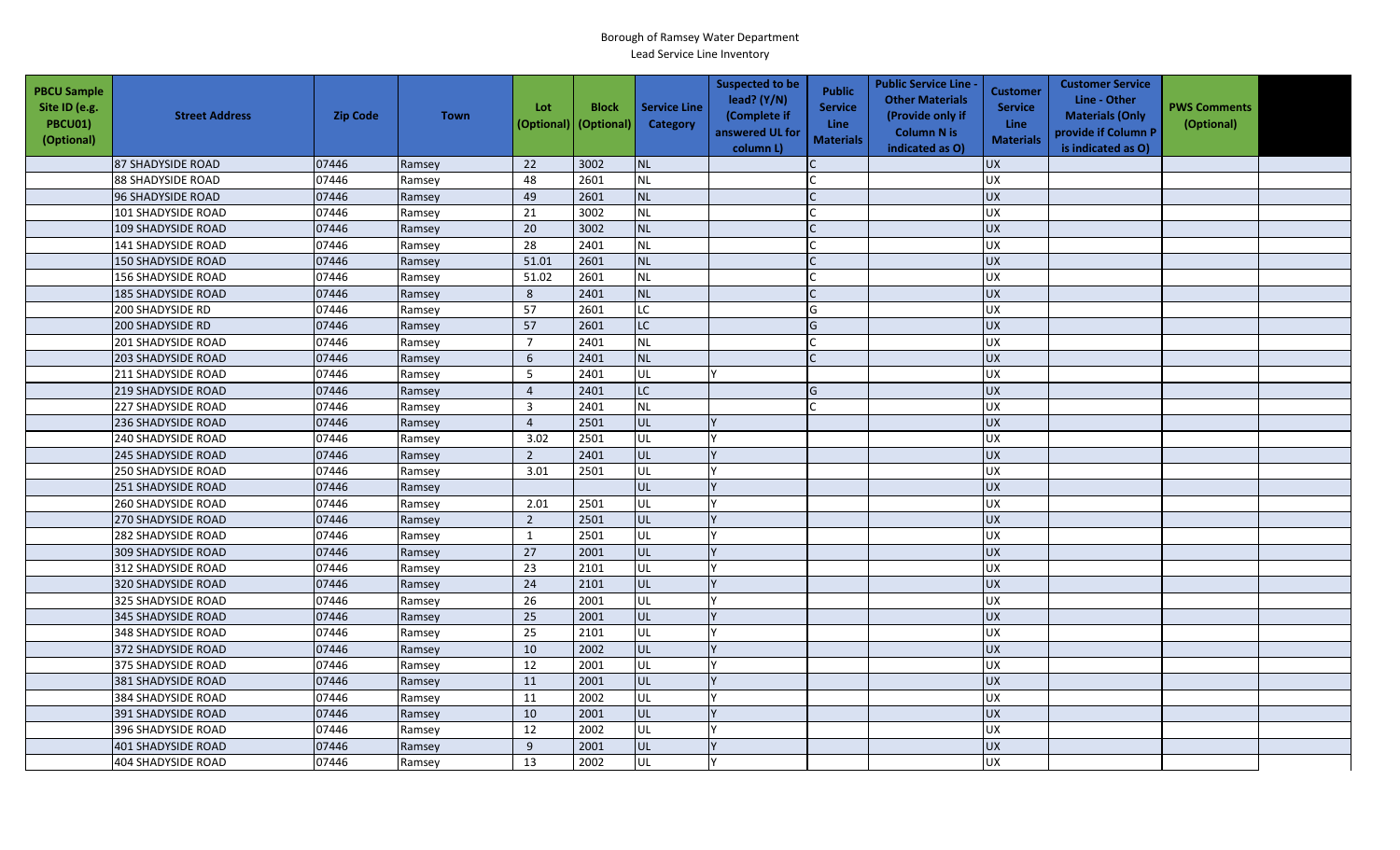Borough of Ramsey Water Department

Lead Service Line Inventory

| PBCU Sample Site ID (e.g. PBCU01) (Optional) | Street Address | Zip Code | Town | Lot (Optional) | Block (Optional) | Service Line Category | Suspected to be lead? (Y/N) (Complete if answered UL for column L) | Public Service Line Materials | Public Service Line - Other Materials (Provide only if Column N is indicated as O) | Customer Service Line Materials | Customer Service Line - Other Materials (Only provide if Column P is indicated as O) | PWS Comments (Optional) | |
|---|---|---|---|---|---|---|---|---|---|---|---|---|---|
| | 87 SHADYSIDE ROAD | 07446 | Ramsey | 22 | 3002 | NL | | C | | UX | | | |
| | 88 SHADYSIDE ROAD | 07446 | Ramsey | 48 | 2601 | NL | | C | | UX | | | |
| | 96 SHADYSIDE ROAD | 07446 | Ramsey | 49 | 2601 | NL | | C | | UX | | | |
| | 101 SHADYSIDE ROAD | 07446 | Ramsey | 21 | 3002 | NL | | C | | UX | | | |
| | 109 SHADYSIDE ROAD | 07446 | Ramsey | 20 | 3002 | NL | | C | | UX | | | |
| | 141 SHADYSIDE ROAD | 07446 | Ramsey | 28 | 2401 | NL | | C | | UX | | | |
| | 150 SHADYSIDE ROAD | 07446 | Ramsey | 51.01 | 2601 | NL | | C | | UX | | | |
| | 156 SHADYSIDE ROAD | 07446 | Ramsey | 51.02 | 2601 | NL | | C | | UX | | | |
| | 185 SHADYSIDE ROAD | 07446 | Ramsey | 8 | 2401 | NL | | C | | UX | | | |
| | 200 SHADYSIDE RD | 07446 | Ramsey | 57 | 2601 | LC | | G | | UX | | | |
| | 200 SHADYSIDE RD | 07446 | Ramsey | 57 | 2601 | LC | | G | | UX | | | |
| | 201 SHADYSIDE ROAD | 07446 | Ramsey | 7 | 2401 | NL | | C | | UX | | | |
| | 203 SHADYSIDE ROAD | 07446 | Ramsey | 6 | 2401 | NL | | C | | UX | | | |
| | 211 SHADYSIDE ROAD | 07446 | Ramsey | 5 | 2401 | UL | Y | | | UX | | | |
| | 219 SHADYSIDE ROAD | 07446 | Ramsey | 4 | 2401 | LC | | G | | UX | | | |
| | 227 SHADYSIDE ROAD | 07446 | Ramsey | 3 | 2401 | NL | | C | | UX | | | |
| | 236 SHADYSIDE ROAD | 07446 | Ramsey | 4 | 2501 | UL | Y | | | UX | | | |
| | 240 SHADYSIDE ROAD | 07446 | Ramsey | 3.02 | 2501 | UL | Y | | | UX | | | |
| | 245 SHADYSIDE ROAD | 07446 | Ramsey | 2 | 2401 | UL | Y | | | UX | | | |
| | 250 SHADYSIDE ROAD | 07446 | Ramsey | 3.01 | 2501 | UL | Y | | | UX | | | |
| | 251 SHADYSIDE ROAD | 07446 | Ramsey | | | UL | Y | | | UX | | | |
| | 260 SHADYSIDE ROAD | 07446 | Ramsey | 2.01 | 2501 | UL | Y | | | UX | | | |
| | 270 SHADYSIDE ROAD | 07446 | Ramsey | 2 | 2501 | UL | Y | | | UX | | | |
| | 282 SHADYSIDE ROAD | 07446 | Ramsey | 1 | 2501 | UL | Y | | | UX | | | |
| | 309 SHADYSIDE ROAD | 07446 | Ramsey | 27 | 2001 | UL | Y | | | UX | | | |
| | 312 SHADYSIDE ROAD | 07446 | Ramsey | 23 | 2101 | UL | Y | | | UX | | | |
| | 320 SHADYSIDE ROAD | 07446 | Ramsey | 24 | 2101 | UL | Y | | | UX | | | |
| | 325 SHADYSIDE ROAD | 07446 | Ramsey | 26 | 2001 | UL | Y | | | UX | | | |
| | 345 SHADYSIDE ROAD | 07446 | Ramsey | 25 | 2001 | UL | Y | | | UX | | | |
| | 348 SHADYSIDE ROAD | 07446 | Ramsey | 25 | 2101 | UL | Y | | | UX | | | |
| | 372 SHADYSIDE ROAD | 07446 | Ramsey | 10 | 2002 | UL | Y | | | UX | | | |
| | 375 SHADYSIDE ROAD | 07446 | Ramsey | 12 | 2001 | UL | Y | | | UX | | | |
| | 381 SHADYSIDE ROAD | 07446 | Ramsey | 11 | 2001 | UL | Y | | | UX | | | |
| | 384 SHADYSIDE ROAD | 07446 | Ramsey | 11 | 2002 | UL | Y | | | UX | | | |
| | 391 SHADYSIDE ROAD | 07446 | Ramsey | 10 | 2001 | UL | Y | | | UX | | | |
| | 396 SHADYSIDE ROAD | 07446 | Ramsey | 12 | 2002 | UL | Y | | | UX | | | |
| | 401 SHADYSIDE ROAD | 07446 | Ramsey | 9 | 2001 | UL | Y | | | UX | | | |
| | 404 SHADYSIDE ROAD | 07446 | Ramsey | 13 | 2002 | UL | Y | | | UX | | | |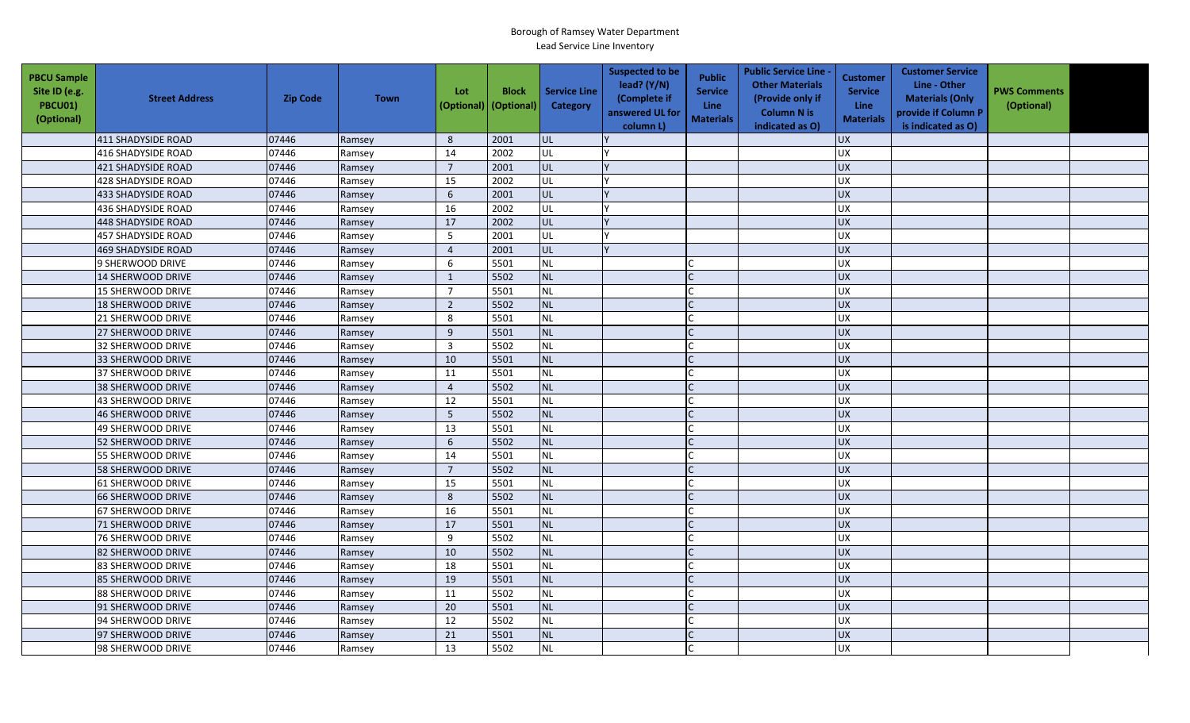Borough of Ramsey Water Department
Lead Service Line Inventory

| PBCU Sample Site ID (e.g. PBCU01) (Optional) | Street Address | Zip Code | Town | Lot (Optional) | Block (Optional) | Service Line Category | Suspected to be lead? (Y/N) (Complete if answered UL for column L) | Public Service Line Materials | Public Service Line - Other Materials (Provide only if Column N is indicated as O) | Customer Service Line Materials | Customer Service Line - Other Materials (Only provide if Column P is indicated as O) | PWS Comments (Optional) | |
|---|---|---|---|---|---|---|---|---|---|---|---|---|---|
| | 411 SHADYSIDE ROAD | 07446 | Ramsey | 8 | 2001 | UL | Y | | | UX | | | |
| | 416 SHADYSIDE ROAD | 07446 | Ramsey | 14 | 2002 | UL | Y | | | UX | | | |
| | 421 SHADYSIDE ROAD | 07446 | Ramsey | 7 | 2001 | UL | Y | | | UX | | | |
| | 428 SHADYSIDE ROAD | 07446 | Ramsey | 15 | 2002 | UL | Y | | | UX | | | |
| | 433 SHADYSIDE ROAD | 07446 | Ramsey | 6 | 2001 | UL | Y | | | UX | | | |
| | 436 SHADYSIDE ROAD | 07446 | Ramsey | 16 | 2002 | UL | Y | | | UX | | | |
| | 448 SHADYSIDE ROAD | 07446 | Ramsey | 17 | 2002 | UL | Y | | | UX | | | |
| | 457 SHADYSIDE ROAD | 07446 | Ramsey | 5 | 2001 | UL | Y | | | UX | | | |
| | 469 SHADYSIDE ROAD | 07446 | Ramsey | 4 | 2001 | UL | Y | | | UX | | | |
| | 9 SHERWOOD DRIVE | 07446 | Ramsey | 6 | 5501 | NL | | C | | UX | | | |
| | 14 SHERWOOD DRIVE | 07446 | Ramsey | 1 | 5502 | NL | | C | | UX | | | |
| | 15 SHERWOOD DRIVE | 07446 | Ramsey | 7 | 5501 | NL | | C | | UX | | | |
| | 18 SHERWOOD DRIVE | 07446 | Ramsey | 2 | 5502 | NL | | C | | UX | | | |
| | 21 SHERWOOD DRIVE | 07446 | Ramsey | 8 | 5501 | NL | | C | | UX | | | |
| | 27 SHERWOOD DRIVE | 07446 | Ramsey | 9 | 5501 | NL | | C | | UX | | | |
| | 32 SHERWOOD DRIVE | 07446 | Ramsey | 3 | 5502 | NL | | C | | UX | | | |
| | 33 SHERWOOD DRIVE | 07446 | Ramsey | 10 | 5501 | NL | | C | | UX | | | |
| | 37 SHERWOOD DRIVE | 07446 | Ramsey | 11 | 5501 | NL | | C | | UX | | | |
| | 38 SHERWOOD DRIVE | 07446 | Ramsey | 4 | 5502 | NL | | C | | UX | | | |
| | 43 SHERWOOD DRIVE | 07446 | Ramsey | 12 | 5501 | NL | | C | | UX | | | |
| | 46 SHERWOOD DRIVE | 07446 | Ramsey | 5 | 5502 | NL | | C | | UX | | | |
| | 49 SHERWOOD DRIVE | 07446 | Ramsey | 13 | 5501 | NL | | C | | UX | | | |
| | 52 SHERWOOD DRIVE | 07446 | Ramsey | 6 | 5502 | NL | | C | | UX | | | |
| | 55 SHERWOOD DRIVE | 07446 | Ramsey | 14 | 5501 | NL | | C | | UX | | | |
| | 58 SHERWOOD DRIVE | 07446 | Ramsey | 7 | 5502 | NL | | C | | UX | | | |
| | 61 SHERWOOD DRIVE | 07446 | Ramsey | 15 | 5501 | NL | | C | | UX | | | |
| | 66 SHERWOOD DRIVE | 07446 | Ramsey | 8 | 5502 | NL | | C | | UX | | | |
| | 67 SHERWOOD DRIVE | 07446 | Ramsey | 16 | 5501 | NL | | C | | UX | | | |
| | 71 SHERWOOD DRIVE | 07446 | Ramsey | 17 | 5501 | NL | | C | | UX | | | |
| | 76 SHERWOOD DRIVE | 07446 | Ramsey | 9 | 5502 | NL | | C | | UX | | | |
| | 82 SHERWOOD DRIVE | 07446 | Ramsey | 10 | 5502 | NL | | C | | UX | | | |
| | 83 SHERWOOD DRIVE | 07446 | Ramsey | 18 | 5501 | NL | | C | | UX | | | |
| | 85 SHERWOOD DRIVE | 07446 | Ramsey | 19 | 5501 | NL | | C | | UX | | | |
| | 88 SHERWOOD DRIVE | 07446 | Ramsey | 11 | 5502 | NL | | C | | UX | | | |
| | 91 SHERWOOD DRIVE | 07446 | Ramsey | 20 | 5501 | NL | | C | | UX | | | |
| | 94 SHERWOOD DRIVE | 07446 | Ramsey | 12 | 5502 | NL | | C | | UX | | | |
| | 97 SHERWOOD DRIVE | 07446 | Ramsey | 21 | 5501 | NL | | C | | UX | | | |
| | 98 SHERWOOD DRIVE | 07446 | Ramsey | 13 | 5502 | NL | | C | | UX | | | |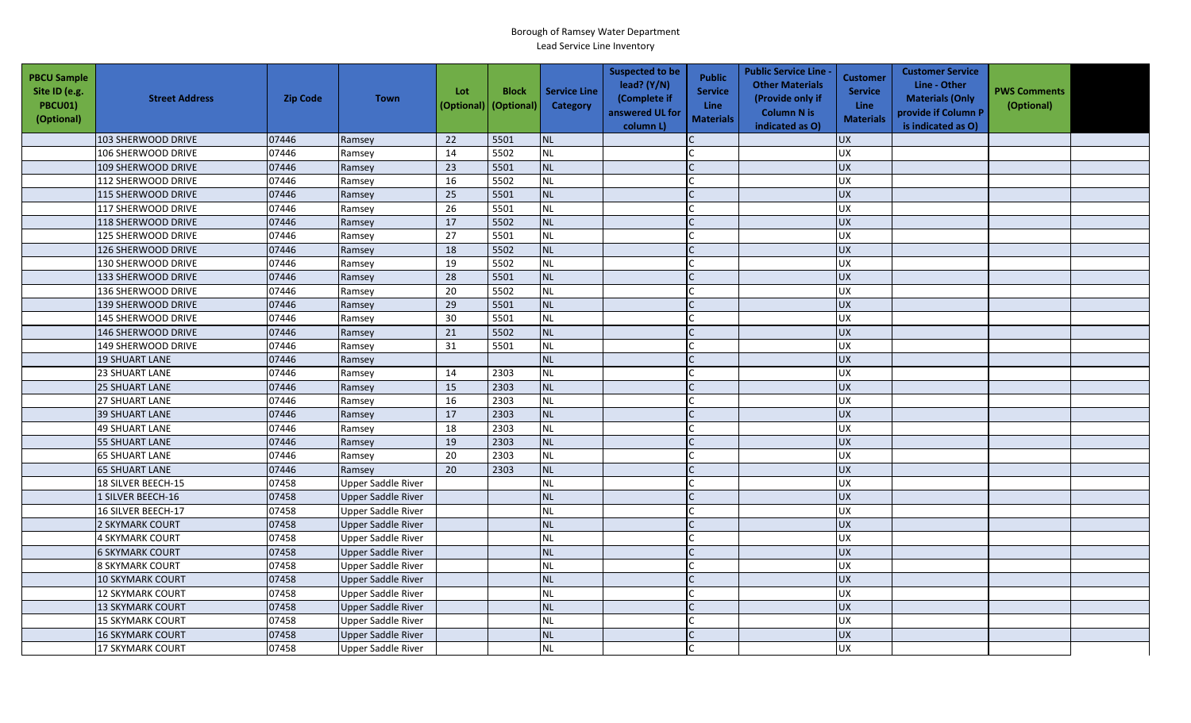Borough of Ramsey Water Department
Lead Service Line Inventory

| PBCU Sample Site ID (e.g. PBCU01) (Optional) | Street Address | Zip Code | Town | Lot (Optional) | Block (Optional) | Service Line Category | Suspected to be lead? (Y/N) (Complete if answered UL for column L) | Public Service Line Materials | Public Service Line - Other Materials (Provide only if Column N is indicated as O) | Customer Service Line Materials | Customer Service Line - Other Materials (Only provide if Column P is indicated as O) | PWS Comments (Optional) | |
|---|---|---|---|---|---|---|---|---|---|---|---|---|---|
| | 103 SHERWOOD DRIVE | 07446 | Ramsey | 22 | 5501 | NL | | C | | UX | | | |
| | 106 SHERWOOD DRIVE | 07446 | Ramsey | 14 | 5502 | NL | | C | | UX | | | |
| | 109 SHERWOOD DRIVE | 07446 | Ramsey | 23 | 5501 | NL | | C | | UX | | | |
| | 112 SHERWOOD DRIVE | 07446 | Ramsey | 16 | 5502 | NL | | C | | UX | | | |
| | 115 SHERWOOD DRIVE | 07446 | Ramsey | 25 | 5501 | NL | | C | | UX | | | |
| | 117 SHERWOOD DRIVE | 07446 | Ramsey | 26 | 5501 | NL | | C | | UX | | | |
| | 118 SHERWOOD DRIVE | 07446 | Ramsey | 17 | 5502 | NL | | C | | UX | | | |
| | 125 SHERWOOD DRIVE | 07446 | Ramsey | 27 | 5501 | NL | | C | | UX | | | |
| | 126 SHERWOOD DRIVE | 07446 | Ramsey | 18 | 5502 | NL | | C | | UX | | | |
| | 130 SHERWOOD DRIVE | 07446 | Ramsey | 19 | 5502 | NL | | C | | UX | | | |
| | 133 SHERWOOD DRIVE | 07446 | Ramsey | 28 | 5501 | NL | | C | | UX | | | |
| | 136 SHERWOOD DRIVE | 07446 | Ramsey | 20 | 5502 | NL | | C | | UX | | | |
| | 139 SHERWOOD DRIVE | 07446 | Ramsey | 29 | 5501 | NL | | C | | UX | | | |
| | 145 SHERWOOD DRIVE | 07446 | Ramsey | 30 | 5501 | NL | | C | | UX | | | |
| | 146 SHERWOOD DRIVE | 07446 | Ramsey | 21 | 5502 | NL | | C | | UX | | | |
| | 149 SHERWOOD DRIVE | 07446 | Ramsey | 31 | 5501 | NL | | C | | UX | | | |
| | 19 SHUART LANE | 07446 | Ramsey | | | NL | | C | | UX | | | |
| | 23 SHUART LANE | 07446 | Ramsey | 14 | 2303 | NL | | C | | UX | | | |
| | 25 SHUART LANE | 07446 | Ramsey | 15 | 2303 | NL | | C | | UX | | | |
| | 27 SHUART LANE | 07446 | Ramsey | 16 | 2303 | NL | | C | | UX | | | |
| | 39 SHUART LANE | 07446 | Ramsey | 17 | 2303 | NL | | C | | UX | | | |
| | 49 SHUART LANE | 07446 | Ramsey | 18 | 2303 | NL | | C | | UX | | | |
| | 55 SHUART LANE | 07446 | Ramsey | 19 | 2303 | NL | | C | | UX | | | |
| | 65 SHUART LANE | 07446 | Ramsey | 20 | 2303 | NL | | C | | UX | | | |
| | 65 SHUART LANE | 07446 | Ramsey | 20 | 2303 | NL | | C | | UX | | | |
| | 18 SILVER BEECH-15 | 07458 | Upper Saddle River | | | NL | | C | | UX | | | |
| | 1 SILVER BEECH-16 | 07458 | Upper Saddle River | | | NL | | C | | UX | | | |
| | 16 SILVER BEECH-17 | 07458 | Upper Saddle River | | | NL | | C | | UX | | | |
| | 2 SKYMARK COURT | 07458 | Upper Saddle River | | | NL | | C | | UX | | | |
| | 4 SKYMARK COURT | 07458 | Upper Saddle River | | | NL | | C | | UX | | | |
| | 6 SKYMARK COURT | 07458 | Upper Saddle River | | | NL | | C | | UX | | | |
| | 8 SKYMARK COURT | 07458 | Upper Saddle River | | | NL | | C | | UX | | | |
| | 10 SKYMARK COURT | 07458 | Upper Saddle River | | | NL | | C | | UX | | | |
| | 12 SKYMARK COURT | 07458 | Upper Saddle River | | | NL | | C | | UX | | | |
| | 13 SKYMARK COURT | 07458 | Upper Saddle River | | | NL | | C | | UX | | | |
| | 15 SKYMARK COURT | 07458 | Upper Saddle River | | | NL | | C | | UX | | | |
| | 16 SKYMARK COURT | 07458 | Upper Saddle River | | | NL | | C | | UX | | | |
| | 17 SKYMARK COURT | 07458 | Upper Saddle River | | | NL | | C | | UX | | | |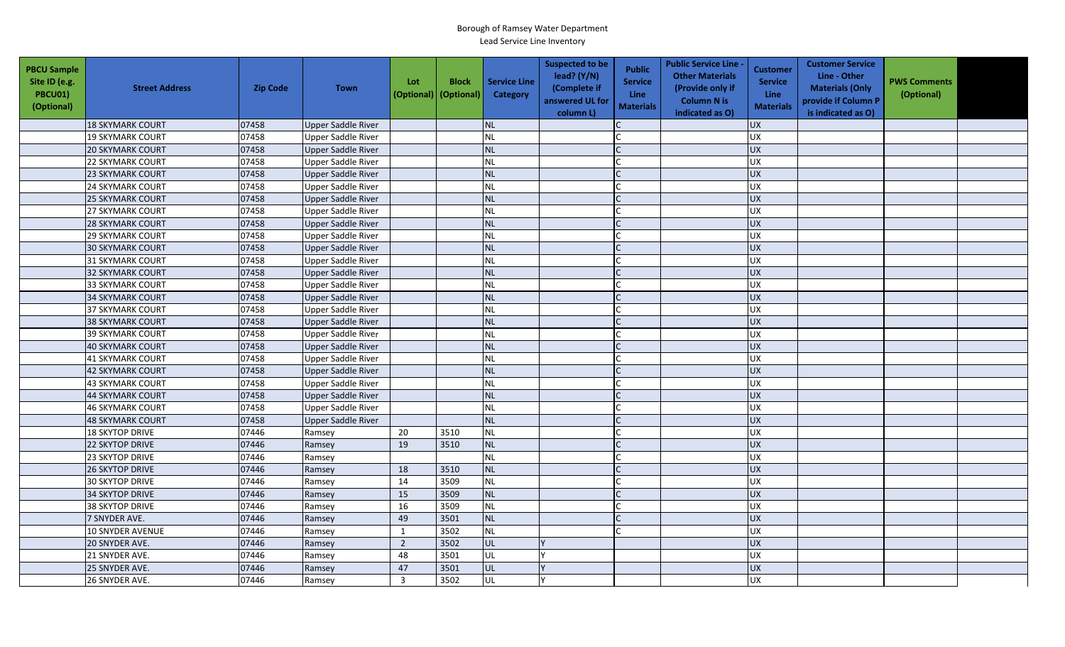Borough of Ramsey Water Department
Lead Service Line Inventory

| PBCU Sample Site ID (e.g. PBCU01) (Optional) | Street Address | Zip Code | Town | Lot (Optional) | Block (Optional) | Service Line Category | Suspected to be lead? (Y/N) (Complete if answered UL for column L) | Public Service Line Materials | Public Service Line - Other Materials (Provide only if Column N is indicated as O) | Customer Service Line Materials | Customer Service Line - Other Materials (Only provide if Column P is indicated as O) | PWS Comments (Optional) | |
|---|---|---|---|---|---|---|---|---|---|---|---|---|---|
| | 18 SKYMARK COURT | 07458 | Upper Saddle River | | | NL | | C | | UX | | | |
| | 19 SKYMARK COURT | 07458 | Upper Saddle River | | | NL | | C | | UX | | | |
| | 20 SKYMARK COURT | 07458 | Upper Saddle River | | | NL | | C | | UX | | | |
| | 22 SKYMARK COURT | 07458 | Upper Saddle River | | | NL | | C | | UX | | | |
| | 23 SKYMARK COURT | 07458 | Upper Saddle River | | | NL | | C | | UX | | | |
| | 24 SKYMARK COURT | 07458 | Upper Saddle River | | | NL | | C | | UX | | | |
| | 25 SKYMARK COURT | 07458 | Upper Saddle River | | | NL | | C | | UX | | | |
| | 27 SKYMARK COURT | 07458 | Upper Saddle River | | | NL | | C | | UX | | | |
| | 28 SKYMARK COURT | 07458 | Upper Saddle River | | | NL | | C | | UX | | | |
| | 29 SKYMARK COURT | 07458 | Upper Saddle River | | | NL | | C | | UX | | | |
| | 30 SKYMARK COURT | 07458 | Upper Saddle River | | | NL | | C | | UX | | | |
| | 31 SKYMARK COURT | 07458 | Upper Saddle River | | | NL | | C | | UX | | | |
| | 32 SKYMARK COURT | 07458 | Upper Saddle River | | | NL | | C | | UX | | | |
| | 33 SKYMARK COURT | 07458 | Upper Saddle River | | | NL | | C | | UX | | | |
| | 34 SKYMARK COURT | 07458 | Upper Saddle River | | | NL | | C | | UX | | | |
| | 37 SKYMARK COURT | 07458 | Upper Saddle River | | | NL | | C | | UX | | | |
| | 38 SKYMARK COURT | 07458 | Upper Saddle River | | | NL | | C | | UX | | | |
| | 39 SKYMARK COURT | 07458 | Upper Saddle River | | | NL | | C | | UX | | | |
| | 40 SKYMARK COURT | 07458 | Upper Saddle River | | | NL | | C | | UX | | | |
| | 41 SKYMARK COURT | 07458 | Upper Saddle River | | | NL | | C | | UX | | | |
| | 42 SKYMARK COURT | 07458 | Upper Saddle River | | | NL | | C | | UX | | | |
| | 43 SKYMARK COURT | 07458 | Upper Saddle River | | | NL | | C | | UX | | | |
| | 44 SKYMARK COURT | 07458 | Upper Saddle River | | | NL | | C | | UX | | | |
| | 46 SKYMARK COURT | 07458 | Upper Saddle River | | | NL | | C | | UX | | | |
| | 48 SKYMARK COURT | 07458 | Upper Saddle River | | | NL | | C | | UX | | | |
| | 18 SKYTOP DRIVE | 07446 | Ramsey | 20 | 3510 | NL | | C | | UX | | | |
| | 22 SKYTOP DRIVE | 07446 | Ramsey | 19 | 3510 | NL | | C | | UX | | | |
| | 23 SKYTOP DRIVE | 07446 | Ramsey | | | NL | | C | | UX | | | |
| | 26 SKYTOP DRIVE | 07446 | Ramsey | 18 | 3510 | NL | | C | | UX | | | |
| | 30 SKYTOP DRIVE | 07446 | Ramsey | 14 | 3509 | NL | | C | | UX | | | |
| | 34 SKYTOP DRIVE | 07446 | Ramsey | 15 | 3509 | NL | | C | | UX | | | |
| | 38 SKYTOP DRIVE | 07446 | Ramsey | 16 | 3509 | NL | | C | | UX | | | |
| | 7 SNYDER AVE. | 07446 | Ramsey | 49 | 3501 | NL | | C | | UX | | | |
| | 10 SNYDER AVENUE | 07446 | Ramsey | 1 | 3502 | NL | | C | | UX | | | |
| | 20 SNYDER AVE. | 07446 | Ramsey | 2 | 3502 | UL | Y | | | UX | | | |
| | 21 SNYDER AVE. | 07446 | Ramsey | 48 | 3501 | UL | Y | | | UX | | | |
| | 25 SNYDER AVE. | 07446 | Ramsey | 47 | 3501 | UL | Y | | | UX | | | |
| | 26 SNYDER AVE. | 07446 | Ramsey | 3 | 3502 | UL | Y | | | UX | | | |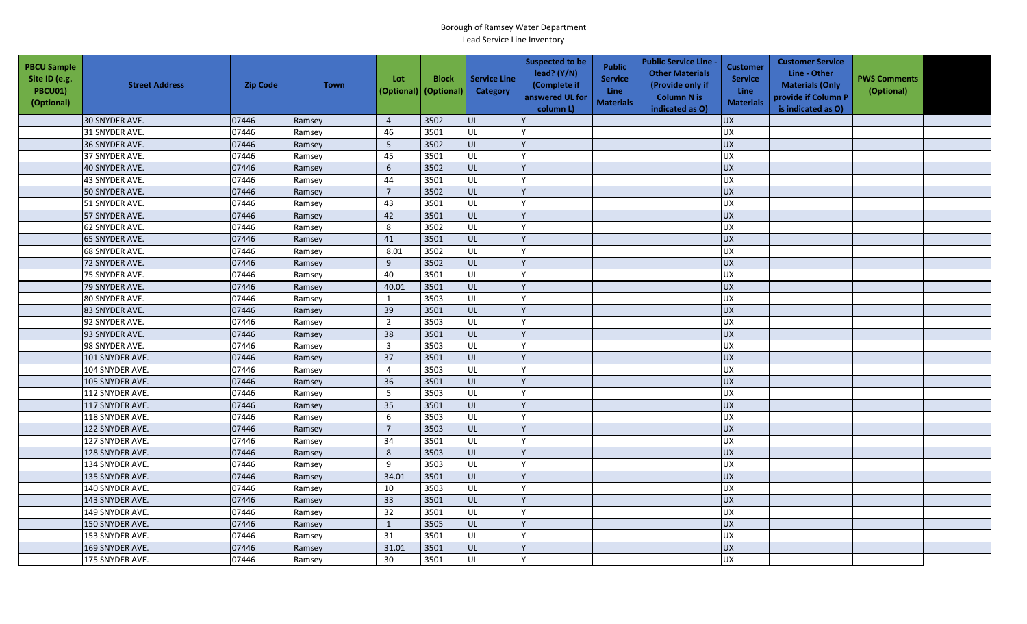Borough of Ramsey Water Department

Lead Service Line Inventory

| PBCU Sample Site ID (e.g. PBCU01) (Optional) | Street Address | Zip Code | Town | Lot (Optional) | Block (Optional) | Service Line Category | Suspected to be lead? (Y/N) (Complete if answered UL for column L) | Public Service Line Materials | Public Service Line - Other Materials (Provide only if Column N is indicated as O) | Customer Service Line Materials | Customer Service Line - Other Materials (Only provide if Column P is indicated as O) | PWS Comments (Optional) | |
|---|---|---|---|---|---|---|---|---|---|---|---|---|---|
| | 30 SNYDER AVE. | 07446 | Ramsey | 4 | 3502 | UL | Y | | | UX | | | |
| | 31 SNYDER AVE. | 07446 | Ramsey | 46 | 3501 | UL | Y | | | UX | | | |
| | 36 SNYDER AVE. | 07446 | Ramsey | 5 | 3502 | UL | Y | | | UX | | | |
| | 37 SNYDER AVE. | 07446 | Ramsey | 45 | 3501 | UL | Y | | | UX | | | |
| | 40 SNYDER AVE. | 07446 | Ramsey | 6 | 3502 | UL | Y | | | UX | | | |
| | 43 SNYDER AVE. | 07446 | Ramsey | 44 | 3501 | UL | Y | | | UX | | | |
| | 50 SNYDER AVE. | 07446 | Ramsey | 7 | 3502 | UL | Y | | | UX | | | |
| | 51 SNYDER AVE. | 07446 | Ramsey | 43 | 3501 | UL | Y | | | UX | | | |
| | 57 SNYDER AVE. | 07446 | Ramsey | 42 | 3501 | UL | Y | | | UX | | | |
| | 62 SNYDER AVE. | 07446 | Ramsey | 8 | 3502 | UL | Y | | | UX | | | |
| | 65 SNYDER AVE. | 07446 | Ramsey | 41 | 3501 | UL | Y | | | UX | | | |
| | 68 SNYDER AVE. | 07446 | Ramsey | 8.01 | 3502 | UL | Y | | | UX | | | |
| | 72 SNYDER AVE. | 07446 | Ramsey | 9 | 3502 | UL | Y | | | UX | | | |
| | 75 SNYDER AVE. | 07446 | Ramsey | 40 | 3501 | UL | Y | | | UX | | | |
| | 79 SNYDER AVE. | 07446 | Ramsey | 40.01 | 3501 | UL | Y | | | UX | | | |
| | 80 SNYDER AVE. | 07446 | Ramsey | 1 | 3503 | UL | Y | | | UX | | | |
| | 83 SNYDER AVE. | 07446 | Ramsey | 39 | 3501 | UL | Y | | | UX | | | |
| | 92 SNYDER AVE. | 07446 | Ramsey | 2 | 3503 | UL | Y | | | UX | | | |
| | 93 SNYDER AVE. | 07446 | Ramsey | 38 | 3501 | UL | Y | | | UX | | | |
| | 98 SNYDER AVE. | 07446 | Ramsey | 3 | 3503 | UL | Y | | | UX | | | |
| | 101 SNYDER AVE. | 07446 | Ramsey | 37 | 3501 | UL | Y | | | UX | | | |
| | 104 SNYDER AVE. | 07446 | Ramsey | 4 | 3503 | UL | Y | | | UX | | | |
| | 105 SNYDER AVE. | 07446 | Ramsey | 36 | 3501 | UL | Y | | | UX | | | |
| | 112 SNYDER AVE. | 07446 | Ramsey | 5 | 3503 | UL | Y | | | UX | | | |
| | 117 SNYDER AVE. | 07446 | Ramsey | 35 | 3501 | UL | Y | | | UX | | | |
| | 118 SNYDER AVE. | 07446 | Ramsey | 6 | 3503 | UL | Y | | | UX | | | |
| | 122 SNYDER AVE. | 07446 | Ramsey | 7 | 3503 | UL | Y | | | UX | | | |
| | 127 SNYDER AVE. | 07446 | Ramsey | 34 | 3501 | UL | Y | | | UX | | | |
| | 128 SNYDER AVE. | 07446 | Ramsey | 8 | 3503 | UL | Y | | | UX | | | |
| | 134 SNYDER AVE. | 07446 | Ramsey | 9 | 3503 | UL | Y | | | UX | | | |
| | 135 SNYDER AVE. | 07446 | Ramsey | 34.01 | 3501 | UL | Y | | | UX | | | |
| | 140 SNYDER AVE. | 07446 | Ramsey | 10 | 3503 | UL | Y | | | UX | | | |
| | 143 SNYDER AVE. | 07446 | Ramsey | 33 | 3501 | UL | Y | | | UX | | | |
| | 149 SNYDER AVE. | 07446 | Ramsey | 32 | 3501 | UL | Y | | | UX | | | |
| | 150 SNYDER AVE. | 07446 | Ramsey | 1 | 3505 | UL | Y | | | UX | | | |
| | 153 SNYDER AVE. | 07446 | Ramsey | 31 | 3501 | UL | Y | | | UX | | | |
| | 169 SNYDER AVE. | 07446 | Ramsey | 31.01 | 3501 | UL | Y | | | UX | | | |
| | 175 SNYDER AVE. | 07446 | Ramsey | 30 | 3501 | UL | Y | | | UX | | | |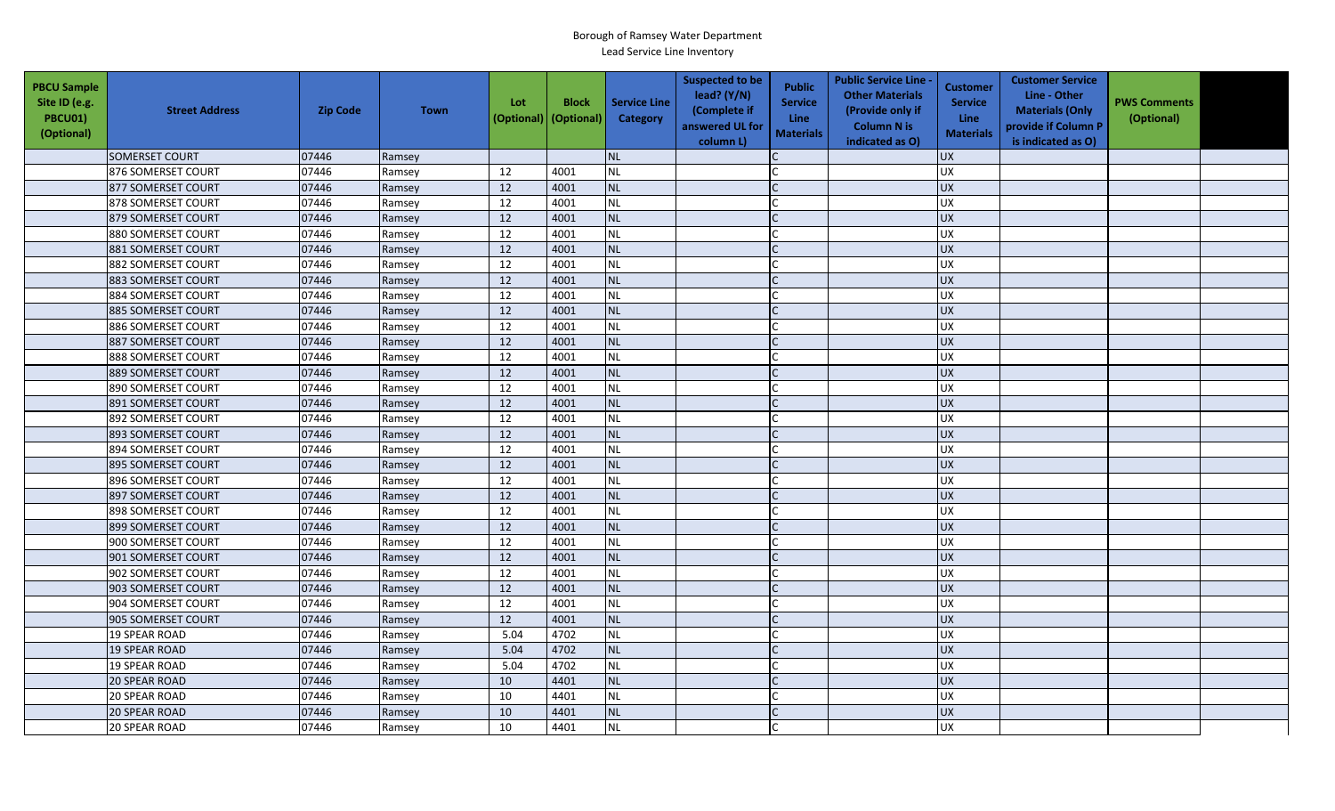Borough of Ramsey Water Department

Lead Service Line Inventory

| PBCU Sample Site ID (e.g. PBCU01) (Optional) | Street Address | Zip Code | Town | Lot (Optional) | Block (Optional) | Service Line Category | Suspected to be lead? (Y/N) (Complete if answered UL for column L) | Public Service Line Materials | Public Service Line - Other Materials (Provide only if Column N is indicated as O) | Customer Service Line Materials | Customer Service Line - Other Materials (Only provide if Column P is indicated as O) | PWS Comments (Optional) | |
|---|---|---|---|---|---|---|---|---|---|---|---|---|---|
| | SOMERSET COURT | 07446 | Ramsey | | | NL | | C | | UX | | | |
| | 876 SOMERSET COURT | 07446 | Ramsey | 12 | 4001 | NL | | C | | UX | | | |
| | 877 SOMERSET COURT | 07446 | Ramsey | 12 | 4001 | NL | | C | | UX | | | |
| | 878 SOMERSET COURT | 07446 | Ramsey | 12 | 4001 | NL | | C | | UX | | | |
| | 879 SOMERSET COURT | 07446 | Ramsey | 12 | 4001 | NL | | C | | UX | | | |
| | 880 SOMERSET COURT | 07446 | Ramsey | 12 | 4001 | NL | | C | | UX | | | |
| | 881 SOMERSET COURT | 07446 | Ramsey | 12 | 4001 | NL | | C | | UX | | | |
| | 882 SOMERSET COURT | 07446 | Ramsey | 12 | 4001 | NL | | C | | UX | | | |
| | 883 SOMERSET COURT | 07446 | Ramsey | 12 | 4001 | NL | | C | | UX | | | |
| | 884 SOMERSET COURT | 07446 | Ramsey | 12 | 4001 | NL | | C | | UX | | | |
| | 885 SOMERSET COURT | 07446 | Ramsey | 12 | 4001 | NL | | C | | UX | | | |
| | 886 SOMERSET COURT | 07446 | Ramsey | 12 | 4001 | NL | | C | | UX | | | |
| | 887 SOMERSET COURT | 07446 | Ramsey | 12 | 4001 | NL | | C | | UX | | | |
| | 888 SOMERSET COURT | 07446 | Ramsey | 12 | 4001 | NL | | C | | UX | | | |
| | 889 SOMERSET COURT | 07446 | Ramsey | 12 | 4001 | NL | | C | | UX | | | |
| | 890 SOMERSET COURT | 07446 | Ramsey | 12 | 4001 | NL | | C | | UX | | | |
| | 891 SOMERSET COURT | 07446 | Ramsey | 12 | 4001 | NL | | C | | UX | | | |
| | 892 SOMERSET COURT | 07446 | Ramsey | 12 | 4001 | NL | | C | | UX | | | |
| | 893 SOMERSET COURT | 07446 | Ramsey | 12 | 4001 | NL | | C | | UX | | | |
| | 894 SOMERSET COURT | 07446 | Ramsey | 12 | 4001 | NL | | C | | UX | | | |
| | 895 SOMERSET COURT | 07446 | Ramsey | 12 | 4001 | NL | | C | | UX | | | |
| | 896 SOMERSET COURT | 07446 | Ramsey | 12 | 4001 | NL | | C | | UX | | | |
| | 897 SOMERSET COURT | 07446 | Ramsey | 12 | 4001 | NL | | C | | UX | | | |
| | 898 SOMERSET COURT | 07446 | Ramsey | 12 | 4001 | NL | | C | | UX | | | |
| | 899 SOMERSET COURT | 07446 | Ramsey | 12 | 4001 | NL | | C | | UX | | | |
| | 900 SOMERSET COURT | 07446 | Ramsey | 12 | 4001 | NL | | C | | UX | | | |
| | 901 SOMERSET COURT | 07446 | Ramsey | 12 | 4001 | NL | | C | | UX | | | |
| | 902 SOMERSET COURT | 07446 | Ramsey | 12 | 4001 | NL | | C | | UX | | | |
| | 903 SOMERSET COURT | 07446 | Ramsey | 12 | 4001 | NL | | C | | UX | | | |
| | 904 SOMERSET COURT | 07446 | Ramsey | 12 | 4001 | NL | | C | | UX | | | |
| | 905 SOMERSET COURT | 07446 | Ramsey | 12 | 4001 | NL | | C | | UX | | | |
| | 19 SPEAR ROAD | 07446 | Ramsey | 5.04 | 4702 | NL | | C | | UX | | | |
| | 19 SPEAR ROAD | 07446 | Ramsey | 5.04 | 4702 | NL | | C | | UX | | | |
| | 19 SPEAR ROAD | 07446 | Ramsey | 5.04 | 4702 | NL | | C | | UX | | | |
| | 20 SPEAR ROAD | 07446 | Ramsey | 10 | 4401 | NL | | C | | UX | | | |
| | 20 SPEAR ROAD | 07446 | Ramsey | 10 | 4401 | NL | | C | | UX | | | |
| | 20 SPEAR ROAD | 07446 | Ramsey | 10 | 4401 | NL | | C | | UX | | | |
| | 20 SPEAR ROAD | 07446 | Ramsey | 10 | 4401 | NL | | C | | UX | | | |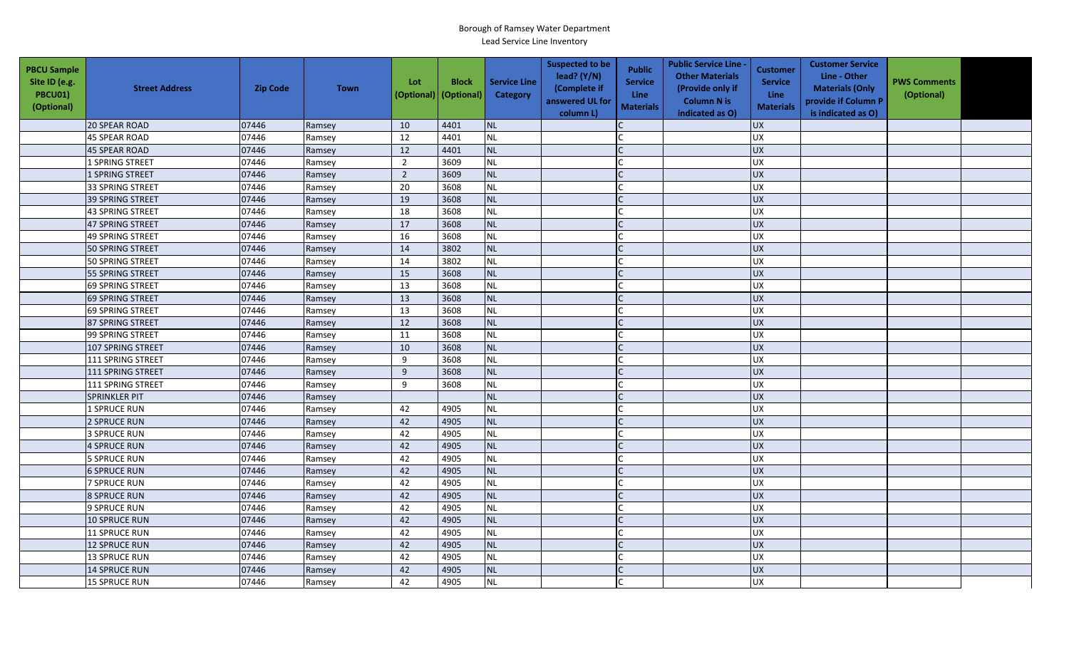Borough of Ramsey Water Department

Lead Service Line Inventory

| PBCU Sample Site ID (e.g. PBCU01) (Optional) | Street Address | Zip Code | Town | Lot (Optional) | Block (Optional) | Service Line Category | Suspected to be lead? (Y/N) (Complete if answered UL for column L) | Public Service Line Materials | Public Service Line - Other Materials (Provide only if Column N is indicated as O) | Customer Service Line Materials | Customer Service Line - Other Materials (Only provide if Column P is indicated as O) | PWS Comments (Optional) | |
|---|---|---|---|---|---|---|---|---|---|---|---|---|---|
| | 20 SPEAR ROAD | 07446 | Ramsey | 10 | 4401 | NL | | C | | UX | | | |
| | 45 SPEAR ROAD | 07446 | Ramsey | 12 | 4401 | NL | | C | | UX | | | |
| | 45 SPEAR ROAD | 07446 | Ramsey | 12 | 4401 | NL | | C | | UX | | | |
| | 1 SPRING STREET | 07446 | Ramsey | 2 | 3609 | NL | | C | | UX | | | |
| | 1 SPRING STREET | 07446 | Ramsey | 2 | 3609 | NL | | C | | UX | | | |
| | 33 SPRING STREET | 07446 | Ramsey | 20 | 3608 | NL | | C | | UX | | | |
| | 39 SPRING STREET | 07446 | Ramsey | 19 | 3608 | NL | | C | | UX | | | |
| | 43 SPRING STREET | 07446 | Ramsey | 18 | 3608 | NL | | C | | UX | | | |
| | 47 SPRING STREET | 07446 | Ramsey | 17 | 3608 | NL | | C | | UX | | | |
| | 49 SPRING STREET | 07446 | Ramsey | 16 | 3608 | NL | | C | | UX | | | |
| | 50 SPRING STREET | 07446 | Ramsey | 14 | 3802 | NL | | C | | UX | | | |
| | 50 SPRING STREET | 07446 | Ramsey | 14 | 3802 | NL | | C | | UX | | | |
| | 55 SPRING STREET | 07446 | Ramsey | 15 | 3608 | NL | | C | | UX | | | |
| | 69 SPRING STREET | 07446 | Ramsey | 13 | 3608 | NL | | C | | UX | | | |
| | 69 SPRING STREET | 07446 | Ramsey | 13 | 3608 | NL | | C | | UX | | | |
| | 69 SPRING STREET | 07446 | Ramsey | 13 | 3608 | NL | | C | | UX | | | |
| | 87 SPRING STREET | 07446 | Ramsey | 12 | 3608 | NL | | C | | UX | | | |
| | 99 SPRING STREET | 07446 | Ramsey | 11 | 3608 | NL | | C | | UX | | | |
| | 107 SPRING STREET | 07446 | Ramsey | 10 | 3608 | NL | | C | | UX | | | |
| | 111 SPRING STREET | 07446 | Ramsey | 9 | 3608 | NL | | C | | UX | | | |
| | 111 SPRING STREET | 07446 | Ramsey | 9 | 3608 | NL | | C | | UX | | | |
| | 111 SPRING STREET | 07446 | Ramsey | 9 | 3608 | NL | | C | | UX | | | |
| | SPRINKLER PIT | 07446 | Ramsey | | | NL | | C | | UX | | | |
| | 1 SPRUCE RUN | 07446 | Ramsey | 42 | 4905 | NL | | C | | UX | | | |
| | 2 SPRUCE RUN | 07446 | Ramsey | 42 | 4905 | NL | | C | | UX | | | |
| | 3 SPRUCE RUN | 07446 | Ramsey | 42 | 4905 | NL | | C | | UX | | | |
| | 4 SPRUCE RUN | 07446 | Ramsey | 42 | 4905 | NL | | C | | UX | | | |
| | 5 SPRUCE RUN | 07446 | Ramsey | 42 | 4905 | NL | | C | | UX | | | |
| | 6 SPRUCE RUN | 07446 | Ramsey | 42 | 4905 | NL | | C | | UX | | | |
| | 7 SPRUCE RUN | 07446 | Ramsey | 42 | 4905 | NL | | C | | UX | | | |
| | 8 SPRUCE RUN | 07446 | Ramsey | 42 | 4905 | NL | | C | | UX | | | |
| | 9 SPRUCE RUN | 07446 | Ramsey | 42 | 4905 | NL | | C | | UX | | | |
| | 10 SPRUCE RUN | 07446 | Ramsey | 42 | 4905 | NL | | C | | UX | | | |
| | 11 SPRUCE RUN | 07446 | Ramsey | 42 | 4905 | NL | | C | | UX | | | |
| | 12 SPRUCE RUN | 07446 | Ramsey | 42 | 4905 | NL | | C | | UX | | | |
| | 13 SPRUCE RUN | 07446 | Ramsey | 42 | 4905 | NL | | C | | UX | | | |
| | 14 SPRUCE RUN | 07446 | Ramsey | 42 | 4905 | NL | | C | | UX | | | |
| | 15 SPRUCE RUN | 07446 | Ramsey | 42 | 4905 | NL | | C | | UX | | | |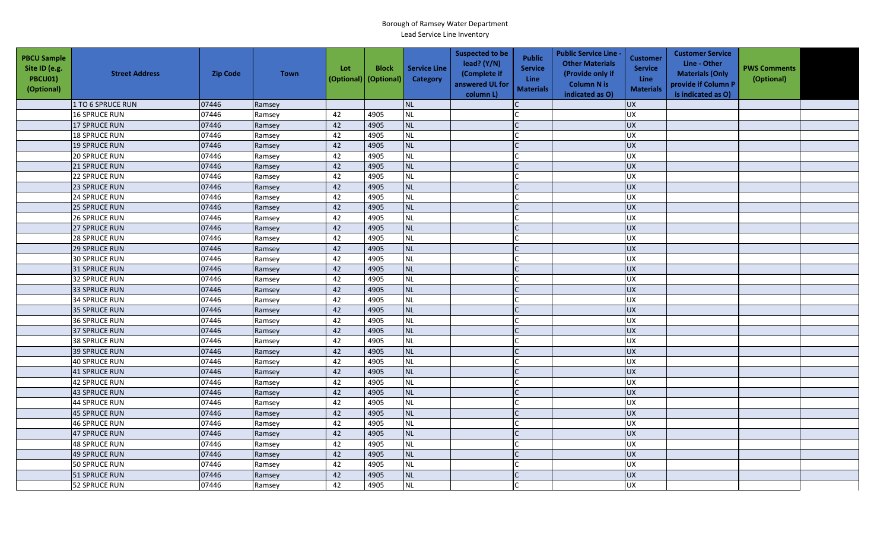Borough of Ramsey Water Department
Lead Service Line Inventory

| PBCU Sample Site ID (e.g. PBCU01) (Optional) | Street Address | Zip Code | Town | Lot (Optional) | Block (Optional) | Service Line Category | Suspected to be lead? (Y/N) (Complete if answered UL for column L) | Public Service Line Materials | Public Service Line - Other Materials (Provide only if Column N is indicated as O) | Customer Service Line Materials | Customer Service Line - Other Materials (Only provide if Column P is indicated as O) | PWS Comments (Optional) | |
|---|---|---|---|---|---|---|---|---|---|---|---|---|---|
| | 1 TO 6 SPRUCE RUN | 07446 | Ramsey | | | NL | | C | | UX | | | |
| | 16 SPRUCE RUN | 07446 | Ramsey | 42 | 4905 | NL | | C | | UX | | | |
| | 17 SPRUCE RUN | 07446 | Ramsey | 42 | 4905 | NL | | C | | UX | | | |
| | 18 SPRUCE RUN | 07446 | Ramsey | 42 | 4905 | NL | | C | | UX | | | |
| | 19 SPRUCE RUN | 07446 | Ramsey | 42 | 4905 | NL | | C | | UX | | | |
| | 20 SPRUCE RUN | 07446 | Ramsey | 42 | 4905 | NL | | C | | UX | | | |
| | 21 SPRUCE RUN | 07446 | Ramsey | 42 | 4905 | NL | | C | | UX | | | |
| | 22 SPRUCE RUN | 07446 | Ramsey | 42 | 4905 | NL | | C | | UX | | | |
| | 23 SPRUCE RUN | 07446 | Ramsey | 42 | 4905 | NL | | C | | UX | | | |
| | 24 SPRUCE RUN | 07446 | Ramsey | 42 | 4905 | NL | | C | | UX | | | |
| | 25 SPRUCE RUN | 07446 | Ramsey | 42 | 4905 | NL | | C | | UX | | | |
| | 26 SPRUCE RUN | 07446 | Ramsey | 42 | 4905 | NL | | C | | UX | | | |
| | 27 SPRUCE RUN | 07446 | Ramsey | 42 | 4905 | NL | | C | | UX | | | |
| | 28 SPRUCE RUN | 07446 | Ramsey | 42 | 4905 | NL | | C | | UX | | | |
| | 29 SPRUCE RUN | 07446 | Ramsey | 42 | 4905 | NL | | C | | UX | | | |
| | 30 SPRUCE RUN | 07446 | Ramsey | 42 | 4905 | NL | | C | | UX | | | |
| | 31 SPRUCE RUN | 07446 | Ramsey | 42 | 4905 | NL | | C | | UX | | | |
| | 32 SPRUCE RUN | 07446 | Ramsey | 42 | 4905 | NL | | C | | UX | | | |
| | 33 SPRUCE RUN | 07446 | Ramsey | 42 | 4905 | NL | | C | | UX | | | |
| | 34 SPRUCE RUN | 07446 | Ramsey | 42 | 4905 | NL | | C | | UX | | | |
| | 35 SPRUCE RUN | 07446 | Ramsey | 42 | 4905 | NL | | C | | UX | | | |
| | 36 SPRUCE RUN | 07446 | Ramsey | 42 | 4905 | NL | | C | | UX | | | |
| | 37 SPRUCE RUN | 07446 | Ramsey | 42 | 4905 | NL | | C | | UX | | | |
| | 38 SPRUCE RUN | 07446 | Ramsey | 42 | 4905 | NL | | C | | UX | | | |
| | 39 SPRUCE RUN | 07446 | Ramsey | 42 | 4905 | NL | | C | | UX | | | |
| | 40 SPRUCE RUN | 07446 | Ramsey | 42 | 4905 | NL | | C | | UX | | | |
| | 41 SPRUCE RUN | 07446 | Ramsey | 42 | 4905 | NL | | C | | UX | | | |
| | 42 SPRUCE RUN | 07446 | Ramsey | 42 | 4905 | NL | | C | | UX | | | |
| | 43 SPRUCE RUN | 07446 | Ramsey | 42 | 4905 | NL | | C | | UX | | | |
| | 44 SPRUCE RUN | 07446 | Ramsey | 42 | 4905 | NL | | C | | UX | | | |
| | 45 SPRUCE RUN | 07446 | Ramsey | 42 | 4905 | NL | | C | | UX | | | |
| | 46 SPRUCE RUN | 07446 | Ramsey | 42 | 4905 | NL | | C | | UX | | | |
| | 47 SPRUCE RUN | 07446 | Ramsey | 42 | 4905 | NL | | C | | UX | | | |
| | 48 SPRUCE RUN | 07446 | Ramsey | 42 | 4905 | NL | | C | | UX | | | |
| | 49 SPRUCE RUN | 07446 | Ramsey | 42 | 4905 | NL | | C | | UX | | | |
| | 50 SPRUCE RUN | 07446 | Ramsey | 42 | 4905 | NL | | C | | UX | | | |
| | 51 SPRUCE RUN | 07446 | Ramsey | 42 | 4905 | NL | | C | | UX | | | |
| | 52 SPRUCE RUN | 07446 | Ramsey | 42 | 4905 | NL | | C | | UX | | | |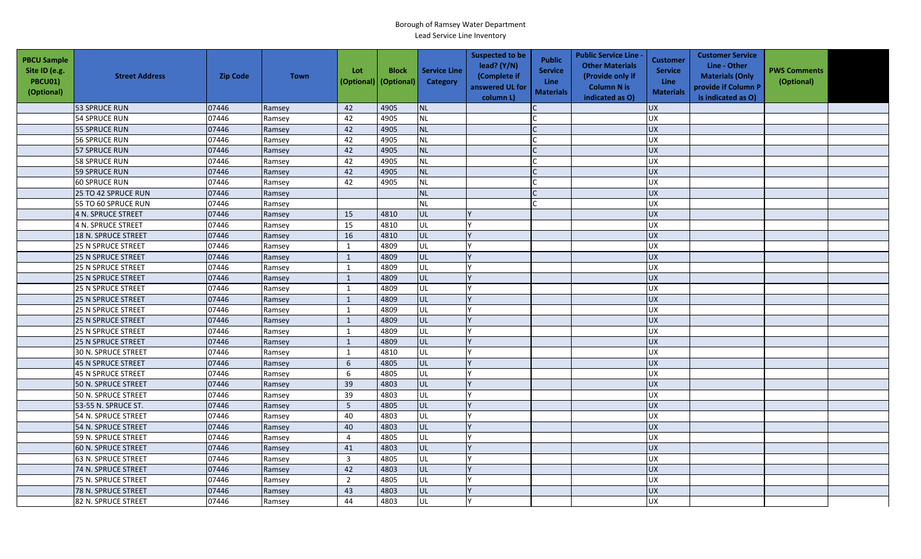Borough of Ramsey Water Department

Lead Service Line Inventory

| PBCU Sample Site ID (e.g. PBCU01) (Optional) | Street Address | Zip Code | Town | Lot (Optional) | Block (Optional) | Service Line Category | Suspected to be lead? (Y/N) (Complete if answered UL for column L) | Public Service Line Materials | Public Service Line - Other Materials (Provide only if Column N is indicated as O) | Customer Service Line Materials | Customer Service Line - Other Materials (Only provide if Column P is indicated as O) | PWS Comments (Optional) | |
|---|---|---|---|---|---|---|---|---|---|---|---|---|---|
| | 53 SPRUCE RUN | 07446 | Ramsey | 42 | 4905 | NL | | C | | UX | | | |
| | 54 SPRUCE RUN | 07446 | Ramsey | 42 | 4905 | NL | | C | | UX | | | |
| | 55 SPRUCE RUN | 07446 | Ramsey | 42 | 4905 | NL | | C | | UX | | | |
| | 56 SPRUCE RUN | 07446 | Ramsey | 42 | 4905 | NL | | C | | UX | | | |
| | 57 SPRUCE RUN | 07446 | Ramsey | 42 | 4905 | NL | | C | | UX | | | |
| | 58 SPRUCE RUN | 07446 | Ramsey | 42 | 4905 | NL | | C | | UX | | | |
| | 59 SPRUCE RUN | 07446 | Ramsey | 42 | 4905 | NL | | C | | UX | | | |
| | 60 SPRUCE RUN | 07446 | Ramsey | 42 | 4905 | NL | | C | | UX | | | |
| | 25 TO 42 SPRUCE RUN | 07446 | Ramsey | | | NL | | C | | UX | | | |
| | 55 TO 60 SPRUCE RUN | 07446 | Ramsey | | | NL | | C | | UX | | | |
| | 4 N. SPRUCE STREET | 07446 | Ramsey | 15 | 4810 | UL | Y | | | UX | | | |
| | 4 N. SPRUCE STREET | 07446 | Ramsey | 15 | 4810 | UL | Y | | | UX | | | |
| | 18 N. SPRUCE STREET | 07446 | Ramsey | 16 | 4810 | UL | Y | | | UX | | | |
| | 25 N SPRUCE STREET | 07446 | Ramsey | 1 | 4809 | UL | Y | | | UX | | | |
| | 25 N SPRUCE STREET | 07446 | Ramsey | 1 | 4809 | UL | Y | | | UX | | | |
| | 25 N SPRUCE STREET | 07446 | Ramsey | 1 | 4809 | UL | Y | | | UX | | | |
| | 25 N SPRUCE STREET | 07446 | Ramsey | 1 | 4809 | UL | Y | | | UX | | | |
| | 25 N SPRUCE STREET | 07446 | Ramsey | 1 | 4809 | UL | Y | | | UX | | | |
| | 25 N SPRUCE STREET | 07446 | Ramsey | 1 | 4809 | UL | Y | | | UX | | | |
| | 25 N SPRUCE STREET | 07446 | Ramsey | 1 | 4809 | UL | Y | | | UX | | | |
| | 25 N SPRUCE STREET | 07446 | Ramsey | 1 | 4809 | UL | Y | | | UX | | | |
| | 25 N SPRUCE STREET | 07446 | Ramsey | 1 | 4809 | UL | Y | | | UX | | | |
| | 25 N SPRUCE STREET | 07446 | Ramsey | 1 | 4809 | UL | Y | | | UX | | | |
| | 30 N. SPRUCE STREET | 07446 | Ramsey | 1 | 4810 | UL | Y | | | UX | | | |
| | 45 N SPRUCE STREET | 07446 | Ramsey | 6 | 4805 | UL | Y | | | UX | | | |
| | 45 N SPRUCE STREET | 07446 | Ramsey | 6 | 4805 | UL | Y | | | UX | | | |
| | 50 N. SPRUCE STREET | 07446 | Ramsey | 39 | 4803 | UL | Y | | | UX | | | |
| | 50 N. SPRUCE STREET | 07446 | Ramsey | 39 | 4803 | UL | Y | | | UX | | | |
| | 53-55 N. SPRUCE ST. | 07446 | Ramsey | 5 | 4805 | UL | Y | | | UX | | | |
| | 54 N. SPRUCE STREET | 07446 | Ramsey | 40 | 4803 | UL | Y | | | UX | | | |
| | 54 N. SPRUCE STREET | 07446 | Ramsey | 40 | 4803 | UL | Y | | | UX | | | |
| | 59 N. SPRUCE STREET | 07446 | Ramsey | 4 | 4805 | UL | Y | | | UX | | | |
| | 60 N. SPRUCE STREET | 07446 | Ramsey | 41 | 4803 | UL | Y | | | UX | | | |
| | 63 N. SPRUCE STREET | 07446 | Ramsey | 3 | 4805 | UL | Y | | | UX | | | |
| | 74 N. SPRUCE STREET | 07446 | Ramsey | 42 | 4803 | UL | Y | | | UX | | | |
| | 75 N. SPRUCE STREET | 07446 | Ramsey | 2 | 4805 | UL | Y | | | UX | | | |
| | 78 N. SPRUCE STREET | 07446 | Ramsey | 43 | 4803 | UL | Y | | | UX | | | |
| | 82 N. SPRUCE STREET | 07446 | Ramsey | 44 | 4803 | UL | Y | | | UX | | | |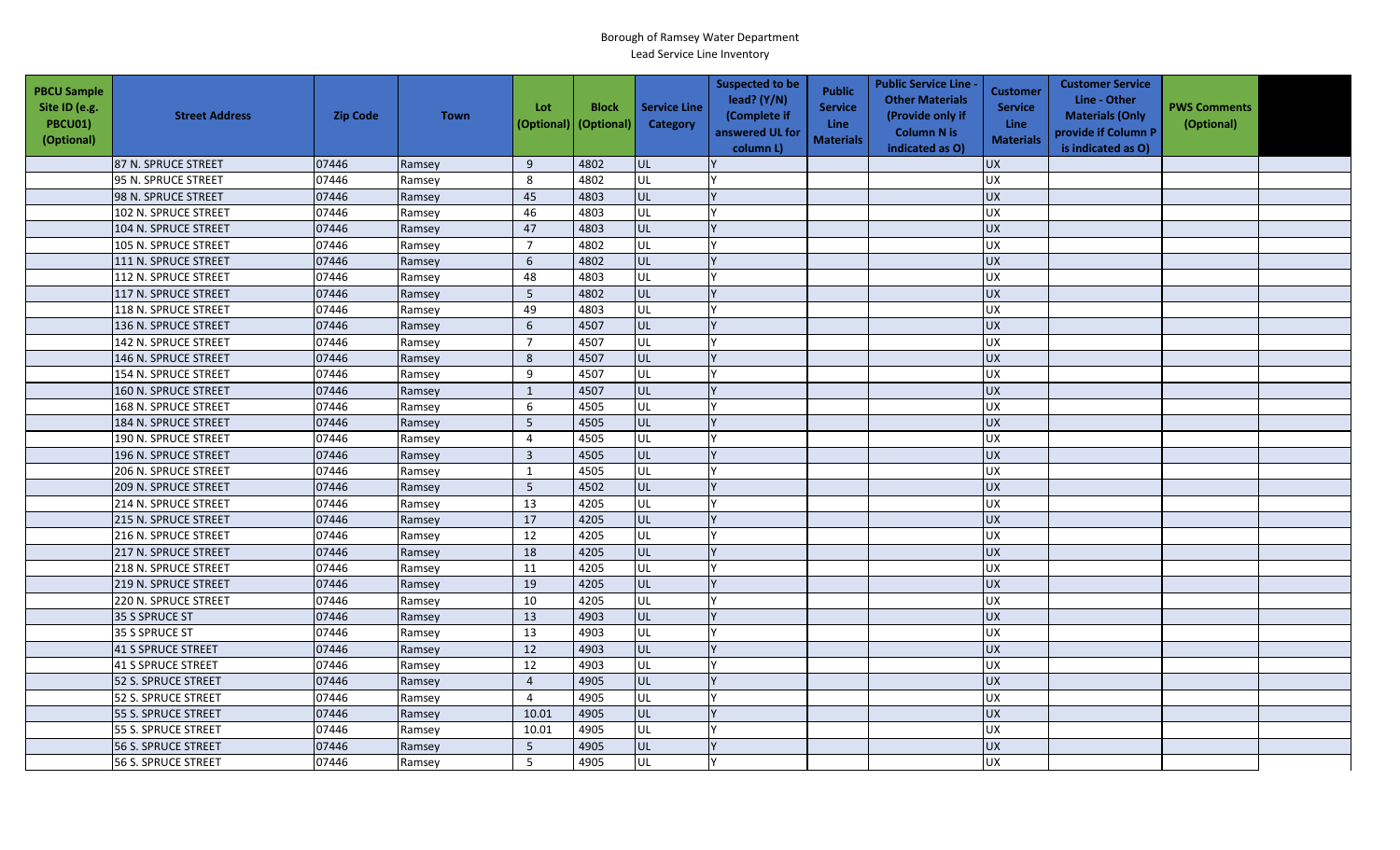Borough of Ramsey Water Department
Lead Service Line Inventory

| PBCU Sample Site ID (e.g. PBCU01) (Optional) | Street Address | Zip Code | Town | Lot (Optional) | Block (Optional) | Service Line Category | Suspected to be lead? (Y/N) (Complete if answered UL for column L) | Public Service Line Materials | Public Service Line - Other Materials (Provide only if Column N is indicated as O) | Customer Service Line Materials | Customer Service Line - Other Materials (Only provide if Column P is indicated as O) | PWS Comments (Optional) | |
|---|---|---|---|---|---|---|---|---|---|---|---|---|---|
| | 87 N. SPRUCE STREET | 07446 | Ramsey | 9 | 4802 | UL | Y | | | UX | | | |
| | 95 N. SPRUCE STREET | 07446 | Ramsey | 8 | 4802 | UL | Y | | | UX | | | |
| | 98 N. SPRUCE STREET | 07446 | Ramsey | 45 | 4803 | UL | Y | | | UX | | | |
| | 102 N. SPRUCE STREET | 07446 | Ramsey | 46 | 4803 | UL | Y | | | UX | | | |
| | 104 N. SPRUCE STREET | 07446 | Ramsey | 47 | 4803 | UL | Y | | | UX | | | |
| | 105 N. SPRUCE STREET | 07446 | Ramsey | 7 | 4802 | UL | Y | | | UX | | | |
| | 111 N. SPRUCE STREET | 07446 | Ramsey | 6 | 4802 | UL | Y | | | UX | | | |
| | 112 N. SPRUCE STREET | 07446 | Ramsey | 48 | 4803 | UL | Y | | | UX | | | |
| | 117 N. SPRUCE STREET | 07446 | Ramsey | 5 | 4802 | UL | Y | | | UX | | | |
| | 118 N. SPRUCE STREET | 07446 | Ramsey | 49 | 4803 | UL | Y | | | UX | | | |
| | 136 N. SPRUCE STREET | 07446 | Ramsey | 6 | 4507 | UL | Y | | | UX | | | |
| | 142 N. SPRUCE STREET | 07446 | Ramsey | 7 | 4507 | UL | Y | | | UX | | | |
| | 146 N. SPRUCE STREET | 07446 | Ramsey | 8 | 4507 | UL | Y | | | UX | | | |
| | 154 N. SPRUCE STREET | 07446 | Ramsey | 9 | 4507 | UL | Y | | | UX | | | |
| | 160 N. SPRUCE STREET | 07446 | Ramsey | 1 | 4507 | UL | Y | | | UX | | | |
| | 168 N. SPRUCE STREET | 07446 | Ramsey | 6 | 4505 | UL | Y | | | UX | | | |
| | 184 N. SPRUCE STREET | 07446 | Ramsey | 5 | 4505 | UL | Y | | | UX | | | |
| | 190 N. SPRUCE STREET | 07446 | Ramsey | 4 | 4505 | UL | Y | | | UX | | | |
| | 196 N. SPRUCE STREET | 07446 | Ramsey | 3 | 4505 | UL | Y | | | UX | | | |
| | 206 N. SPRUCE STREET | 07446 | Ramsey | 1 | 4505 | UL | Y | | | UX | | | |
| | 209 N. SPRUCE STREET | 07446 | Ramsey | 5 | 4502 | UL | Y | | | UX | | | |
| | 214 N. SPRUCE STREET | 07446 | Ramsey | 13 | 4205 | UL | Y | | | UX | | | |
| | 215 N. SPRUCE STREET | 07446 | Ramsey | 17 | 4205 | UL | Y | | | UX | | | |
| | 216 N. SPRUCE STREET | 07446 | Ramsey | 12 | 4205 | UL | Y | | | UX | | | |
| | 217 N. SPRUCE STREET | 07446 | Ramsey | 18 | 4205 | UL | Y | | | UX | | | |
| | 218 N. SPRUCE STREET | 07446 | Ramsey | 11 | 4205 | UL | Y | | | UX | | | |
| | 219 N. SPRUCE STREET | 07446 | Ramsey | 19 | 4205 | UL | Y | | | UX | | | |
| | 220 N. SPRUCE STREET | 07446 | Ramsey | 10 | 4205 | UL | Y | | | UX | | | |
| | 35 S SPRUCE ST | 07446 | Ramsey | 13 | 4903 | UL | Y | | | UX | | | |
| | 35 S SPRUCE ST | 07446 | Ramsey | 13 | 4903 | UL | Y | | | UX | | | |
| | 41 S SPRUCE STREET | 07446 | Ramsey | 12 | 4903 | UL | Y | | | UX | | | |
| | 41 S SPRUCE STREET | 07446 | Ramsey | 12 | 4903 | UL | Y | | | UX | | | |
| | 52 S. SPRUCE STREET | 07446 | Ramsey | 4 | 4905 | UL | Y | | | UX | | | |
| | 52 S. SPRUCE STREET | 07446 | Ramsey | 4 | 4905 | UL | Y | | | UX | | | |
| | 55 S. SPRUCE STREET | 07446 | Ramsey | 10.01 | 4905 | UL | Y | | | UX | | | |
| | 55 S. SPRUCE STREET | 07446 | Ramsey | 10.01 | 4905 | UL | Y | | | UX | | | |
| | 56 S. SPRUCE STREET | 07446 | Ramsey | 5 | 4905 | UL | Y | | | UX | | | |
| | 56 S. SPRUCE STREET | 07446 | Ramsey | 5 | 4905 | UL | Y | | | UX | | | |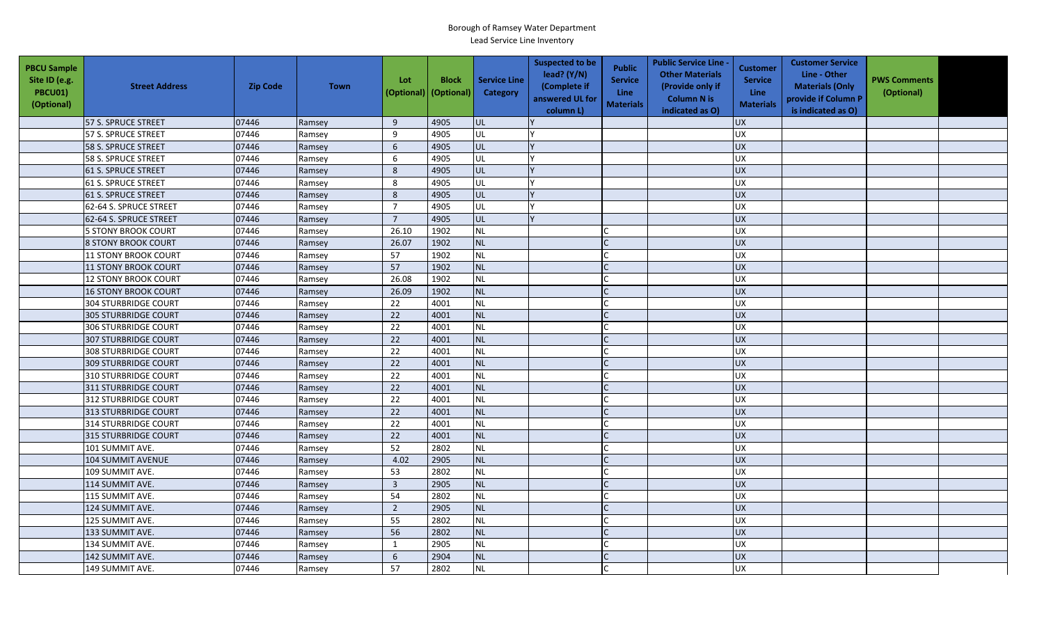Borough of Ramsey Water Department

Lead Service Line Inventory

| PBCU Sample Site ID (e.g. PBCU01) (Optional) | Street Address | Zip Code | Town | Lot (Optional) | Block (Optional) | Service Line Category | Suspected to be lead? (Y/N) (Complete if answered UL for column L) | Public Service Line Materials | Public Service Line - Other Materials (Provide only if Column N is indicated as O) | Customer Service Line Materials | Customer Service Line - Other Materials (Only provide if Column P is indicated as O) | PWS Comments (Optional) | |
|---|---|---|---|---|---|---|---|---|---|---|---|---|---|
| | 57 S. SPRUCE STREET | 07446 | Ramsey | 9 | 4905 | UL | Y | | | UX | | | |
| | 57 S. SPRUCE STREET | 07446 | Ramsey | 9 | 4905 | UL | Y | | | UX | | | |
| | 58 S. SPRUCE STREET | 07446 | Ramsey | 6 | 4905 | UL | Y | | | UX | | | |
| | 58 S. SPRUCE STREET | 07446 | Ramsey | 6 | 4905 | UL | Y | | | UX | | | |
| | 61 S. SPRUCE STREET | 07446 | Ramsey | 8 | 4905 | UL | Y | | | UX | | | |
| | 61 S. SPRUCE STREET | 07446 | Ramsey | 8 | 4905 | UL | Y | | | UX | | | |
| | 61 S. SPRUCE STREET | 07446 | Ramsey | 8 | 4905 | UL | Y | | | UX | | | |
| | 62-64 S. SPRUCE STREET | 07446 | Ramsey | 7 | 4905 | UL | Y | | | UX | | | |
| | 62-64 S. SPRUCE STREET | 07446 | Ramsey | 7 | 4905 | UL | Y | | | UX | | | |
| | 5 STONY BROOK COURT | 07446 | Ramsey | 26.10 | 1902 | NL | | C | | UX | | | |
| | 8 STONY BROOK COURT | 07446 | Ramsey | 26.07 | 1902 | NL | | C | | UX | | | |
| | 11 STONY BROOK COURT | 07446 | Ramsey | 57 | 1902 | NL | | C | | UX | | | |
| | 11 STONY BROOK COURT | 07446 | Ramsey | 57 | 1902 | NL | | C | | UX | | | |
| | 12 STONY BROOK COURT | 07446 | Ramsey | 26.08 | 1902 | NL | | C | | UX | | | |
| | 16 STONY BROOK COURT | 07446 | Ramsey | 26.09 | 1902 | NL | | C | | UX | | | |
| | 304 STURBRIDGE COURT | 07446 | Ramsey | 22 | 4001 | NL | | C | | UX | | | |
| | 305 STURBRIDGE COURT | 07446 | Ramsey | 22 | 4001 | NL | | C | | UX | | | |
| | 306 STURBRIDGE COURT | 07446 | Ramsey | 22 | 4001 | NL | | C | | UX | | | |
| | 307 STURBRIDGE COURT | 07446 | Ramsey | 22 | 4001 | NL | | C | | UX | | | |
| | 308 STURBRIDGE COURT | 07446 | Ramsey | 22 | 4001 | NL | | C | | UX | | | |
| | 309 STURBRIDGE COURT | 07446 | Ramsey | 22 | 4001 | NL | | C | | UX | | | |
| | 310 STURBRIDGE COURT | 07446 | Ramsey | 22 | 4001 | NL | | C | | UX | | | |
| | 311 STURBRIDGE COURT | 07446 | Ramsey | 22 | 4001 | NL | | C | | UX | | | |
| | 312 STURBRIDGE COURT | 07446 | Ramsey | 22 | 4001 | NL | | C | | UX | | | |
| | 313 STURBRIDGE COURT | 07446 | Ramsey | 22 | 4001 | NL | | C | | UX | | | |
| | 314 STURBRIDGE COURT | 07446 | Ramsey | 22 | 4001 | NL | | C | | UX | | | |
| | 315 STURBRIDGE COURT | 07446 | Ramsey | 22 | 4001 | NL | | C | | UX | | | |
| | 101 SUMMIT AVE. | 07446 | Ramsey | 52 | 2802 | NL | | C | | UX | | | |
| | 104 SUMMIT AVENUE | 07446 | Ramsey | 4.02 | 2905 | NL | | C | | UX | | | |
| | 109 SUMMIT AVE. | 07446 | Ramsey | 53 | 2802 | NL | | C | | UX | | | |
| | 114 SUMMIT AVE. | 07446 | Ramsey | 3 | 2905 | NL | | C | | UX | | | |
| | 115 SUMMIT AVE. | 07446 | Ramsey | 54 | 2802 | NL | | C | | UX | | | |
| | 124 SUMMIT AVE. | 07446 | Ramsey | 2 | 2905 | NL | | C | | UX | | | |
| | 125 SUMMIT AVE. | 07446 | Ramsey | 55 | 2802 | NL | | C | | UX | | | |
| | 133 SUMMIT AVE. | 07446 | Ramsey | 56 | 2802 | NL | | C | | UX | | | |
| | 134 SUMMIT AVE. | 07446 | Ramsey | 1 | 2905 | NL | | C | | UX | | | |
| | 142 SUMMIT AVE. | 07446 | Ramsey | 6 | 2904 | NL | | C | | UX | | | |
| | 149 SUMMIT AVE. | 07446 | Ramsey | 57 | 2802 | NL | | C | | UX | | | |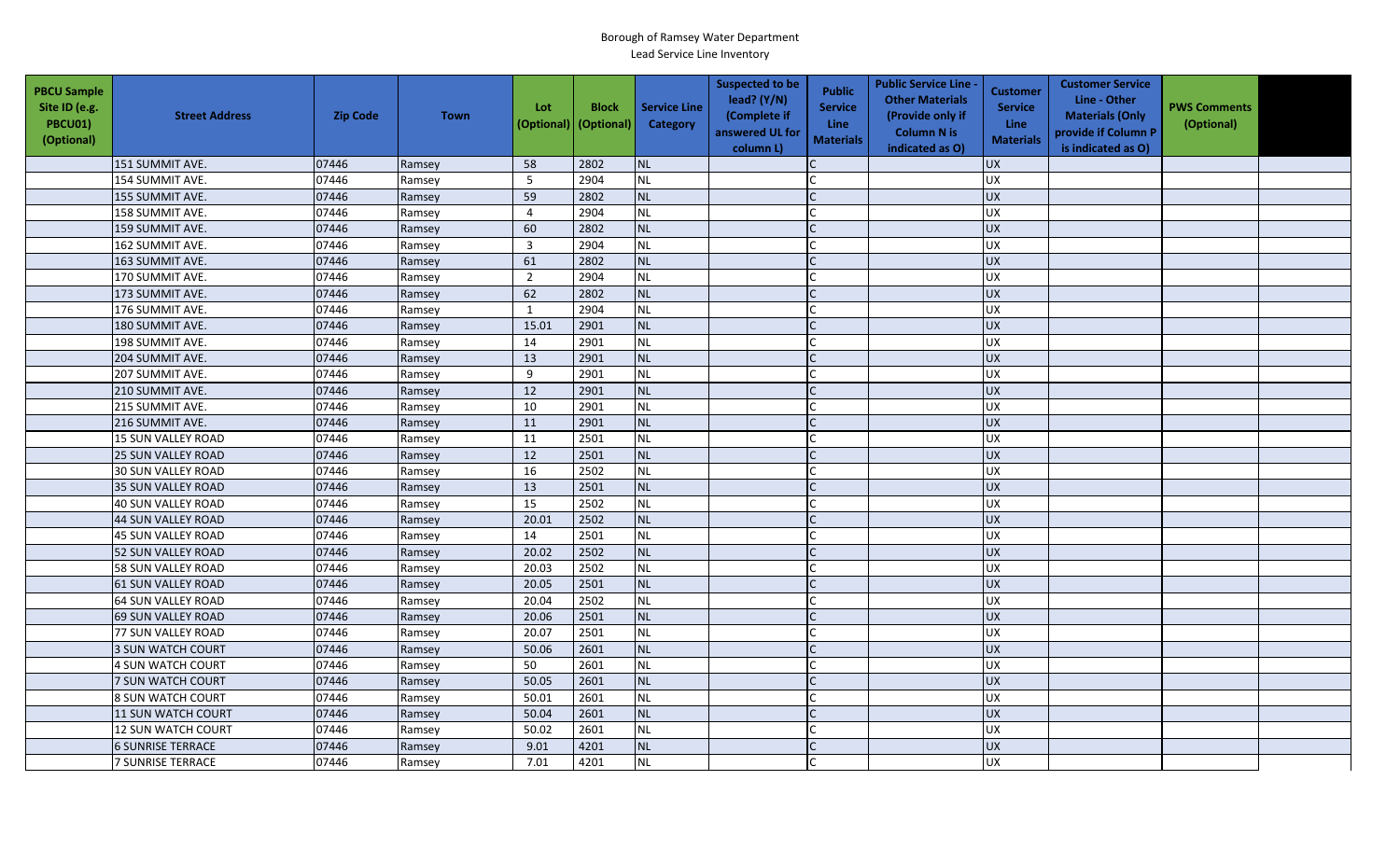Borough of Ramsey Water Department
Lead Service Line Inventory

| PBCU Sample Site ID (e.g. PBCU01) (Optional) | Street Address | Zip Code | Town | Lot (Optional) | Block (Optional) | Service Line Category | Suspected to be lead? (Y/N) (Complete if answered UL for column L) | Public Service Line Materials | Public Service Line - Other Materials (Provide only if Column N is indicated as O) | Customer Service Line Materials | Customer Service Line - Other Materials (Only provide if Column P is indicated as O) | PWS Comments (Optional) | |
|---|---|---|---|---|---|---|---|---|---|---|---|---|---|
| | 151 SUMMIT AVE. | 07446 | Ramsey | 58 | 2802 | NL | | C | | UX | | | |
| | 154 SUMMIT AVE. | 07446 | Ramsey | 5 | 2904 | NL | | C | | UX | | | |
| | 155 SUMMIT AVE. | 07446 | Ramsey | 59 | 2802 | NL | | C | | UX | | | |
| | 158 SUMMIT AVE. | 07446 | Ramsey | 4 | 2904 | NL | | C | | UX | | | |
| | 159 SUMMIT AVE. | 07446 | Ramsey | 60 | 2802 | NL | | C | | UX | | | |
| | 162 SUMMIT AVE. | 07446 | Ramsey | 3 | 2904 | NL | | C | | UX | | | |
| | 163 SUMMIT AVE. | 07446 | Ramsey | 61 | 2802 | NL | | C | | UX | | | |
| | 170 SUMMIT AVE. | 07446 | Ramsey | 2 | 2904 | NL | | C | | UX | | | |
| | 173 SUMMIT AVE. | 07446 | Ramsey | 62 | 2802 | NL | | C | | UX | | | |
| | 176 SUMMIT AVE. | 07446 | Ramsey | 1 | 2904 | NL | | C | | UX | | | |
| | 180 SUMMIT AVE. | 07446 | Ramsey | 15.01 | 2901 | NL | | C | | UX | | | |
| | 198 SUMMIT AVE. | 07446 | Ramsey | 14 | 2901 | NL | | C | | UX | | | |
| | 204 SUMMIT AVE. | 07446 | Ramsey | 13 | 2901 | NL | | C | | UX | | | |
| | 207 SUMMIT AVE. | 07446 | Ramsey | 9 | 2901 | NL | | C | | UX | | | |
| | 210 SUMMIT AVE. | 07446 | Ramsey | 12 | 2901 | NL | | C | | UX | | | |
| | 215 SUMMIT AVE. | 07446 | Ramsey | 10 | 2901 | NL | | C | | UX | | | |
| | 216 SUMMIT AVE. | 07446 | Ramsey | 11 | 2901 | NL | | C | | UX | | | |
| | 15 SUN VALLEY ROAD | 07446 | Ramsey | 11 | 2501 | NL | | C | | UX | | | |
| | 25 SUN VALLEY ROAD | 07446 | Ramsey | 12 | 2501 | NL | | C | | UX | | | |
| | 30 SUN VALLEY ROAD | 07446 | Ramsey | 16 | 2502 | NL | | C | | UX | | | |
| | 35 SUN VALLEY ROAD | 07446 | Ramsey | 13 | 2501 | NL | | C | | UX | | | |
| | 40 SUN VALLEY ROAD | 07446 | Ramsey | 15 | 2502 | NL | | C | | UX | | | |
| | 44 SUN VALLEY ROAD | 07446 | Ramsey | 20.01 | 2502 | NL | | C | | UX | | | |
| | 45 SUN VALLEY ROAD | 07446 | Ramsey | 14 | 2501 | NL | | C | | UX | | | |
| | 52 SUN VALLEY ROAD | 07446 | Ramsey | 20.02 | 2502 | NL | | C | | UX | | | |
| | 58 SUN VALLEY ROAD | 07446 | Ramsey | 20.03 | 2502 | NL | | C | | UX | | | |
| | 61 SUN VALLEY ROAD | 07446 | Ramsey | 20.05 | 2501 | NL | | C | | UX | | | |
| | 64 SUN VALLEY ROAD | 07446 | Ramsey | 20.04 | 2502 | NL | | C | | UX | | | |
| | 69 SUN VALLEY ROAD | 07446 | Ramsey | 20.06 | 2501 | NL | | C | | UX | | | |
| | 77 SUN VALLEY ROAD | 07446 | Ramsey | 20.07 | 2501 | NL | | C | | UX | | | |
| | 3 SUN WATCH COURT | 07446 | Ramsey | 50.06 | 2601 | NL | | C | | UX | | | |
| | 4 SUN WATCH COURT | 07446 | Ramsey | 50 | 2601 | NL | | C | | UX | | | |
| | 7 SUN WATCH COURT | 07446 | Ramsey | 50.05 | 2601 | NL | | C | | UX | | | |
| | 8 SUN WATCH COURT | 07446 | Ramsey | 50.01 | 2601 | NL | | C | | UX | | | |
| | 11 SUN WATCH COURT | 07446 | Ramsey | 50.04 | 2601 | NL | | C | | UX | | | |
| | 12 SUN WATCH COURT | 07446 | Ramsey | 50.02 | 2601 | NL | | C | | UX | | | |
| | 6 SUNRISE TERRACE | 07446 | Ramsey | 9.01 | 4201 | NL | | C | | UX | | | |
| | 7 SUNRISE TERRACE | 07446 | Ramsey | 7.01 | 4201 | NL | | C | | UX | | | |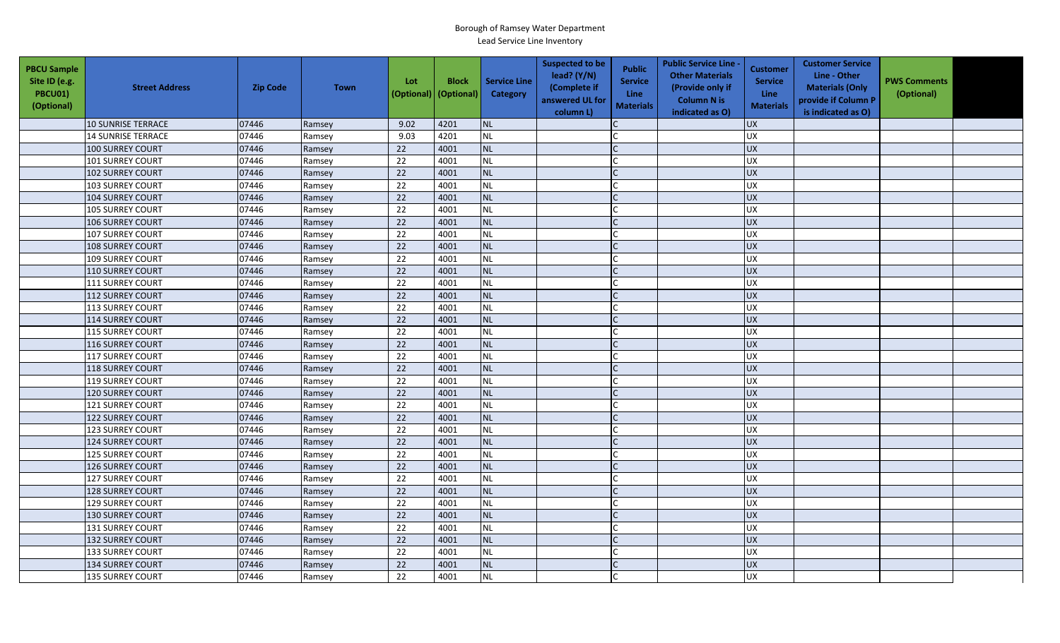Borough of Ramsey Water Department

Lead Service Line Inventory

| PBCU Sample Site ID (e.g. PBCU01) (Optional) | Street Address | Zip Code | Town | Lot (Optional) | Block (Optional) | Service Line Category | Suspected to be lead? (Y/N) (Complete if answered UL for column L) | Public Service Line Materials | Public Service Line - Other Materials (Provide only if Column N is indicated as O) | Customer Service Line Materials | Customer Service Line - Other Materials (Only provide if Column P is indicated as O) | PWS Comments (Optional) | |
|---|---|---|---|---|---|---|---|---|---|---|---|---|---|
| | 10 SUNRISE TERRACE | 07446 | Ramsey | 9.02 | 4201 | NL | | C | | UX | | | |
| | 14 SUNRISE TERRACE | 07446 | Ramsey | 9.03 | 4201 | NL | | C | | UX | | | |
| | 100 SURREY COURT | 07446 | Ramsey | 22 | 4001 | NL | | C | | UX | | | |
| | 101 SURREY COURT | 07446 | Ramsey | 22 | 4001 | NL | | C | | UX | | | |
| | 102 SURREY COURT | 07446 | Ramsey | 22 | 4001 | NL | | C | | UX | | | |
| | 103 SURREY COURT | 07446 | Ramsey | 22 | 4001 | NL | | C | | UX | | | |
| | 104 SURREY COURT | 07446 | Ramsey | 22 | 4001 | NL | | C | | UX | | | |
| | 105 SURREY COURT | 07446 | Ramsey | 22 | 4001 | NL | | C | | UX | | | |
| | 106 SURREY COURT | 07446 | Ramsey | 22 | 4001 | NL | | C | | UX | | | |
| | 107 SURREY COURT | 07446 | Ramsey | 22 | 4001 | NL | | C | | UX | | | |
| | 108 SURREY COURT | 07446 | Ramsey | 22 | 4001 | NL | | C | | UX | | | |
| | 109 SURREY COURT | 07446 | Ramsey | 22 | 4001 | NL | | C | | UX | | | |
| | 110 SURREY COURT | 07446 | Ramsey | 22 | 4001 | NL | | C | | UX | | | |
| | 111 SURREY COURT | 07446 | Ramsey | 22 | 4001 | NL | | C | | UX | | | |
| | 112 SURREY COURT | 07446 | Ramsey | 22 | 4001 | NL | | C | | UX | | | |
| | 113 SURREY COURT | 07446 | Ramsey | 22 | 4001 | NL | | C | | UX | | | |
| | 114 SURREY COURT | 07446 | Ramsey | 22 | 4001 | NL | | C | | UX | | | |
| | 115 SURREY COURT | 07446 | Ramsey | 22 | 4001 | NL | | C | | UX | | | |
| | 116 SURREY COURT | 07446 | Ramsey | 22 | 4001 | NL | | C | | UX | | | |
| | 117 SURREY COURT | 07446 | Ramsey | 22 | 4001 | NL | | C | | UX | | | |
| | 118 SURREY COURT | 07446 | Ramsey | 22 | 4001 | NL | | C | | UX | | | |
| | 119 SURREY COURT | 07446 | Ramsey | 22 | 4001 | NL | | C | | UX | | | |
| | 120 SURREY COURT | 07446 | Ramsey | 22 | 4001 | NL | | C | | UX | | | |
| | 121 SURREY COURT | 07446 | Ramsey | 22 | 4001 | NL | | C | | UX | | | |
| | 122 SURREY COURT | 07446 | Ramsey | 22 | 4001 | NL | | C | | UX | | | |
| | 123 SURREY COURT | 07446 | Ramsey | 22 | 4001 | NL | | C | | UX | | | |
| | 124 SURREY COURT | 07446 | Ramsey | 22 | 4001 | NL | | C | | UX | | | |
| | 125 SURREY COURT | 07446 | Ramsey | 22 | 4001 | NL | | C | | UX | | | |
| | 126 SURREY COURT | 07446 | Ramsey | 22 | 4001 | NL | | C | | UX | | | |
| | 127 SURREY COURT | 07446 | Ramsey | 22 | 4001 | NL | | C | | UX | | | |
| | 128 SURREY COURT | 07446 | Ramsey | 22 | 4001 | NL | | C | | UX | | | |
| | 129 SURREY COURT | 07446 | Ramsey | 22 | 4001 | NL | | C | | UX | | | |
| | 130 SURREY COURT | 07446 | Ramsey | 22 | 4001 | NL | | C | | UX | | | |
| | 131 SURREY COURT | 07446 | Ramsey | 22 | 4001 | NL | | C | | UX | | | |
| | 132 SURREY COURT | 07446 | Ramsey | 22 | 4001 | NL | | C | | UX | | | |
| | 133 SURREY COURT | 07446 | Ramsey | 22 | 4001 | NL | | C | | UX | | | |
| | 134 SURREY COURT | 07446 | Ramsey | 22 | 4001 | NL | | C | | UX | | | |
| | 135 SURREY COURT | 07446 | Ramsey | 22 | 4001 | NL | | C | | UX | | | |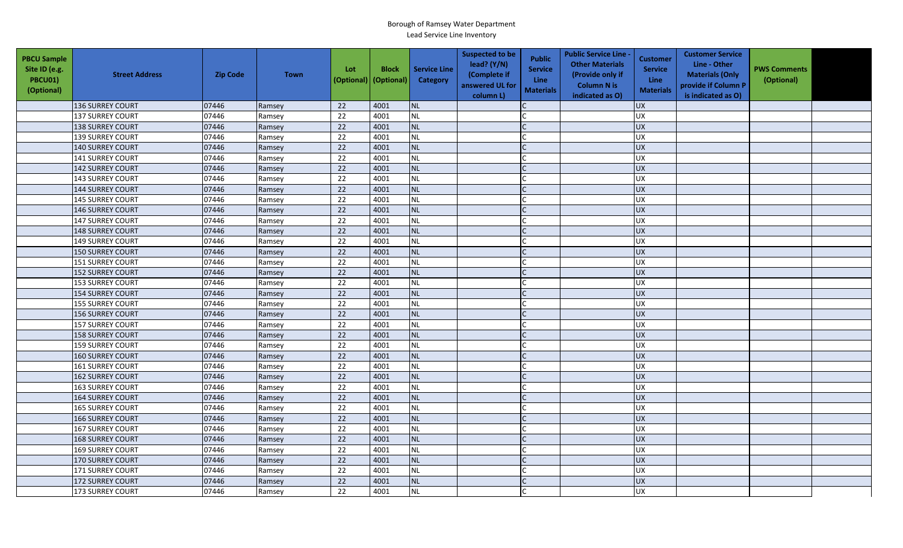Borough of Ramsey Water Department
Lead Service Line Inventory

| PBCU Sample Site ID (e.g. PBCU01) (Optional) | Street Address | Zip Code | Town | Lot (Optional) | Block (Optional) | Service Line Category | Suspected to be lead? (Y/N) (Complete if answered UL for column L) | Public Service Line Materials | Public Service Line - Other Materials (Provide only if Column N is indicated as O) | Customer Service Line Materials | Customer Service Line - Other Materials (Only provide if Column P is indicated as O) | PWS Comments (Optional) | |
|---|---|---|---|---|---|---|---|---|---|---|---|---|---|
| | 136 SURREY COURT | 07446 | Ramsey | 22 | 4001 | NL | | C | | UX | | | |
| | 137 SURREY COURT | 07446 | Ramsey | 22 | 4001 | NL | | C | | UX | | | |
| | 138 SURREY COURT | 07446 | Ramsey | 22 | 4001 | NL | | C | | UX | | | |
| | 139 SURREY COURT | 07446 | Ramsey | 22 | 4001 | NL | | C | | UX | | | |
| | 140 SURREY COURT | 07446 | Ramsey | 22 | 4001 | NL | | C | | UX | | | |
| | 141 SURREY COURT | 07446 | Ramsey | 22 | 4001 | NL | | C | | UX | | | |
| | 142 SURREY COURT | 07446 | Ramsey | 22 | 4001 | NL | | C | | UX | | | |
| | 143 SURREY COURT | 07446 | Ramsey | 22 | 4001 | NL | | C | | UX | | | |
| | 144 SURREY COURT | 07446 | Ramsey | 22 | 4001 | NL | | C | | UX | | | |
| | 145 SURREY COURT | 07446 | Ramsey | 22 | 4001 | NL | | C | | UX | | | |
| | 146 SURREY COURT | 07446 | Ramsey | 22 | 4001 | NL | | C | | UX | | | |
| | 147 SURREY COURT | 07446 | Ramsey | 22 | 4001 | NL | | C | | UX | | | |
| | 148 SURREY COURT | 07446 | Ramsey | 22 | 4001 | NL | | C | | UX | | | |
| | 149 SURREY COURT | 07446 | Ramsey | 22 | 4001 | NL | | C | | UX | | | |
| | 150 SURREY COURT | 07446 | Ramsey | 22 | 4001 | NL | | C | | UX | | | |
| | 151 SURREY COURT | 07446 | Ramsey | 22 | 4001 | NL | | C | | UX | | | |
| | 152 SURREY COURT | 07446 | Ramsey | 22 | 4001 | NL | | C | | UX | | | |
| | 153 SURREY COURT | 07446 | Ramsey | 22 | 4001 | NL | | C | | UX | | | |
| | 154 SURREY COURT | 07446 | Ramsey | 22 | 4001 | NL | | C | | UX | | | |
| | 155 SURREY COURT | 07446 | Ramsey | 22 | 4001 | NL | | C | | UX | | | |
| | 156 SURREY COURT | 07446 | Ramsey | 22 | 4001 | NL | | C | | UX | | | |
| | 157 SURREY COURT | 07446 | Ramsey | 22 | 4001 | NL | | C | | UX | | | |
| | 158 SURREY COURT | 07446 | Ramsey | 22 | 4001 | NL | | C | | UX | | | |
| | 159 SURREY COURT | 07446 | Ramsey | 22 | 4001 | NL | | C | | UX | | | |
| | 160 SURREY COURT | 07446 | Ramsey | 22 | 4001 | NL | | C | | UX | | | |
| | 161 SURREY COURT | 07446 | Ramsey | 22 | 4001 | NL | | C | | UX | | | |
| | 162 SURREY COURT | 07446 | Ramsey | 22 | 4001 | NL | | C | | UX | | | |
| | 163 SURREY COURT | 07446 | Ramsey | 22 | 4001 | NL | | C | | UX | | | |
| | 164 SURREY COURT | 07446 | Ramsey | 22 | 4001 | NL | | C | | UX | | | |
| | 165 SURREY COURT | 07446 | Ramsey | 22 | 4001 | NL | | C | | UX | | | |
| | 166 SURREY COURT | 07446 | Ramsey | 22 | 4001 | NL | | C | | UX | | | |
| | 167 SURREY COURT | 07446 | Ramsey | 22 | 4001 | NL | | C | | UX | | | |
| | 168 SURREY COURT | 07446 | Ramsey | 22 | 4001 | NL | | C | | UX | | | |
| | 169 SURREY COURT | 07446 | Ramsey | 22 | 4001 | NL | | C | | UX | | | |
| | 170 SURREY COURT | 07446 | Ramsey | 22 | 4001 | NL | | C | | UX | | | |
| | 171 SURREY COURT | 07446 | Ramsey | 22 | 4001 | NL | | C | | UX | | | |
| | 172 SURREY COURT | 07446 | Ramsey | 22 | 4001 | NL | | C | | UX | | | |
| | 173 SURREY COURT | 07446 | Ramsey | 22 | 4001 | NL | | C | | UX | | | |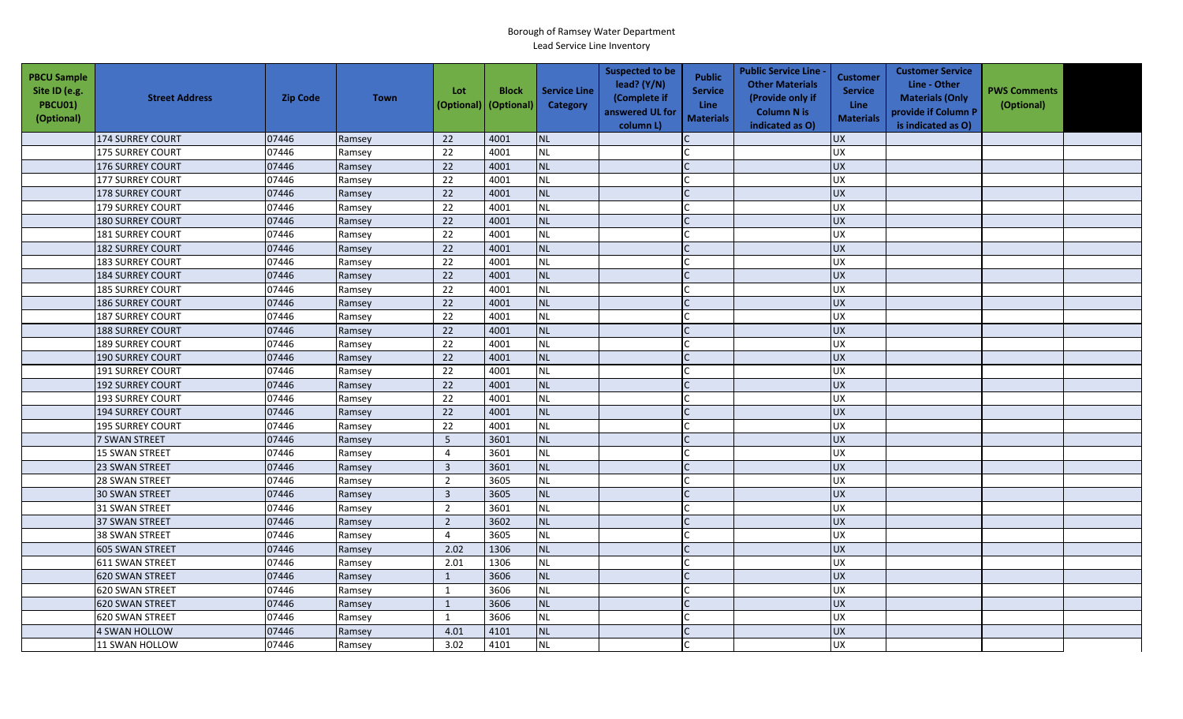Borough of Ramsey Water Department
Lead Service Line Inventory

| PBCU Sample Site ID (e.g. PBCU01) (Optional) | Street Address | Zip Code | Town | Lot (Optional) | Block (Optional) | Service Line Category | Suspected to be lead? (Y/N) (Complete if answered UL for column L) | Public Service Line Materials | Public Service Line - Other Materials (Provide only if Column N is indicated as O) | Customer Service Line Materials | Customer Service Line - Other Materials (Only provide if Column P is indicated as O) | PWS Comments (Optional) | |
|---|---|---|---|---|---|---|---|---|---|---|---|---|---|
| | 174 SURREY COURT | 07446 | Ramsey | 22 | 4001 | NL | | C | | UX | | | |
| | 175 SURREY COURT | 07446 | Ramsey | 22 | 4001 | NL | | C | | UX | | | |
| | 176 SURREY COURT | 07446 | Ramsey | 22 | 4001 | NL | | C | | UX | | | |
| | 177 SURREY COURT | 07446 | Ramsey | 22 | 4001 | NL | | C | | UX | | | |
| | 178 SURREY COURT | 07446 | Ramsey | 22 | 4001 | NL | | C | | UX | | | |
| | 179 SURREY COURT | 07446 | Ramsey | 22 | 4001 | NL | | C | | UX | | | |
| | 180 SURREY COURT | 07446 | Ramsey | 22 | 4001 | NL | | C | | UX | | | |
| | 181 SURREY COURT | 07446 | Ramsey | 22 | 4001 | NL | | C | | UX | | | |
| | 182 SURREY COURT | 07446 | Ramsey | 22 | 4001 | NL | | C | | UX | | | |
| | 183 SURREY COURT | 07446 | Ramsey | 22 | 4001 | NL | | C | | UX | | | |
| | 184 SURREY COURT | 07446 | Ramsey | 22 | 4001 | NL | | C | | UX | | | |
| | 185 SURREY COURT | 07446 | Ramsey | 22 | 4001 | NL | | C | | UX | | | |
| | 186 SURREY COURT | 07446 | Ramsey | 22 | 4001 | NL | | C | | UX | | | |
| | 187 SURREY COURT | 07446 | Ramsey | 22 | 4001 | NL | | C | | UX | | | |
| | 188 SURREY COURT | 07446 | Ramsey | 22 | 4001 | NL | | C | | UX | | | |
| | 189 SURREY COURT | 07446 | Ramsey | 22 | 4001 | NL | | C | | UX | | | |
| | 190 SURREY COURT | 07446 | Ramsey | 22 | 4001 | NL | | C | | UX | | | |
| | 191 SURREY COURT | 07446 | Ramsey | 22 | 4001 | NL | | C | | UX | | | |
| | 192 SURREY COURT | 07446 | Ramsey | 22 | 4001 | NL | | C | | UX | | | |
| | 193 SURREY COURT | 07446 | Ramsey | 22 | 4001 | NL | | C | | UX | | | |
| | 194 SURREY COURT | 07446 | Ramsey | 22 | 4001 | NL | | C | | UX | | | |
| | 195 SURREY COURT | 07446 | Ramsey | 22 | 4001 | NL | | C | | UX | | | |
| | 7 SWAN STREET | 07446 | Ramsey | 5 | 3601 | NL | | C | | UX | | | |
| | 15 SWAN STREET | 07446 | Ramsey | 4 | 3601 | NL | | C | | UX | | | |
| | 23 SWAN STREET | 07446 | Ramsey | 3 | 3601 | NL | | C | | UX | | | |
| | 28 SWAN STREET | 07446 | Ramsey | 2 | 3605 | NL | | C | | UX | | | |
| | 30 SWAN STREET | 07446 | Ramsey | 3 | 3605 | NL | | C | | UX | | | |
| | 31 SWAN STREET | 07446 | Ramsey | 2 | 3601 | NL | | C | | UX | | | |
| | 37 SWAN STREET | 07446 | Ramsey | 2 | 3602 | NL | | C | | UX | | | |
| | 38 SWAN STREET | 07446 | Ramsey | 4 | 3605 | NL | | C | | UX | | | |
| | 605 SWAN STREET | 07446 | Ramsey | 2.02 | 1306 | NL | | C | | UX | | | |
| | 611 SWAN STREET | 07446 | Ramsey | 2.01 | 1306 | NL | | C | | UX | | | |
| | 620 SWAN STREET | 07446 | Ramsey | 1 | 3606 | NL | | C | | UX | | | |
| | 620 SWAN STREET | 07446 | Ramsey | 1 | 3606 | NL | | C | | UX | | | |
| | 620 SWAN STREET | 07446 | Ramsey | 1 | 3606 | NL | | C | | UX | | | |
| | 620 SWAN STREET | 07446 | Ramsey | 1 | 3606 | NL | | C | | UX | | | |
| | 4 SWAN HOLLOW | 07446 | Ramsey | 4.01 | 4101 | NL | | C | | UX | | | |
| | 11 SWAN HOLLOW | 07446 | Ramsey | 3.02 | 4101 | NL | | C | | UX | | | |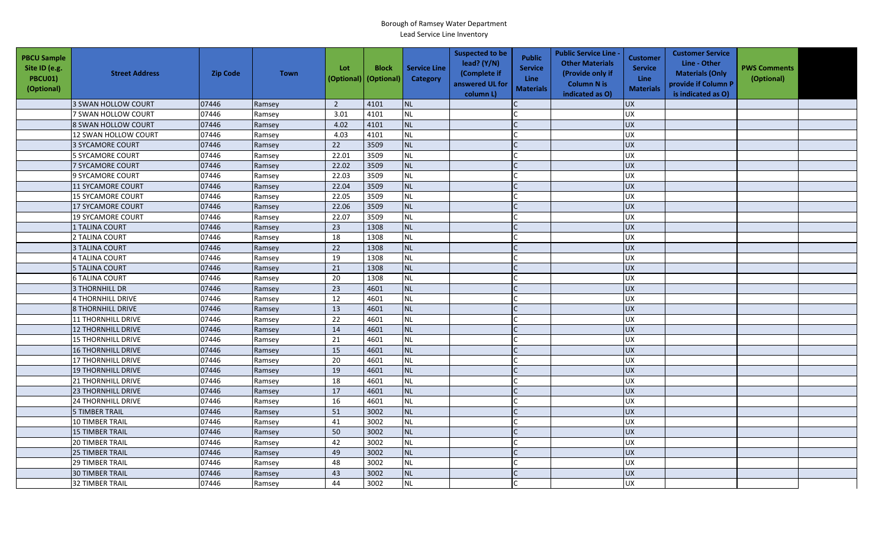Borough of Ramsey Water Department
Lead Service Line Inventory

| PBCU Sample Site ID (e.g. PBCU01) (Optional) | Street Address | Zip Code | Town | Lot (Optional) | Block (Optional) | Service Line Category | Suspected to be lead? (Y/N) (Complete if answered UL for column L) | Public Service Line Materials | Public Service Line - Other Materials (Provide only if Column N is indicated as O) | Customer Service Line Materials | Customer Service Line - Other Materials (Only provide if Column P is indicated as O) | PWS Comments (Optional) | |
|---|---|---|---|---|---|---|---|---|---|---|---|---|---|
| | 3 SWAN HOLLOW COURT | 07446 | Ramsey | 2 | 4101 | NL | | C | | UX | | | |
| | 7 SWAN HOLLOW COURT | 07446 | Ramsey | 3.01 | 4101 | NL | | C | | UX | | | |
| | 8 SWAN HOLLOW COURT | 07446 | Ramsey | 4.02 | 4101 | NL | | C | | UX | | | |
| | 12 SWAN HOLLOW COURT | 07446 | Ramsey | 4.03 | 4101 | NL | | C | | UX | | | |
| | 3 SYCAMORE COURT | 07446 | Ramsey | 22 | 3509 | NL | | C | | UX | | | |
| | 5 SYCAMORE COURT | 07446 | Ramsey | 22.01 | 3509 | NL | | C | | UX | | | |
| | 7 SYCAMORE COURT | 07446 | Ramsey | 22.02 | 3509 | NL | | C | | UX | | | |
| | 9 SYCAMORE COURT | 07446 | Ramsey | 22.03 | 3509 | NL | | C | | UX | | | |
| | 11 SYCAMORE COURT | 07446 | Ramsey | 22.04 | 3509 | NL | | C | | UX | | | |
| | 15 SYCAMORE COURT | 07446 | Ramsey | 22.05 | 3509 | NL | | C | | UX | | | |
| | 17 SYCAMORE COURT | 07446 | Ramsey | 22.06 | 3509 | NL | | C | | UX | | | |
| | 19 SYCAMORE COURT | 07446 | Ramsey | 22.07 | 3509 | NL | | C | | UX | | | |
| | 1 TALINA COURT | 07446 | Ramsey | 23 | 1308 | NL | | C | | UX | | | |
| | 2 TALINA COURT | 07446 | Ramsey | 18 | 1308 | NL | | C | | UX | | | |
| | 3 TALINA COURT | 07446 | Ramsey | 22 | 1308 | NL | | C | | UX | | | |
| | 4 TALINA COURT | 07446 | Ramsey | 19 | 1308 | NL | | C | | UX | | | |
| | 5 TALINA COURT | 07446 | Ramsey | 21 | 1308 | NL | | C | | UX | | | |
| | 6 TALINA COURT | 07446 | Ramsey | 20 | 1308 | NL | | C | | UX | | | |
| | 3 THORNHILL DR | 07446 | Ramsey | 23 | 4601 | NL | | C | | UX | | | |
| | 4 THORNHILL DRIVE | 07446 | Ramsey | 12 | 4601 | NL | | C | | UX | | | |
| | 8 THORNHILL DRIVE | 07446 | Ramsey | 13 | 4601 | NL | | C | | UX | | | |
| | 11 THORNHILL DRIVE | 07446 | Ramsey | 22 | 4601 | NL | | C | | UX | | | |
| | 12 THORNHILL DRIVE | 07446 | Ramsey | 14 | 4601 | NL | | C | | UX | | | |
| | 15 THORNHILL DRIVE | 07446 | Ramsey | 21 | 4601 | NL | | C | | UX | | | |
| | 16 THORNHILL DRIVE | 07446 | Ramsey | 15 | 4601 | NL | | C | | UX | | | |
| | 17 THORNHILL DRIVE | 07446 | Ramsey | 20 | 4601 | NL | | C | | UX | | | |
| | 19 THORNHILL DRIVE | 07446 | Ramsey | 19 | 4601 | NL | | C | | UX | | | |
| | 21 THORNHILL DRIVE | 07446 | Ramsey | 18 | 4601 | NL | | C | | UX | | | |
| | 23 THORNHILL DRIVE | 07446 | Ramsey | 17 | 4601 | NL | | C | | UX | | | |
| | 24 THORNHILL DRIVE | 07446 | Ramsey | 16 | 4601 | NL | | C | | UX | | | |
| | 5 TIMBER TRAIL | 07446 | Ramsey | 51 | 3002 | NL | | C | | UX | | | |
| | 10 TIMBER TRAIL | 07446 | Ramsey | 41 | 3002 | NL | | C | | UX | | | |
| | 15 TIMBER TRAIL | 07446 | Ramsey | 50 | 3002 | NL | | C | | UX | | | |
| | 20 TIMBER TRAIL | 07446 | Ramsey | 42 | 3002 | NL | | C | | UX | | | |
| | 25 TIMBER TRAIL | 07446 | Ramsey | 49 | 3002 | NL | | C | | UX | | | |
| | 29 TIMBER TRAIL | 07446 | Ramsey | 48 | 3002 | NL | | C | | UX | | | |
| | 30 TIMBER TRAIL | 07446 | Ramsey | 43 | 3002 | NL | | C | | UX | | | |
| | 32 TIMBER TRAIL | 07446 | Ramsey | 44 | 3002 | NL | | C | | UX | | | |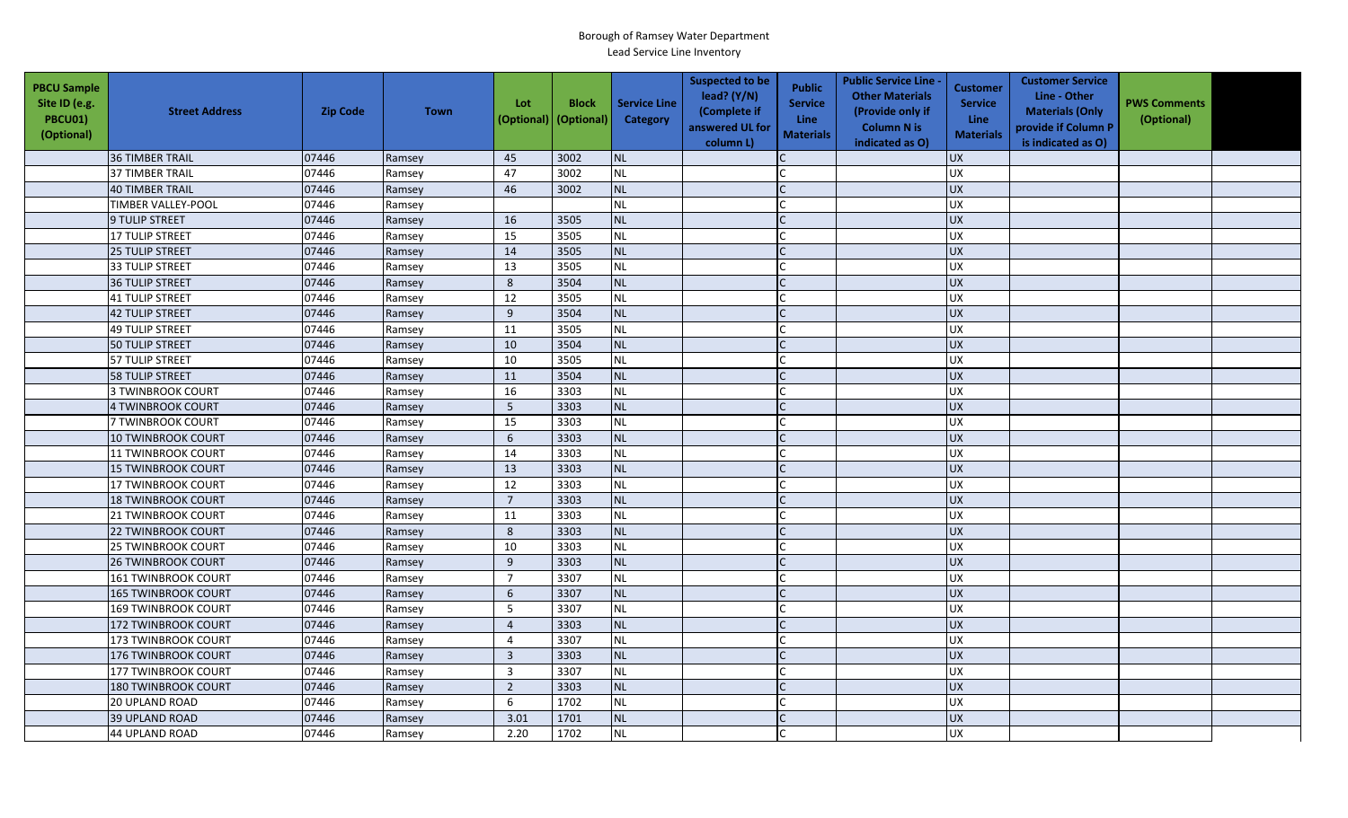Borough of Ramsey Water Department
Lead Service Line Inventory

| PBCU Sample Site ID (e.g. PBCU01) (Optional) | Street Address | Zip Code | Town | Lot (Optional) | Block (Optional) | Service Line Category | Suspected to be lead? (Y/N) (Complete if answered UL for column L) | Public Service Line Materials | Public Service Line - Other Materials (Provide only if Column N is indicated as O) | Customer Service Line Materials | Customer Service Line - Other Materials (Only provide if Column P is indicated as O) | PWS Comments (Optional) | |
|---|---|---|---|---|---|---|---|---|---|---|---|---|---|
| | 36 TIMBER TRAIL | 07446 | Ramsey | 45 | 3002 | NL | | C | | UX | | | |
| | 37 TIMBER TRAIL | 07446 | Ramsey | 47 | 3002 | NL | | C | | UX | | | |
| | 40 TIMBER TRAIL | 07446 | Ramsey | 46 | 3002 | NL | | C | | UX | | | |
| | TIMBER VALLEY-POOL | 07446 | Ramsey | | | NL | | C | | UX | | | |
| | 9 TULIP STREET | 07446 | Ramsey | 16 | 3505 | NL | | C | | UX | | | |
| | 17 TULIP STREET | 07446 | Ramsey | 15 | 3505 | NL | | C | | UX | | | |
| | 25 TULIP STREET | 07446 | Ramsey | 14 | 3505 | NL | | C | | UX | | | |
| | 33 TULIP STREET | 07446 | Ramsey | 13 | 3505 | NL | | C | | UX | | | |
| | 36 TULIP STREET | 07446 | Ramsey | 8 | 3504 | NL | | C | | UX | | | |
| | 41 TULIP STREET | 07446 | Ramsey | 12 | 3505 | NL | | C | | UX | | | |
| | 42 TULIP STREET | 07446 | Ramsey | 9 | 3504 | NL | | C | | UX | | | |
| | 49 TULIP STREET | 07446 | Ramsey | 11 | 3505 | NL | | C | | UX | | | |
| | 50 TULIP STREET | 07446 | Ramsey | 10 | 3504 | NL | | C | | UX | | | |
| | 57 TULIP STREET | 07446 | Ramsey | 10 | 3505 | NL | | C | | UX | | | |
| | 58 TULIP STREET | 07446 | Ramsey | 11 | 3504 | NL | | C | | UX | | | |
| | 3 TWINBROOK COURT | 07446 | Ramsey | 16 | 3303 | NL | | C | | UX | | | |
| | 4 TWINBROOK COURT | 07446 | Ramsey | 5 | 3303 | NL | | C | | UX | | | |
| | 7 TWINBROOK COURT | 07446 | Ramsey | 15 | 3303 | NL | | C | | UX | | | |
| | 10 TWINBROOK COURT | 07446 | Ramsey | 6 | 3303 | NL | | C | | UX | | | |
| | 11 TWINBROOK COURT | 07446 | Ramsey | 14 | 3303 | NL | | C | | UX | | | |
| | 15 TWINBROOK COURT | 07446 | Ramsey | 13 | 3303 | NL | | C | | UX | | | |
| | 17 TWINBROOK COURT | 07446 | Ramsey | 12 | 3303 | NL | | C | | UX | | | |
| | 18 TWINBROOK COURT | 07446 | Ramsey | 7 | 3303 | NL | | C | | UX | | | |
| | 21 TWINBROOK COURT | 07446 | Ramsey | 11 | 3303 | NL | | C | | UX | | | |
| | 22 TWINBROOK COURT | 07446 | Ramsey | 8 | 3303 | NL | | C | | UX | | | |
| | 25 TWINBROOK COURT | 07446 | Ramsey | 10 | 3303 | NL | | C | | UX | | | |
| | 26 TWINBROOK COURT | 07446 | Ramsey | 9 | 3303 | NL | | C | | UX | | | |
| | 161 TWINBROOK COURT | 07446 | Ramsey | 7 | 3307 | NL | | C | | UX | | | |
| | 165 TWINBROOK COURT | 07446 | Ramsey | 6 | 3307 | NL | | C | | UX | | | |
| | 169 TWINBROOK COURT | 07446 | Ramsey | 5 | 3307 | NL | | C | | UX | | | |
| | 172 TWINBROOK COURT | 07446 | Ramsey | 4 | 3303 | NL | | C | | UX | | | |
| | 173 TWINBROOK COURT | 07446 | Ramsey | 4 | 3307 | NL | | C | | UX | | | |
| | 176 TWINBROOK COURT | 07446 | Ramsey | 3 | 3303 | NL | | C | | UX | | | |
| | 177 TWINBROOK COURT | 07446 | Ramsey | 3 | 3307 | NL | | C | | UX | | | |
| | 180 TWINBROOK COURT | 07446 | Ramsey | 2 | 3303 | NL | | C | | UX | | | |
| | 20 UPLAND ROAD | 07446 | Ramsey | 6 | 1702 | NL | | C | | UX | | | |
| | 39 UPLAND ROAD | 07446 | Ramsey | 3.01 | 1701 | NL | | C | | UX | | | |
| | 44 UPLAND ROAD | 07446 | Ramsey | 2.20 | 1702 | NL | | C | | UX | | | |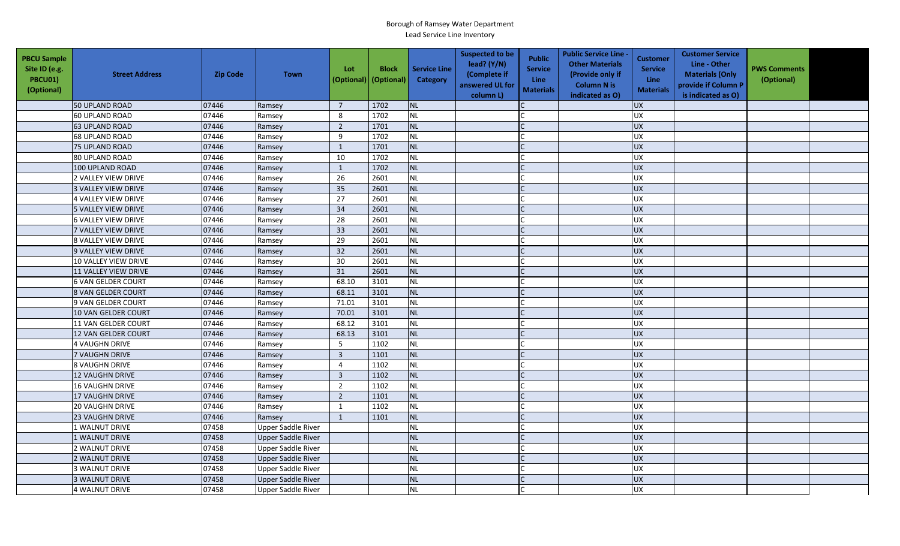Borough of Ramsey Water Department
Lead Service Line Inventory

| PBCU Sample Site ID (e.g. PBCU01) (Optional) | Street Address | Zip Code | Town | Lot (Optional) | Block (Optional) | Service Line Category | Suspected to be lead? (Y/N) (Complete if answered UL for column L) | Public Service Line Materials | Public Service Line - Other Materials (Provide only if Column N is indicated as O) | Customer Service Line Materials | Customer Service Line - Other Materials (Only provide if Column P is indicated as O) | PWS Comments (Optional) | |
|---|---|---|---|---|---|---|---|---|---|---|---|---|---|
| | 50 UPLAND ROAD | 07446 | Ramsey | 7 | 1702 | NL | | C | | UX | | | |
| | 60 UPLAND ROAD | 07446 | Ramsey | 8 | 1702 | NL | | C | | UX | | | |
| | 63 UPLAND ROAD | 07446 | Ramsey | 2 | 1701 | NL | | C | | UX | | | |
| | 68 UPLAND ROAD | 07446 | Ramsey | 9 | 1702 | NL | | C | | UX | | | |
| | 75 UPLAND ROAD | 07446 | Ramsey | 1 | 1701 | NL | | C | | UX | | | |
| | 80 UPLAND ROAD | 07446 | Ramsey | 10 | 1702 | NL | | C | | UX | | | |
| | 100 UPLAND ROAD | 07446 | Ramsey | 1 | 1702 | NL | | C | | UX | | | |
| | 2 VALLEY VIEW DRIVE | 07446 | Ramsey | 26 | 2601 | NL | | C | | UX | | | |
| | 3 VALLEY VIEW DRIVE | 07446 | Ramsey | 35 | 2601 | NL | | C | | UX | | | |
| | 4 VALLEY VIEW DRIVE | 07446 | Ramsey | 27 | 2601 | NL | | C | | UX | | | |
| | 5 VALLEY VIEW DRIVE | 07446 | Ramsey | 34 | 2601 | NL | | C | | UX | | | |
| | 6 VALLEY VIEW DRIVE | 07446 | Ramsey | 28 | 2601 | NL | | C | | UX | | | |
| | 7 VALLEY VIEW DRIVE | 07446 | Ramsey | 33 | 2601 | NL | | C | | UX | | | |
| | 8 VALLEY VIEW DRIVE | 07446 | Ramsey | 29 | 2601 | NL | | C | | UX | | | |
| | 9 VALLEY VIEW DRIVE | 07446 | Ramsey | 32 | 2601 | NL | | C | | UX | | | |
| | 10 VALLEY VIEW DRIVE | 07446 | Ramsey | 30 | 2601 | NL | | C | | UX | | | |
| | 11 VALLEY VIEW DRIVE | 07446 | Ramsey | 31 | 2601 | NL | | C | | UX | | | |
| | 6 VAN GELDER COURT | 07446 | Ramsey | 68.10 | 3101 | NL | | C | | UX | | | |
| | 8 VAN GELDER COURT | 07446 | Ramsey | 68.11 | 3101 | NL | | C | | UX | | | |
| | 9 VAN GELDER COURT | 07446 | Ramsey | 71.01 | 3101 | NL | | C | | UX | | | |
| | 10 VAN GELDER COURT | 07446 | Ramsey | 70.01 | 3101 | NL | | C | | UX | | | |
| | 11 VAN GELDER COURT | 07446 | Ramsey | 68.12 | 3101 | NL | | C | | UX | | | |
| | 12 VAN GELDER COURT | 07446 | Ramsey | 68.13 | 3101 | NL | | C | | UX | | | |
| | 4 VAUGHN DRIVE | 07446 | Ramsey | 5 | 1102 | NL | | C | | UX | | | |
| | 7 VAUGHN DRIVE | 07446 | Ramsey | 3 | 1101 | NL | | C | | UX | | | |
| | 8 VAUGHN DRIVE | 07446 | Ramsey | 4 | 1102 | NL | | C | | UX | | | |
| | 12 VAUGHN DRIVE | 07446 | Ramsey | 3 | 1102 | NL | | C | | UX | | | |
| | 16 VAUGHN DRIVE | 07446 | Ramsey | 2 | 1102 | NL | | C | | UX | | | |
| | 17 VAUGHN DRIVE | 07446 | Ramsey | 2 | 1101 | NL | | C | | UX | | | |
| | 20 VAUGHN DRIVE | 07446 | Ramsey | 1 | 1102 | NL | | C | | UX | | | |
| | 23 VAUGHN DRIVE | 07446 | Ramsey | 1 | 1101 | NL | | C | | UX | | | |
| | 1 WALNUT DRIVE | 07458 | Upper Saddle River | | | NL | | C | | UX | | | |
| | 1 WALNUT DRIVE | 07458 | Upper Saddle River | | | NL | | C | | UX | | | |
| | 2 WALNUT DRIVE | 07458 | Upper Saddle River | | | NL | | C | | UX | | | |
| | 2 WALNUT DRIVE | 07458 | Upper Saddle River | | | NL | | C | | UX | | | |
| | 3 WALNUT DRIVE | 07458 | Upper Saddle River | | | NL | | C | | UX | | | |
| | 3 WALNUT DRIVE | 07458 | Upper Saddle River | | | NL | | C | | UX | | | |
| | 4 WALNUT DRIVE | 07458 | Upper Saddle River | | | NL | | C | | UX | | | |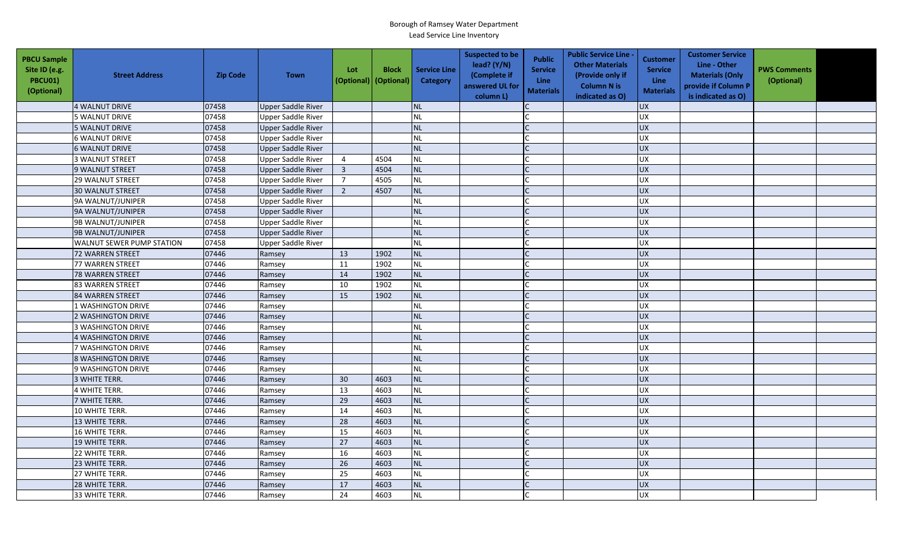Borough of Ramsey Water Department
Lead Service Line Inventory

| PBCU Sample Site ID (e.g. PBCU01) (Optional) | Street Address | Zip Code | Town | Lot (Optional) | Block (Optional) | Service Line Category | Suspected to be lead? (Y/N) (Complete if answered UL for column L) | Public Service Line Materials | Public Service Line - Other Materials (Provide only if Column N is indicated as O) | Customer Service Line Materials | Customer Service Line - Other Materials (Only provide if Column P is indicated as O) | PWS Comments (Optional) | |
|---|---|---|---|---|---|---|---|---|---|---|---|---|---|
| | 4 WALNUT DRIVE | 07458 | Upper Saddle River | | | NL | | C | | UX | | | |
| | 5 WALNUT DRIVE | 07458 | Upper Saddle River | | | NL | | C | | UX | | | |
| | 5 WALNUT DRIVE | 07458 | Upper Saddle River | | | NL | | C | | UX | | | |
| | 6 WALNUT DRIVE | 07458 | Upper Saddle River | | | NL | | C | | UX | | | |
| | 6 WALNUT DRIVE | 07458 | Upper Saddle River | | | NL | | C | | UX | | | |
| | 3 WALNUT STREET | 07458 | Upper Saddle River | 4 | 4504 | NL | | C | | UX | | | |
| | 9 WALNUT STREET | 07458 | Upper Saddle River | 3 | 4504 | NL | | C | | UX | | | |
| | 29 WALNUT STREET | 07458 | Upper Saddle River | 7 | 4505 | NL | | C | | UX | | | |
| | 30 WALNUT STREET | 07458 | Upper Saddle River | 2 | 4507 | NL | | C | | UX | | | |
| | 9A WALNUT/JUNIPER | 07458 | Upper Saddle River | | | NL | | C | | UX | | | |
| | 9A WALNUT/JUNIPER | 07458 | Upper Saddle River | | | NL | | C | | UX | | | |
| | 9B WALNUT/JUNIPER | 07458 | Upper Saddle River | | | NL | | C | | UX | | | |
| | 9B WALNUT/JUNIPER | 07458 | Upper Saddle River | | | NL | | C | | UX | | | |
| | WALNUT SEWER PUMP STATION | 07458 | Upper Saddle River | | | NL | | C | | UX | | | |
| | 72 WARREN STREET | 07446 | Ramsey | 13 | 1902 | NL | | C | | UX | | | |
| | 77 WARREN STREET | 07446 | Ramsey | 11 | 1902 | NL | | C | | UX | | | |
| | 78 WARREN STREET | 07446 | Ramsey | 14 | 1902 | NL | | C | | UX | | | |
| | 83 WARREN STREET | 07446 | Ramsey | 10 | 1902 | NL | | C | | UX | | | |
| | 84 WARREN STREET | 07446 | Ramsey | 15 | 1902 | NL | | C | | UX | | | |
| | 1 WASHINGTON DRIVE | 07446 | Ramsey | | | NL | | C | | UX | | | |
| | 2 WASHINGTON DRIVE | 07446 | Ramsey | | | NL | | C | | UX | | | |
| | 3 WASHINGTON DRIVE | 07446 | Ramsey | | | NL | | C | | UX | | | |
| | 4 WASHINGTON DRIVE | 07446 | Ramsey | | | NL | | C | | UX | | | |
| | 7 WASHINGTON DRIVE | 07446 | Ramsey | | | NL | | C | | UX | | | |
| | 8 WASHINGTON DRIVE | 07446 | Ramsey | | | NL | | C | | UX | | | |
| | 9 WASHINGTON DRIVE | 07446 | Ramsey | | | NL | | C | | UX | | | |
| | 3 WHITE TERR. | 07446 | Ramsey | 30 | 4603 | NL | | C | | UX | | | |
| | 4 WHITE TERR. | 07446 | Ramsey | 13 | 4603 | NL | | C | | UX | | | |
| | 7 WHITE TERR. | 07446 | Ramsey | 29 | 4603 | NL | | C | | UX | | | |
| | 10 WHITE TERR. | 07446 | Ramsey | 14 | 4603 | NL | | C | | UX | | | |
| | 13 WHITE TERR. | 07446 | Ramsey | 28 | 4603 | NL | | C | | UX | | | |
| | 16 WHITE TERR. | 07446 | Ramsey | 15 | 4603 | NL | | C | | UX | | | |
| | 19 WHITE TERR. | 07446 | Ramsey | 27 | 4603 | NL | | C | | UX | | | |
| | 22 WHITE TERR. | 07446 | Ramsey | 16 | 4603 | NL | | C | | UX | | | |
| | 23 WHITE TERR. | 07446 | Ramsey | 26 | 4603 | NL | | C | | UX | | | |
| | 27 WHITE TERR. | 07446 | Ramsey | 25 | 4603 | NL | | C | | UX | | | |
| | 28 WHITE TERR. | 07446 | Ramsey | 17 | 4603 | NL | | C | | UX | | | |
| | 33 WHITE TERR. | 07446 | Ramsey | 24 | 4603 | NL | | C | | UX | | | |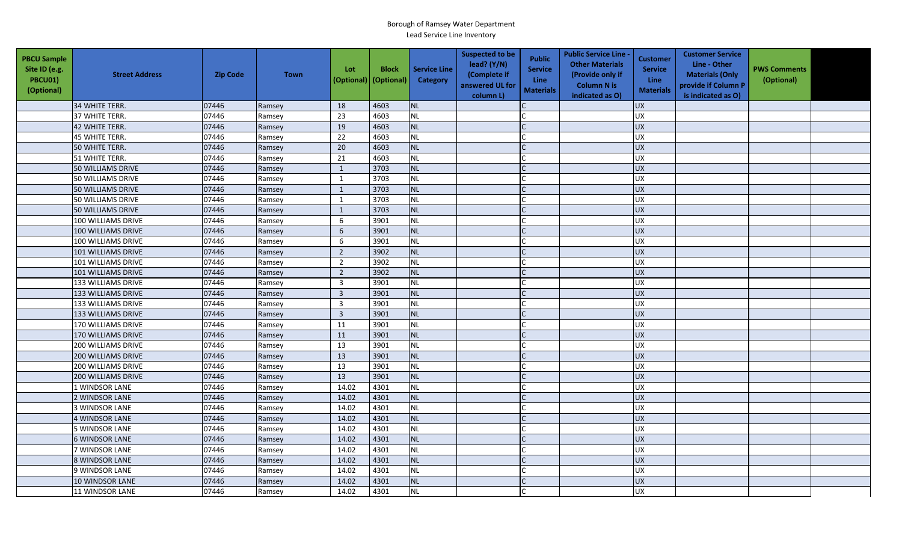Borough of Ramsey Water Department
Lead Service Line Inventory

| PBCU Sample Site ID (e.g. PBCU01) (Optional) | Street Address | Zip Code | Town | Lot (Optional) | Block (Optional) | Service Line Category | Suspected to be lead? (Y/N) (Complete if answered UL for column L) | Public Service Line Materials | Public Service Line - Other Materials (Provide only if Column N is indicated as O) | Customer Service Line Materials | Customer Service Line - Other Materials (Only provide if Column P is indicated as O) | PWS Comments (Optional) | |
|---|---|---|---|---|---|---|---|---|---|---|---|---|---|
| | 34 WHITE TERR. | 07446 | Ramsey | 18 | 4603 | NL | | C | | UX | | | |
| | 37 WHITE TERR. | 07446 | Ramsey | 23 | 4603 | NL | | C | | UX | | | |
| | 42 WHITE TERR. | 07446 | Ramsey | 19 | 4603 | NL | | C | | UX | | | |
| | 45 WHITE TERR. | 07446 | Ramsey | 22 | 4603 | NL | | C | | UX | | | |
| | 50 WHITE TERR. | 07446 | Ramsey | 20 | 4603 | NL | | C | | UX | | | |
| | 51 WHITE TERR. | 07446 | Ramsey | 21 | 4603 | NL | | C | | UX | | | |
| | 50 WILLIAMS DRIVE | 07446 | Ramsey | 1 | 3703 | NL | | C | | UX | | | |
| | 50 WILLIAMS DRIVE | 07446 | Ramsey | 1 | 3703 | NL | | C | | UX | | | |
| | 50 WILLIAMS DRIVE | 07446 | Ramsey | 1 | 3703 | NL | | C | | UX | | | |
| | 50 WILLIAMS DRIVE | 07446 | Ramsey | 1 | 3703 | NL | | C | | UX | | | |
| | 50 WILLIAMS DRIVE | 07446 | Ramsey | 1 | 3703 | NL | | C | | UX | | | |
| | 100 WILLIAMS DRIVE | 07446 | Ramsey | 6 | 3901 | NL | | C | | UX | | | |
| | 100 WILLIAMS DRIVE | 07446 | Ramsey | 6 | 3901 | NL | | C | | UX | | | |
| | 100 WILLIAMS DRIVE | 07446 | Ramsey | 6 | 3901 | NL | | C | | UX | | | |
| | 101 WILLIAMS DRIVE | 07446 | Ramsey | 2 | 3902 | NL | | C | | UX | | | |
| | 101 WILLIAMS DRIVE | 07446 | Ramsey | 2 | 3902 | NL | | C | | UX | | | |
| | 101 WILLIAMS DRIVE | 07446 | Ramsey | 2 | 3902 | NL | | C | | UX | | | |
| | 133 WILLIAMS DRIVE | 07446 | Ramsey | 3 | 3901 | NL | | C | | UX | | | |
| | 133 WILLIAMS DRIVE | 07446 | Ramsey | 3 | 3901 | NL | | C | | UX | | | |
| | 133 WILLIAMS DRIVE | 07446 | Ramsey | 3 | 3901 | NL | | C | | UX | | | |
| | 133 WILLIAMS DRIVE | 07446 | Ramsey | 3 | 3901 | NL | | C | | UX | | | |
| | 170 WILLIAMS DRIVE | 07446 | Ramsey | 11 | 3901 | NL | | C | | UX | | | |
| | 170 WILLIAMS DRIVE | 07446 | Ramsey | 11 | 3901 | NL | | C | | UX | | | |
| | 200 WILLIAMS DRIVE | 07446 | Ramsey | 13 | 3901 | NL | | C | | UX | | | |
| | 200 WILLIAMS DRIVE | 07446 | Ramsey | 13 | 3901 | NL | | C | | UX | | | |
| | 200 WILLIAMS DRIVE | 07446 | Ramsey | 13 | 3901 | NL | | C | | UX | | | |
| | 200 WILLIAMS DRIVE | 07446 | Ramsey | 13 | 3901 | NL | | C | | UX | | | |
| | 1 WINDSOR LANE | 07446 | Ramsey | 14.02 | 4301 | NL | | C | | UX | | | |
| | 2 WINDSOR LANE | 07446 | Ramsey | 14.02 | 4301 | NL | | C | | UX | | | |
| | 3 WINDSOR LANE | 07446 | Ramsey | 14.02 | 4301 | NL | | C | | UX | | | |
| | 4 WINDSOR LANE | 07446 | Ramsey | 14.02 | 4301 | NL | | C | | UX | | | |
| | 5 WINDSOR LANE | 07446 | Ramsey | 14.02 | 4301 | NL | | C | | UX | | | |
| | 6 WINDSOR LANE | 07446 | Ramsey | 14.02 | 4301 | NL | | C | | UX | | | |
| | 7 WINDSOR LANE | 07446 | Ramsey | 14.02 | 4301 | NL | | C | | UX | | | |
| | 8 WINDSOR LANE | 07446 | Ramsey | 14.02 | 4301 | NL | | C | | UX | | | |
| | 9 WINDSOR LANE | 07446 | Ramsey | 14.02 | 4301 | NL | | C | | UX | | | |
| | 10 WINDSOR LANE | 07446 | Ramsey | 14.02 | 4301 | NL | | C | | UX | | | |
| | 11 WINDSOR LANE | 07446 | Ramsey | 14.02 | 4301 | NL | | C | | UX | | | |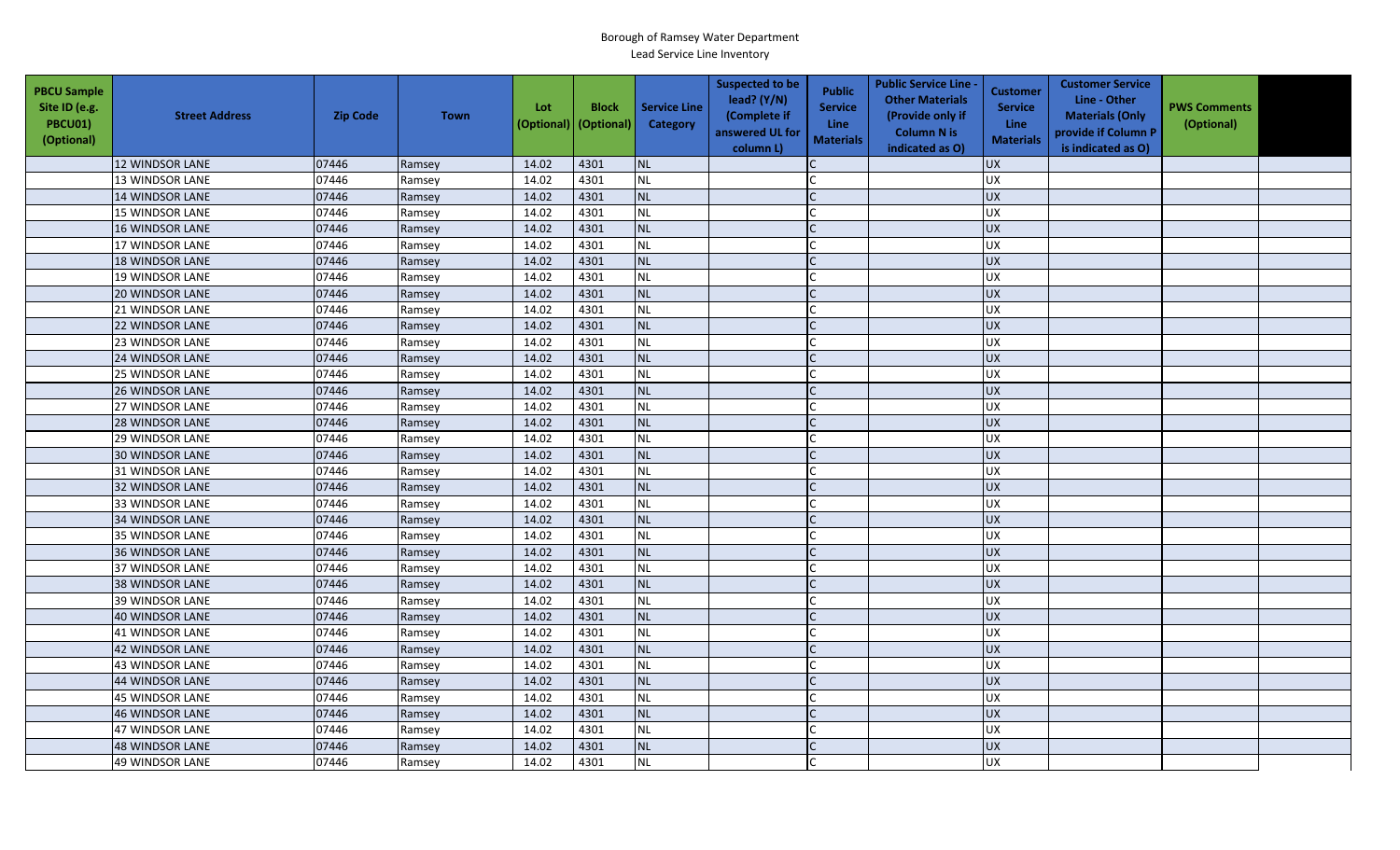Borough of Ramsey Water Department
Lead Service Line Inventory

| PBCU Sample Site ID (e.g. PBCU01) (Optional) | Street Address | Zip Code | Town | Lot (Optional) | Block (Optional) | Service Line Category | Suspected to be lead? (Y/N) (Complete if answered UL for column L) | Public Service Line Materials | Public Service Line - Other Materials (Provide only if Column N is indicated as O) | Customer Service Line Materials | Customer Service Line - Other Materials (Only provide if Column P is indicated as O) | PWS Comments (Optional) | |
|---|---|---|---|---|---|---|---|---|---|---|---|---|---|
| | 12 WINDSOR LANE | 07446 | Ramsey | 14.02 | 4301 | NL | | C | | UX | | | |
| | 13 WINDSOR LANE | 07446 | Ramsey | 14.02 | 4301 | NL | | C | | UX | | | |
| | 14 WINDSOR LANE | 07446 | Ramsey | 14.02 | 4301 | NL | | C | | UX | | | |
| | 15 WINDSOR LANE | 07446 | Ramsey | 14.02 | 4301 | NL | | C | | UX | | | |
| | 16 WINDSOR LANE | 07446 | Ramsey | 14.02 | 4301 | NL | | C | | UX | | | |
| | 17 WINDSOR LANE | 07446 | Ramsey | 14.02 | 4301 | NL | | C | | UX | | | |
| | 18 WINDSOR LANE | 07446 | Ramsey | 14.02 | 4301 | NL | | C | | UX | | | |
| | 19 WINDSOR LANE | 07446 | Ramsey | 14.02 | 4301 | NL | | C | | UX | | | |
| | 20 WINDSOR LANE | 07446 | Ramsey | 14.02 | 4301 | NL | | C | | UX | | | |
| | 21 WINDSOR LANE | 07446 | Ramsey | 14.02 | 4301 | NL | | C | | UX | | | |
| | 22 WINDSOR LANE | 07446 | Ramsey | 14.02 | 4301 | NL | | C | | UX | | | |
| | 23 WINDSOR LANE | 07446 | Ramsey | 14.02 | 4301 | NL | | C | | UX | | | |
| | 24 WINDSOR LANE | 07446 | Ramsey | 14.02 | 4301 | NL | | C | | UX | | | |
| | 25 WINDSOR LANE | 07446 | Ramsey | 14.02 | 4301 | NL | | C | | UX | | | |
| | 26 WINDSOR LANE | 07446 | Ramsey | 14.02 | 4301 | NL | | C | | UX | | | |
| | 27 WINDSOR LANE | 07446 | Ramsey | 14.02 | 4301 | NL | | C | | UX | | | |
| | 28 WINDSOR LANE | 07446 | Ramsey | 14.02 | 4301 | NL | | C | | UX | | | |
| | 29 WINDSOR LANE | 07446 | Ramsey | 14.02 | 4301 | NL | | C | | UX | | | |
| | 30 WINDSOR LANE | 07446 | Ramsey | 14.02 | 4301 | NL | | C | | UX | | | |
| | 31 WINDSOR LANE | 07446 | Ramsey | 14.02 | 4301 | NL | | C | | UX | | | |
| | 32 WINDSOR LANE | 07446 | Ramsey | 14.02 | 4301 | NL | | C | | UX | | | |
| | 33 WINDSOR LANE | 07446 | Ramsey | 14.02 | 4301 | NL | | C | | UX | | | |
| | 34 WINDSOR LANE | 07446 | Ramsey | 14.02 | 4301 | NL | | C | | UX | | | |
| | 35 WINDSOR LANE | 07446 | Ramsey | 14.02 | 4301 | NL | | C | | UX | | | |
| | 36 WINDSOR LANE | 07446 | Ramsey | 14.02 | 4301 | NL | | C | | UX | | | |
| | 37 WINDSOR LANE | 07446 | Ramsey | 14.02 | 4301 | NL | | C | | UX | | | |
| | 38 WINDSOR LANE | 07446 | Ramsey | 14.02 | 4301 | NL | | C | | UX | | | |
| | 39 WINDSOR LANE | 07446 | Ramsey | 14.02 | 4301 | NL | | C | | UX | | | |
| | 40 WINDSOR LANE | 07446 | Ramsey | 14.02 | 4301 | NL | | C | | UX | | | |
| | 41 WINDSOR LANE | 07446 | Ramsey | 14.02 | 4301 | NL | | C | | UX | | | |
| | 42 WINDSOR LANE | 07446 | Ramsey | 14.02 | 4301 | NL | | C | | UX | | | |
| | 43 WINDSOR LANE | 07446 | Ramsey | 14.02 | 4301 | NL | | C | | UX | | | |
| | 44 WINDSOR LANE | 07446 | Ramsey | 14.02 | 4301 | NL | | C | | UX | | | |
| | 45 WINDSOR LANE | 07446 | Ramsey | 14.02 | 4301 | NL | | C | | UX | | | |
| | 46 WINDSOR LANE | 07446 | Ramsey | 14.02 | 4301 | NL | | C | | UX | | | |
| | 47 WINDSOR LANE | 07446 | Ramsey | 14.02 | 4301 | NL | | C | | UX | | | |
| | 48 WINDSOR LANE | 07446 | Ramsey | 14.02 | 4301 | NL | | C | | UX | | | |
| | 49 WINDSOR LANE | 07446 | Ramsey | 14.02 | 4301 | NL | | C | | UX | | | |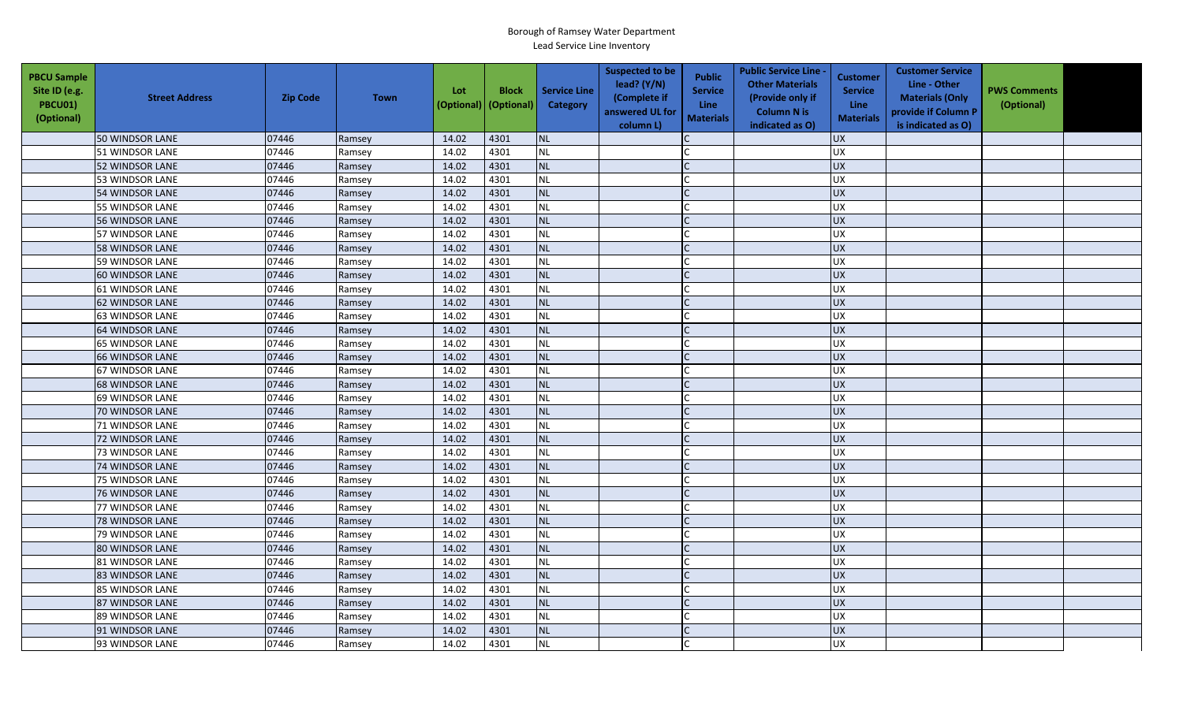Borough of Ramsey Water Department
Lead Service Line Inventory

| PBCU Sample Site ID (e.g. PBCU01) (Optional) | Street Address | Zip Code | Town | Lot (Optional) | Block (Optional) | Service Line Category | Suspected to be lead? (Y/N) (Complete if answered UL for column L) | Public Service Line Materials | Public Service Line - Other Materials (Provide only if Column N is indicated as O) | Customer Service Line Materials | Customer Service Line - Other Materials (Only provide if Column P is indicated as O) | PWS Comments (Optional) | |
|---|---|---|---|---|---|---|---|---|---|---|---|---|---|
| | 50 WINDSOR LANE | 07446 | Ramsey | 14.02 | 4301 | NL | | C | | UX | | | |
| | 51 WINDSOR LANE | 07446 | Ramsey | 14.02 | 4301 | NL | | C | | UX | | | |
| | 52 WINDSOR LANE | 07446 | Ramsey | 14.02 | 4301 | NL | | C | | UX | | | |
| | 53 WINDSOR LANE | 07446 | Ramsey | 14.02 | 4301 | NL | | C | | UX | | | |
| | 54 WINDSOR LANE | 07446 | Ramsey | 14.02 | 4301 | NL | | C | | UX | | | |
| | 55 WINDSOR LANE | 07446 | Ramsey | 14.02 | 4301 | NL | | C | | UX | | | |
| | 56 WINDSOR LANE | 07446 | Ramsey | 14.02 | 4301 | NL | | C | | UX | | | |
| | 57 WINDSOR LANE | 07446 | Ramsey | 14.02 | 4301 | NL | | C | | UX | | | |
| | 58 WINDSOR LANE | 07446 | Ramsey | 14.02 | 4301 | NL | | C | | UX | | | |
| | 59 WINDSOR LANE | 07446 | Ramsey | 14.02 | 4301 | NL | | C | | UX | | | |
| | 60 WINDSOR LANE | 07446 | Ramsey | 14.02 | 4301 | NL | | C | | UX | | | |
| | 61 WINDSOR LANE | 07446 | Ramsey | 14.02 | 4301 | NL | | C | | UX | | | |
| | 62 WINDSOR LANE | 07446 | Ramsey | 14.02 | 4301 | NL | | C | | UX | | | |
| | 63 WINDSOR LANE | 07446 | Ramsey | 14.02 | 4301 | NL | | C | | UX | | | |
| | 64 WINDSOR LANE | 07446 | Ramsey | 14.02 | 4301 | NL | | C | | UX | | | |
| | 65 WINDSOR LANE | 07446 | Ramsey | 14.02 | 4301 | NL | | C | | UX | | | |
| | 66 WINDSOR LANE | 07446 | Ramsey | 14.02 | 4301 | NL | | C | | UX | | | |
| | 67 WINDSOR LANE | 07446 | Ramsey | 14.02 | 4301 | NL | | C | | UX | | | |
| | 68 WINDSOR LANE | 07446 | Ramsey | 14.02 | 4301 | NL | | C | | UX | | | |
| | 69 WINDSOR LANE | 07446 | Ramsey | 14.02 | 4301 | NL | | C | | UX | | | |
| | 70 WINDSOR LANE | 07446 | Ramsey | 14.02 | 4301 | NL | | C | | UX | | | |
| | 71 WINDSOR LANE | 07446 | Ramsey | 14.02 | 4301 | NL | | C | | UX | | | |
| | 72 WINDSOR LANE | 07446 | Ramsey | 14.02 | 4301 | NL | | C | | UX | | | |
| | 73 WINDSOR LANE | 07446 | Ramsey | 14.02 | 4301 | NL | | C | | UX | | | |
| | 74 WINDSOR LANE | 07446 | Ramsey | 14.02 | 4301 | NL | | C | | UX | | | |
| | 75 WINDSOR LANE | 07446 | Ramsey | 14.02 | 4301 | NL | | C | | UX | | | |
| | 76 WINDSOR LANE | 07446 | Ramsey | 14.02 | 4301 | NL | | C | | UX | | | |
| | 77 WINDSOR LANE | 07446 | Ramsey | 14.02 | 4301 | NL | | C | | UX | | | |
| | 78 WINDSOR LANE | 07446 | Ramsey | 14.02 | 4301 | NL | | C | | UX | | | |
| | 79 WINDSOR LANE | 07446 | Ramsey | 14.02 | 4301 | NL | | C | | UX | | | |
| | 80 WINDSOR LANE | 07446 | Ramsey | 14.02 | 4301 | NL | | C | | UX | | | |
| | 81 WINDSOR LANE | 07446 | Ramsey | 14.02 | 4301 | NL | | C | | UX | | | |
| | 83 WINDSOR LANE | 07446 | Ramsey | 14.02 | 4301 | NL | | C | | UX | | | |
| | 85 WINDSOR LANE | 07446 | Ramsey | 14.02 | 4301 | NL | | C | | UX | | | |
| | 87 WINDSOR LANE | 07446 | Ramsey | 14.02 | 4301 | NL | | C | | UX | | | |
| | 89 WINDSOR LANE | 07446 | Ramsey | 14.02 | 4301 | NL | | C | | UX | | | |
| | 91 WINDSOR LANE | 07446 | Ramsey | 14.02 | 4301 | NL | | C | | UX | | | |
| | 93 WINDSOR LANE | 07446 | Ramsey | 14.02 | 4301 | NL | | C | | UX | | | |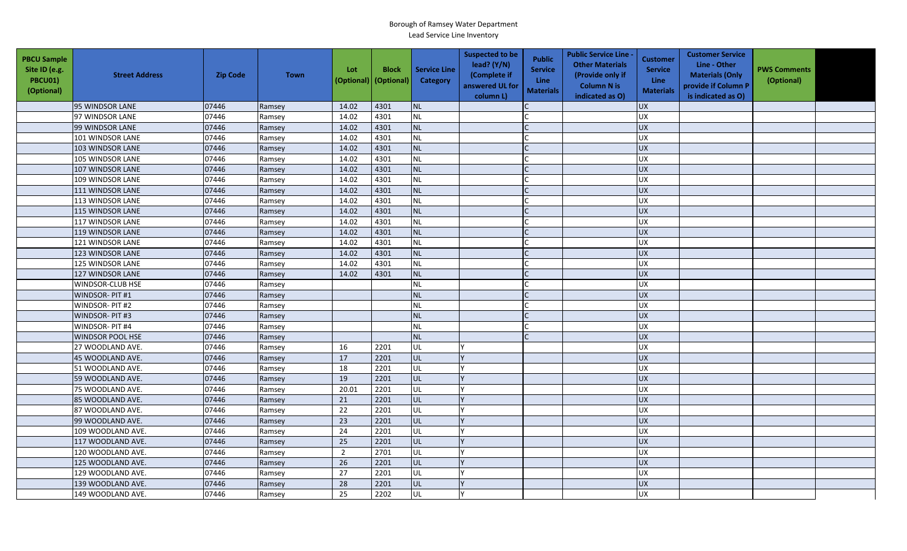Borough of Ramsey Water Department
Lead Service Line Inventory

| PBCU Sample Site ID (e.g. PBCU01) (Optional) | Street Address | Zip Code | Town | Lot (Optional) | Block (Optional) | Service Line Category | Suspected to be lead? (Y/N) (Complete if answered UL for column L) | Public Service Line Materials | Public Service Line - Other Materials (Provide only if Column N is indicated as O) | Customer Service Line Materials | Customer Service Line - Other Materials (Only provide if Column P is indicated as O) | PWS Comments (Optional) | |
|---|---|---|---|---|---|---|---|---|---|---|---|---|---|
| | 95 WINDSOR LANE | 07446 | Ramsey | 14.02 | 4301 | NL | | C | | UX | | | |
| | 97 WINDSOR LANE | 07446 | Ramsey | 14.02 | 4301 | NL | | C | | UX | | | |
| | 99 WINDSOR LANE | 07446 | Ramsey | 14.02 | 4301 | NL | | C | | UX | | | |
| | 101 WINDSOR LANE | 07446 | Ramsey | 14.02 | 4301 | NL | | C | | UX | | | |
| | 103 WINDSOR LANE | 07446 | Ramsey | 14.02 | 4301 | NL | | C | | UX | | | |
| | 105 WINDSOR LANE | 07446 | Ramsey | 14.02 | 4301 | NL | | C | | UX | | | |
| | 107 WINDSOR LANE | 07446 | Ramsey | 14.02 | 4301 | NL | | C | | UX | | | |
| | 109 WINDSOR LANE | 07446 | Ramsey | 14.02 | 4301 | NL | | C | | UX | | | |
| | 111 WINDSOR LANE | 07446 | Ramsey | 14.02 | 4301 | NL | | C | | UX | | | |
| | 113 WINDSOR LANE | 07446 | Ramsey | 14.02 | 4301 | NL | | C | | UX | | | |
| | 115 WINDSOR LANE | 07446 | Ramsey | 14.02 | 4301 | NL | | C | | UX | | | |
| | 117 WINDSOR LANE | 07446 | Ramsey | 14.02 | 4301 | NL | | C | | UX | | | |
| | 119 WINDSOR LANE | 07446 | Ramsey | 14.02 | 4301 | NL | | C | | UX | | | |
| | 121 WINDSOR LANE | 07446 | Ramsey | 14.02 | 4301 | NL | | C | | UX | | | |
| | 123 WINDSOR LANE | 07446 | Ramsey | 14.02 | 4301 | NL | | C | | UX | | | |
| | 125 WINDSOR LANE | 07446 | Ramsey | 14.02 | 4301 | NL | | C | | UX | | | |
| | 127 WINDSOR LANE | 07446 | Ramsey | 14.02 | 4301 | NL | | C | | UX | | | |
| | WINDSOR-CLUB HSE | 07446 | Ramsey | | | NL | | C | | UX | | | |
| | WINDSOR- PIT #1 | 07446 | Ramsey | | | NL | | C | | UX | | | |
| | WINDSOR- PIT #2 | 07446 | Ramsey | | | NL | | C | | UX | | | |
| | WINDSOR- PIT #3 | 07446 | Ramsey | | | NL | | C | | UX | | | |
| | WINDSOR- PIT #4 | 07446 | Ramsey | | | NL | | C | | UX | | | |
| | WINDSOR POOL HSE | 07446 | Ramsey | | | NL | | C | | UX | | | |
| | 27 WOODLAND AVE. | 07446 | Ramsey | 16 | 2201 | UL | Y | | | UX | | | |
| | 45 WOODLAND AVE. | 07446 | Ramsey | 17 | 2201 | UL | Y | | | UX | | | |
| | 51 WOODLAND AVE. | 07446 | Ramsey | 18 | 2201 | UL | Y | | | UX | | | |
| | 59 WOODLAND AVE. | 07446 | Ramsey | 19 | 2201 | UL | Y | | | UX | | | |
| | 75 WOODLAND AVE. | 07446 | Ramsey | 20.01 | 2201 | UL | Y | | | UX | | | |
| | 85 WOODLAND AVE. | 07446 | Ramsey | 21 | 2201 | UL | Y | | | UX | | | |
| | 87 WOODLAND AVE. | 07446 | Ramsey | 22 | 2201 | UL | Y | | | UX | | | |
| | 99 WOODLAND AVE. | 07446 | Ramsey | 23 | 2201 | UL | Y | | | UX | | | |
| | 109 WOODLAND AVE. | 07446 | Ramsey | 24 | 2201 | UL | Y | | | UX | | | |
| | 117 WOODLAND AVE. | 07446 | Ramsey | 25 | 2201 | UL | Y | | | UX | | | |
| | 120 WOODLAND AVE. | 07446 | Ramsey | 2 | 2701 | UL | Y | | | UX | | | |
| | 125 WOODLAND AVE. | 07446 | Ramsey | 26 | 2201 | UL | Y | | | UX | | | |
| | 129 WOODLAND AVE. | 07446 | Ramsey | 27 | 2201 | UL | Y | | | UX | | | |
| | 139 WOODLAND AVE. | 07446 | Ramsey | 28 | 2201 | UL | Y | | | UX | | | |
| | 149 WOODLAND AVE. | 07446 | Ramsey | 25 | 2202 | UL | Y | | | UX | | | |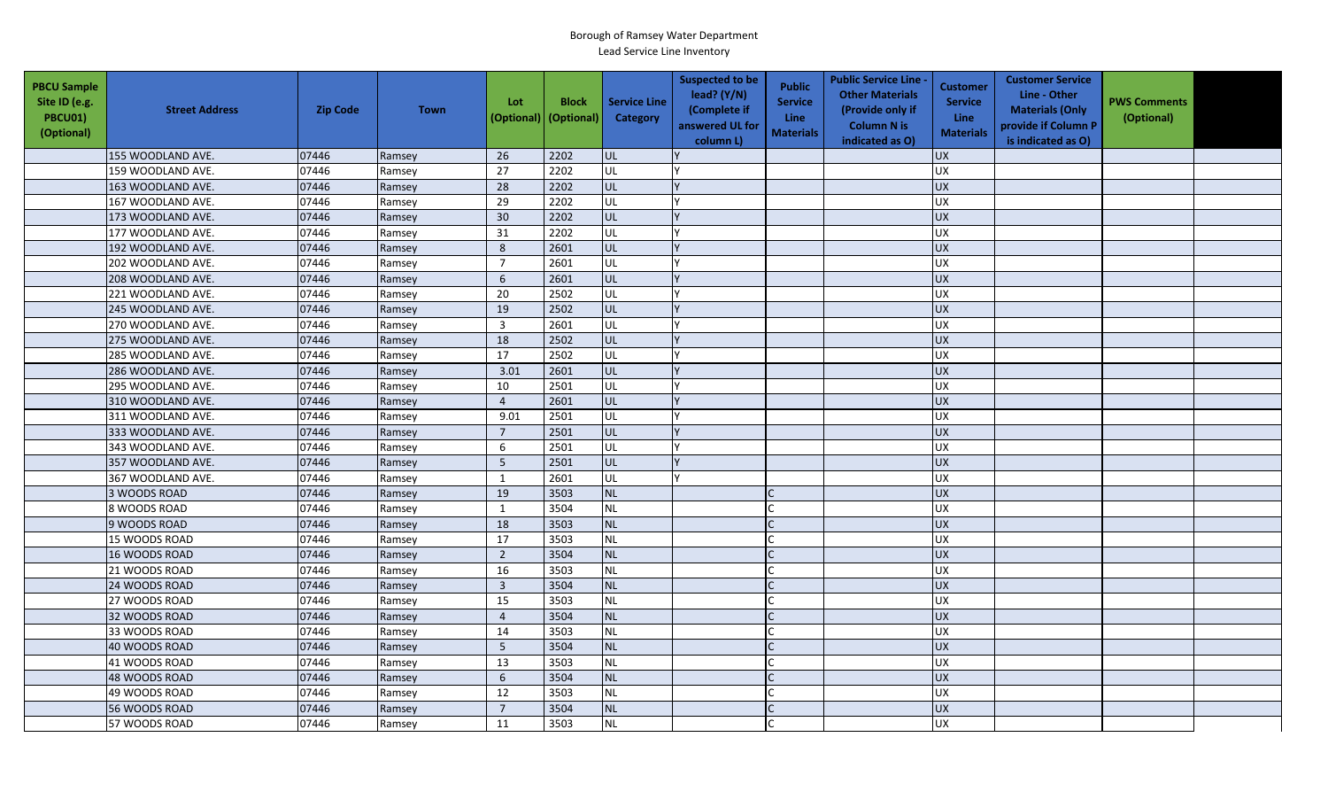Borough of Ramsey Water Department
Lead Service Line Inventory

| PBCU Sample Site ID (e.g. PBCU01) (Optional) | Street Address | Zip Code | Town | Lot (Optional) | Block (Optional) | Service Line Category | Suspected to be lead? (Y/N) (Complete if answered UL for column L) | Public Service Line Materials | Public Service Line - Other Materials (Provide only if Column N is indicated as O) | Customer Service Line Materials | Customer Service Line - Other Materials (Only provide if Column P is indicated as O) | PWS Comments (Optional) | |
|---|---|---|---|---|---|---|---|---|---|---|---|---|---|
| | 155 WOODLAND AVE. | 07446 | Ramsey | 26 | 2202 | UL | Y | | | UX | | | |
| | 159 WOODLAND AVE. | 07446 | Ramsey | 27 | 2202 | UL | Y | | | UX | | | |
| | 163 WOODLAND AVE. | 07446 | Ramsey | 28 | 2202 | UL | Y | | | UX | | | |
| | 167 WOODLAND AVE. | 07446 | Ramsey | 29 | 2202 | UL | Y | | | UX | | | |
| | 173 WOODLAND AVE. | 07446 | Ramsey | 30 | 2202 | UL | Y | | | UX | | | |
| | 177 WOODLAND AVE. | 07446 | Ramsey | 31 | 2202 | UL | Y | | | UX | | | |
| | 192 WOODLAND AVE. | 07446 | Ramsey | 8 | 2601 | UL | Y | | | UX | | | |
| | 202 WOODLAND AVE. | 07446 | Ramsey | 7 | 2601 | UL | Y | | | UX | | | |
| | 208 WOODLAND AVE. | 07446 | Ramsey | 6 | 2601 | UL | Y | | | UX | | | |
| | 221 WOODLAND AVE. | 07446 | Ramsey | 20 | 2502 | UL | Y | | | UX | | | |
| | 245 WOODLAND AVE. | 07446 | Ramsey | 19 | 2502 | UL | Y | | | UX | | | |
| | 270 WOODLAND AVE. | 07446 | Ramsey | 3 | 2601 | UL | Y | | | UX | | | |
| | 275 WOODLAND AVE. | 07446 | Ramsey | 18 | 2502 | UL | Y | | | UX | | | |
| | 285 WOODLAND AVE. | 07446 | Ramsey | 17 | 2502 | UL | Y | | | UX | | | |
| | 286 WOODLAND AVE. | 07446 | Ramsey | 3.01 | 2601 | UL | Y | | | UX | | | |
| | 295 WOODLAND AVE. | 07446 | Ramsey | 10 | 2501 | UL | Y | | | UX | | | |
| | 310 WOODLAND AVE. | 07446 | Ramsey | 4 | 2601 | UL | Y | | | UX | | | |
| | 311 WOODLAND AVE. | 07446 | Ramsey | 9.01 | 2501 | UL | Y | | | UX | | | |
| | 333 WOODLAND AVE. | 07446 | Ramsey | 7 | 2501 | UL | Y | | | UX | | | |
| | 343 WOODLAND AVE. | 07446 | Ramsey | 6 | 2501 | UL | Y | | | UX | | | |
| | 357 WOODLAND AVE. | 07446 | Ramsey | 5 | 2501 | UL | Y | | | UX | | | |
| | 367 WOODLAND AVE. | 07446 | Ramsey | 1 | 2601 | UL | Y | | | UX | | | |
| | 3 WOODS ROAD | 07446 | Ramsey | 19 | 3503 | NL | | C | | UX | | | |
| | 8 WOODS ROAD | 07446 | Ramsey | 1 | 3504 | NL | | C | | UX | | | |
| | 9 WOODS ROAD | 07446 | Ramsey | 18 | 3503 | NL | | C | | UX | | | |
| | 15 WOODS ROAD | 07446 | Ramsey | 17 | 3503 | NL | | C | | UX | | | |
| | 16 WOODS ROAD | 07446 | Ramsey | 2 | 3504 | NL | | C | | UX | | | |
| | 21 WOODS ROAD | 07446 | Ramsey | 16 | 3503 | NL | | C | | UX | | | |
| | 24 WOODS ROAD | 07446 | Ramsey | 3 | 3504 | NL | | C | | UX | | | |
| | 27 WOODS ROAD | 07446 | Ramsey | 15 | 3503 | NL | | C | | UX | | | |
| | 32 WOODS ROAD | 07446 | Ramsey | 4 | 3504 | NL | | C | | UX | | | |
| | 33 WOODS ROAD | 07446 | Ramsey | 14 | 3503 | NL | | C | | UX | | | |
| | 40 WOODS ROAD | 07446 | Ramsey | 5 | 3504 | NL | | C | | UX | | | |
| | 41 WOODS ROAD | 07446 | Ramsey | 13 | 3503 | NL | | C | | UX | | | |
| | 48 WOODS ROAD | 07446 | Ramsey | 6 | 3504 | NL | | C | | UX | | | |
| | 49 WOODS ROAD | 07446 | Ramsey | 12 | 3503 | NL | | C | | UX | | | |
| | 56 WOODS ROAD | 07446 | Ramsey | 7 | 3504 | NL | | C | | UX | | | |
| | 57 WOODS ROAD | 07446 | Ramsey | 11 | 3503 | NL | | C | | UX | | | |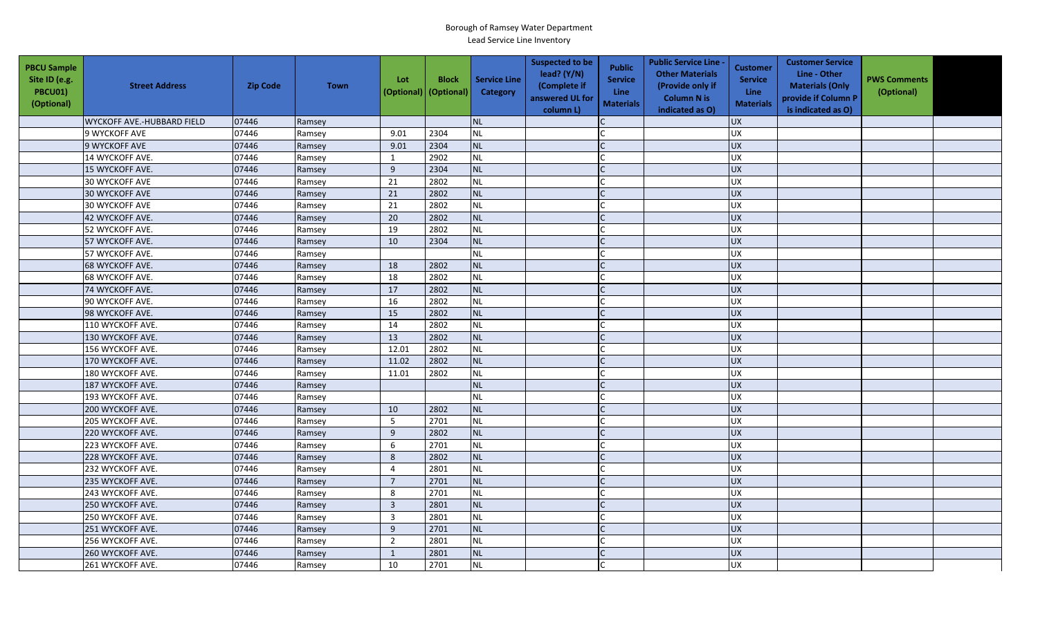Borough of Ramsey Water Department
Lead Service Line Inventory

| PBCU Sample Site ID (e.g. PBCU01) (Optional) | Street Address | Zip Code | Town | Lot (Optional) | Block (Optional) | Service Line Category | Suspected to be lead? (Y/N) (Complete if answered UL for column L) | Public Service Line Materials | Public Service Line - Other Materials (Provide only if Column N is indicated as O) | Customer Service Line Materials | Customer Service Line - Other Materials (Only provide if Column P is indicated as O) | PWS Comments (Optional) | |
|---|---|---|---|---|---|---|---|---|---|---|---|---|---|
| | WYCKOFF AVE.-HUBBARD FIELD | 07446 | Ramsey | | | NL | | C | | UX | | | |
| | 9 WYCKOFF AVE | 07446 | Ramsey | 9.01 | 2304 | NL | | C | | UX | | | |
| | 9 WYCKOFF AVE | 07446 | Ramsey | 9.01 | 2304 | NL | | C | | UX | | | |
| | 14 WYCKOFF AVE. | 07446 | Ramsey | 1 | 2902 | NL | | C | | UX | | | |
| | 15 WYCKOFF AVE. | 07446 | Ramsey | 9 | 2304 | NL | | C | | UX | | | |
| | 30 WYCKOFF AVE | 07446 | Ramsey | 21 | 2802 | NL | | C | | UX | | | |
| | 30 WYCKOFF AVE | 07446 | Ramsey | 21 | 2802 | NL | | C | | UX | | | |
| | 30 WYCKOFF AVE | 07446 | Ramsey | 21 | 2802 | NL | | C | | UX | | | |
| | 42 WYCKOFF AVE. | 07446 | Ramsey | 20 | 2802 | NL | | C | | UX | | | |
| | 52 WYCKOFF AVE. | 07446 | Ramsey | 19 | 2802 | NL | | C | | UX | | | |
| | 57 WYCKOFF AVE. | 07446 | Ramsey | 10 | 2304 | NL | | C | | UX | | | |
| | 57 WYCKOFF AVE. | 07446 | Ramsey | | | NL | | C | | UX | | | |
| | 68 WYCKOFF AVE. | 07446 | Ramsey | 18 | 2802 | NL | | C | | UX | | | |
| | 68 WYCKOFF AVE. | 07446 | Ramsey | 18 | 2802 | NL | | C | | UX | | | |
| | 74 WYCKOFF AVE. | 07446 | Ramsey | 17 | 2802 | NL | | C | | UX | | | |
| | 90 WYCKOFF AVE. | 07446 | Ramsey | 16 | 2802 | NL | | C | | UX | | | |
| | 98 WYCKOFF AVE. | 07446 | Ramsey | 15 | 2802 | NL | | C | | UX | | | |
| | 110 WYCKOFF AVE. | 07446 | Ramsey | 14 | 2802 | NL | | C | | UX | | | |
| | 130 WYCKOFF AVE. | 07446 | Ramsey | 13 | 2802 | NL | | C | | UX | | | |
| | 156 WYCKOFF AVE. | 07446 | Ramsey | 12.01 | 2802 | NL | | C | | UX | | | |
| | 170 WYCKOFF AVE. | 07446 | Ramsey | 11.02 | 2802 | NL | | C | | UX | | | |
| | 180 WYCKOFF AVE. | 07446 | Ramsey | 11.01 | 2802 | NL | | C | | UX | | | |
| | 187 WYCKOFF AVE. | 07446 | Ramsey | | | NL | | C | | UX | | | |
| | 193 WYCKOFF AVE. | 07446 | Ramsey | | | NL | | C | | UX | | | |
| | 200 WYCKOFF AVE. | 07446 | Ramsey | 10 | 2802 | NL | | C | | UX | | | |
| | 205 WYCKOFF AVE. | 07446 | Ramsey | 5 | 2701 | NL | | C | | UX | | | |
| | 220 WYCKOFF AVE. | 07446 | Ramsey | 9 | 2802 | NL | | C | | UX | | | |
| | 223 WYCKOFF AVE. | 07446 | Ramsey | 6 | 2701 | NL | | C | | UX | | | |
| | 228 WYCKOFF AVE. | 07446 | Ramsey | 8 | 2802 | NL | | C | | UX | | | |
| | 232 WYCKOFF AVE. | 07446 | Ramsey | 4 | 2801 | NL | | C | | UX | | | |
| | 235 WYCKOFF AVE. | 07446 | Ramsey | 7 | 2701 | NL | | C | | UX | | | |
| | 243 WYCKOFF AVE. | 07446 | Ramsey | 8 | 2701 | NL | | C | | UX | | | |
| | 250 WYCKOFF AVE. | 07446 | Ramsey | 3 | 2801 | NL | | C | | UX | | | |
| | 250 WYCKOFF AVE. | 07446 | Ramsey | 3 | 2801 | NL | | C | | UX | | | |
| | 251 WYCKOFF AVE. | 07446 | Ramsey | 9 | 2701 | NL | | C | | UX | | | |
| | 256 WYCKOFF AVE. | 07446 | Ramsey | 2 | 2801 | NL | | C | | UX | | | |
| | 260 WYCKOFF AVE. | 07446 | Ramsey | 1 | 2801 | NL | | C | | UX | | | |
| | 261 WYCKOFF AVE. | 07446 | Ramsey | 10 | 2701 | NL | | C | | UX | | | |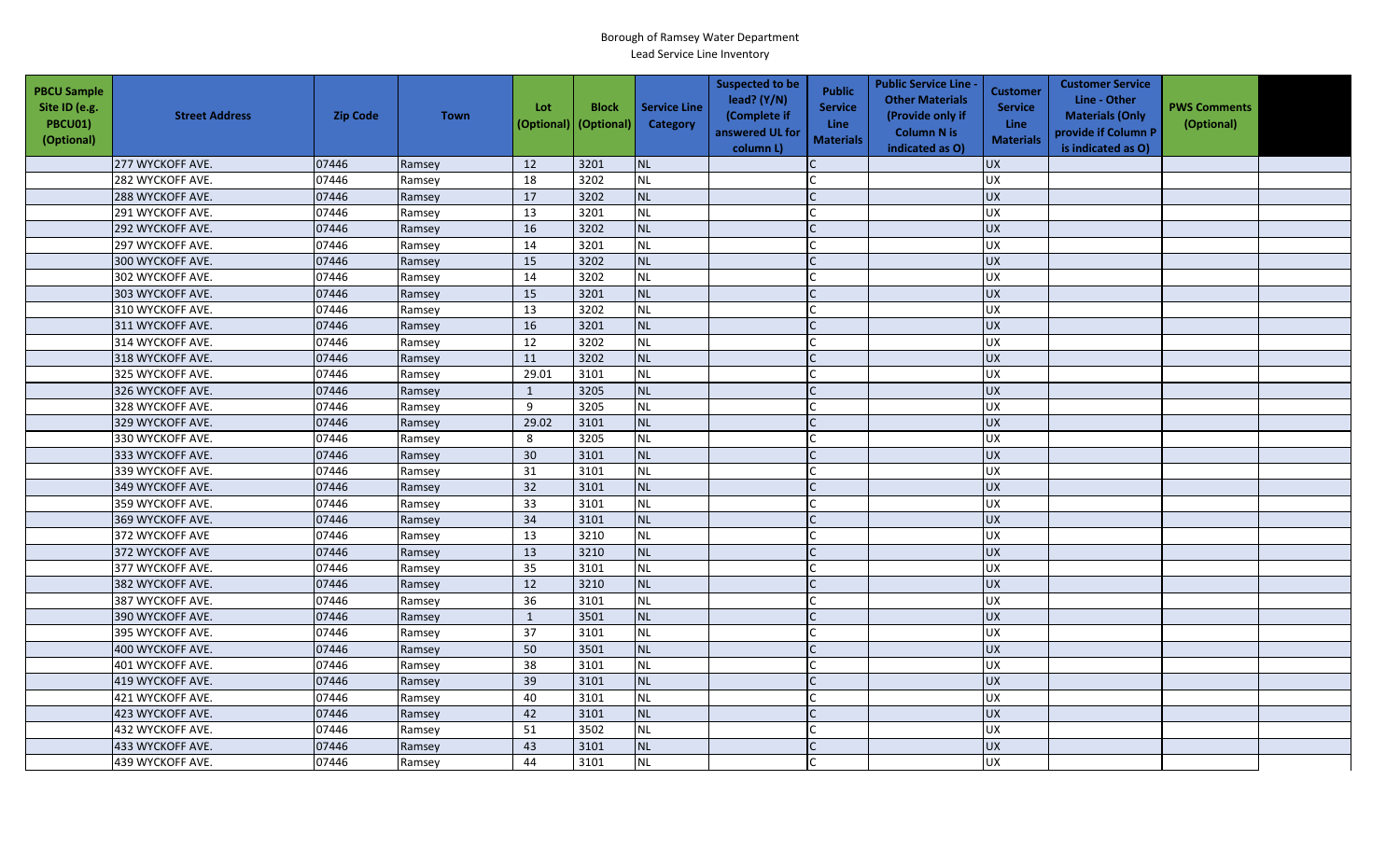Borough of Ramsey Water Department
Lead Service Line Inventory

| PBCU Sample Site ID (e.g. PBCU01) (Optional) | Street Address | Zip Code | Town | Lot (Optional) | Block (Optional) | Service Line Category | Suspected to be lead? (Y/N) (Complete if answered UL for column L) | Public Service Line Materials | Public Service Line - Other Materials (Provide only if Column N is indicated as O) | Customer Service Line Materials | Customer Service Line - Other Materials (Only provide if Column P is indicated as O) | PWS Comments (Optional) | |
|---|---|---|---|---|---|---|---|---|---|---|---|---|---|
| | 277 WYCKOFF AVE. | 07446 | Ramsey | 12 | 3201 | NL | | C | | UX | | | |
| | 282 WYCKOFF AVE. | 07446 | Ramsey | 18 | 3202 | NL | | C | | UX | | | |
| | 288 WYCKOFF AVE. | 07446 | Ramsey | 17 | 3202 | NL | | C | | UX | | | |
| | 291 WYCKOFF AVE. | 07446 | Ramsey | 13 | 3201 | NL | | C | | UX | | | |
| | 292 WYCKOFF AVE. | 07446 | Ramsey | 16 | 3202 | NL | | C | | UX | | | |
| | 297 WYCKOFF AVE. | 07446 | Ramsey | 14 | 3201 | NL | | C | | UX | | | |
| | 300 WYCKOFF AVE. | 07446 | Ramsey | 15 | 3202 | NL | | C | | UX | | | |
| | 302 WYCKOFF AVE. | 07446 | Ramsey | 14 | 3202 | NL | | C | | UX | | | |
| | 303 WYCKOFF AVE. | 07446 | Ramsey | 15 | 3201 | NL | | C | | UX | | | |
| | 310 WYCKOFF AVE. | 07446 | Ramsey | 13 | 3202 | NL | | C | | UX | | | |
| | 311 WYCKOFF AVE. | 07446 | Ramsey | 16 | 3201 | NL | | C | | UX | | | |
| | 314 WYCKOFF AVE. | 07446 | Ramsey | 12 | 3202 | NL | | C | | UX | | | |
| | 318 WYCKOFF AVE. | 07446 | Ramsey | 11 | 3202 | NL | | C | | UX | | | |
| | 325 WYCKOFF AVE. | 07446 | Ramsey | 29.01 | 3101 | NL | | C | | UX | | | |
| | 326 WYCKOFF AVE. | 07446 | Ramsey | 1 | 3205 | NL | | C | | UX | | | |
| | 328 WYCKOFF AVE. | 07446 | Ramsey | 9 | 3205 | NL | | C | | UX | | | |
| | 329 WYCKOFF AVE. | 07446 | Ramsey | 29.02 | 3101 | NL | | C | | UX | | | |
| | 330 WYCKOFF AVE. | 07446 | Ramsey | 8 | 3205 | NL | | C | | UX | | | |
| | 333 WYCKOFF AVE. | 07446 | Ramsey | 30 | 3101 | NL | | C | | UX | | | |
| | 339 WYCKOFF AVE. | 07446 | Ramsey | 31 | 3101 | NL | | C | | UX | | | |
| | 349 WYCKOFF AVE. | 07446 | Ramsey | 32 | 3101 | NL | | C | | UX | | | |
| | 359 WYCKOFF AVE. | 07446 | Ramsey | 33 | 3101 | NL | | C | | UX | | | |
| | 369 WYCKOFF AVE. | 07446 | Ramsey | 34 | 3101 | NL | | C | | UX | | | |
| | 372 WYCKOFF AVE | 07446 | Ramsey | 13 | 3210 | NL | | C | | UX | | | |
| | 372 WYCKOFF AVE | 07446 | Ramsey | 13 | 3210 | NL | | C | | UX | | | |
| | 377 WYCKOFF AVE. | 07446 | Ramsey | 35 | 3101 | NL | | C | | UX | | | |
| | 382 WYCKOFF AVE. | 07446 | Ramsey | 12 | 3210 | NL | | C | | UX | | | |
| | 387 WYCKOFF AVE. | 07446 | Ramsey | 36 | 3101 | NL | | C | | UX | | | |
| | 390 WYCKOFF AVE. | 07446 | Ramsey | 1 | 3501 | NL | | C | | UX | | | |
| | 395 WYCKOFF AVE. | 07446 | Ramsey | 37 | 3101 | NL | | C | | UX | | | |
| | 400 WYCKOFF AVE. | 07446 | Ramsey | 50 | 3501 | NL | | C | | UX | | | |
| | 401 WYCKOFF AVE. | 07446 | Ramsey | 38 | 3101 | NL | | C | | UX | | | |
| | 419 WYCKOFF AVE. | 07446 | Ramsey | 39 | 3101 | NL | | C | | UX | | | |
| | 421 WYCKOFF AVE. | 07446 | Ramsey | 40 | 3101 | NL | | C | | UX | | | |
| | 423 WYCKOFF AVE. | 07446 | Ramsey | 42 | 3101 | NL | | C | | UX | | | |
| | 432 WYCKOFF AVE. | 07446 | Ramsey | 51 | 3502 | NL | | C | | UX | | | |
| | 433 WYCKOFF AVE. | 07446 | Ramsey | 43 | 3101 | NL | | C | | UX | | | |
| | 439 WYCKOFF AVE. | 07446 | Ramsey | 44 | 3101 | NL | | C | | UX | | | |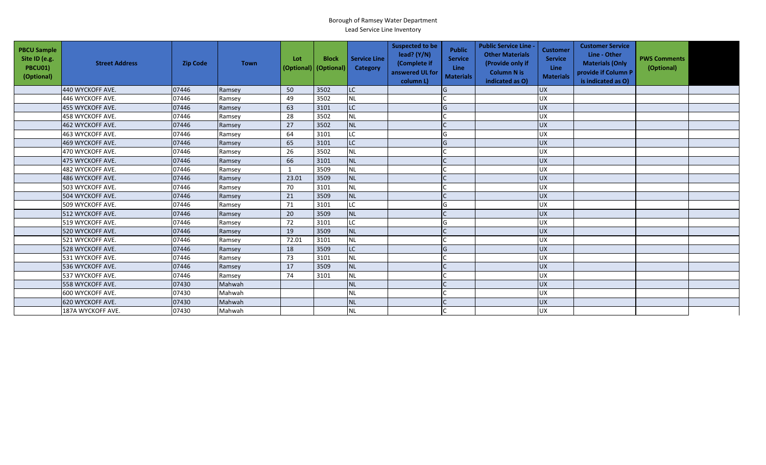Borough of Ramsey Water Department
Lead Service Line Inventory

| PBCU Sample Site ID (e.g. PBCU01) (Optional) | Street Address | Zip Code | Town | Lot (Optional) | Block (Optional) | Service Line Category | Suspected to be lead? (Y/N) (Complete if answered UL for column L) | Public Service Line Materials | Public Service Line - Other Materials (Provide only if Column N is indicated as O) | Customer Service Line Materials | Customer Service Line - Other Materials (Only provide if Column P is indicated as O) | PWS Comments (Optional) | |
|---|---|---|---|---|---|---|---|---|---|---|---|---|---|
| | 440 WYCKOFF AVE. | 07446 | Ramsey | 50 | 3502 | LC | | G | | UX | | | |
| | 446 WYCKOFF AVE. | 07446 | Ramsey | 49 | 3502 | NL | | C | | UX | | | |
| | 455 WYCKOFF AVE. | 07446 | Ramsey | 63 | 3101 | LC | | G | | UX | | | |
| | 458 WYCKOFF AVE. | 07446 | Ramsey | 28 | 3502 | NL | | C | | UX | | | |
| | 462 WYCKOFF AVE. | 07446 | Ramsey | 27 | 3502 | NL | | C | | UX | | | |
| | 463 WYCKOFF AVE. | 07446 | Ramsey | 64 | 3101 | LC | | G | | UX | | | |
| | 469 WYCKOFF AVE. | 07446 | Ramsey | 65 | 3101 | LC | | G | | UX | | | |
| | 470 WYCKOFF AVE. | 07446 | Ramsey | 26 | 3502 | NL | | C | | UX | | | |
| | 475 WYCKOFF AVE. | 07446 | Ramsey | 66 | 3101 | NL | | C | | UX | | | |
| | 482 WYCKOFF AVE. | 07446 | Ramsey | 1 | 3509 | NL | | C | | UX | | | |
| | 486 WYCKOFF AVE. | 07446 | Ramsey | 23.01 | 3509 | NL | | C | | UX | | | |
| | 503 WYCKOFF AVE. | 07446 | Ramsey | 70 | 3101 | NL | | C | | UX | | | |
| | 504 WYCKOFF AVE. | 07446 | Ramsey | 21 | 3509 | NL | | C | | UX | | | |
| | 509 WYCKOFF AVE. | 07446 | Ramsey | 71 | 3101 | LC | | G | | UX | | | |
| | 512 WYCKOFF AVE. | 07446 | Ramsey | 20 | 3509 | NL | | C | | UX | | | |
| | 519 WYCKOFF AVE. | 07446 | Ramsey | 72 | 3101 | LC | | G | | UX | | | |
| | 520 WYCKOFF AVE. | 07446 | Ramsey | 19 | 3509 | NL | | C | | UX | | | |
| | 521 WYCKOFF AVE. | 07446 | Ramsey | 72.01 | 3101 | NL | | C | | UX | | | |
| | 528 WYCKOFF AVE. | 07446 | Ramsey | 18 | 3509 | LC | | G | | UX | | | |
| | 531 WYCKOFF AVE. | 07446 | Ramsey | 73 | 3101 | NL | | C | | UX | | | |
| | 536 WYCKOFF AVE. | 07446 | Ramsey | 17 | 3509 | NL | | C | | UX | | | |
| | 537 WYCKOFF AVE. | 07446 | Ramsey | 74 | 3101 | NL | | C | | UX | | | |
| | 558 WYCKOFF AVE. | 07430 | Mahwah | | | NL | | C | | UX | | | |
| | 600 WYCKOFF AVE. | 07430 | Mahwah | | | NL | | C | | UX | | | |
| | 620 WYCKOFF AVE. | 07430 | Mahwah | | | NL | | C | | UX | | | |
| | 187A WYCKOFF AVE. | 07430 | Mahwah | | | NL | | C | | UX | | | |